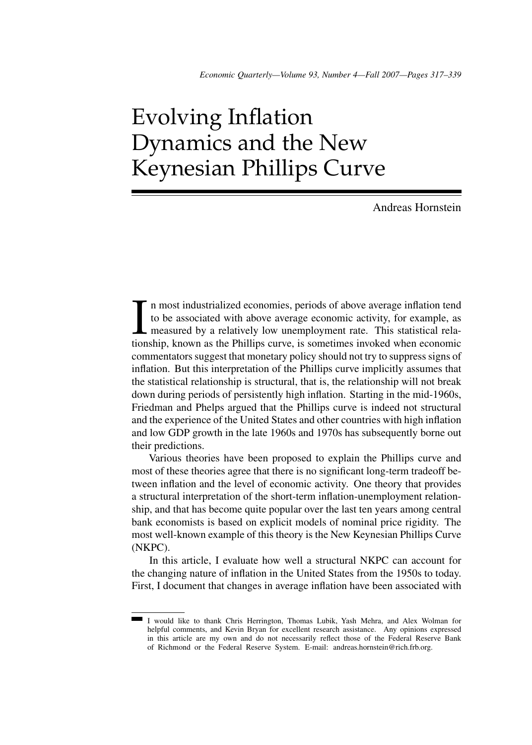# Evolving Inflation Dynamics and the New Keynesian Phillips Curve

Andreas Hornstein

In most industrialized economies, periods of above average inflation tend to be associated with above average economic activity, for example, as measured by a relatively low unemployment rate. This statistical relationship, known as the Phillips curve, is sometimes invoked when economic commentators suggest that monetary policy should not try to suppress signs of inflation. But this interpretation of the Phillips curve implicitly assumes that the statistical relationship is structural, that is, the relationship will not break down during periods of persistently high inflation. Starting in the mid-1960s, Friedman and Phelps argued that the Phillips curve is indeed not structural and the experience of the United States and other countries with high inflation and low GDP growth in the late 1960s and 1970s has subsequently borne out their predictions.

Various theories have been proposed to explain the Phillips curve and most of these theories agree that there is no significant long-term tradeoff between inflation and the level of economic activity. One theory that provides a structural interpretation of the short-term inflation-unemployment relationship, and that has become quite popular over the last ten years among central bank economists is based on explicit models of nominal price rigidity. The most well-known example of this theory is the New Keynesian Phillips Curve (NKPC).

In this article, I evaluate how well a structural NKPC can account for the changing nature of inflation in the United States from the 1950s to today. First, I document that changes in average inflation have been associated with

I would like to thank Chris Herrington, Thomas Lubik, Yash Mehra, and Alex Wolman for helpful comments, and Kevin Bryan for excellent research assistance. Any opinions expressed in this article are my own and do not necessarily reflect those of the Federal Reserve Bank of Richmond or the Federal Reserve System. E-mail: andreas.hornstein@rich.frb.org.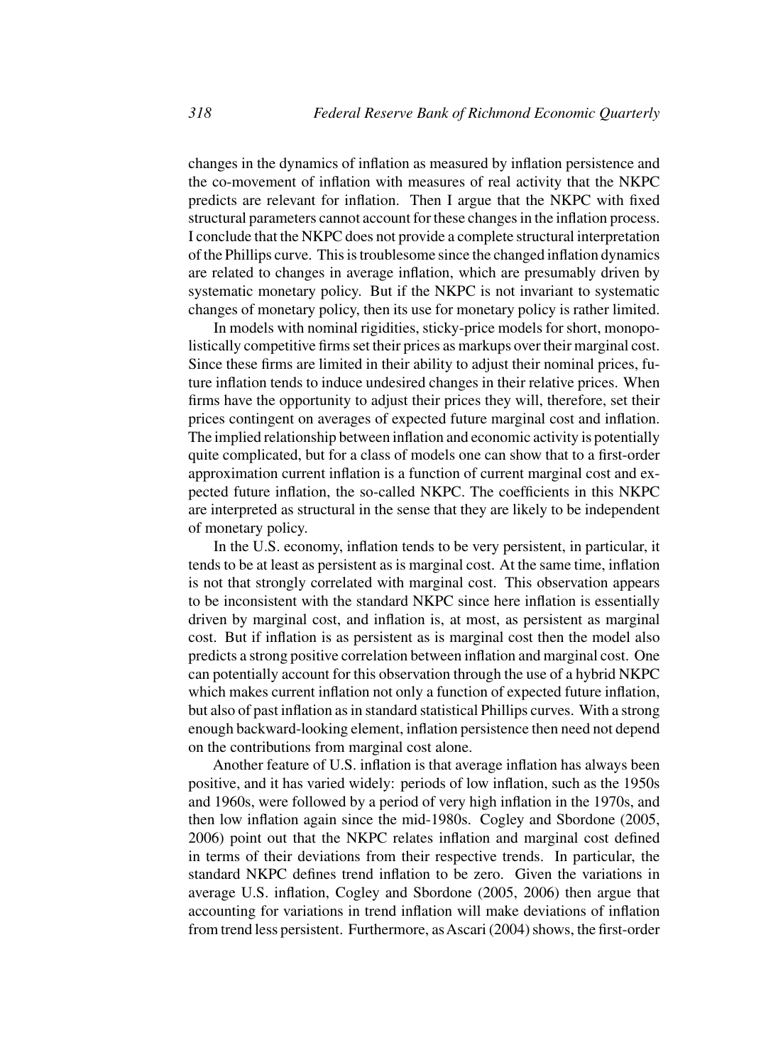changes in the dynamics of inflation as measured by inflation persistence and the co-movement of inflation with measures of real activity that the NKPC predicts are relevant for inflation. Then I argue that the NKPC with fixed structural parameters cannot account for these changes in the inflation process. I conclude that the NKPC does not provide a complete structural interpretation of the Phillips curve. This is troublesome since the changed inflation dynamics are related to changes in average inflation, which are presumably driven by systematic monetary policy. But if the NKPC is not invariant to systematic changes of monetary policy, then its use for monetary policy is rather limited.

In models with nominal rigidities, sticky-price models for short, monopolistically competitive firms set their prices as markups over their marginal cost. Since these firms are limited in their ability to adjust their nominal prices, future inflation tends to induce undesired changes in their relative prices. When firms have the opportunity to adjust their prices they will, therefore, set their prices contingent on averages of expected future marginal cost and inflation. The implied relationship between inflation and economic activity is potentially quite complicated, but for a class of models one can show that to a first-order approximation current inflation is a function of current marginal cost and expected future inflation, the so-called NKPC. The coefficients in this NKPC are interpreted as structural in the sense that they are likely to be independent of monetary policy.

In the U.S. economy, inflation tends to be very persistent, in particular, it tends to be at least as persistent as is marginal cost. At the same time, inflation is not that strongly correlated with marginal cost. This observation appears to be inconsistent with the standard NKPC since here inflation is essentially driven by marginal cost, and inflation is, at most, as persistent as marginal cost. But if inflation is as persistent as is marginal cost then the model also predicts a strong positive correlation between inflation and marginal cost. One can potentially account for this observation through the use of a hybrid NKPC which makes current inflation not only a function of expected future inflation, but also of past inflation as in standard statistical Phillips curves. With a strong enough backward-looking element, inflation persistence then need not depend on the contributions from marginal cost alone.

Another feature of U.S. inflation is that average inflation has always been positive, and it has varied widely: periods of low inflation, such as the 1950s and 1960s, were followed by a period of very high inflation in the 1970s, and then low inflation again since the mid-1980s. Cogley and Sbordone (2005, 2006) point out that the NKPC relates inflation and marginal cost defined in terms of their deviations from their respective trends. In particular, the standard NKPC defines trend inflation to be zero. Given the variations in average U.S. inflation, Cogley and Sbordone (2005, 2006) then argue that accounting for variations in trend inflation will make deviations of inflation from trend less persistent. Furthermore, as Ascari (2004) shows, the first-order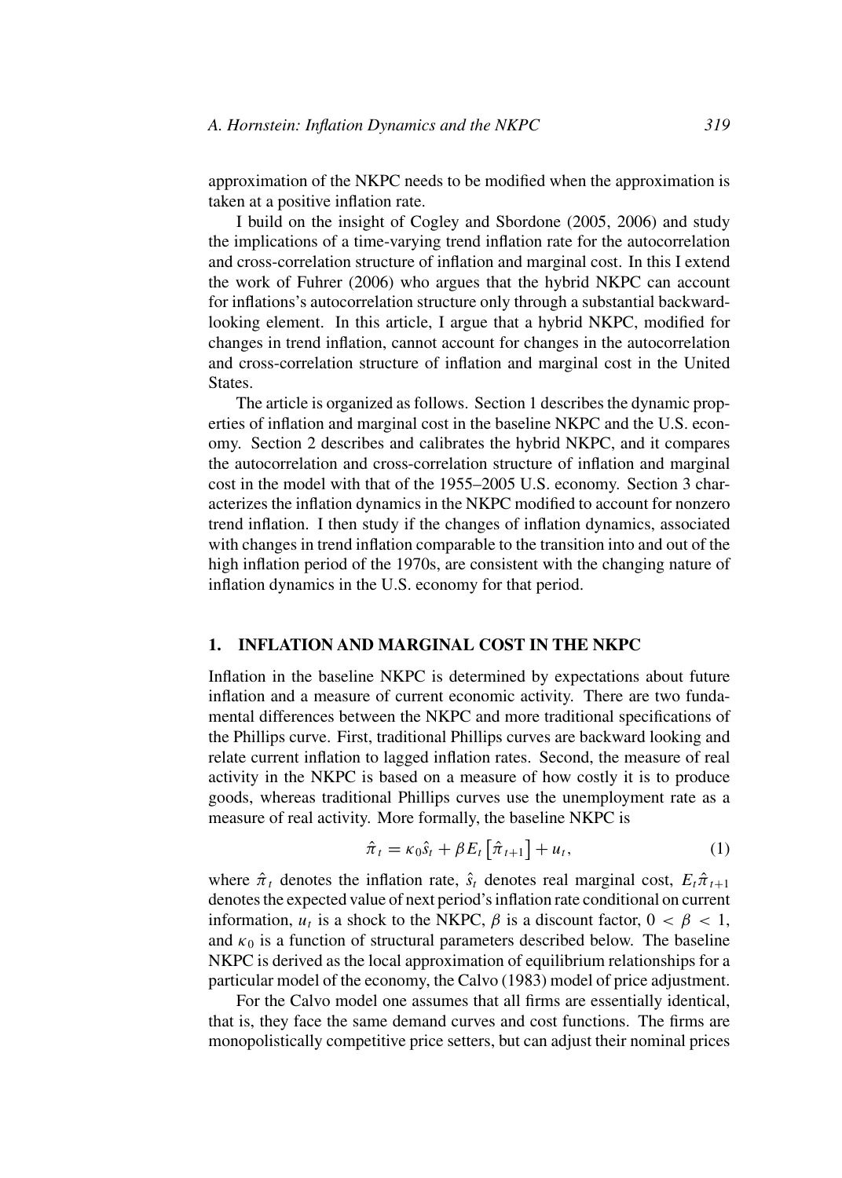approximation of the NKPC needs to be modified when the approximation is taken at a positive inflation rate.

I build on the insight of Cogley and Sbordone (2005, 2006) and study the implications of a time-varying trend inflation rate for the autocorrelation and cross-correlation structure of inflation and marginal cost. In this I extend the work of Fuhrer (2006) who argues that the hybrid NKPC can account for inflations's autocorrelation structure only through a substantial backward-looking element. In this article, I argue that a hybrid NKPC, modified for changes in trend inflation, cannot account for changes in the autocorrelation and cross-correlation structure of inflation and marginal cost in the United States.

The article is organized as follows. Section 1 describes the dynamic properties of inflation and marginal cost in the baseline NKPC and the U.S. economy. Section 2 describes and calibrates the hybrid NKPC, and it compares the autocorrelation and cross-correlation structure of inflation and marginal cost in the model with that of the 1955–2005 U.S. economy. Section 3 characterizes the inflation dynamics in the NKPC modified to account for nonzero trend inflation. I then study if the changes of inflation dynamics, associated with changes in trend inflation comparable to the transition into and out of the high inflation period of the 1970s, are consistent with the changing nature of inflation dynamics in the U.S. economy for that period.

## 1. INFLATION AND MARGINAL COST IN THE NKPC

Inflation in the baseline NKPC is determined by expectations about future inflation and a measure of current economic activity. There are two fundamental differences between the NKPC and more traditional specifications of the Phillips curve. First, traditional Phillips curves are backward looking and relate current inflation to lagged inflation rates. Second, the measure of real activity in the NKPC is based on a measure of how costly it is to produce goods, whereas traditional Phillips curves use the unemployment rate as a measure of real activity. More formally, the baseline NKPC is

$$\hat{\pi}_t = \kappa_0 \hat{s}_t + \beta E_t \left[ \hat{\pi}_{t+1} \right] + u_t, \tag{1}$$

where $\hat{\pi}_t$ denotes the inflation rate, $\hat{s}_t$ denotes real marginal cost, $E_t \hat{\pi}_{t+1}$ denotes the expected value of next period's inflation rate conditional on current information, $u_t$ is a shock to the NKPC, $\beta$ is a discount factor, $0 < \beta < 1$, and $\kappa_0$ is a function of structural parameters described below. The baseline NKPC is derived as the local approximation of equilibrium relationships for a particular model of the economy, the Calvo (1983) model of price adjustment.

For the Calvo model one assumes that all firms are essentially identical, that is, they face the same demand curves and cost functions. The firms are monopolistically competitive price setters, but can adjust their nominal prices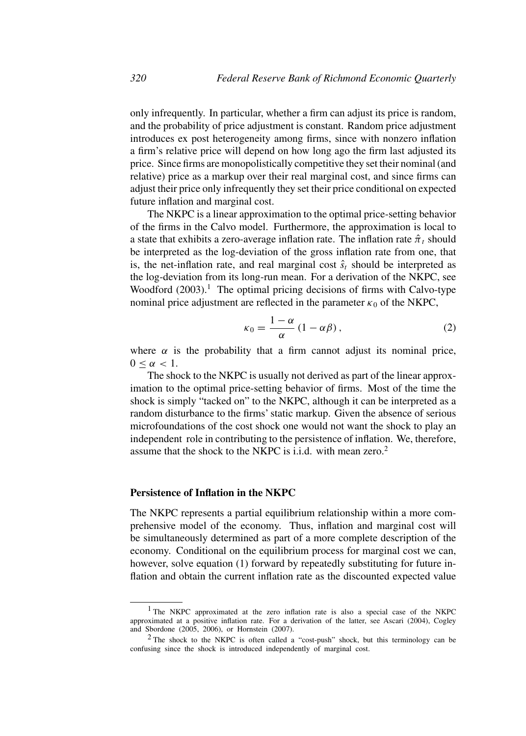only infrequently. In particular, whether a firm can adjust its price is random, and the probability of price adjustment is constant. Random price adjustment introduces ex post heterogeneity among firms, since with nonzero inflation a firm's relative price will depend on how long ago the firm last adjusted its price. Since firms are monopolistically competitive they set their nominal (and relative) price as a markup over their real marginal cost, and since firms can adjust their price only infrequently they set their price conditional on expected future inflation and marginal cost.

The NKPC is a linear approximation to the optimal price-setting behavior of the firms in the Calvo model. Furthermore, the approximation is local to a state that exhibits a zero-average inflation rate. The inflation rate $\hat{\pi}_t$ should be interpreted as the log-deviation of the gross inflation rate from one, that is, the net-inflation rate, and real marginal cost $\hat{s}_t$ should be interpreted as the log-deviation from its long-run mean. For a derivation of the NKPC, see Woodford (2003).[1] The optimal pricing decisions of firms with Calvo-type nominal price adjustment are reflected in the parameter $\kappa_0$ of the NKPC,

$$\kappa_0 = \frac{1-\alpha}{\alpha}(1-\alpha\beta), \tag{2}$$

where $\alpha$ is the probability that a firm cannot adjust its nominal price, $0 \leq \alpha < 1$.

The shock to the NKPC is usually not derived as part of the linear approximation to the optimal price-setting behavior of firms. Most of the time the shock is simply "tacked on" to the NKPC, although it can be interpreted as a random disturbance to the firms' static markup. Given the absence of serious microfoundations of the cost shock one would not want the shock to play an independent role in contributing to the persistence of inflation. We, therefore, assume that the shock to the NKPC is i.i.d. with mean zero.[2]

### Persistence of Inflation in the NKPC

The NKPC represents a partial equilibrium relationship within a more comprehensive model of the economy. Thus, inflation and marginal cost will be simultaneously determined as part of a more complete description of the economy. Conditional on the equilibrium process for marginal cost we can, however, solve equation (1) forward by repeatedly substituting for future inflation and obtain the current inflation rate as the discounted expected value

---

[1] The NKPC approximated at the zero inflation rate is also a special case of the NKPC approximated at a positive inflation rate. For a derivation of the latter, see Ascari (2004), Cogley and Sbordone (2005, 2006), or Hornstein (2007).

[2] The shock to the NKPC is often called a "cost-push" shock, but this terminology can be confusing since the shock is introduced independently of marginal cost.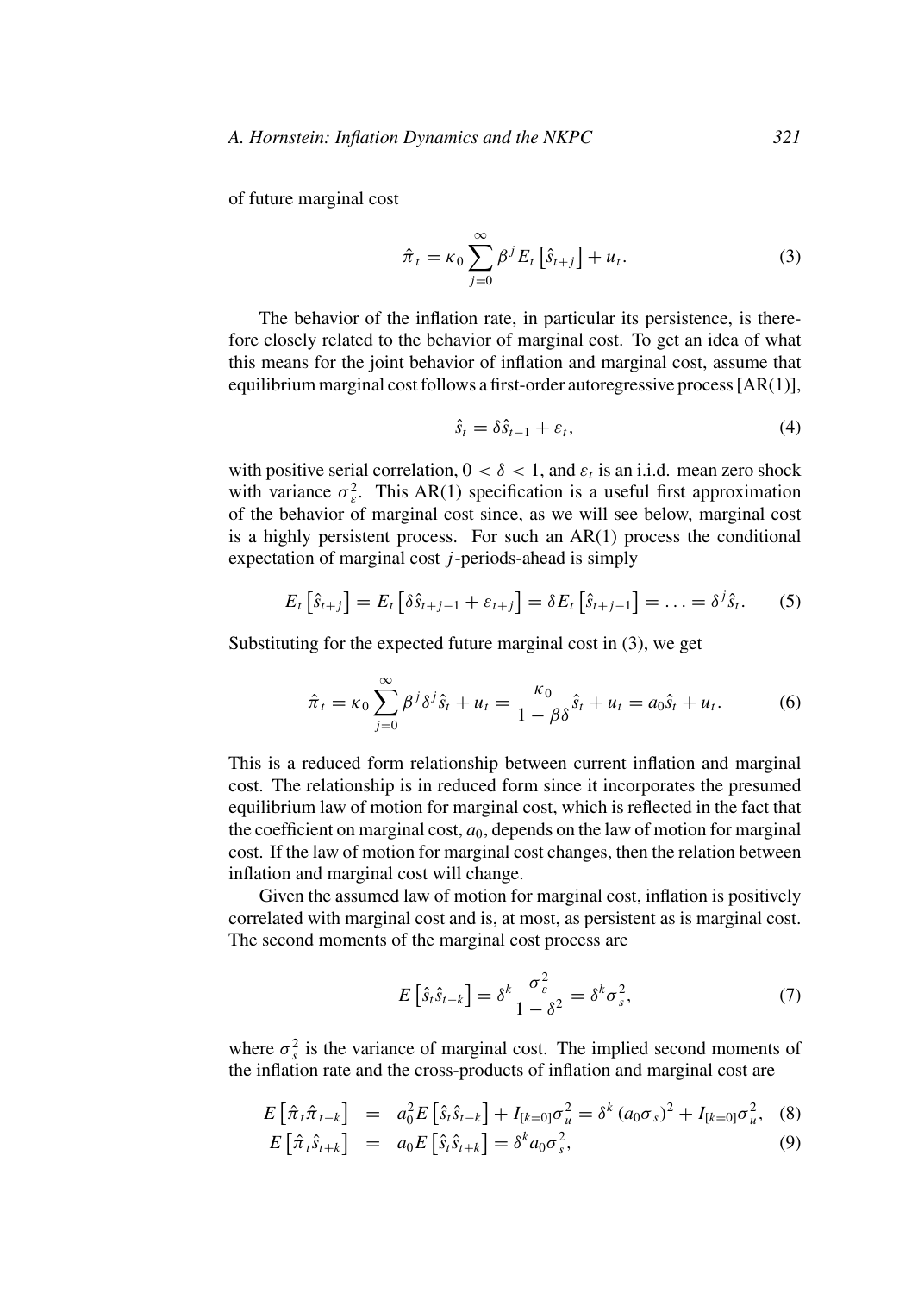of future marginal cost

$$\hat{\pi}_t = \kappa_0 \sum_{j=0}^{\infty} \beta^j E_t \left[ \hat{s}_{t+j} \right] + u_t. \tag{3}$$

The behavior of the inflation rate, in particular its persistence, is therefore closely related to the behavior of marginal cost. To get an idea of what this means for the joint behavior of inflation and marginal cost, assume that equilibrium marginal cost follows a first-order autoregressive process [AR(1)],

$$\hat{s}_t = \delta \hat{s}_{t-1} + \varepsilon_t, \tag{4}$$

with positive serial correlation, $0 < \delta < 1$, and $\varepsilon_t$ is an i.i.d. mean zero shock with variance $\sigma_\varepsilon^2$. This AR(1) specification is a useful first approximation of the behavior of marginal cost since, as we will see below, marginal cost is a highly persistent process. For such an AR(1) process the conditional expectation of marginal cost $j$-periods-ahead is simply

$$E_t \left[ \hat{s}_{t+j} \right] = E_t \left[ \delta \hat{s}_{t+j-1} + \varepsilon_{t+j} \right] = \delta E_t \left[ \hat{s}_{t+j-1} \right] = \ldots = \delta^j \hat{s}_t. \tag{5}$$

Substituting for the expected future marginal cost in (3), we get

$$\hat{\pi}_t = \kappa_0 \sum_{j=0}^{\infty} \beta^j \delta^j \hat{s}_t + u_t = \frac{\kappa_0}{1 - \beta \delta} \hat{s}_t + u_t = a_0 \hat{s}_t + u_t. \tag{6}$$

This is a reduced form relationship between current inflation and marginal cost. The relationship is in reduced form since it incorporates the presumed equilibrium law of motion for marginal cost, which is reflected in the fact that the coefficient on marginal cost, $a_0$, depends on the law of motion for marginal cost. If the law of motion for marginal cost changes, then the relation between inflation and marginal cost will change.

Given the assumed law of motion for marginal cost, inflation is positively correlated with marginal cost and is, at most, as persistent as is marginal cost. The second moments of the marginal cost process are

$$E \left[ \hat{s}_t \hat{s}_{t-k} \right] = \delta^k \frac{\sigma_\varepsilon^2}{1 - \delta^2} = \delta^k \sigma_s^2, \tag{7}$$

where $\sigma_s^2$ is the variance of marginal cost. The implied second moments of the inflation rate and the cross-products of inflation and marginal cost are

$$E \left[ \hat{\pi}_t \hat{\pi}_{t-k} \right] = a_0^2 E \left[ \hat{s}_t \hat{s}_{t-k} \right] + I_{[k=0]} \sigma_u^2 = \delta^k \left( a_0 \sigma_s \right)^2 + I_{[k=0]} \sigma_u^2, \tag{8}$$

$$E \left[ \hat{\pi}_t \hat{s}_{t+k} \right] = a_0 E \left[ \hat{s}_t \hat{s}_{t+k} \right] = \delta^k a_0 \sigma_s^2, \tag{9}$$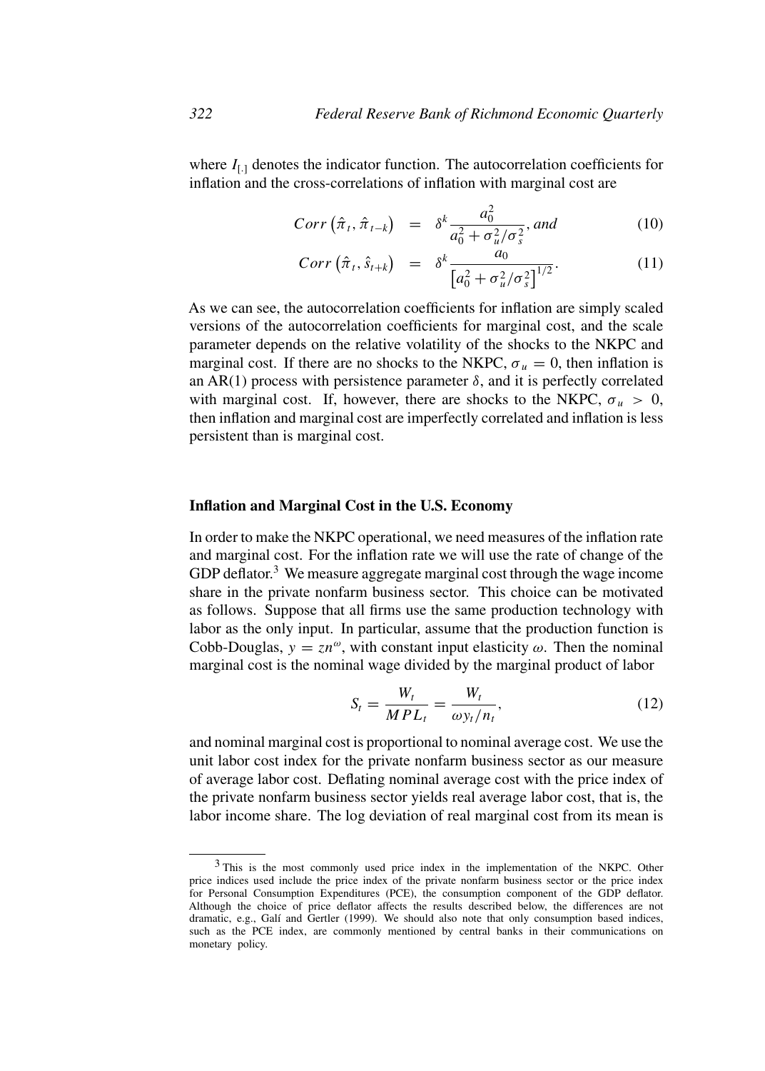where $I_{[.]}$ denotes the indicator function. The autocorrelation coefficients for inflation and the cross-correlations of inflation with marginal cost are

$$
Corr\left(\hat{\pi}_t, \hat{\pi}_{t-k}\right) = \delta^k \frac{a_0^2}{a_0^2 + \sigma_u^2/\sigma_s^2}, \text{ and} \tag{10}
$$

$$
Corr\left(\hat{\pi}_t, \hat{s}_{t+k}\right) = \delta^k \frac{a_0}{\left[a_0^2 + \sigma_u^2/\sigma_s^2\right]^{1/2}}. \tag{11}
$$

As we can see, the autocorrelation coefficients for inflation are simply scaled versions of the autocorrelation coefficients for marginal cost, and the scale parameter depends on the relative volatility of the shocks to the NKPC and marginal cost. If there are no shocks to the NKPC, $\sigma_u = 0$, then inflation is an AR(1) process with persistence parameter $\delta$, and it is perfectly correlated with marginal cost. If, however, there are shocks to the NKPC, $\sigma_u > 0$, then inflation and marginal cost are imperfectly correlated and inflation is less persistent than is marginal cost.

### Inflation and Marginal Cost in the U.S. Economy

In order to make the NKPC operational, we need measures of the inflation rate and marginal cost. For the inflation rate we will use the rate of change of the GDP deflator.[3] We measure aggregate marginal cost through the wage income share in the private nonfarm business sector. This choice can be motivated as follows. Suppose that all firms use the same production technology with labor as the only input. In particular, assume that the production function is Cobb-Douglas, $y = zn^{\omega}$, with constant input elasticity $\omega$. Then the nominal marginal cost is the nominal wage divided by the marginal product of labor

$$
S_t = \frac{W_t}{MPL_t} = \frac{W_t}{\omega y_t / n_t}, \tag{12}
$$

and nominal marginal cost is proportional to nominal average cost. We use the unit labor cost index for the private nonfarm business sector as our measure of average labor cost. Deflating nominal average cost with the price index of the private nonfarm business sector yields real average labor cost, that is, the labor income share. The log deviation of real marginal cost from its mean is

[3] This is the most commonly used price index in the implementation of the NKPC. Other price indices used include the price index of the private nonfarm business sector or the price index for Personal Consumption Expenditures (PCE), the consumption component of the GDP deflator. Although the choice of price deflator affects the results described below, the differences are not dramatic, e.g., Galí and Gertler (1999). We should also note that only consumption based indices, such as the PCE index, are commonly mentioned by central banks in their communications on monetary policy.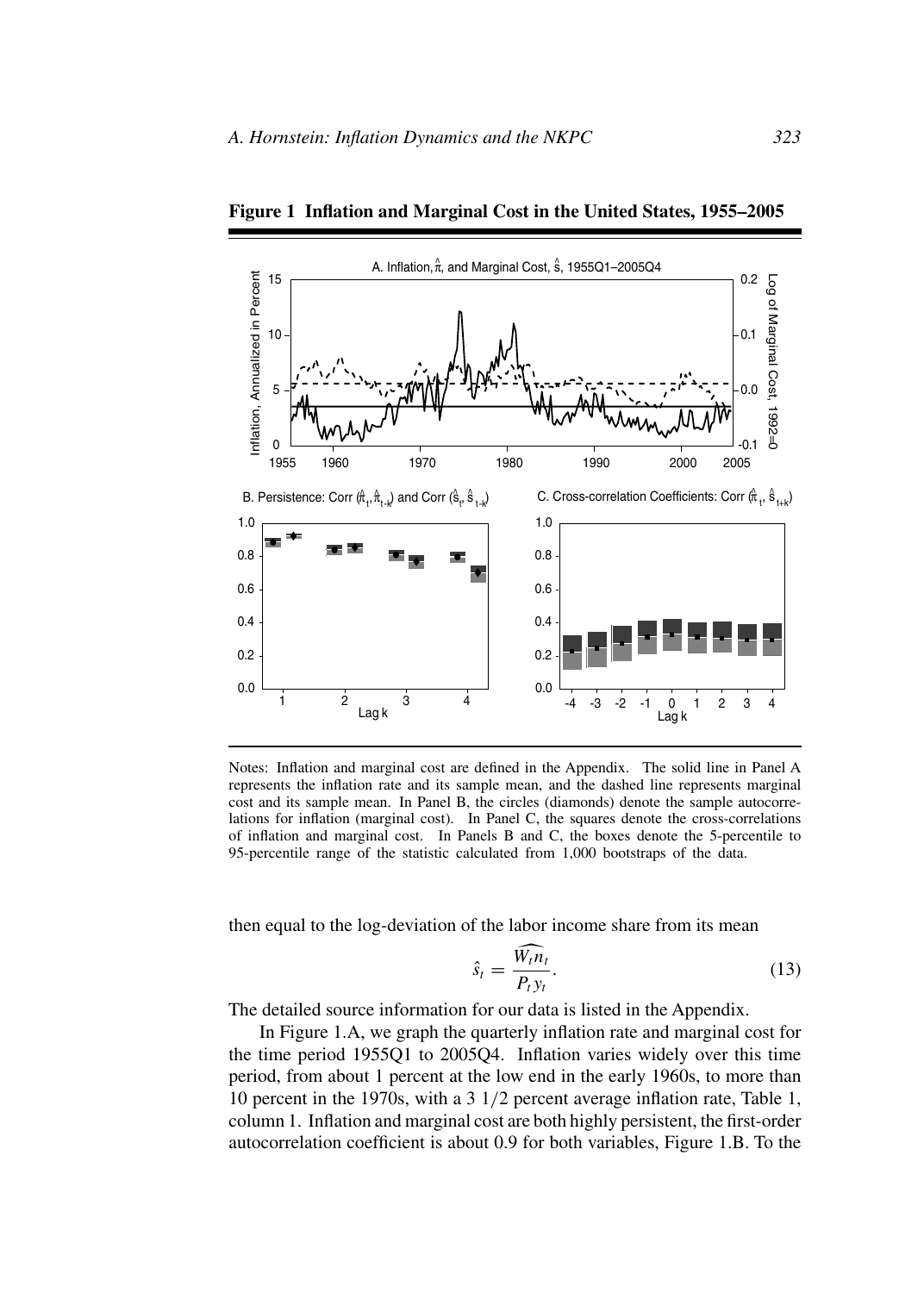**Figure 1 Inflation and Marginal Cost in the United States, 1955–2005**

Notes: Inflation and marginal cost are defined in the Appendix. The solid line in Panel A represents the inflation rate and its sample mean, and the dashed line represents marginal cost and its sample mean. In Panel B, the circles (diamonds) denote the sample autocorrelations for inflation (marginal cost). In Panel C, the squares denote the cross-correlations of inflation and marginal cost. In Panels B and C, the boxes denote the 5-percentile to 95-percentile range of the statistic calculated from 1,000 bootstraps of the data.

then equal to the log-deviation of the labor income share from its mean

$$\hat{s}_t = \widehat{\frac{W_t n_t}{P_t y_t}}. \tag{13}$$

The detailed source information for our data is listed in the Appendix.

In Figure 1.A, we graph the quarterly inflation rate and marginal cost for the time period 1955Q1 to 2005Q4. Inflation varies widely over this time period, from about 1 percent at the low end in the early 1960s, to more than 10 percent in the 1970s, with a 3 1/2 percent average inflation rate, Table 1, column 1. Inflation and marginal cost are both highly persistent, the first-order autocorrelation coefficient is about 0.9 for both variables, Figure 1.B. To the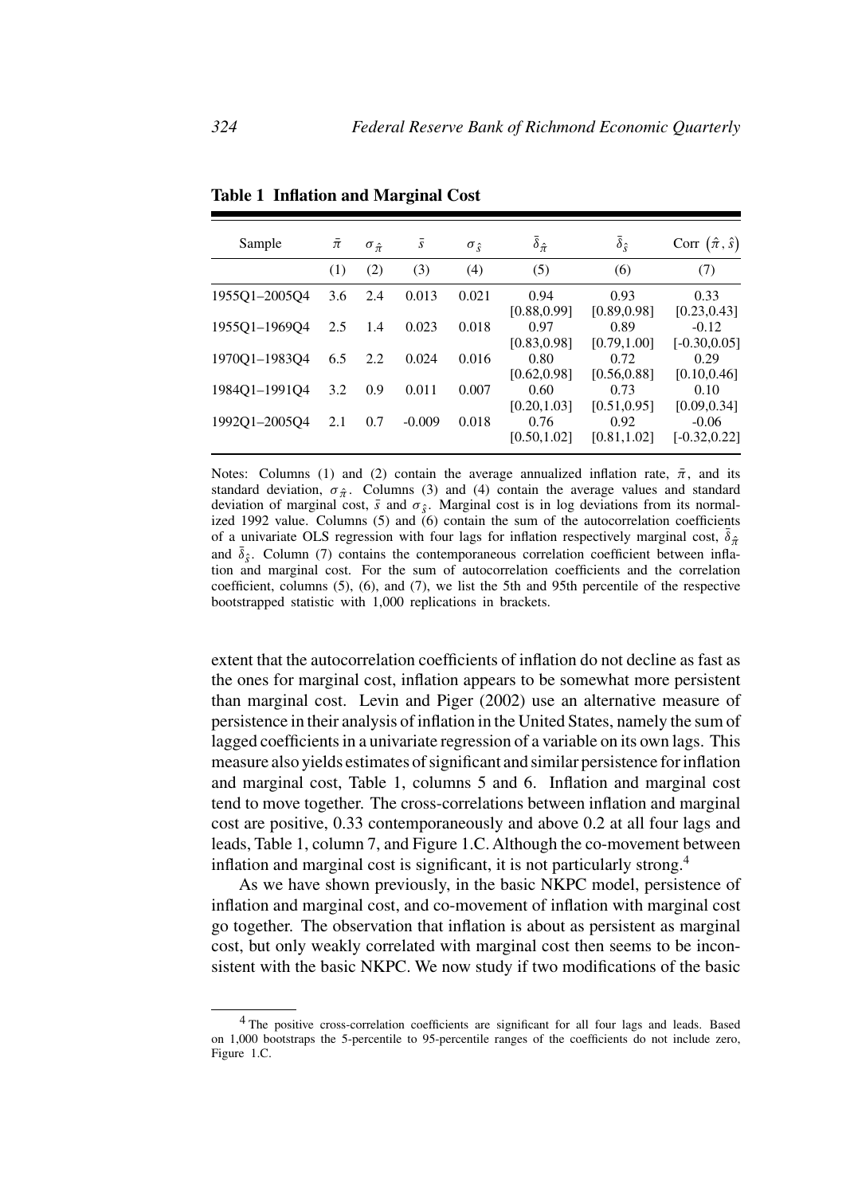**Table 1 Inflation and Marginal Cost**

| Sample | $\bar{\pi}$ | $\sigma_{\hat{\pi}}$ | $\bar{s}$ | $\sigma_{\hat{s}}$ | $\bar{\delta}_{\hat{\pi}}$ | $\bar{\delta}_{\hat{s}}$ | Corr $(\hat{\pi}, \hat{s})$ |
|---|---|---|---|---|---|---|---|
| | (1) | (2) | (3) | (4) | (5) | (6) | (7) |
| 1955Q1–2005Q4 | 3.6 | 2.4 | 0.013 | 0.021 | 0.94 | 0.93 | 0.33 |
| | | | | | [0.88,0.99] | [0.89,0.98] | [0.23,0.43] |
| 1955Q1–1969Q4 | 2.5 | 1.4 | 0.023 | 0.018 | 0.97 | 0.89 | -0.12 |
| | | | | | [0.83,0.98] | [0.79,1.00] | [-0.30,0.05] |
| 1970Q1–1983Q4 | 6.5 | 2.2 | 0.024 | 0.016 | 0.80 | 0.72 | 0.29 |
| | | | | | [0.62,0.98] | [0.56,0.88] | [0.10,0.46] |
| 1984Q1–1991Q4 | 3.2 | 0.9 | 0.011 | 0.007 | 0.60 | 0.73 | 0.10 |
| | | | | | [0.20,1.03] | [0.51,0.95] | [0.09,0.34] |
| 1992Q1–2005Q4 | 2.1 | 0.7 | -0.009 | 0.018 | 0.76 | 0.92 | -0.06 |
| | | | | | [0.50,1.02] | [0.81,1.02] | [-0.32,0.22] |

Notes: Columns (1) and (2) contain the average annualized inflation rate, $\bar{\pi}$, and its standard deviation, $\sigma_{\hat{\pi}}$. Columns (3) and (4) contain the average values and standard deviation of marginal cost, $\bar{s}$ and $\sigma_{\hat{s}}$. Marginal cost is in log deviations from its normalized 1992 value. Columns (5) and (6) contain the sum of the autocorrelation coefficients of a univariate OLS regression with four lags for inflation respectively marginal cost, $\bar{\delta}_{\hat{\pi}}$ and $\bar{\delta}_{\hat{s}}$. Column (7) contains the contemporaneous correlation coefficient between inflation and marginal cost. For the sum of autocorrelation coefficients and the correlation coefficient, columns (5), (6), and (7), we list the 5th and 95th percentile of the respective bootstrapped statistic with 1,000 replications in brackets.

extent that the autocorrelation coefficients of inflation do not decline as fast as the ones for marginal cost, inflation appears to be somewhat more persistent than marginal cost. Levin and Piger (2002) use an alternative measure of persistence in their analysis of inflation in the United States, namely the sum of lagged coefficients in a univariate regression of a variable on its own lags. This measure also yields estimates of significant and similar persistence for inflation and marginal cost, Table 1, columns 5 and 6. Inflation and marginal cost tend to move together. The cross-correlations between inflation and marginal cost are positive, 0.33 contemporaneously and above 0.2 at all four lags and leads, Table 1, column 7, and Figure 1.C. Although the co-movement between inflation and marginal cost is significant, it is not particularly strong.[4]

As we have shown previously, in the basic NKPC model, persistence of inflation and marginal cost, and co-movement of inflation with marginal cost go together. The observation that inflation is about as persistent as marginal cost, but only weakly correlated with marginal cost then seems to be inconsistent with the basic NKPC. We now study if two modifications of the basic

[4] The positive cross-correlation coefficients are significant for all four lags and leads. Based on 1,000 bootstraps the 5-percentile to 95-percentile ranges of the coefficients do not include zero, Figure 1.C.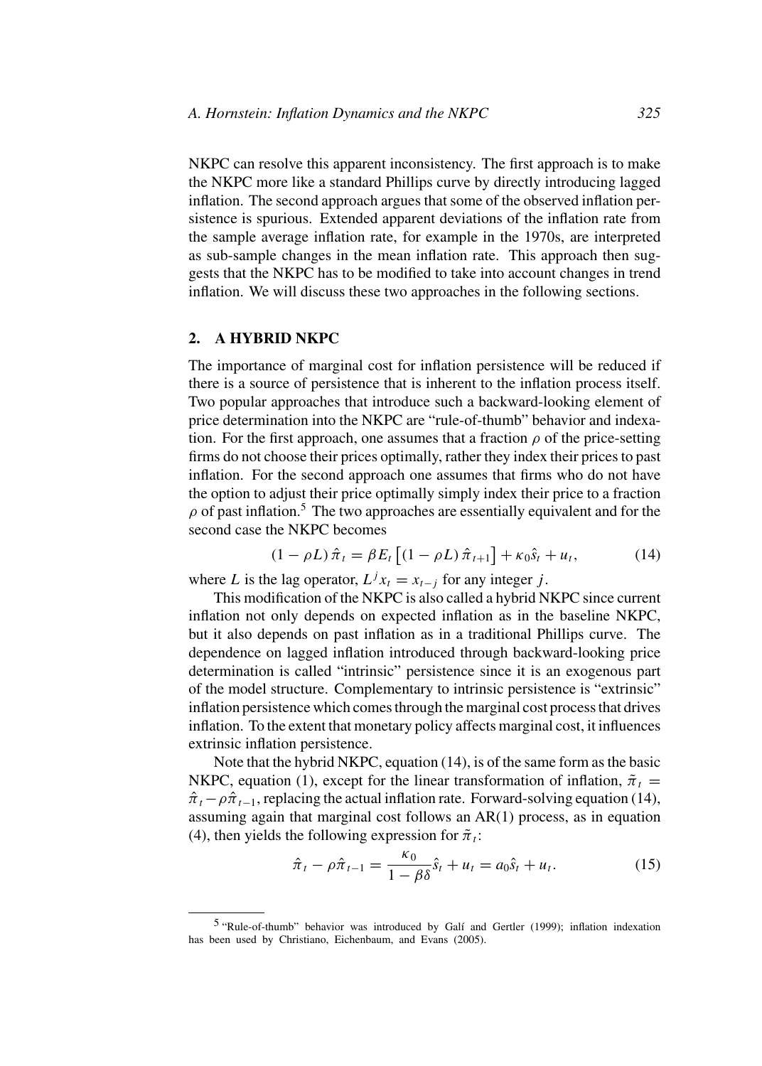NKPC can resolve this apparent inconsistency. The first approach is to make the NKPC more like a standard Phillips curve by directly introducing lagged inflation. The second approach argues that some of the observed inflation persistence is spurious. Extended apparent deviations of the inflation rate from the sample average inflation rate, for example in the 1970s, are interpreted as sub-sample changes in the mean inflation rate. This approach then suggests that the NKPC has to be modified to take into account changes in trend inflation. We will discuss these two approaches in the following sections.

## 2. A HYBRID NKPC

The importance of marginal cost for inflation persistence will be reduced if there is a source of persistence that is inherent to the inflation process itself. Two popular approaches that introduce such a backward-looking element of price determination into the NKPC are "rule-of-thumb" behavior and indexation. For the first approach, one assumes that a fraction $\rho$ of the price-setting firms do not choose their prices optimally, rather they index their prices to past inflation. For the second approach one assumes that firms who do not have the option to adjust their price optimally simply index their price to a fraction $\rho$ of past inflation.[5] The two approaches are essentially equivalent and for the second case the NKPC becomes

$$(1 - \rho L)\,\hat{\pi}_t = \beta E_t\left[(1 - \rho L)\,\hat{\pi}_{t+1}\right] + \kappa_0 \hat{s}_t + u_t, \tag{14}$$

where $L$ is the lag operator, $L^j x_t = x_{t-j}$ for any integer $j$.

This modification of the NKPC is also called a hybrid NKPC since current inflation not only depends on expected inflation as in the baseline NKPC, but it also depends on past inflation as in a traditional Phillips curve. The dependence on lagged inflation introduced through backward-looking price determination is called "intrinsic" persistence since it is an exogenous part of the model structure. Complementary to intrinsic persistence is "extrinsic" inflation persistence which comes through the marginal cost process that drives inflation. To the extent that monetary policy affects marginal cost, it influences extrinsic inflation persistence.

Note that the hybrid NKPC, equation (14), is of the same form as the basic NKPC, equation (1), except for the linear transformation of inflation, $\tilde{\pi}_t = \hat{\pi}_t - \rho\hat{\pi}_{t-1}$, replacing the actual inflation rate. Forward-solving equation (14), assuming again that marginal cost follows an AR(1) process, as in equation (4), then yields the following expression for $\tilde{\pi}_t$:

$$\hat{\pi}_t - \rho\hat{\pi}_{t-1} = \frac{\kappa_0}{1 - \beta\delta}\hat{s}_t + u_t = a_0\hat{s}_t + u_t. \tag{15}$$

[5] "Rule-of-thumb" behavior was introduced by Galí and Gertler (1999); inflation indexation has been used by Christiano, Eichenbaum, and Evans (2005).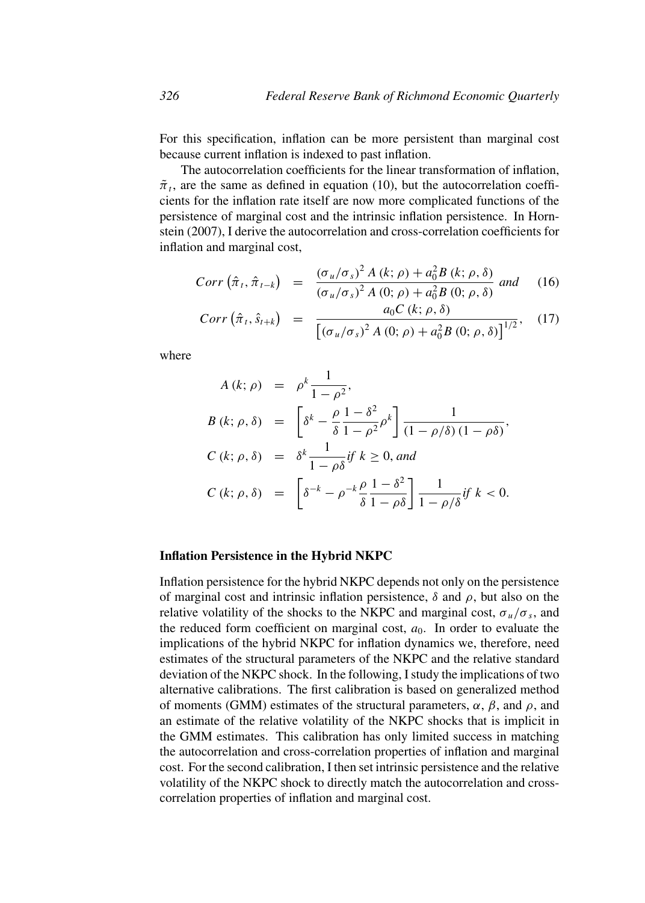For this specification, inflation can be more persistent than marginal cost because current inflation is indexed to past inflation.

The autocorrelation coefficients for the linear transformation of inflation, $\tilde{\pi}_t$, are the same as defined in equation (10), but the autocorrelation coefficients for the inflation rate itself are now more complicated functions of the persistence of marginal cost and the intrinsic inflation persistence. In Hornstein (2007), I derive the autocorrelation and cross-correlation coefficients for inflation and marginal cost,

$$
\begin{aligned}
Corr\left(\hat{\pi}_t, \hat{\pi}_{t-k}\right) &= \frac{\left(\sigma_u/\sigma_s\right)^2 A\left(k;\rho\right) + a_0^2 B\left(k;\rho,\delta\right)}{\left(\sigma_u/\sigma_s\right)^2 A\left(0;\rho\right) + a_0^2 B\left(0;\rho,\delta\right)} \text{ and} \quad (16) \\
Corr\left(\hat{\pi}_t, \hat{s}_{t+k}\right) &= \frac{a_0 C\left(k;\rho,\delta\right)}{\left[\left(\sigma_u/\sigma_s\right)^2 A\left(0;\rho\right) + a_0^2 B\left(0;\rho,\delta\right)\right]^{1/2}}, \quad (17)
\end{aligned}
$$

where

$$
\begin{aligned}
A\left(k;\rho\right) &= \rho^k \frac{1}{1-\rho^2}, \\
B\left(k;\rho,\delta\right) &= \left[\delta^k - \frac{\rho}{\delta}\frac{1-\delta^2}{1-\rho^2}\rho^k\right]\frac{1}{\left(1-\rho/\delta\right)\left(1-\rho\delta\right)}, \\
C\left(k;\rho,\delta\right) &= \delta^k \frac{1}{1-\rho\delta} \text{ if } k \geq 0, \text{ and} \\
C\left(k;\rho,\delta\right) &= \left[\delta^{-k} - \rho^{-k}\frac{\rho}{\delta}\frac{1-\delta^2}{1-\rho\delta}\right]\frac{1}{1-\rho/\delta} \text{ if } k < 0.
\end{aligned}
$$

### Inflation Persistence in the Hybrid NKPC

Inflation persistence for the hybrid NKPC depends not only on the persistence of marginal cost and intrinsic inflation persistence, $\delta$ and $\rho$, but also on the relative volatility of the shocks to the NKPC and marginal cost, $\sigma_u/\sigma_s$, and the reduced form coefficient on marginal cost, $a_0$. In order to evaluate the implications of the hybrid NKPC for inflation dynamics we, therefore, need estimates of the structural parameters of the NKPC and the relative standard deviation of the NKPC shock. In the following, I study the implications of two alternative calibrations. The first calibration is based on generalized method of moments (GMM) estimates of the structural parameters, $\alpha$, $\beta$, and $\rho$, and an estimate of the relative volatility of the NKPC shocks that is implicit in the GMM estimates. This calibration has only limited success in matching the autocorrelation and cross-correlation properties of inflation and marginal cost. For the second calibration, I then set intrinsic persistence and the relative volatility of the NKPC shock to directly match the autocorrelation and cross-correlation properties of inflation and marginal cost.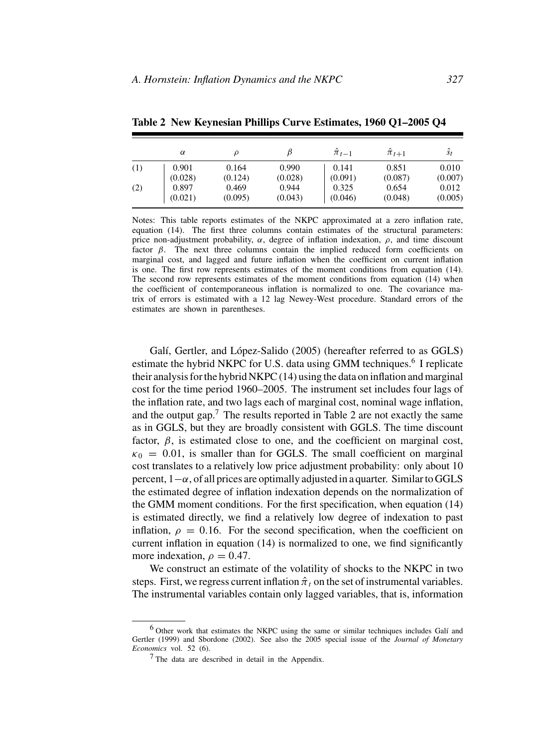**Table 2 New Keynesian Phillips Curve Estimates, 1960 Q1–2005 Q4**

| | $\alpha$ | $\rho$ | $\beta$ | $\hat{\pi}_{t-1}$ | $\hat{\pi}_{t+1}$ | $\hat{s}_t$ |
|---|---|---|---|---|---|---|
| (1) | 0.901 | 0.164 | 0.990 | 0.141 | 0.851 | 0.010 |
| | (0.028) | (0.124) | (0.028) | (0.091) | (0.087) | (0.007) |
| (2) | 0.897 | 0.469 | 0.944 | 0.325 | 0.654 | 0.012 |
| | (0.021) | (0.095) | (0.043) | (0.046) | (0.048) | (0.005) |

Notes: This table reports estimates of the NKPC approximated at a zero inflation rate, equation (14). The first three columns contain estimates of the structural parameters: price non-adjustment probability, $\alpha$, degree of inflation indexation, $\rho$, and time discount factor $\beta$. The next three columns contain the implied reduced form coefficients on marginal cost, and lagged and future inflation when the coefficient on current inflation is one. The first row represents estimates of the moment conditions from equation (14). The second row represents estimates of the moment conditions from equation (14) when the coefficient of contemporaneous inflation is normalized to one. The covariance matrix of errors is estimated with a 12 lag Newey-West procedure. Standard errors of the estimates are shown in parentheses.

Galí, Gertler, and López-Salido (2005) (hereafter referred to as GGLS) estimate the hybrid NKPC for U.S. data using GMM techniques.[6] I replicate their analysis for the hybrid NKPC (14) using the data on inflation and marginal cost for the time period 1960–2005. The instrument set includes four lags of the inflation rate, and two lags each of marginal cost, nominal wage inflation, and the output gap.[7] The results reported in Table 2 are not exactly the same as in GGLS, but they are broadly consistent with GGLS. The time discount factor, $\beta$, is estimated close to one, and the coefficient on marginal cost, $\kappa_0 = 0.01$, is smaller than for GGLS. The small coefficient on marginal cost translates to a relatively low price adjustment probability: only about 10 percent, $1-\alpha$, of all prices are optimally adjusted in a quarter. Similar to GGLS the estimated degree of inflation indexation depends on the normalization of the GMM moment conditions. For the first specification, when equation (14) is estimated directly, we find a relatively low degree of indexation to past inflation, $\rho = 0.16$. For the second specification, when the coefficient on current inflation in equation (14) is normalized to one, we find significantly more indexation, $\rho = 0.47$.

We construct an estimate of the volatility of shocks to the NKPC in two steps. First, we regress current inflation $\hat{\pi}_t$ on the set of instrumental variables. The instrumental variables contain only lagged variables, that is, information

[6] Other work that estimates the NKPC using the same or similar techniques includes Galí and Gertler (1999) and Sbordone (2002). See also the 2005 special issue of the *Journal of Monetary Economics* vol. 52 (6).

[7] The data are described in detail in the Appendix.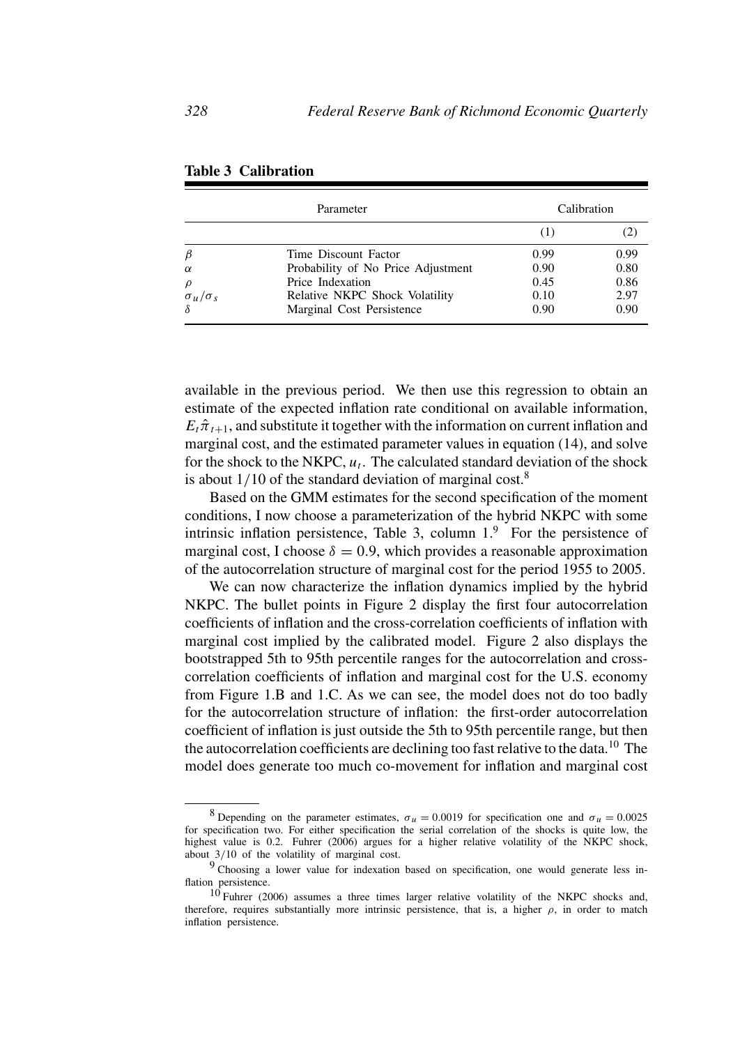**Table 3 Calibration**

| Parameter | | Calibration | |
|---|---|---|---|
| | | (1) | (2) |
| $\beta$ | Time Discount Factor | 0.99 | 0.99 |
| $\alpha$ | Probability of No Price Adjustment | 0.90 | 0.80 |
| $\rho$ | Price Indexation | 0.45 | 0.86 |
| $\sigma_u/\sigma_s$ | Relative NKPC Shock Volatility | 0.10 | 2.97 |
| $\delta$ | Marginal Cost Persistence | 0.90 | 0.90 |

available in the previous period. We then use this regression to obtain an estimate of the expected inflation rate conditional on available information, $E_t\hat{\pi}_{t+1}$, and substitute it together with the information on current inflation and marginal cost, and the estimated parameter values in equation (14), and solve for the shock to the NKPC, $u_t$. The calculated standard deviation of the shock is about $1/10$ of the standard deviation of marginal cost.[8]

Based on the GMM estimates for the second specification of the moment conditions, I now choose a parameterization of the hybrid NKPC with some intrinsic inflation persistence, Table 3, column 1.[9] For the persistence of marginal cost, I choose $\delta = 0.9$, which provides a reasonable approximation of the autocorrelation structure of marginal cost for the period 1955 to 2005.

We can now characterize the inflation dynamics implied by the hybrid NKPC. The bullet points in Figure 2 display the first four autocorrelation coefficients of inflation and the cross-correlation coefficients of inflation with marginal cost implied by the calibrated model. Figure 2 also displays the bootstrapped 5th to 95th percentile ranges for the autocorrelation and cross-correlation coefficients of inflation and marginal cost for the U.S. economy from Figure 1.B and 1.C. As we can see, the model does not do too badly for the autocorrelation structure of inflation: the first-order autocorrelation coefficient of inflation is just outside the 5th to 95th percentile range, but then the autocorrelation coefficients are declining too fast relative to the data.[10] The model does generate too much co-movement for inflation and marginal cost

---

[8] Depending on the parameter estimates, $\sigma_u = 0.0019$ for specification one and $\sigma_u = 0.0025$ for specification two. For either specification the serial correlation of the shocks is quite low, the highest value is 0.2. Fuhrer (2006) argues for a higher relative volatility of the NKPC shock, about $3/10$ of the volatility of marginal cost.

[9] Choosing a lower value for indexation based on specification, one would generate less inflation persistence.

[10] Fuhrer (2006) assumes a three times larger relative volatility of the NKPC shocks and, therefore, requires substantially more intrinsic persistence, that is, a higher $\rho$, in order to match inflation persistence.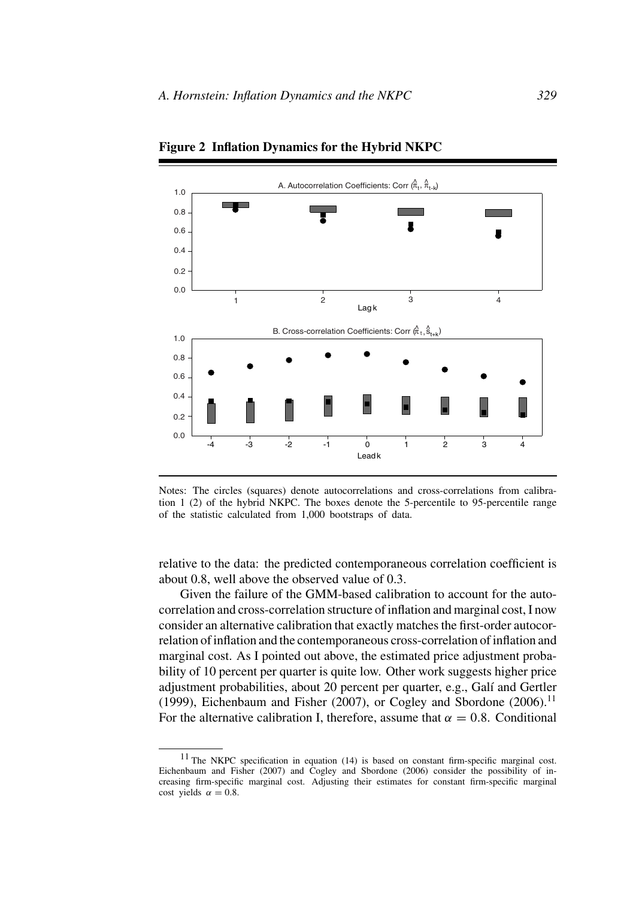**Figure 2 Inflation Dynamics for the Hybrid NKPC**

Notes: The circles (squares) denote autocorrelations and cross-correlations from calibration 1 (2) of the hybrid NKPC. The boxes denote the 5-percentile to 95-percentile range of the statistic calculated from 1,000 bootstraps of data.

relative to the data: the predicted contemporaneous correlation coefficient is about 0.8, well above the observed value of 0.3.

Given the failure of the GMM-based calibration to account for the autocorrelation and cross-correlation structure of inflation and marginal cost, I now consider an alternative calibration that exactly matches the first-order autocorrelation of inflation and the contemporaneous cross-correlation of inflation and marginal cost. As I pointed out above, the estimated price adjustment probability of 10 percent per quarter is quite low. Other work suggests higher price adjustment probabilities, about 20 percent per quarter, e.g., Galí and Gertler (1999), Eichenbaum and Fisher (2007), or Cogley and Sbordone (2006).[11] For the alternative calibration I, therefore, assume that $\alpha = 0.8$. Conditional

[11] The NKPC specification in equation (14) is based on constant firm-specific marginal cost. Eichenbaum and Fisher (2007) and Cogley and Sbordone (2006) consider the possibility of increasing firm-specific marginal cost. Adjusting their estimates for constant firm-specific marginal cost yields $\alpha = 0.8$.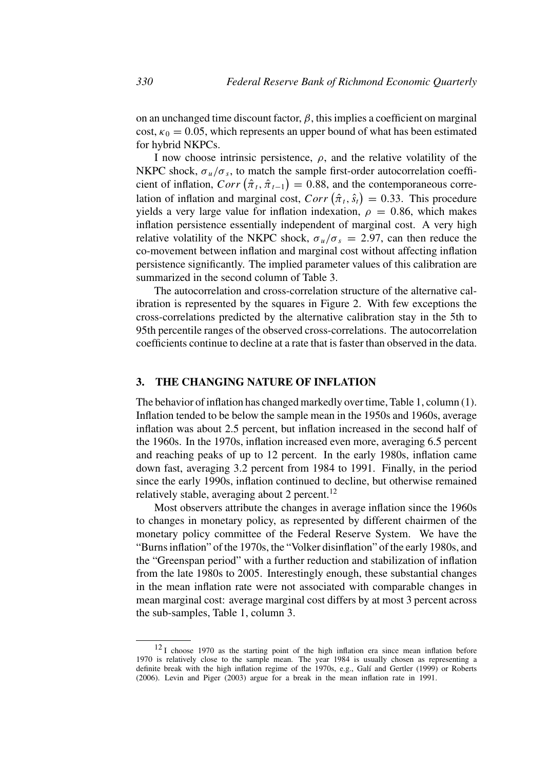on an unchanged time discount factor, $\beta$, this implies a coefficient on marginal cost, $\kappa_0 = 0.05$, which represents an upper bound of what has been estimated for hybrid NKPCs.

I now choose intrinsic persistence, $\rho$, and the relative volatility of the NKPC shock, $\sigma_u/\sigma_s$, to match the sample first-order autocorrelation coefficient of inflation, $Corr\left(\hat{\pi}_t, \hat{\pi}_{t-1}\right) = 0.88$, and the contemporaneous correlation of inflation and marginal cost, $Corr\left(\hat{\pi}_t, \hat{s}_t\right) = 0.33$. This procedure yields a very large value for inflation indexation, $\rho = 0.86$, which makes inflation persistence essentially independent of marginal cost. A very high relative volatility of the NKPC shock, $\sigma_u/\sigma_s = 2.97$, can then reduce the co-movement between inflation and marginal cost without affecting inflation persistence significantly. The implied parameter values of this calibration are summarized in the second column of Table 3.

The autocorrelation and cross-correlation structure of the alternative calibration is represented by the squares in Figure 2. With few exceptions the cross-correlations predicted by the alternative calibration stay in the 5th to 95th percentile ranges of the observed cross-correlations. The autocorrelation coefficients continue to decline at a rate that is faster than observed in the data.

## 3. THE CHANGING NATURE OF INFLATION

The behavior of inflation has changed markedly over time, Table 1, column (1). Inflation tended to be below the sample mean in the 1950s and 1960s, average inflation was about 2.5 percent, but inflation increased in the second half of the 1960s. In the 1970s, inflation increased even more, averaging 6.5 percent and reaching peaks of up to 12 percent. In the early 1980s, inflation came down fast, averaging 3.2 percent from 1984 to 1991. Finally, in the period since the early 1990s, inflation continued to decline, but otherwise remained relatively stable, averaging about 2 percent.[12]

Most observers attribute the changes in average inflation since the 1960s to changes in monetary policy, as represented by different chairmen of the monetary policy committee of the Federal Reserve System. We have the "Burns inflation" of the 1970s, the "Volker disinflation" of the early 1980s, and the "Greenspan period" with a further reduction and stabilization of inflation from the late 1980s to 2005. Interestingly enough, these substantial changes in the mean inflation rate were not associated with comparable changes in mean marginal cost: average marginal cost differs by at most 3 percent across the sub-samples, Table 1, column 3.

[12] I choose 1970 as the starting point of the high inflation era since mean inflation before 1970 is relatively close to the sample mean. The year 1984 is usually chosen as representing a definite break with the high inflation regime of the 1970s, e.g., Galí and Gertler (1999) or Roberts (2006). Levin and Piger (2003) argue for a break in the mean inflation rate in 1991.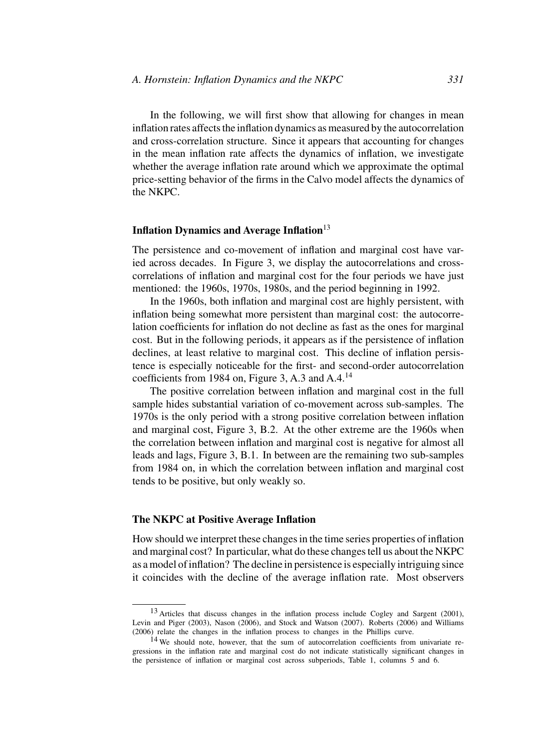In the following, we will first show that allowing for changes in mean inflation rates affects the inflation dynamics as measured by the autocorrelation and cross-correlation structure. Since it appears that accounting for changes in the mean inflation rate affects the dynamics of inflation, we investigate whether the average inflation rate around which we approximate the optimal price-setting behavior of the firms in the Calvo model affects the dynamics of the NKPC.

### Inflation Dynamics and Average Inflation[13]

The persistence and co-movement of inflation and marginal cost have varied across decades. In Figure 3, we display the autocorrelations and cross-correlations of inflation and marginal cost for the four periods we have just mentioned: the 1960s, 1970s, 1980s, and the period beginning in 1992.

In the 1960s, both inflation and marginal cost are highly persistent, with inflation being somewhat more persistent than marginal cost: the autocorrelation coefficients for inflation do not decline as fast as the ones for marginal cost. But in the following periods, it appears as if the persistence of inflation declines, at least relative to marginal cost. This decline of inflation persistence is especially noticeable for the first- and second-order autocorrelation coefficients from 1984 on, Figure 3, A.3 and A.4.[14]

The positive correlation between inflation and marginal cost in the full sample hides substantial variation of co-movement across sub-samples. The 1970s is the only period with a strong positive correlation between inflation and marginal cost, Figure 3, B.2. At the other extreme are the 1960s when the correlation between inflation and marginal cost is negative for almost all leads and lags, Figure 3, B.1. In between are the remaining two sub-samples from 1984 on, in which the correlation between inflation and marginal cost tends to be positive, but only weakly so.

### The NKPC at Positive Average Inflation

How should we interpret these changes in the time series properties of inflation and marginal cost? In particular, what do these changes tell us about the NKPC as a model of inflation? The decline in persistence is especially intriguing since it coincides with the decline of the average inflation rate. Most observers

[13] Articles that discuss changes in the inflation process include Cogley and Sargent (2001), Levin and Piger (2003), Nason (2006), and Stock and Watson (2007). Roberts (2006) and Williams (2006) relate the changes in the inflation process to changes in the Phillips curve.

[14] We should note, however, that the sum of autocorrelation coefficients from univariate regressions in the inflation rate and marginal cost do not indicate statistically significant changes in the persistence of inflation or marginal cost across subperiods, Table 1, columns 5 and 6.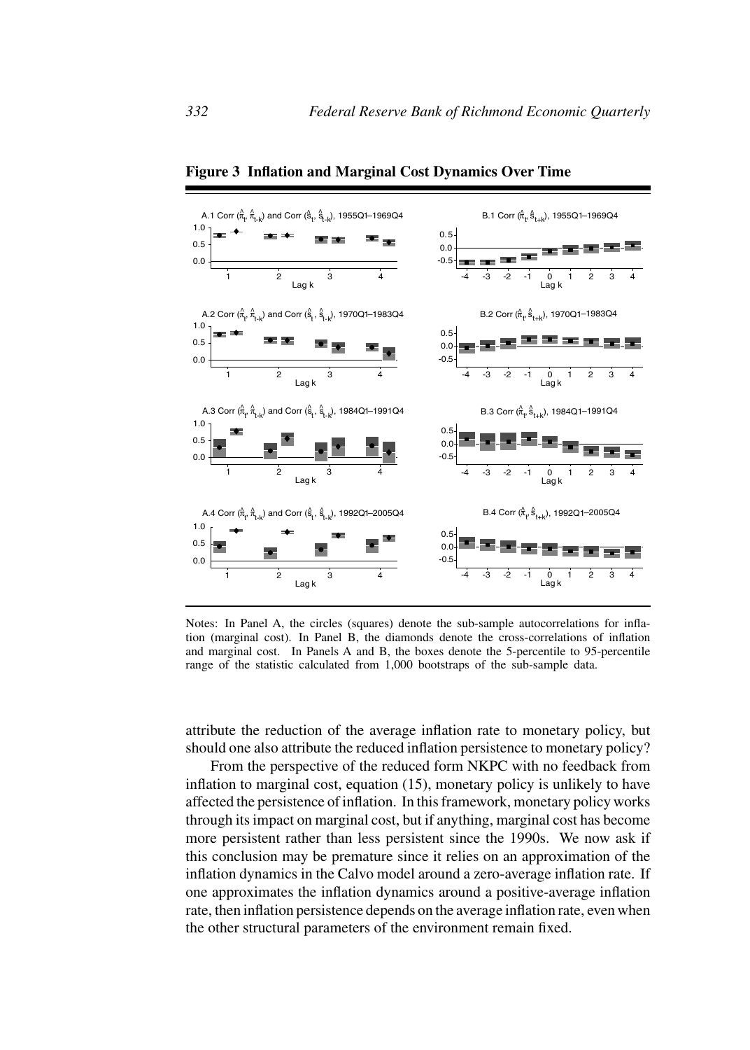**Figure 3 Inflation and Marginal Cost Dynamics Over Time**

Notes: In Panel A, the circles (squares) denote the sub-sample autocorrelations for inflation (marginal cost). In Panel B, the diamonds denote the cross-correlations of inflation and marginal cost. In Panels A and B, the boxes denote the 5-percentile to 95-percentile range of the statistic calculated from 1,000 bootstraps of the sub-sample data.

attribute the reduction of the average inflation rate to monetary policy, but should one also attribute the reduced inflation persistence to monetary policy?

From the perspective of the reduced form NKPC with no feedback from inflation to marginal cost, equation (15), monetary policy is unlikely to have affected the persistence of inflation. In this framework, monetary policy works through its impact on marginal cost, but if anything, marginal cost has become more persistent rather than less persistent since the 1990s. We now ask if this conclusion may be premature since it relies on an approximation of the inflation dynamics in the Calvo model around a zero-average inflation rate. If one approximates the inflation dynamics around a positive-average inflation rate, then inflation persistence depends on the average inflation rate, even when the other structural parameters of the environment remain fixed.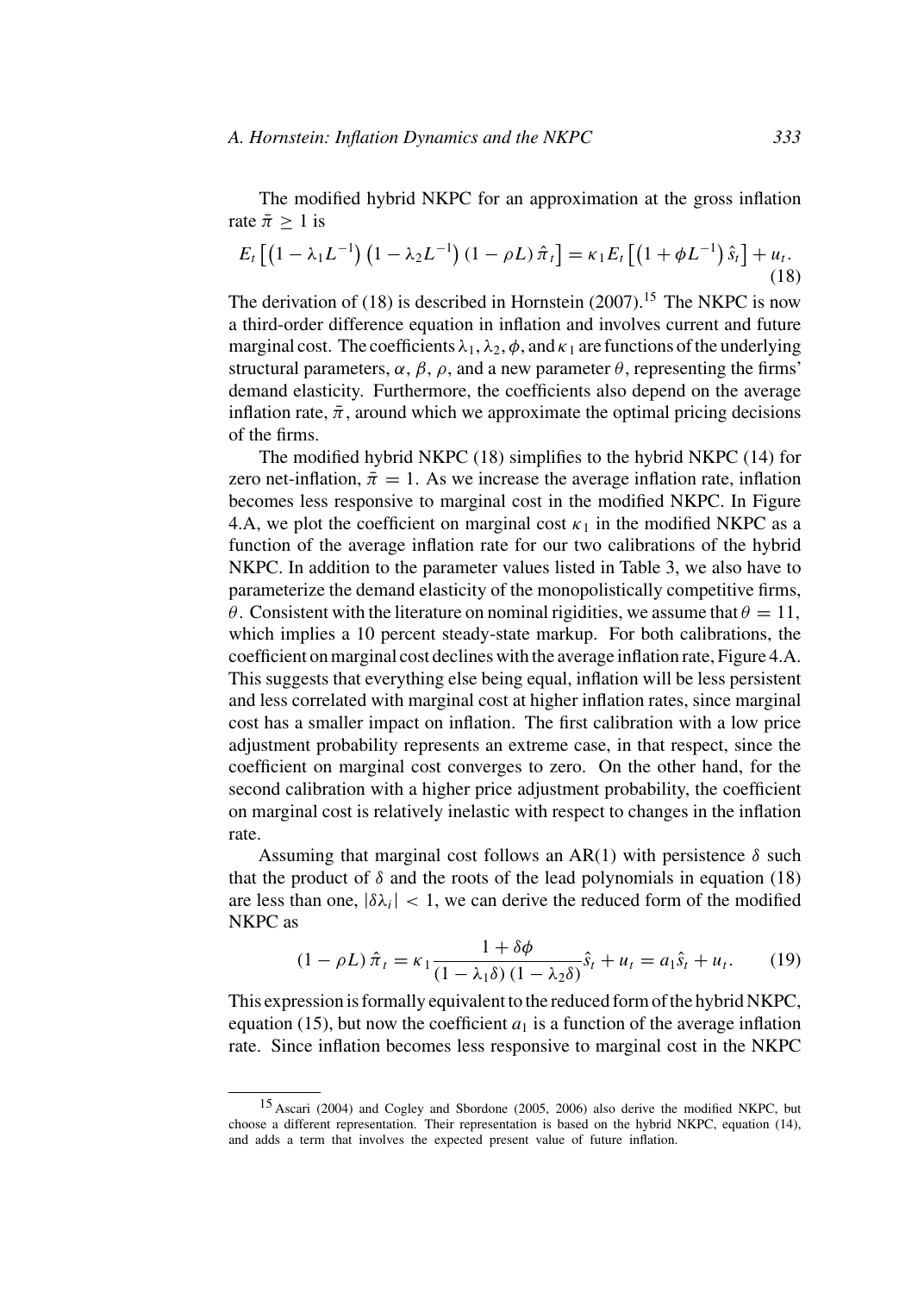The modified hybrid NKPC for an approximation at the gross inflation rate $\bar{\pi} \geq 1$ is

$$E_t\left[\left(1-\lambda_1 L^{-1}\right)\left(1-\lambda_2 L^{-1}\right)(1-\rho L)\,\hat{\pi}_t\right] = \kappa_1 E_t\left[\left(1+\phi L^{-1}\right)\hat{s}_t\right] + u_t. \tag{18}$$

The derivation of (18) is described in Hornstein (2007).[15] The NKPC is now a third-order difference equation in inflation and involves current and future marginal cost. The coefficients $\lambda_1, \lambda_2, \phi$, and $\kappa_1$ are functions of the underlying structural parameters, $\alpha$, $\beta$, $\rho$, and a new parameter $\theta$, representing the firms' demand elasticity. Furthermore, the coefficients also depend on the average inflation rate, $\bar{\pi}$, around which we approximate the optimal pricing decisions of the firms.

The modified hybrid NKPC (18) simplifies to the hybrid NKPC (14) for zero net-inflation, $\bar{\pi} = 1$. As we increase the average inflation rate, inflation becomes less responsive to marginal cost in the modified NKPC. In Figure 4.A, we plot the coefficient on marginal cost $\kappa_1$ in the modified NKPC as a function of the average inflation rate for our two calibrations of the hybrid NKPC. In addition to the parameter values listed in Table 3, we also have to parameterize the demand elasticity of the monopolistically competitive firms, $\theta$. Consistent with the literature on nominal rigidities, we assume that $\theta = 11$, which implies a 10 percent steady-state markup. For both calibrations, the coefficient on marginal cost declines with the average inflation rate, Figure 4.A. This suggests that everything else being equal, inflation will be less persistent and less correlated with marginal cost at higher inflation rates, since marginal cost has a smaller impact on inflation. The first calibration with a low price adjustment probability represents an extreme case, in that respect, since the coefficient on marginal cost converges to zero. On the other hand, for the second calibration with a higher price adjustment probability, the coefficient on marginal cost is relatively inelastic with respect to changes in the inflation rate.

Assuming that marginal cost follows an AR(1) with persistence $\delta$ such that the product of $\delta$ and the roots of the lead polynomials in equation (18) are less than one, $|\delta\lambda_i| < 1$, we can derive the reduced form of the modified NKPC as

$$(1-\rho L)\,\hat{\pi}_t = \kappa_1 \frac{1+\delta\phi}{(1-\lambda_1\delta)(1-\lambda_2\delta)}\hat{s}_t + u_t = a_1\hat{s}_t + u_t. \tag{19}$$

This expression is formally equivalent to the reduced form of the hybrid NKPC, equation (15), but now the coefficient $a_1$ is a function of the average inflation rate. Since inflation becomes less responsive to marginal cost in the NKPC

[15] Ascari (2004) and Cogley and Sbordone (2005, 2006) also derive the modified NKPC, but choose a different representation. Their representation is based on the hybrid NKPC, equation (14), and adds a term that involves the expected present value of future inflation.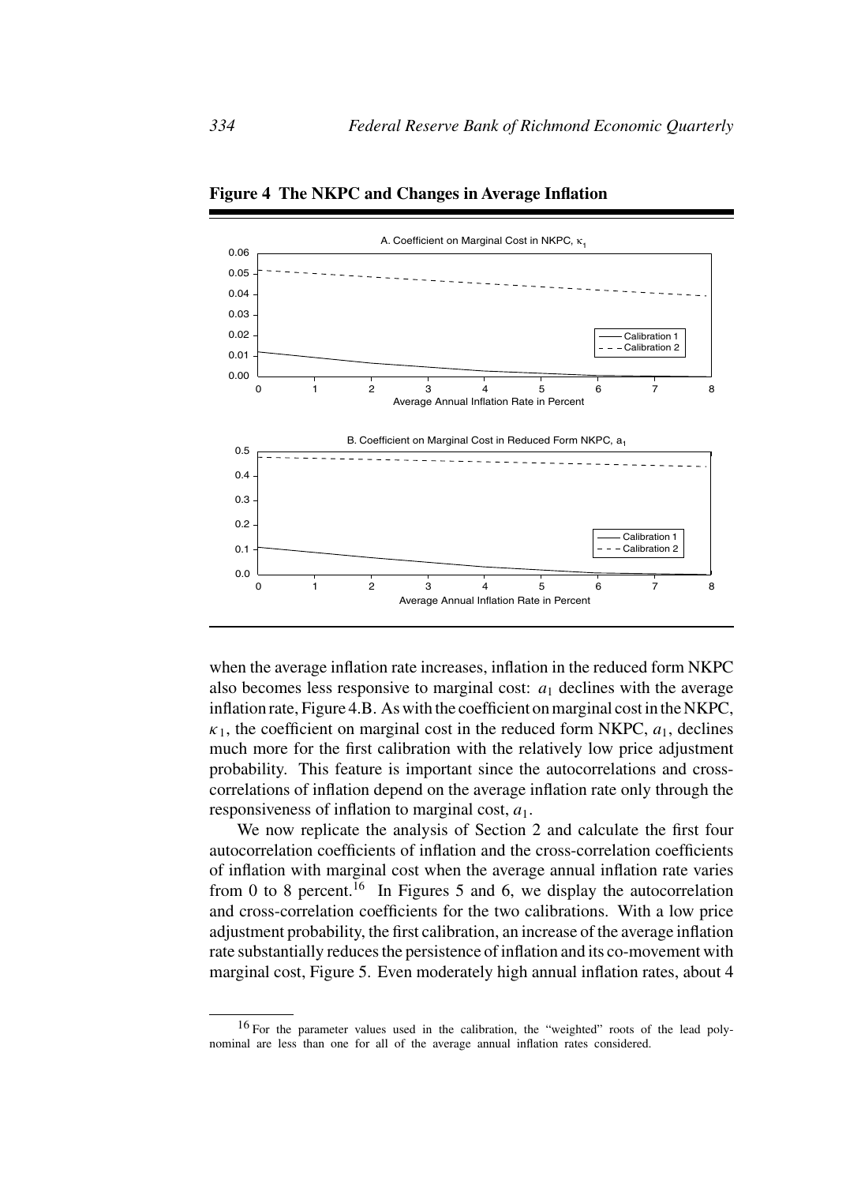**Figure 4 The NKPC and Changes in Average Inflation**

A. Coefficient on Marginal Cost in NKPC, $\kappa_1$

B. Coefficient on Marginal Cost in Reduced Form NKPC, $a_1$

when the average inflation rate increases, inflation in the reduced form NKPC also becomes less responsive to marginal cost: $a_1$ declines with the average inflation rate, Figure 4.B. As with the coefficient on marginal cost in the NKPC, $\kappa_1$, the coefficient on marginal cost in the reduced form NKPC, $a_1$, declines much more for the first calibration with the relatively low price adjustment probability. This feature is important since the autocorrelations and cross-correlations of inflation depend on the average inflation rate only through the responsiveness of inflation to marginal cost, $a_1$.

We now replicate the analysis of Section 2 and calculate the first four autocorrelation coefficients of inflation and the cross-correlation coefficients of inflation with marginal cost when the average annual inflation rate varies from 0 to 8 percent.[16] In Figures 5 and 6, we display the autocorrelation and cross-correlation coefficients for the two calibrations. With a low price adjustment probability, the first calibration, an increase of the average inflation rate substantially reduces the persistence of inflation and its co-movement with marginal cost, Figure 5. Even moderately high annual inflation rates, about 4

[16] For the parameter values used in the calibration, the "weighted" roots of the lead polynominal are less than one for all of the average annual inflation rates considered.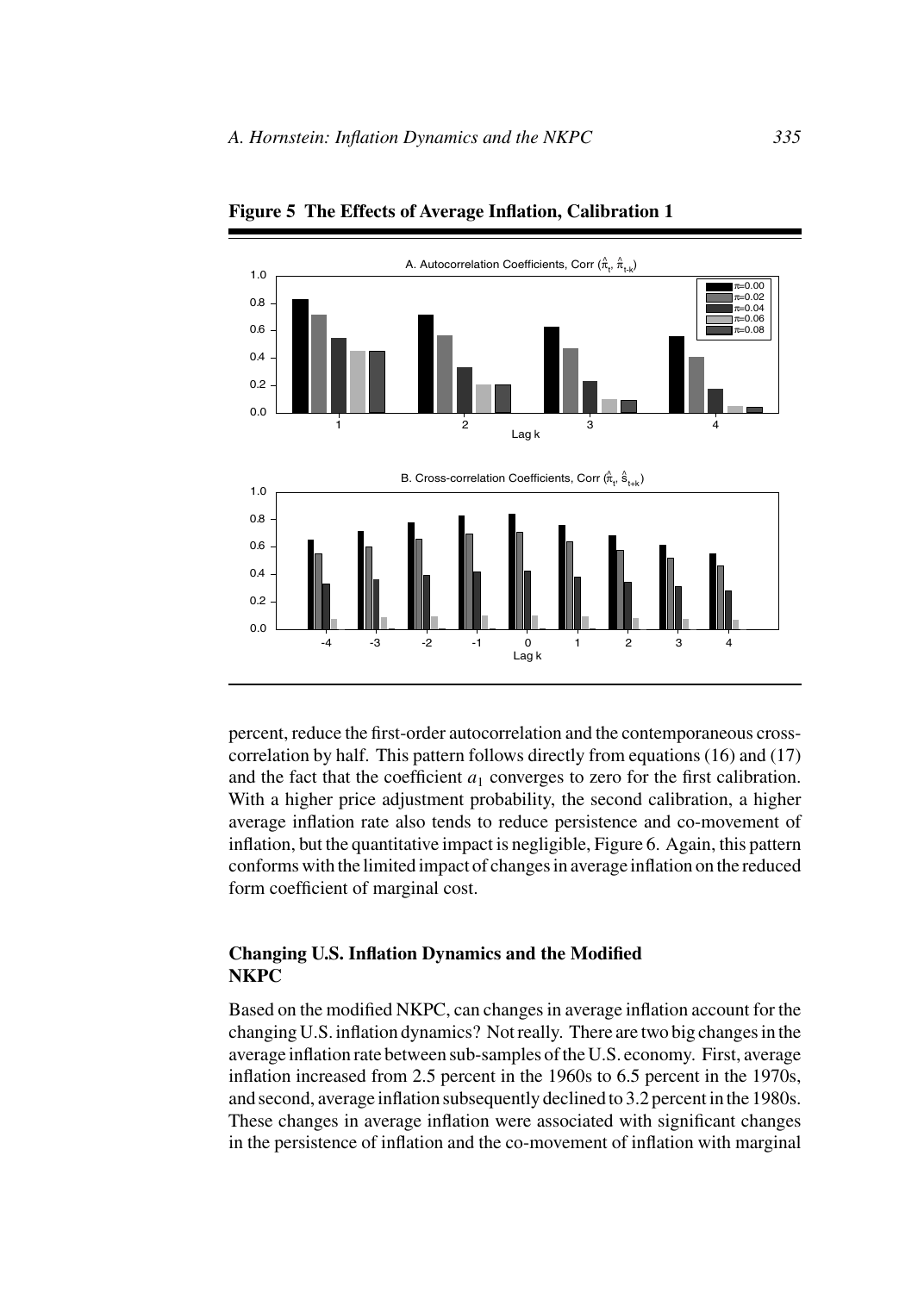**Figure 5 The Effects of Average Inflation, Calibration 1**

A. Autocorrelation Coefficients, Corr $(\hat{\pi}_t, \hat{\pi}_{t-k})$

B. Cross-correlation Coefficients, Corr $(\hat{\pi}_t, \hat{s}_{t+k})$

percent, reduce the first-order autocorrelation and the contemporaneous cross-correlation by half. This pattern follows directly from equations (16) and (17) and the fact that the coefficient $a_1$ converges to zero for the first calibration. With a higher price adjustment probability, the second calibration, a higher average inflation rate also tends to reduce persistence and co-movement of inflation, but the quantitative impact is negligible, Figure 6. Again, this pattern conforms with the limited impact of changes in average inflation on the reduced form coefficient of marginal cost.

## Changing U.S. Inflation Dynamics and the Modified NKPC

Based on the modified NKPC, can changes in average inflation account for the changing U.S. inflation dynamics? Not really. There are two big changes in the average inflation rate between sub-samples of the U.S. economy. First, average inflation increased from 2.5 percent in the 1960s to 6.5 percent in the 1970s, and second, average inflation subsequently declined to 3.2 percent in the 1980s. These changes in average inflation were associated with significant changes in the persistence of inflation and the co-movement of inflation with marginal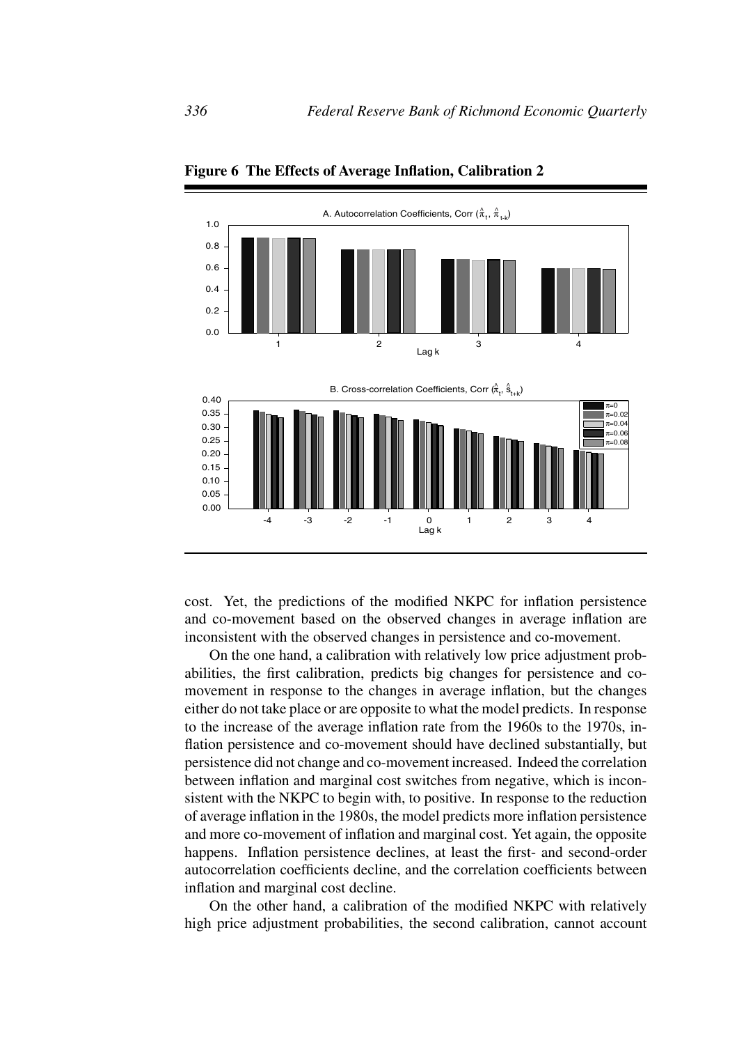**Figure 6 The Effects of Average Inflation, Calibration 2**

cost. Yet, the predictions of the modified NKPC for inflation persistence and co-movement based on the observed changes in average inflation are inconsistent with the observed changes in persistence and co-movement.

On the one hand, a calibration with relatively low price adjustment probabilities, the first calibration, predicts big changes for persistence and co-movement in response to the changes in average inflation, but the changes either do not take place or are opposite to what the model predicts. In response to the increase of the average inflation rate from the 1960s to the 1970s, inflation persistence and co-movement should have declined substantially, but persistence did not change and co-movement increased. Indeed the correlation between inflation and marginal cost switches from negative, which is inconsistent with the NKPC to begin with, to positive. In response to the reduction of average inflation in the 1980s, the model predicts more inflation persistence and more co-movement of inflation and marginal cost. Yet again, the opposite happens. Inflation persistence declines, at least the first- and second-order autocorrelation coefficients decline, and the correlation coefficients between inflation and marginal cost decline.

On the other hand, a calibration of the modified NKPC with relatively high price adjustment probabilities, the second calibration, cannot account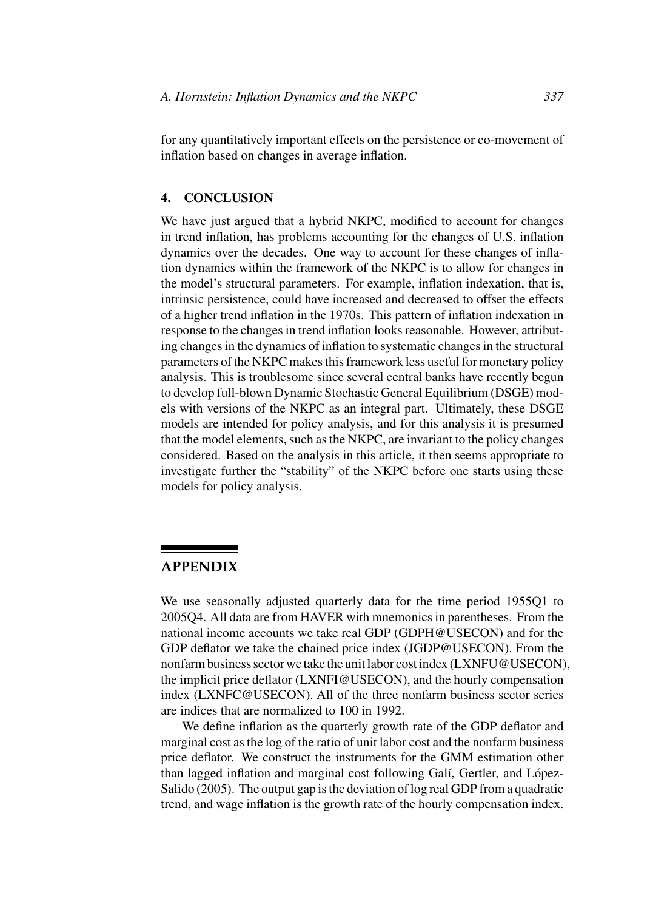for any quantitatively important effects on the persistence or co-movement of inflation based on changes in average inflation.

## 4. CONCLUSION

We have just argued that a hybrid NKPC, modified to account for changes in trend inflation, has problems accounting for the changes of U.S. inflation dynamics over the decades. One way to account for these changes of inflation dynamics within the framework of the NKPC is to allow for changes in the model's structural parameters. For example, inflation indexation, that is, intrinsic persistence, could have increased and decreased to offset the effects of a higher trend inflation in the 1970s. This pattern of inflation indexation in response to the changes in trend inflation looks reasonable. However, attributing changes in the dynamics of inflation to systematic changes in the structural parameters of the NKPC makes this framework less useful for monetary policy analysis. This is troublesome since several central banks have recently begun to develop full-blown Dynamic Stochastic General Equilibrium (DSGE) models with versions of the NKPC as an integral part. Ultimately, these DSGE models are intended for policy analysis, and for this analysis it is presumed that the model elements, such as the NKPC, are invariant to the policy changes considered. Based on the analysis in this article, it then seems appropriate to investigate further the "stability" of the NKPC before one starts using these models for policy analysis.

## APPENDIX

We use seasonally adjusted quarterly data for the time period 1955Q1 to 2005Q4. All data are from HAVER with mnemonics in parentheses. From the national income accounts we take real GDP (GDPH@USECON) and for the GDP deflator we take the chained price index (JGDP@USECON). From the nonfarm business sector we take the unit labor cost index (LXNFU@USECON), the implicit price deflator (LXNFI@USECON), and the hourly compensation index (LXNFC@USECON). All of the three nonfarm business sector series are indices that are normalized to 100 in 1992.

We define inflation as the quarterly growth rate of the GDP deflator and marginal cost as the log of the ratio of unit labor cost and the nonfarm business price deflator. We construct the instruments for the GMM estimation other than lagged inflation and marginal cost following Galí, Gertler, and López-Salido (2005). The output gap is the deviation of log real GDP from a quadratic trend, and wage inflation is the growth rate of the hourly compensation index.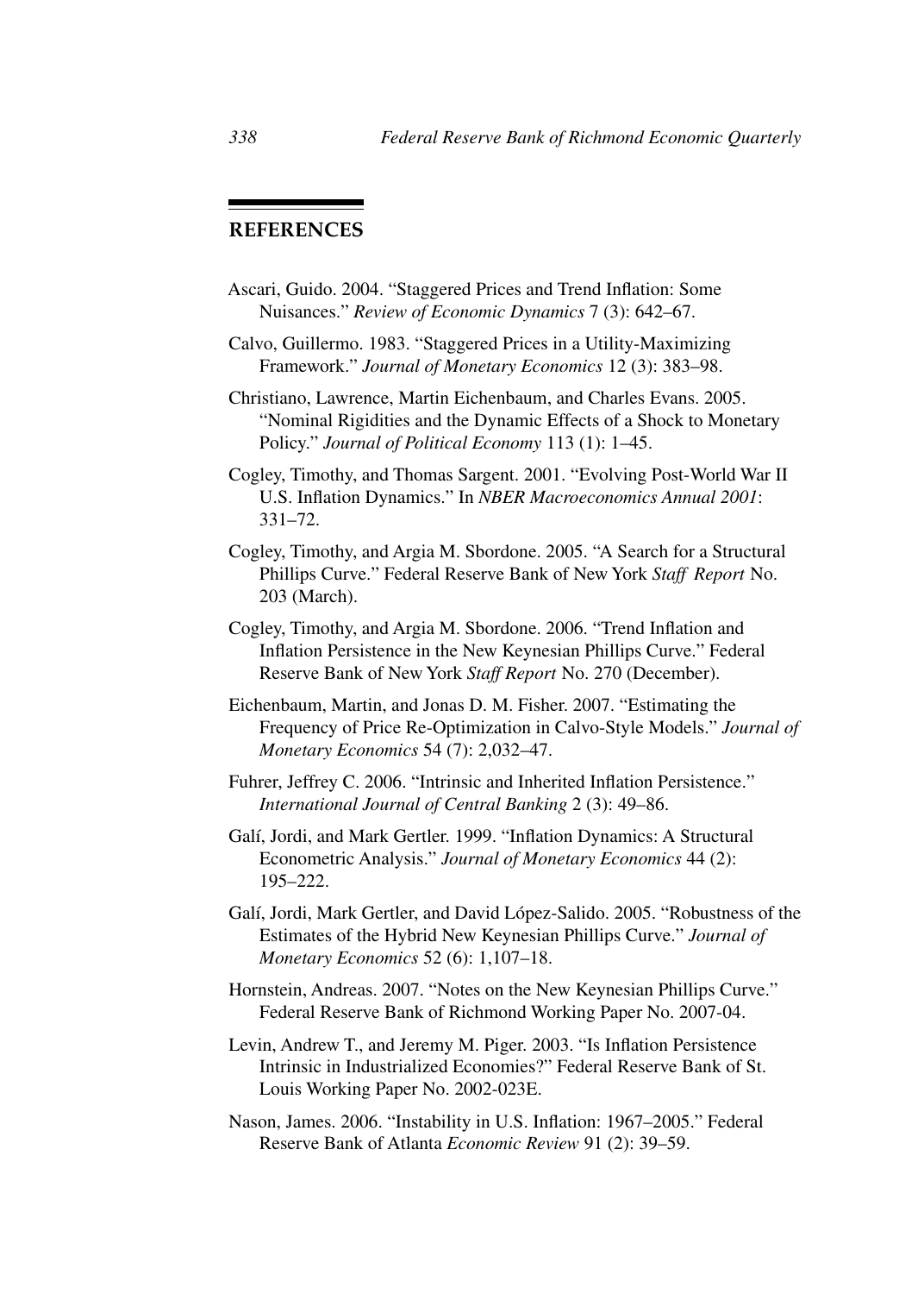## REFERENCES

Ascari, Guido. 2004. "Staggered Prices and Trend Inflation: Some Nuisances." *Review of Economic Dynamics* 7 (3): 642–67.

Calvo, Guillermo. 1983. "Staggered Prices in a Utility-Maximizing Framework." *Journal of Monetary Economics* 12 (3): 383–98.

Christiano, Lawrence, Martin Eichenbaum, and Charles Evans. 2005. "Nominal Rigidities and the Dynamic Effects of a Shock to Monetary Policy." *Journal of Political Economy* 113 (1): 1–45.

Cogley, Timothy, and Thomas Sargent. 2001. "Evolving Post-World War II U.S. Inflation Dynamics." In *NBER Macroeconomics Annual 2001*: 331–72.

Cogley, Timothy, and Argia M. Sbordone. 2005. "A Search for a Structural Phillips Curve." Federal Reserve Bank of New York *Staff Report* No. 203 (March).

Cogley, Timothy, and Argia M. Sbordone. 2006. "Trend Inflation and Inflation Persistence in the New Keynesian Phillips Curve." Federal Reserve Bank of New York *Staff Report* No. 270 (December).

Eichenbaum, Martin, and Jonas D. M. Fisher. 2007. "Estimating the Frequency of Price Re-Optimization in Calvo-Style Models." *Journal of Monetary Economics* 54 (7): 2,032–47.

Fuhrer, Jeffrey C. 2006. "Intrinsic and Inherited Inflation Persistence." *International Journal of Central Banking* 2 (3): 49–86.

Galí, Jordi, and Mark Gertler. 1999. "Inflation Dynamics: A Structural Econometric Analysis." *Journal of Monetary Economics* 44 (2): 195–222.

Galí, Jordi, Mark Gertler, and David López-Salido. 2005. "Robustness of the Estimates of the Hybrid New Keynesian Phillips Curve." *Journal of Monetary Economics* 52 (6): 1,107–18.

Hornstein, Andreas. 2007. "Notes on the New Keynesian Phillips Curve." Federal Reserve Bank of Richmond Working Paper No. 2007-04.

Levin, Andrew T., and Jeremy M. Piger. 2003. "Is Inflation Persistence Intrinsic in Industrialized Economies?" Federal Reserve Bank of St. Louis Working Paper No. 2002-023E.

Nason, James. 2006. "Instability in U.S. Inflation: 1967–2005." Federal Reserve Bank of Atlanta *Economic Review* 91 (2): 39–59.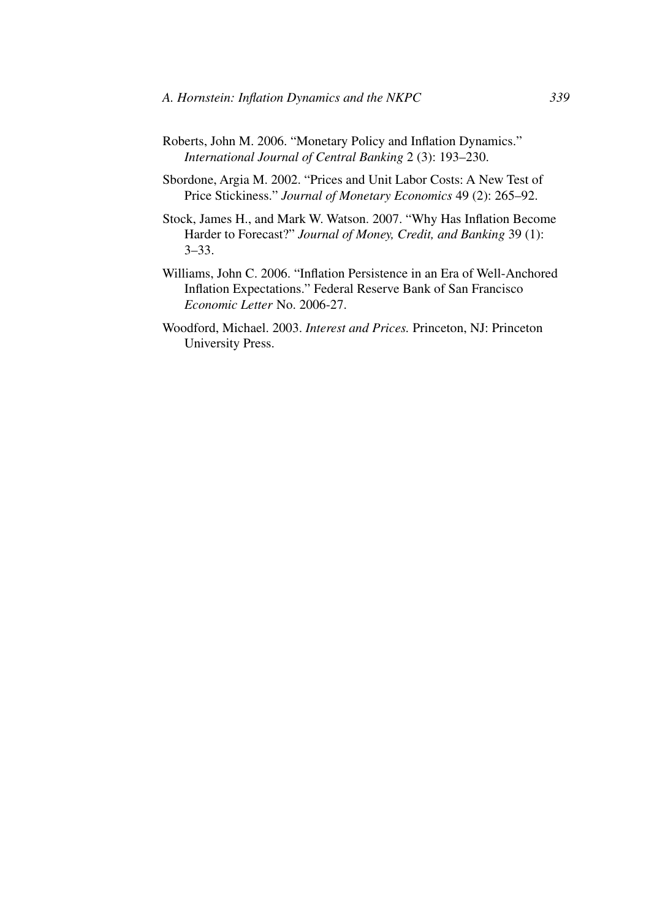Roberts, John M. 2006. "Monetary Policy and Inflation Dynamics." *International Journal of Central Banking* 2 (3): 193–230.

Sbordone, Argia M. 2002. "Prices and Unit Labor Costs: A New Test of Price Stickiness." *Journal of Monetary Economics* 49 (2): 265–92.

Stock, James H., and Mark W. Watson. 2007. "Why Has Inflation Become Harder to Forecast?" *Journal of Money, Credit, and Banking* 39 (1): 3–33.

Williams, John C. 2006. "Inflation Persistence in an Era of Well-Anchored Inflation Expectations." Federal Reserve Bank of San Francisco *Economic Letter* No. 2006-27.

Woodford, Michael. 2003. *Interest and Prices.* Princeton, NJ: Princeton University Press.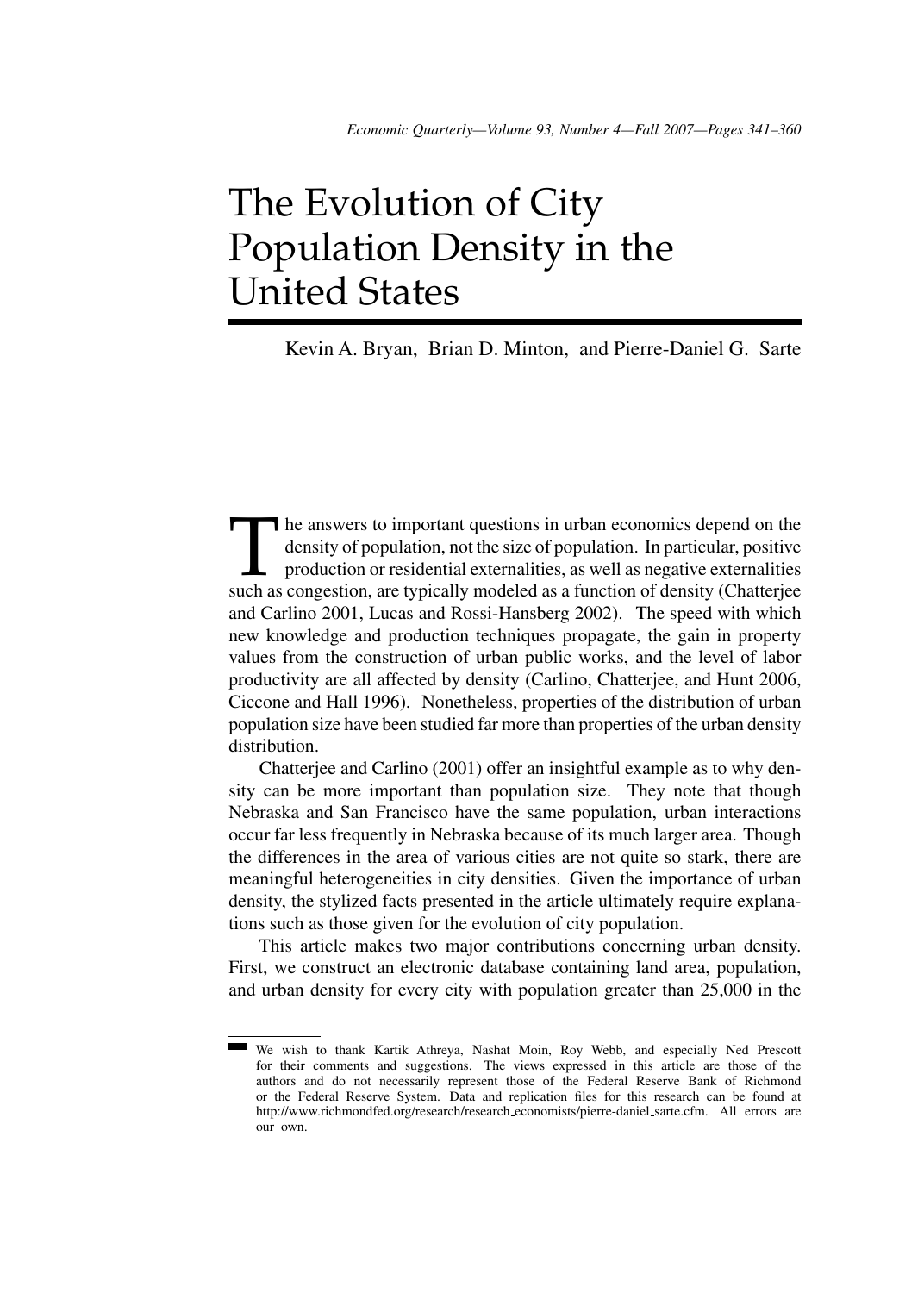# The Evolution of City Population Density in the United States

Kevin A. Bryan, Brian D. Minton, and Pierre-Daniel G. Sarte

The answers to important questions in urban economics depend on the density of population, not the size of population. In particular, positive production or residential externalities, as well as negative externalities such as congestion, are typically modeled as a function of density (Chatterjee and Carlino 2001, Lucas and Rossi-Hansberg 2002). The speed with which new knowledge and production techniques propagate, the gain in property values from the construction of urban public works, and the level of labor productivity are all affected by density (Carlino, Chatterjee, and Hunt 2006, Ciccone and Hall 1996). Nonetheless, properties of the distribution of urban population size have been studied far more than properties of the urban density distribution.

Chatterjee and Carlino (2001) offer an insightful example as to why density can be more important than population size. They note that though Nebraska and San Francisco have the same population, urban interactions occur far less frequently in Nebraska because of its much larger area. Though the differences in the area of various cities are not quite so stark, there are meaningful heterogeneities in city densities. Given the importance of urban density, the stylized facts presented in the article ultimately require explanations such as those given for the evolution of city population.

This article makes two major contributions concerning urban density. First, we construct an electronic database containing land area, population, and urban density for every city with population greater than 25,000 in the

---

We wish to thank Kartik Athreya, Nashat Moin, Roy Webb, and especially Ned Prescott for their comments and suggestions. The views expressed in this article are those of the authors and do not necessarily represent those of the Federal Reserve Bank of Richmond or the Federal Reserve System. Data and replication files for this research can be found at http://www.richmondfed.org/research/research_economists/pierre-daniel_sarte.cfm. All errors are our own.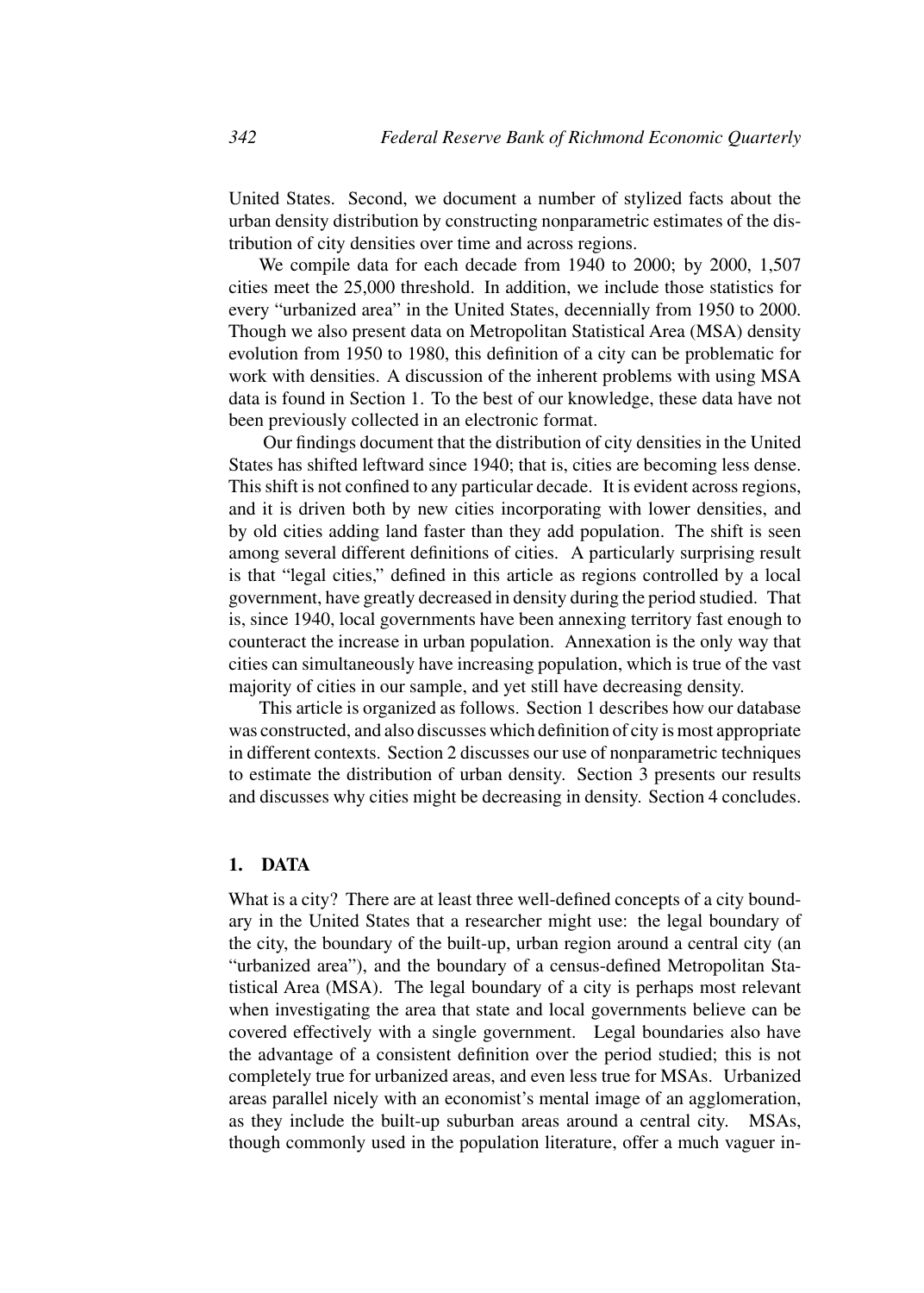United States. Second, we document a number of stylized facts about the urban density distribution by constructing nonparametric estimates of the distribution of city densities over time and across regions.

We compile data for each decade from 1940 to 2000; by 2000, 1,507 cities meet the 25,000 threshold. In addition, we include those statistics for every "urbanized area" in the United States, decennially from 1950 to 2000. Though we also present data on Metropolitan Statistical Area (MSA) density evolution from 1950 to 1980, this definition of a city can be problematic for work with densities. A discussion of the inherent problems with using MSA data is found in Section 1. To the best of our knowledge, these data have not been previously collected in an electronic format.

Our findings document that the distribution of city densities in the United States has shifted leftward since 1940; that is, cities are becoming less dense. This shift is not confined to any particular decade. It is evident across regions, and it is driven both by new cities incorporating with lower densities, and by old cities adding land faster than they add population. The shift is seen among several different definitions of cities. A particularly surprising result is that "legal cities," defined in this article as regions controlled by a local government, have greatly decreased in density during the period studied. That is, since 1940, local governments have been annexing territory fast enough to counteract the increase in urban population. Annexation is the only way that cities can simultaneously have increasing population, which is true of the vast majority of cities in our sample, and yet still have decreasing density.

This article is organized as follows. Section 1 describes how our database was constructed, and also discusses which definition of city is most appropriate in different contexts. Section 2 discusses our use of nonparametric techniques to estimate the distribution of urban density. Section 3 presents our results and discusses why cities might be decreasing in density. Section 4 concludes.

## 1. DATA

What is a city? There are at least three well-defined concepts of a city boundary in the United States that a researcher might use: the legal boundary of the city, the boundary of the built-up, urban region around a central city (an "urbanized area"), and the boundary of a census-defined Metropolitan Statistical Area (MSA). The legal boundary of a city is perhaps most relevant when investigating the area that state and local governments believe can be covered effectively with a single government. Legal boundaries also have the advantage of a consistent definition over the period studied; this is not completely true for urbanized areas, and even less true for MSAs. Urbanized areas parallel nicely with an economist's mental image of an agglomeration, as they include the built-up suburban areas around a central city. MSAs, though commonly used in the population literature, offer a much vaguer in-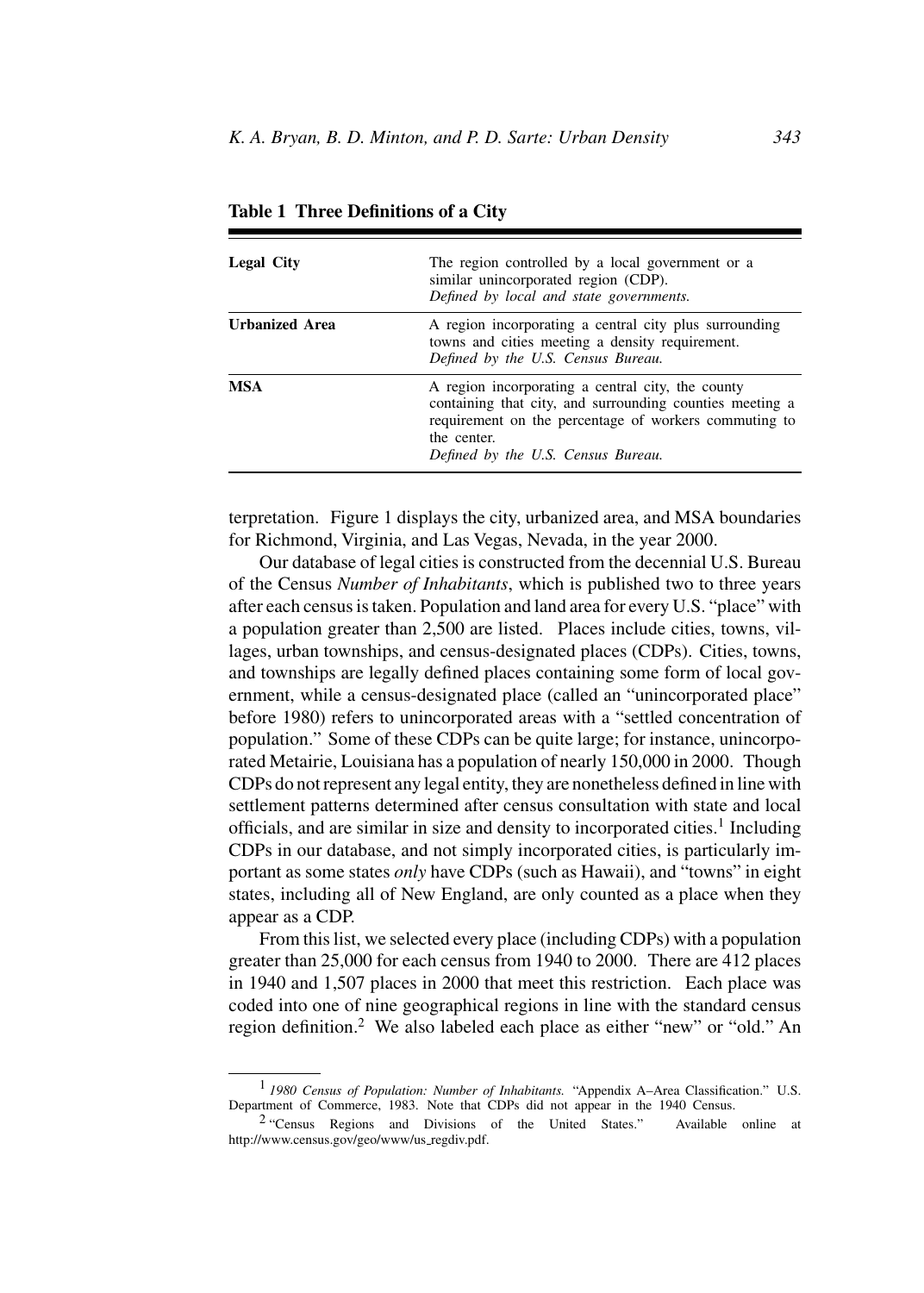**Table 1 Three Definitions of a City**

| | |
|---|---|
| **Legal City** | The region controlled by a local government or a similar unincorporated region (CDP).<br>*Defined by local and state governments.* |
| **Urbanized Area** | A region incorporating a central city plus surrounding towns and cities meeting a density requirement.<br>*Defined by the U.S. Census Bureau.* |
| **MSA** | A region incorporating a central city, the county containing that city, and surrounding counties meeting a requirement on the percentage of workers commuting to the center.<br>*Defined by the U.S. Census Bureau.* |

terpretation. Figure 1 displays the city, urbanized area, and MSA boundaries for Richmond, Virginia, and Las Vegas, Nevada, in the year 2000.

Our database of legal cities is constructed from the decennial U.S. Bureau of the Census *Number of Inhabitants*, which is published two to three years after each census is taken. Population and land area for every U.S. "place" with a population greater than 2,500 are listed. Places include cities, towns, villages, urban townships, and census-designated places (CDPs). Cities, towns, and townships are legally defined places containing some form of local government, while a census-designated place (called an "unincorporated place" before 1980) refers to unincorporated areas with a "settled concentration of population." Some of these CDPs can be quite large; for instance, unincorporated Metairie, Louisiana has a population of nearly 150,000 in 2000. Though CDPs do not represent any legal entity, they are nonetheless defined in line with settlement patterns determined after census consultation with state and local officials, and are similar in size and density to incorporated cities.[1] Including CDPs in our database, and not simply incorporated cities, is particularly important as some states *only* have CDPs (such as Hawaii), and "towns" in eight states, including all of New England, are only counted as a place when they appear as a CDP.

From this list, we selected every place (including CDPs) with a population greater than 25,000 for each census from 1940 to 2000. There are 412 places in 1940 and 1,507 places in 2000 that meet this restriction. Each place was coded into one of nine geographical regions in line with the standard census region definition.[2] We also labeled each place as either "new" or "old." An

[1] *1980 Census of Population: Number of Inhabitants.* "Appendix A–Area Classification." U.S. Department of Commerce, 1983. Note that CDPs did not appear in the 1940 Census.

[2] "Census Regions and Divisions of the United States." Available online at http://www.census.gov/geo/www/us_regdiv.pdf.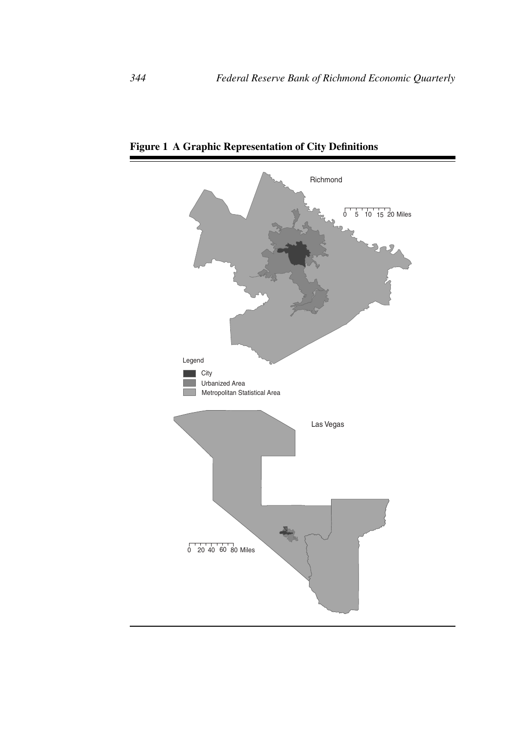**Figure 1 A Graphic Representation of City Definitions**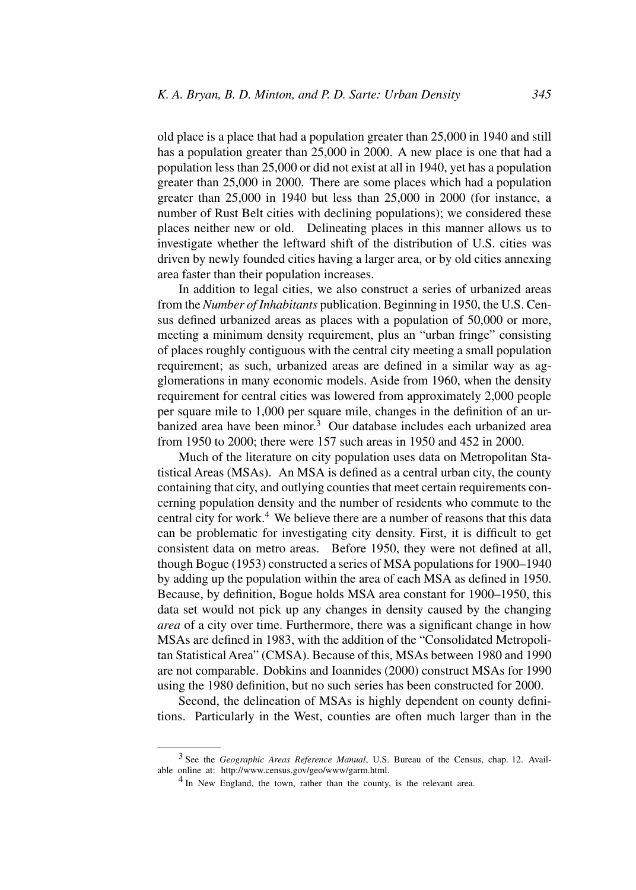old place is a place that had a population greater than 25,000 in 1940 and still has a population greater than 25,000 in 2000. A new place is one that had a population less than 25,000 or did not exist at all in 1940, yet has a population greater than 25,000 in 2000. There are some places which had a population greater than 25,000 in 1940 but less than 25,000 in 2000 (for instance, a number of Rust Belt cities with declining populations); we considered these places neither new or old. Delineating places in this manner allows us to investigate whether the leftward shift of the distribution of U.S. cities was driven by newly founded cities having a larger area, or by old cities annexing area faster than their population increases.

In addition to legal cities, we also construct a series of urbanized areas from the *Number of Inhabitants* publication. Beginning in 1950, the U.S. Census defined urbanized areas as places with a population of 50,000 or more, meeting a minimum density requirement, plus an "urban fringe" consisting of places roughly contiguous with the central city meeting a small population requirement; as such, urbanized areas are defined in a similar way as agglomerations in many economic models. Aside from 1960, when the density requirement for central cities was lowered from approximately 2,000 people per square mile to 1,000 per square mile, changes in the definition of an urbanized area have been minor.[3] Our database includes each urbanized area from 1950 to 2000; there were 157 such areas in 1950 and 452 in 2000.

Much of the literature on city population uses data on Metropolitan Statistical Areas (MSAs). An MSA is defined as a central urban city, the county containing that city, and outlying counties that meet certain requirements concerning population density and the number of residents who commute to the central city for work.[4] We believe there are a number of reasons that this data can be problematic for investigating city density. First, it is difficult to get consistent data on metro areas. Before 1950, they were not defined at all, though Bogue (1953) constructed a series of MSA populations for 1900–1940 by adding up the population within the area of each MSA as defined in 1950. Because, by definition, Bogue holds MSA area constant for 1900–1950, this data set would not pick up any changes in density caused by the changing *area* of a city over time. Furthermore, there was a significant change in how MSAs are defined in 1983, with the addition of the "Consolidated Metropolitan Statistical Area" (CMSA). Because of this, MSAs between 1980 and 1990 are not comparable. Dobkins and Ioannides (2000) construct MSAs for 1990 using the 1980 definition, but no such series has been constructed for 2000.

Second, the delineation of MSAs is highly dependent on county definitions. Particularly in the West, counties are often much larger than in the

[3] See the *Geographic Areas Reference Manual*, U.S. Bureau of the Census, chap. 12. Available online at: http://www.census.gov/geo/www/garm.html.

[4] In New England, the town, rather than the county, is the relevant area.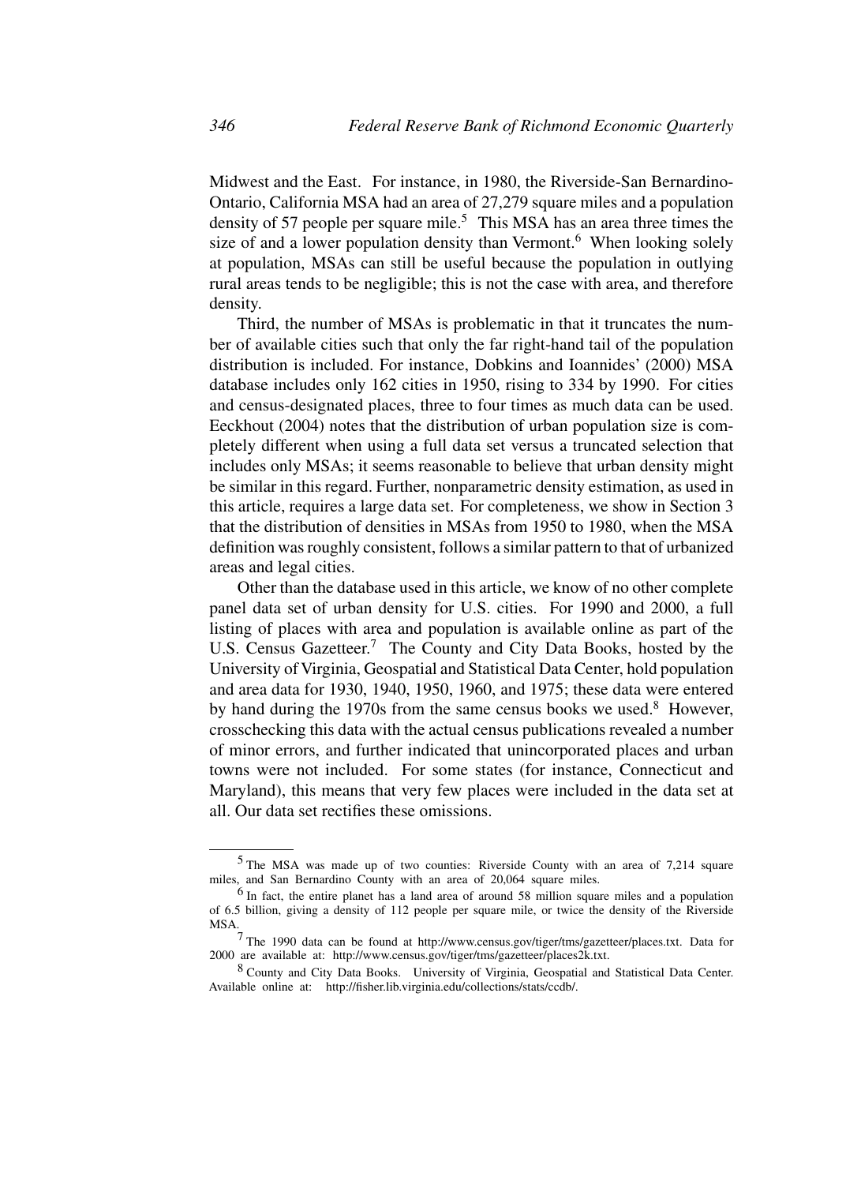Midwest and the East. For instance, in 1980, the Riverside-San Bernardino-Ontario, California MSA had an area of 27,279 square miles and a population density of 57 people per square mile.[5] This MSA has an area three times the size of and a lower population density than Vermont.[6] When looking solely at population, MSAs can still be useful because the population in outlying rural areas tends to be negligible; this is not the case with area, and therefore density.

Third, the number of MSAs is problematic in that it truncates the number of available cities such that only the far right-hand tail of the population distribution is included. For instance, Dobkins and Ioannides' (2000) MSA database includes only 162 cities in 1950, rising to 334 by 1990. For cities and census-designated places, three to four times as much data can be used. Eeckhout (2004) notes that the distribution of urban population size is completely different when using a full data set versus a truncated selection that includes only MSAs; it seems reasonable to believe that urban density might be similar in this regard. Further, nonparametric density estimation, as used in this article, requires a large data set. For completeness, we show in Section 3 that the distribution of densities in MSAs from 1950 to 1980, when the MSA definition was roughly consistent, follows a similar pattern to that of urbanized areas and legal cities.

Other than the database used in this article, we know of no other complete panel data set of urban density for U.S. cities. For 1990 and 2000, a full listing of places with area and population is available online as part of the U.S. Census Gazetteer.[7] The County and City Data Books, hosted by the University of Virginia, Geospatial and Statistical Data Center, hold population and area data for 1930, 1940, 1950, 1960, and 1975; these data were entered by hand during the 1970s from the same census books we used.[8] However, crosschecking this data with the actual census publications revealed a number of minor errors, and further indicated that unincorporated places and urban towns were not included. For some states (for instance, Connecticut and Maryland), this means that very few places were included in the data set at all. Our data set rectifies these omissions.

---

[5] The MSA was made up of two counties: Riverside County with an area of 7,214 square miles, and San Bernardino County with an area of 20,064 square miles.

[6] In fact, the entire planet has a land area of around 58 million square miles and a population of 6.5 billion, giving a density of 112 people per square mile, or twice the density of the Riverside MSA.

[7] The 1990 data can be found at http://www.census.gov/tiger/tms/gazetteer/places.txt. Data for 2000 are available at: http://www.census.gov/tiger/tms/gazetteer/places2k.txt.

[8] County and City Data Books. University of Virginia, Geospatial and Statistical Data Center. Available online at: http://fisher.lib.virginia.edu/collections/stats/ccdb/.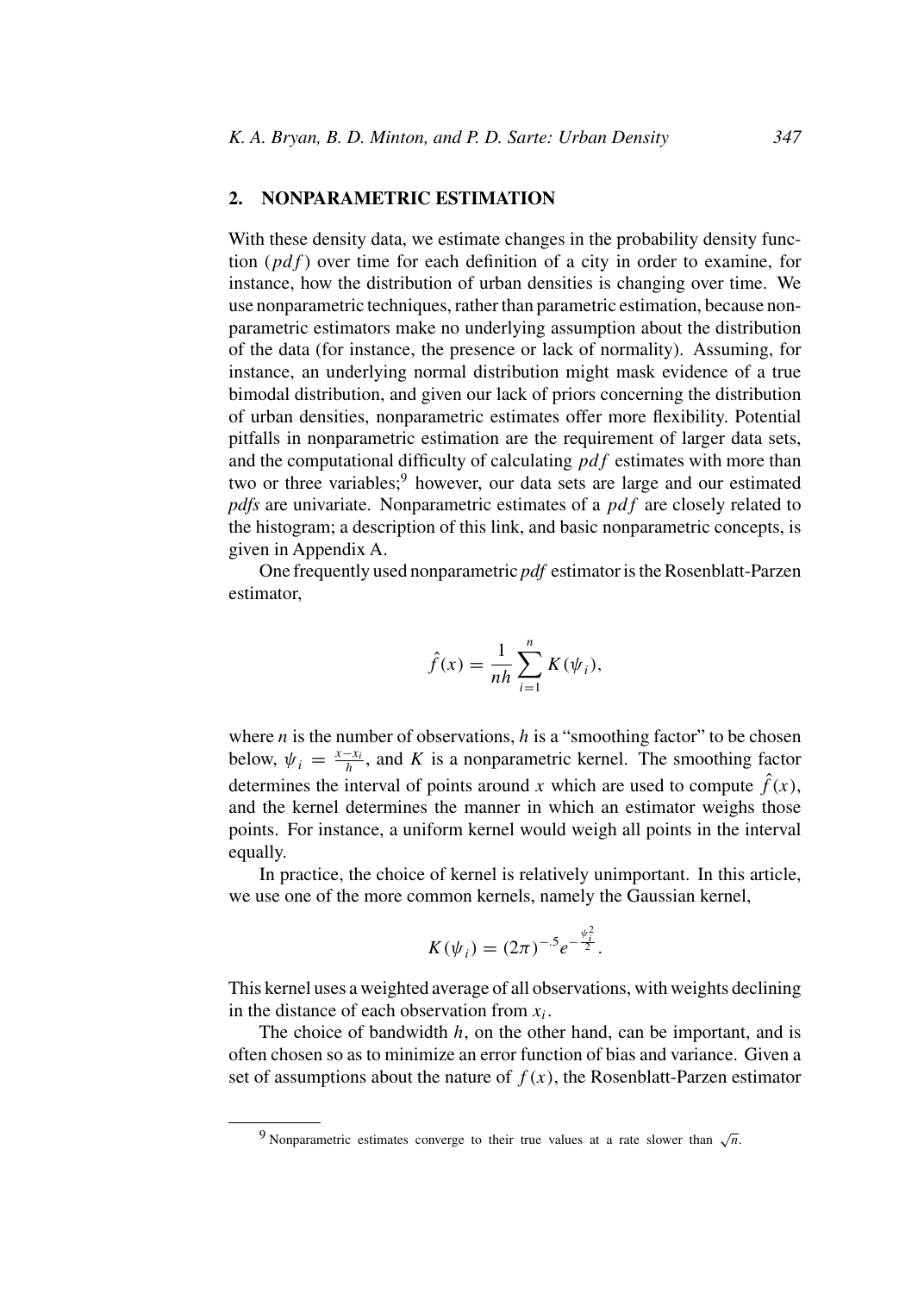## 2. NONPARAMETRIC ESTIMATION

With these density data, we estimate changes in the probability density function ($pdf$) over time for each definition of a city in order to examine, for instance, how the distribution of urban densities is changing over time. We use nonparametric techniques, rather than parametric estimation, because nonparametric estimators make no underlying assumption about the distribution of the data (for instance, the presence or lack of normality). Assuming, for instance, an underlying normal distribution might mask evidence of a true bimodal distribution, and given our lack of priors concerning the distribution of urban densities, nonparametric estimates offer more flexibility. Potential pitfalls in nonparametric estimation are the requirement of larger data sets, and the computational difficulty of calculating $pdf$ estimates with more than two or three variables;[9] however, our data sets are large and our estimated *pdfs* are univariate. Nonparametric estimates of a $pdf$ are closely related to the histogram; a description of this link, and basic nonparametric concepts, is given in Appendix A.

One frequently used nonparametric *pdf* estimator is the Rosenblatt-Parzen estimator,

$$\hat{f}(x) = \frac{1}{nh}\sum_{i=1}^{n} K(\psi_i),$$

where $n$ is the number of observations, $h$ is a "smoothing factor" to be chosen below, $\psi_i = \frac{x-x_i}{h}$, and $K$ is a nonparametric kernel. The smoothing factor determines the interval of points around $x$ which are used to compute $\hat{f}(x)$, and the kernel determines the manner in which an estimator weighs those points. For instance, a uniform kernel would weigh all points in the interval equally.

In practice, the choice of kernel is relatively unimportant. In this article, we use one of the more common kernels, namely the Gaussian kernel,

$$K(\psi_i) = (2\pi)^{-.5} e^{-\frac{\psi_i^2}{2}}.$$

This kernel uses a weighted average of all observations, with weights declining in the distance of each observation from $x_i$.

The choice of bandwidth $h$, on the other hand, can be important, and is often chosen so as to minimize an error function of bias and variance. Given a set of assumptions about the nature of $f(x)$, the Rosenblatt-Parzen estimator

[9] Nonparametric estimates converge to their true values at a rate slower than $\sqrt{n}$.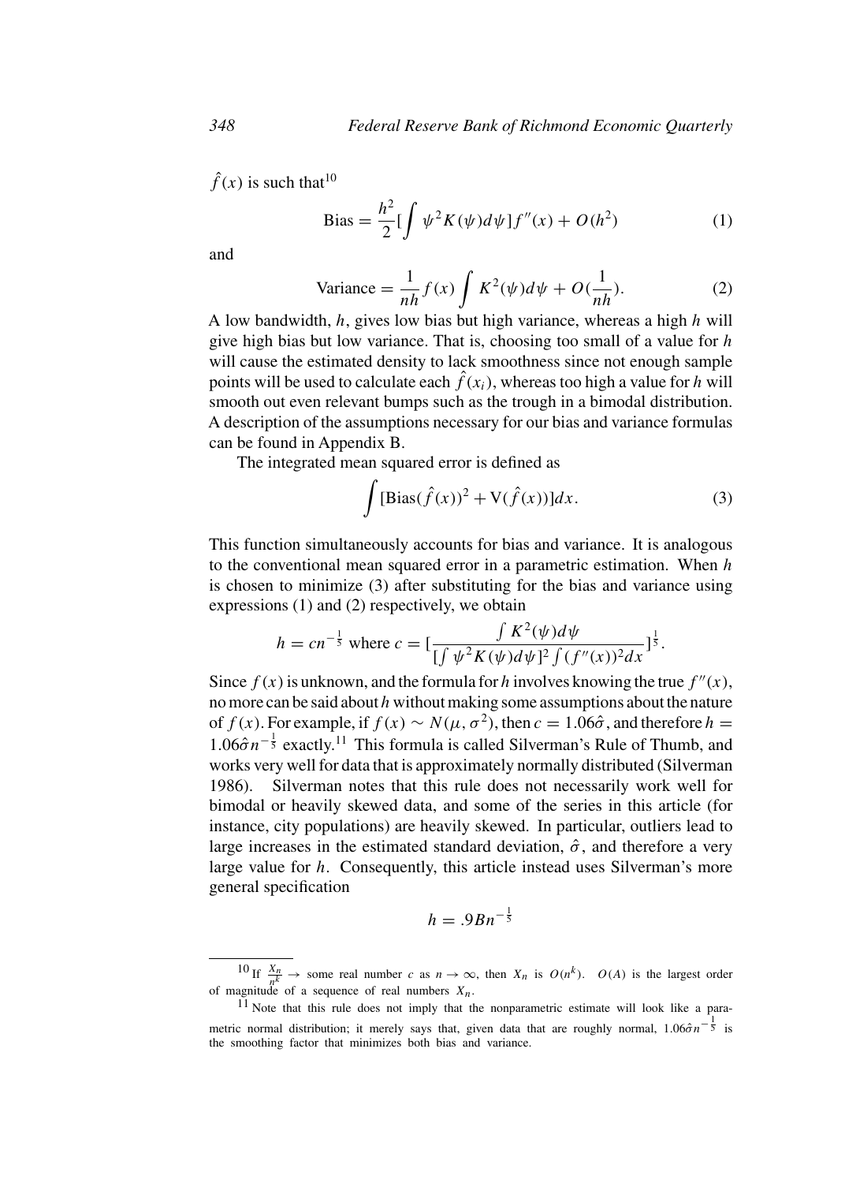$\hat{f}(x)$ is such that[10]

$$\text{Bias} = \frac{h^2}{2}[\int \psi^2 K(\psi)d\psi]f''(x) + O(h^2) \tag{1}$$

and

$$\text{Variance} = \frac{1}{nh}f(x)\int K^2(\psi)d\psi + O(\frac{1}{nh}). \tag{2}$$

A low bandwidth, $h$, gives low bias but high variance, whereas a high $h$ will give high bias but low variance. That is, choosing too small of a value for $h$ will cause the estimated density to lack smoothness since not enough sample points will be used to calculate each $\hat{f}(x_i)$, whereas too high a value for $h$ will smooth out even relevant bumps such as the trough in a bimodal distribution. A description of the assumptions necessary for our bias and variance formulas can be found in Appendix B.

The integrated mean squared error is defined as

$$\int [\text{Bias}(\hat{f}(x))^2 + \text{V}(\hat{f}(x))]dx. \tag{3}$$

This function simultaneously accounts for bias and variance. It is analogous to the conventional mean squared error in a parametric estimation. When $h$ is chosen to minimize (3) after substituting for the bias and variance using expressions (1) and (2) respectively, we obtain

$$h = cn^{-\frac{1}{5}} \text{ where } c = [\frac{\int K^2(\psi)d\psi}{[\int \psi^2 K(\psi)d\psi]^2 \int (f''(x))^2 dx}]^{\frac{1}{5}}.$$

Since $f(x)$ is unknown, and the formula for $h$ involves knowing the true $f''(x)$, no more can be said about $h$ without making some assumptions about the nature of $f(x)$. For example, if $f(x) \sim N(\mu, \sigma^2)$, then $c = 1.06\hat{\sigma}$, and therefore $h = 1.06\hat{\sigma}n^{-\frac{1}{5}}$ exactly.[11] This formula is called Silverman's Rule of Thumb, and works very well for data that is approximately normally distributed (Silverman 1986). Silverman notes that this rule does not necessarily work well for bimodal or heavily skewed data, and some of the series in this article (for instance, city populations) are heavily skewed. In particular, outliers lead to large increases in the estimated standard deviation, $\hat{\sigma}$, and therefore a very large value for $h$. Consequently, this article instead uses Silverman's more general specification

$$h = .9Bn^{-\frac{1}{5}}$$

---

[10] If $\frac{X_n}{n^k} \rightarrow$ some real number $c$ as $n \rightarrow \infty$, then $X_n$ is $O(n^k)$. $O(A)$ is the largest order of magnitude of a sequence of real numbers $X_n$.

[11] Note that this rule does not imply that the nonparametric estimate will look like a parametric normal distribution; it merely says that, given data that are roughly normal, $1.06\hat{\sigma}n^{-\frac{1}{5}}$ is the smoothing factor that minimizes both bias and variance.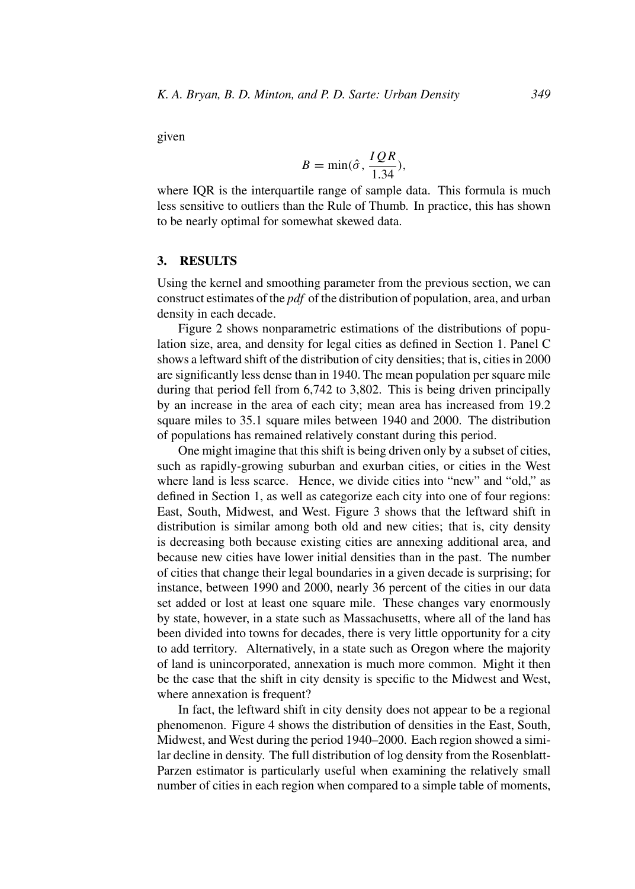given

$$B = \min(\hat{\sigma}, \frac{IQR}{1.34}),$$

where IQR is the interquartile range of sample data. This formula is much less sensitive to outliers than the Rule of Thumb. In practice, this has shown to be nearly optimal for somewhat skewed data.

## 3. RESULTS

Using the kernel and smoothing parameter from the previous section, we can construct estimates of the *pdf* of the distribution of population, area, and urban density in each decade.

Figure 2 shows nonparametric estimations of the distributions of population size, area, and density for legal cities as defined in Section 1. Panel C shows a leftward shift of the distribution of city densities; that is, cities in 2000 are significantly less dense than in 1940. The mean population per square mile during that period fell from 6,742 to 3,802. This is being driven principally by an increase in the area of each city; mean area has increased from 19.2 square miles to 35.1 square miles between 1940 and 2000. The distribution of populations has remained relatively constant during this period.

One might imagine that this shift is being driven only by a subset of cities, such as rapidly-growing suburban and exurban cities, or cities in the West where land is less scarce. Hence, we divide cities into "new" and "old," as defined in Section 1, as well as categorize each city into one of four regions: East, South, Midwest, and West. Figure 3 shows that the leftward shift in distribution is similar among both old and new cities; that is, city density is decreasing both because existing cities are annexing additional area, and because new cities have lower initial densities than in the past. The number of cities that change their legal boundaries in a given decade is surprising; for instance, between 1990 and 2000, nearly 36 percent of the cities in our data set added or lost at least one square mile. These changes vary enormously by state, however, in a state such as Massachusetts, where all of the land has been divided into towns for decades, there is very little opportunity for a city to add territory. Alternatively, in a state such as Oregon where the majority of land is unincorporated, annexation is much more common. Might it then be the case that the shift in city density is specific to the Midwest and West, where annexation is frequent?

In fact, the leftward shift in city density does not appear to be a regional phenomenon. Figure 4 shows the distribution of densities in the East, South, Midwest, and West during the period 1940–2000. Each region showed a similar decline in density. The full distribution of log density from the Rosenblatt-Parzen estimator is particularly useful when examining the relatively small number of cities in each region when compared to a simple table of moments,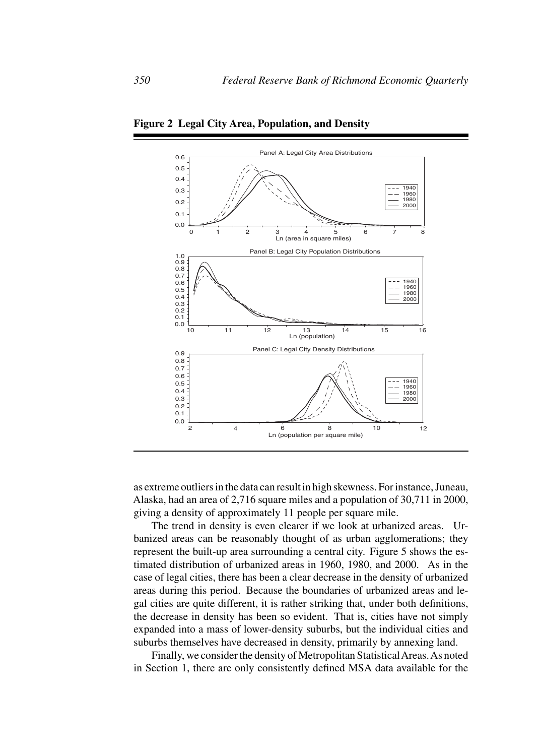**Figure 2 Legal City Area, Population, and Density**

as extreme outliers in the data can result in high skewness. For instance, Juneau, Alaska, had an area of 2,716 square miles and a population of 30,711 in 2000, giving a density of approximately 11 people per square mile.

The trend in density is even clearer if we look at urbanized areas. Urbanized areas can be reasonably thought of as urban agglomerations; they represent the built-up area surrounding a central city. Figure 5 shows the estimated distribution of urbanized areas in 1960, 1980, and 2000. As in the case of legal cities, there has been a clear decrease in the density of urbanized areas during this period. Because the boundaries of urbanized areas and legal cities are quite different, it is rather striking that, under both definitions, the decrease in density has been so evident. That is, cities have not simply expanded into a mass of lower-density suburbs, but the individual cities and suburbs themselves have decreased in density, primarily by annexing land.

Finally, we consider the density of Metropolitan Statistical Areas. As noted in Section 1, there are only consistently defined MSA data available for the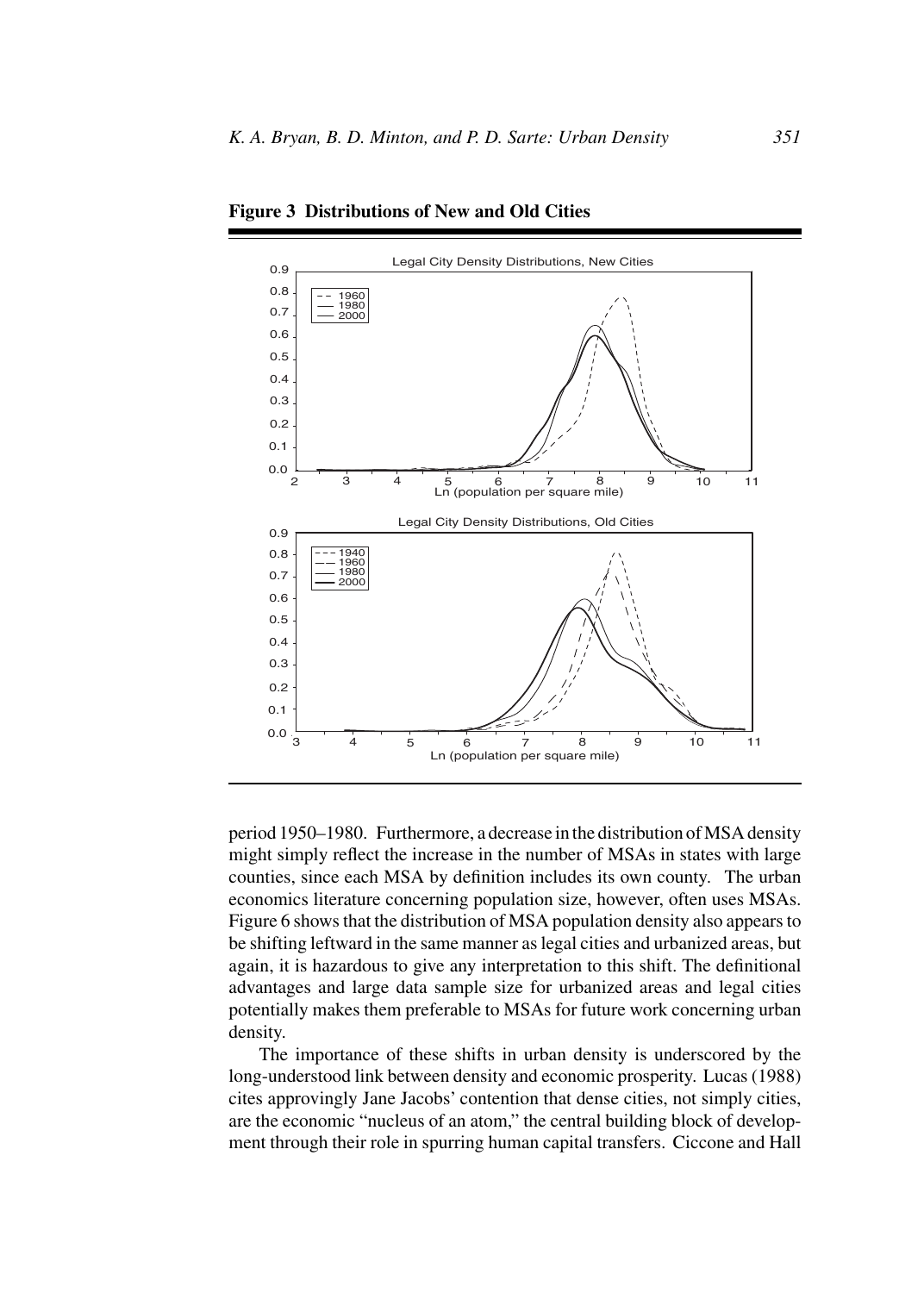**Figure 3 Distributions of New and Old Cities**

period 1950–1980. Furthermore, a decrease in the distribution of MSA density might simply reflect the increase in the number of MSAs in states with large counties, since each MSA by definition includes its own county. The urban economics literature concerning population size, however, often uses MSAs. Figure 6 shows that the distribution of MSA population density also appears to be shifting leftward in the same manner as legal cities and urbanized areas, but again, it is hazardous to give any interpretation to this shift. The definitional advantages and large data sample size for urbanized areas and legal cities potentially makes them preferable to MSAs for future work concerning urban density.

The importance of these shifts in urban density is underscored by the long-understood link between density and economic prosperity. Lucas (1988) cites approvingly Jane Jacobs' contention that dense cities, not simply cities, are the economic "nucleus of an atom," the central building block of development through their role in spurring human capital transfers. Ciccone and Hall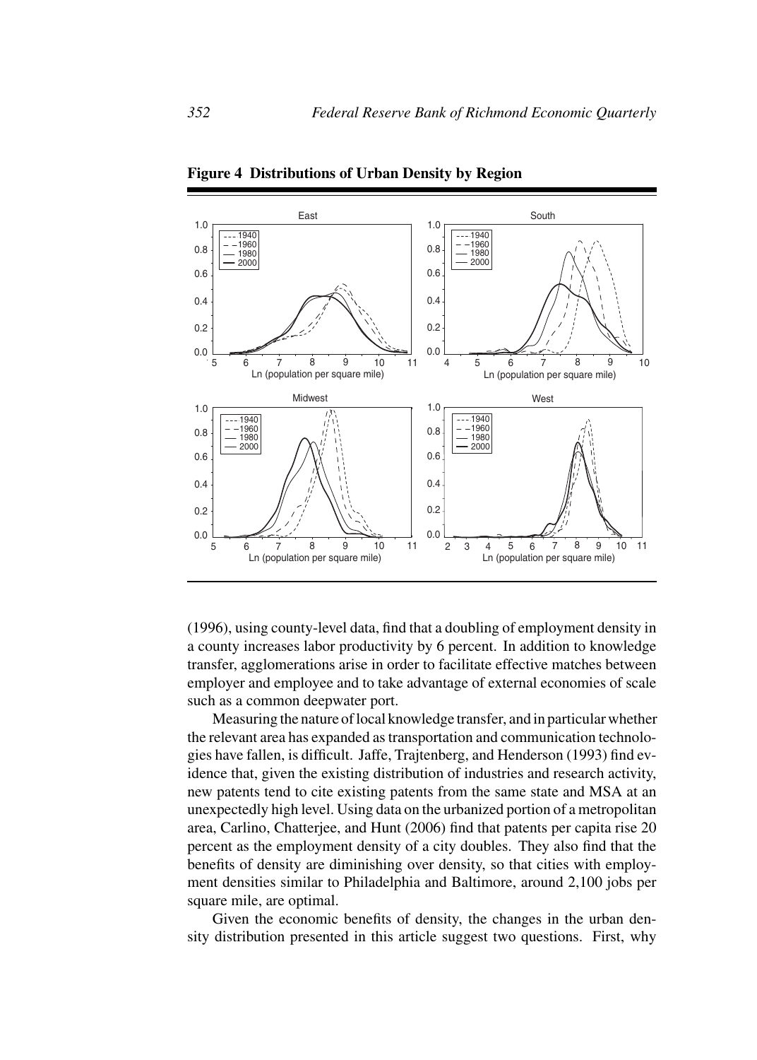**Figure 4 Distributions of Urban Density by Region**

(1996), using county-level data, find that a doubling of employment density in a county increases labor productivity by 6 percent. In addition to knowledge transfer, agglomerations arise in order to facilitate effective matches between employer and employee and to take advantage of external economies of scale such as a common deepwater port.

Measuring the nature of local knowledge transfer, and in particular whether the relevant area has expanded as transportation and communication technologies have fallen, is difficult. Jaffe, Trajtenberg, and Henderson (1993) find evidence that, given the existing distribution of industries and research activity, new patents tend to cite existing patents from the same state and MSA at an unexpectedly high level. Using data on the urbanized portion of a metropolitan area, Carlino, Chatterjee, and Hunt (2006) find that patents per capita rise 20 percent as the employment density of a city doubles. They also find that the benefits of density are diminishing over density, so that cities with employment densities similar to Philadelphia and Baltimore, around 2,100 jobs per square mile, are optimal.

Given the economic benefits of density, the changes in the urban density distribution presented in this article suggest two questions. First, why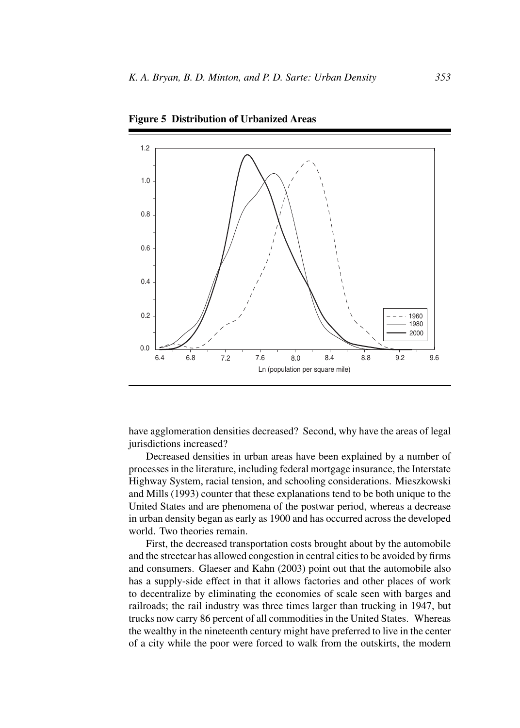**Figure 5 Distribution of Urbanized Areas**

have agglomeration densities decreased? Second, why have the areas of legal jurisdictions increased?

Decreased densities in urban areas have been explained by a number of processes in the literature, including federal mortgage insurance, the Interstate Highway System, racial tension, and schooling considerations. Mieszkowski and Mills (1993) counter that these explanations tend to be both unique to the United States and are phenomena of the postwar period, whereas a decrease in urban density began as early as 1900 and has occurred across the developed world. Two theories remain.

First, the decreased transportation costs brought about by the automobile and the streetcar has allowed congestion in central cities to be avoided by firms and consumers. Glaeser and Kahn (2003) point out that the automobile also has a supply-side effect in that it allows factories and other places of work to decentralize by eliminating the economies of scale seen with barges and railroads; the rail industry was three times larger than trucking in 1947, but trucks now carry 86 percent of all commodities in the United States. Whereas the wealthy in the nineteenth century might have preferred to live in the center of a city while the poor were forced to walk from the outskirts, the modern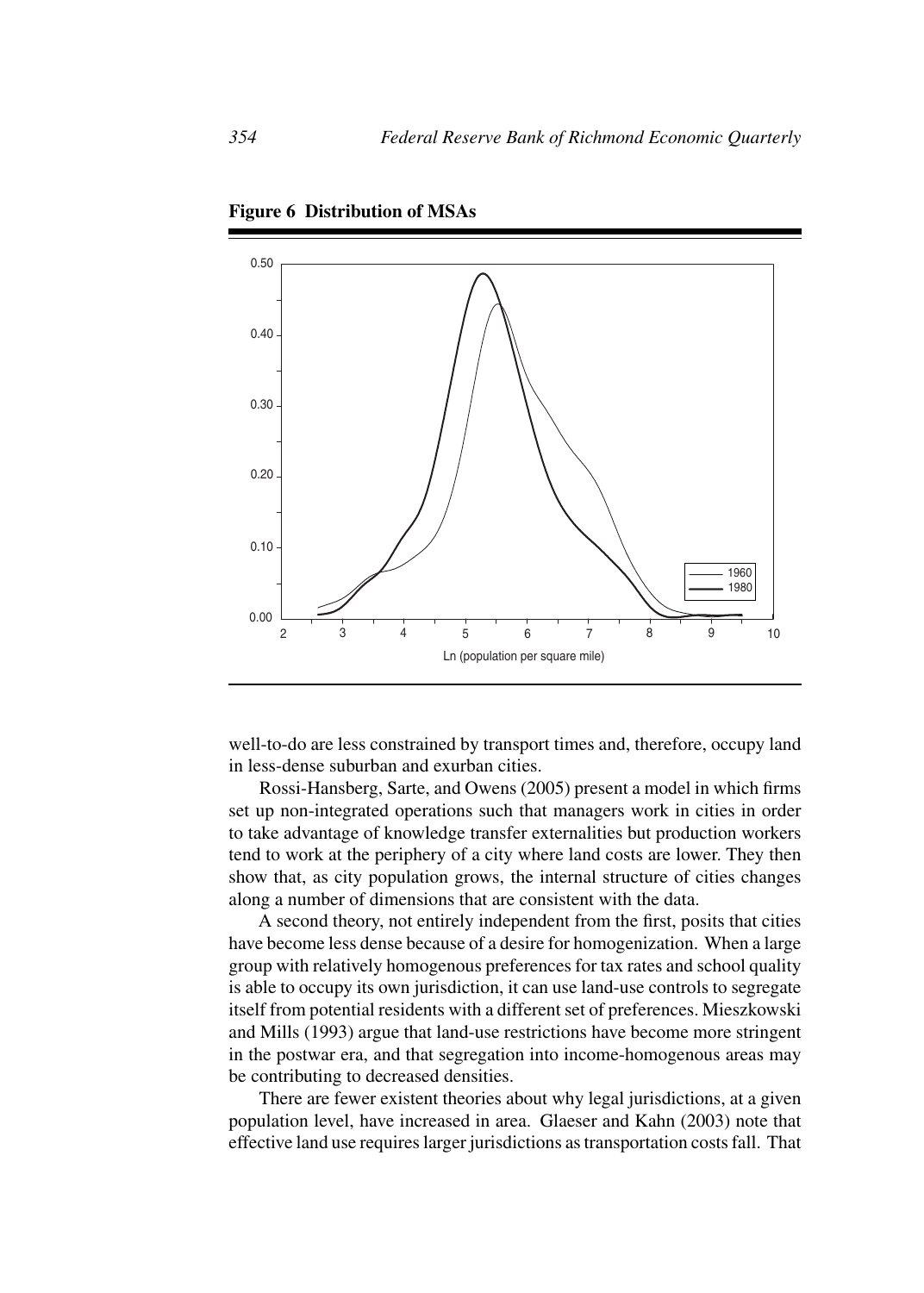**Figure 6 Distribution of MSAs**

well-to-do are less constrained by transport times and, therefore, occupy land in less-dense suburban and exurban cities.

Rossi-Hansberg, Sarte, and Owens (2005) present a model in which firms set up non-integrated operations such that managers work in cities in order to take advantage of knowledge transfer externalities but production workers tend to work at the periphery of a city where land costs are lower. They then show that, as city population grows, the internal structure of cities changes along a number of dimensions that are consistent with the data.

A second theory, not entirely independent from the first, posits that cities have become less dense because of a desire for homogenization. When a large group with relatively homogenous preferences for tax rates and school quality is able to occupy its own jurisdiction, it can use land-use controls to segregate itself from potential residents with a different set of preferences. Mieszkowski and Mills (1993) argue that land-use restrictions have become more stringent in the postwar era, and that segregation into income-homogenous areas may be contributing to decreased densities.

There are fewer existent theories about why legal jurisdictions, at a given population level, have increased in area. Glaeser and Kahn (2003) note that effective land use requires larger jurisdictions as transportation costs fall. That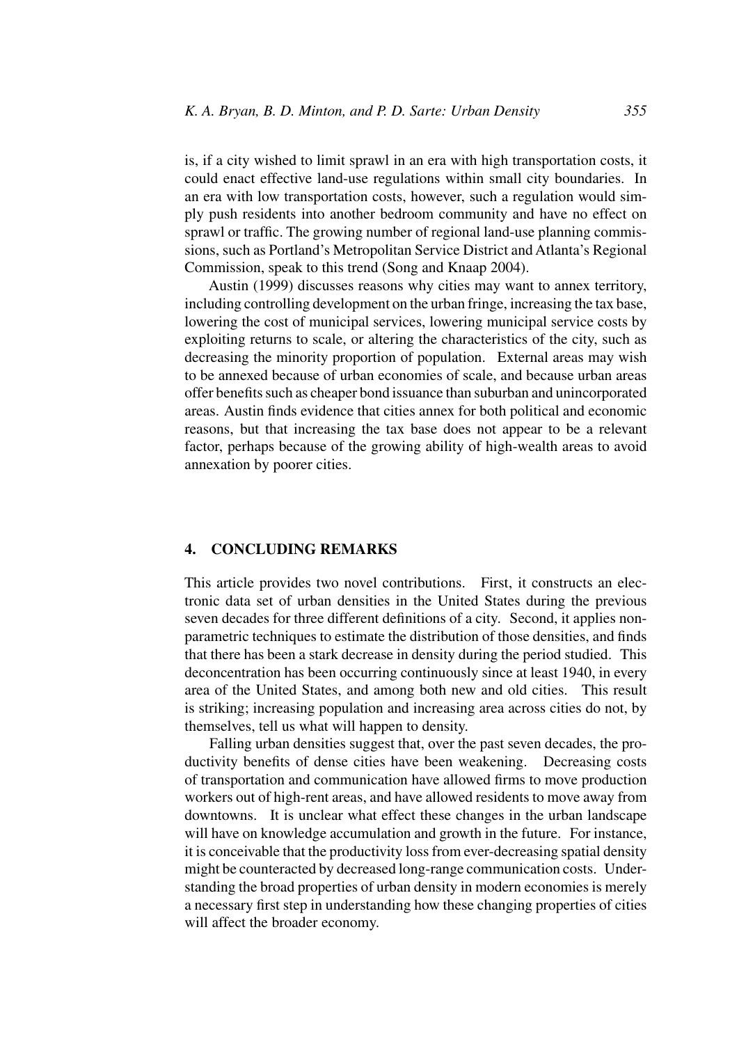is, if a city wished to limit sprawl in an era with high transportation costs, it could enact effective land-use regulations within small city boundaries. In an era with low transportation costs, however, such a regulation would simply push residents into another bedroom community and have no effect on sprawl or traffic. The growing number of regional land-use planning commissions, such as Portland's Metropolitan Service District and Atlanta's Regional Commission, speak to this trend (Song and Knaap 2004).

Austin (1999) discusses reasons why cities may want to annex territory, including controlling development on the urban fringe, increasing the tax base, lowering the cost of municipal services, lowering municipal service costs by exploiting returns to scale, or altering the characteristics of the city, such as decreasing the minority proportion of population. External areas may wish to be annexed because of urban economies of scale, and because urban areas offer benefits such as cheaper bond issuance than suburban and unincorporated areas. Austin finds evidence that cities annex for both political and economic reasons, but that increasing the tax base does not appear to be a relevant factor, perhaps because of the growing ability of high-wealth areas to avoid annexation by poorer cities.

## 4. CONCLUDING REMARKS

This article provides two novel contributions. First, it constructs an electronic data set of urban densities in the United States during the previous seven decades for three different definitions of a city. Second, it applies nonparametric techniques to estimate the distribution of those densities, and finds that there has been a stark decrease in density during the period studied. This deconcentration has been occurring continuously since at least 1940, in every area of the United States, and among both new and old cities. This result is striking; increasing population and increasing area across cities do not, by themselves, tell us what will happen to density.

Falling urban densities suggest that, over the past seven decades, the productivity benefits of dense cities have been weakening. Decreasing costs of transportation and communication have allowed firms to move production workers out of high-rent areas, and have allowed residents to move away from downtowns. It is unclear what effect these changes in the urban landscape will have on knowledge accumulation and growth in the future. For instance, it is conceivable that the productivity loss from ever-decreasing spatial density might be counteracted by decreased long-range communication costs. Understanding the broad properties of urban density in modern economies is merely a necessary first step in understanding how these changing properties of cities will affect the broader economy.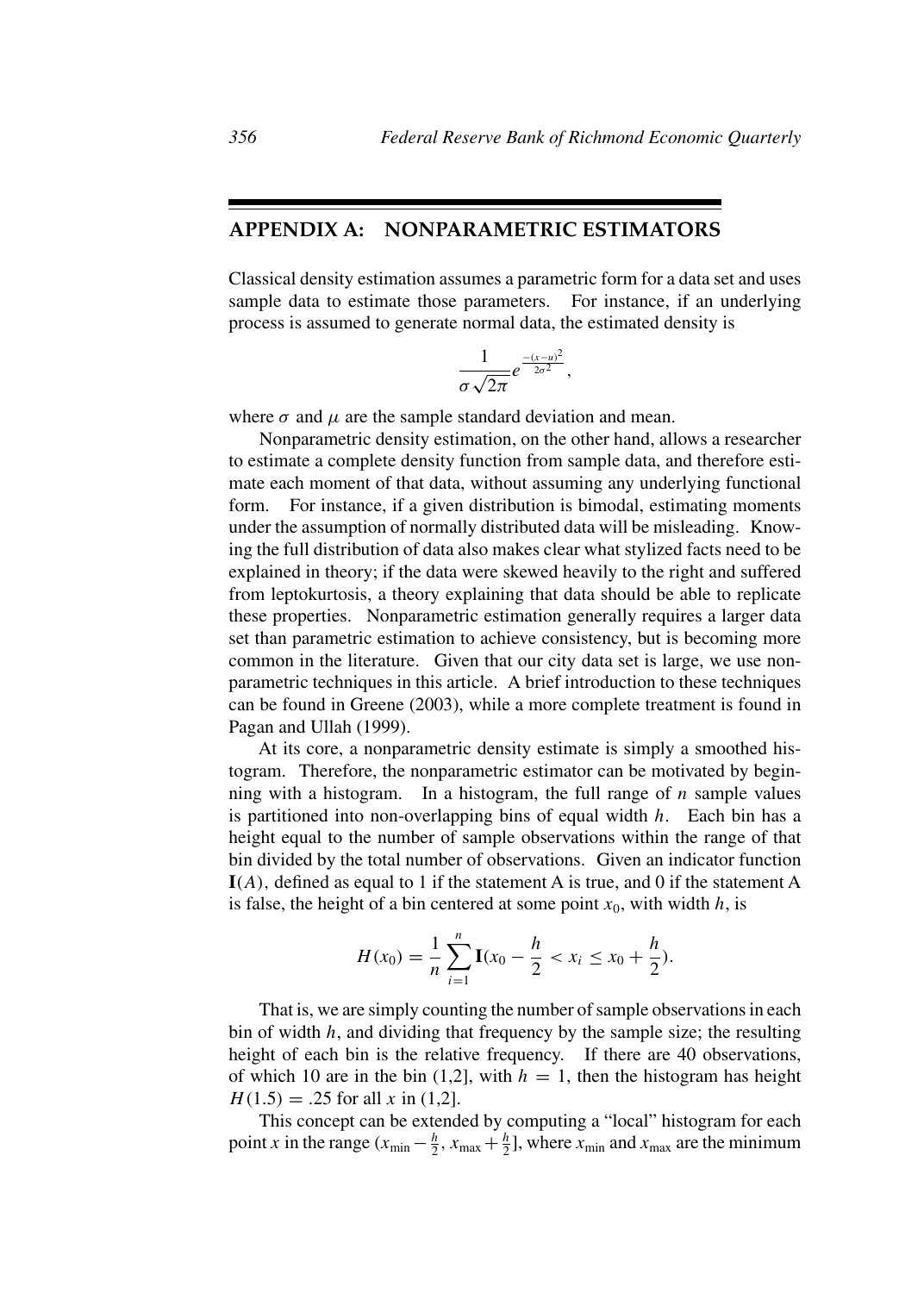## APPENDIX A: NONPARAMETRIC ESTIMATORS

Classical density estimation assumes a parametric form for a data set and uses sample data to estimate those parameters. For instance, if an underlying process is assumed to generate normal data, the estimated density is

$$\frac{1}{\sigma\sqrt{2\pi}}e^{\frac{-(x-u)^2}{2\sigma^2}},$$

where $\sigma$ and $\mu$ are the sample standard deviation and mean.

Nonparametric density estimation, on the other hand, allows a researcher to estimate a complete density function from sample data, and therefore estimate each moment of that data, without assuming any underlying functional form. For instance, if a given distribution is bimodal, estimating moments under the assumption of normally distributed data will be misleading. Knowing the full distribution of data also makes clear what stylized facts need to be explained in theory; if the data were skewed heavily to the right and suffered from leptokurtosis, a theory explaining that data should be able to replicate these properties. Nonparametric estimation generally requires a larger data set than parametric estimation to achieve consistency, but is becoming more common in the literature. Given that our city data set is large, we use nonparametric techniques in this article. A brief introduction to these techniques can be found in Greene (2003), while a more complete treatment is found in Pagan and Ullah (1999).

At its core, a nonparametric density estimate is simply a smoothed histogram. Therefore, the nonparametric estimator can be motivated by beginning with a histogram. In a histogram, the full range of $n$ sample values is partitioned into non-overlapping bins of equal width $h$. Each bin has a height equal to the number of sample observations within the range of that bin divided by the total number of observations. Given an indicator function $\mathbf{I}(A)$, defined as equal to 1 if the statement A is true, and 0 if the statement A is false, the height of a bin centered at some point $x_0$, with width $h$, is

$$H(x_0) = \frac{1}{n}\sum_{i=1}^{n}\mathbf{I}(x_0 - \frac{h}{2} < x_i \leq x_0 + \frac{h}{2}).$$

That is, we are simply counting the number of sample observations in each bin of width $h$, and dividing that frequency by the sample size; the resulting height of each bin is the relative frequency. If there are 40 observations, of which 10 are in the bin (1,2], with $h = 1$, then the histogram has height $H(1.5) = .25$ for all $x$ in (1,2].

This concept can be extended by computing a "local" histogram for each point $x$ in the range $(x_{\min} - \frac{h}{2}, x_{\max} + \frac{h}{2}]$, where $x_{\min}$ and $x_{\max}$ are the minimum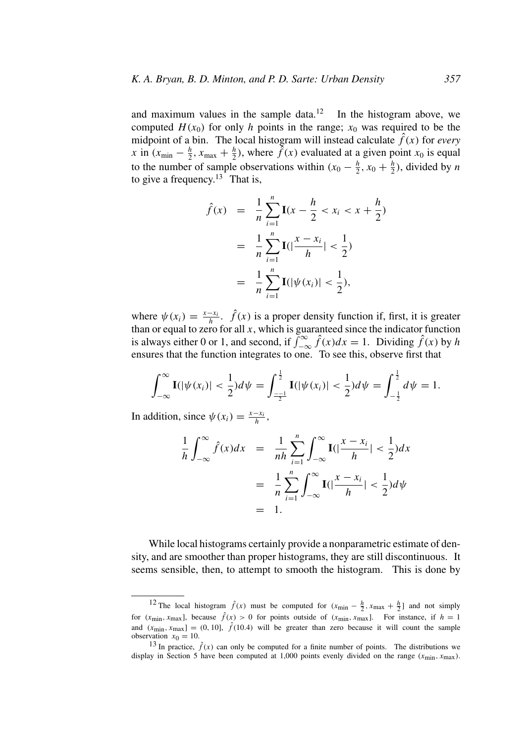and maximum values in the sample data.[12] In the histogram above, we computed $H(x_0)$ for only $h$ points in the range; $x_0$ was required to be the midpoint of a bin. The local histogram will instead calculate $\hat{f}(x)$ for *every* $x$ in $(x_{\min} - \frac{h}{2}, x_{\max} + \frac{h}{2})$, where $\hat{f}(x)$ evaluated at a given point $x_0$ is equal to the number of sample observations within $(x_0 - \frac{h}{2}, x_0 + \frac{h}{2})$, divided by $n$ to give a frequency.[13] That is,

$$
\begin{aligned}
\hat{f}(x) &= \frac{1}{n}\sum_{i=1}^{n} \mathbf{I}(x - \frac{h}{2} < x_i < x + \frac{h}{2}) \\
&= \frac{1}{n}\sum_{i=1}^{n} \mathbf{I}(|\frac{x - x_i}{h}| < \frac{1}{2}) \\
&= \frac{1}{n}\sum_{i=1}^{n} \mathbf{I}(|\psi(x_i)| < \frac{1}{2}),
\end{aligned}
$$

where $\psi(x_i) = \frac{x - x_i}{h}$. $\hat{f}(x)$ is a proper density function if, first, it is greater than or equal to zero for all $x$, which is guaranteed since the indicator function is always either 0 or 1, and second, if $\int_{-\infty}^{\infty} \hat{f}(x)dx = 1$. Dividing $\hat{f}(x)$ by $h$ ensures that the function integrates to one. To see this, observe first that

$$
\int_{-\infty}^{\infty} \mathbf{I}(|\psi(x_i)| < \frac{1}{2})d\psi = \int_{\frac{-1}{2}}^{\frac{1}{2}} \mathbf{I}(|\psi(x_i)| < \frac{1}{2})d\psi = \int_{-\frac{1}{2}}^{\frac{1}{2}} d\psi = 1.
$$

In addition, since $\psi(x_i) = \frac{x - x_i}{h}$,

$$
\begin{aligned}
\frac{1}{h}\int_{-\infty}^{\infty} \hat{f}(x)dx &= \frac{1}{nh}\sum_{i=1}^{n} \int_{-\infty}^{\infty} \mathbf{I}(|\frac{x - x_i}{h}| < \frac{1}{2})dx \\
&= \frac{1}{n}\sum_{i=1}^{n} \int_{-\infty}^{\infty} \mathbf{I}(|\frac{x - x_i}{h}| < \frac{1}{2})d\psi \\
&= 1.
\end{aligned}
$$

While local histograms certainly provide a nonparametric estimate of density, and are smoother than proper histograms, they are still discontinuous. It seems sensible, then, to attempt to smooth the histogram. This is done by

---

[12] The local histogram $\hat{f}(x)$ must be computed for $(x_{\min} - \frac{h}{2}, x_{\max} + \frac{h}{2}]$ and not simply for $(x_{\min}, x_{\max}]$, because $\hat{f}(x) > 0$ for points outside of $(x_{\min}, x_{\max}]$. For instance, if $h = 1$ and $(x_{\min}, x_{\max}] = (0, 10]$, $\hat{f}(10.4)$ will be greater than zero because it will count the sample observation $x_0 = 10$.

[13] In practice, $\hat{f}(x)$ can only be computed for a finite number of points. The distributions we display in Section 5 have been computed at 1,000 points evenly divided on the range $(x_{\min}, x_{\max})$.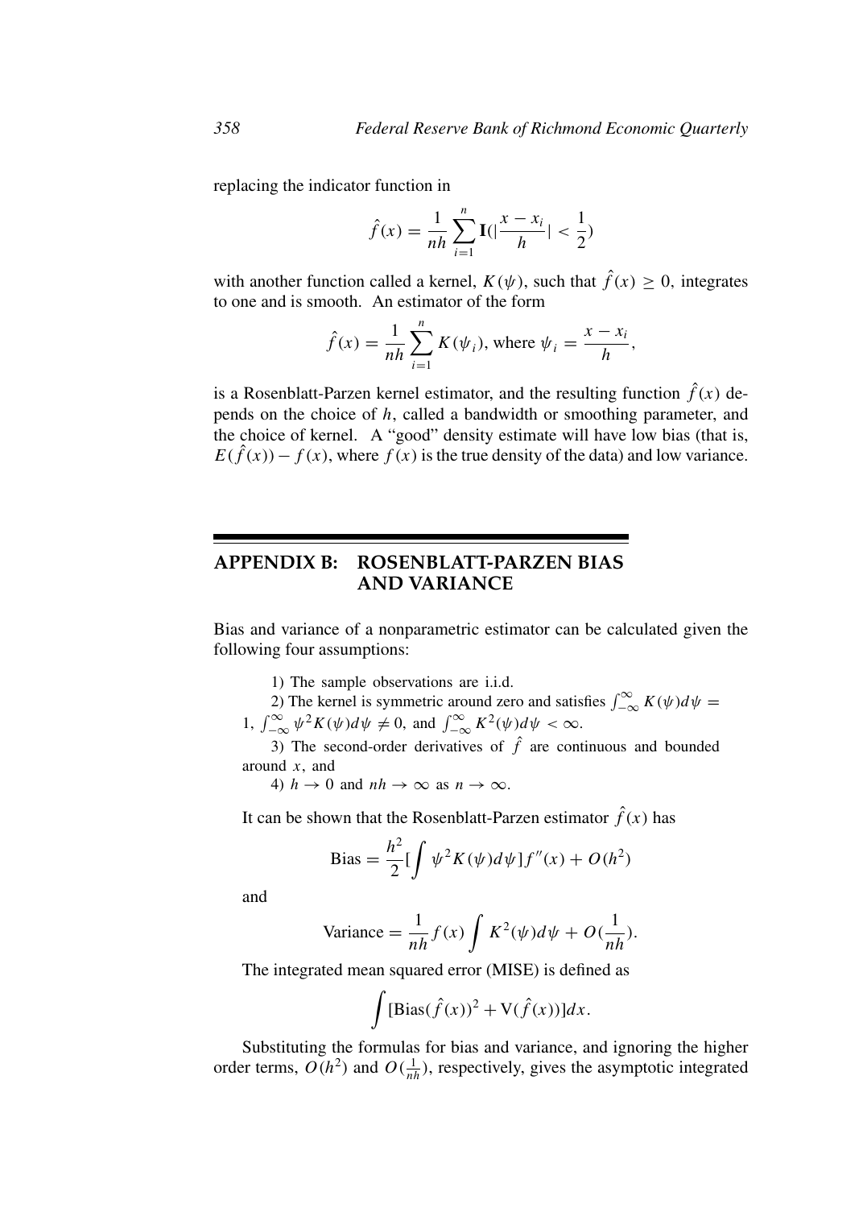replacing the indicator function in

$$\hat{f}(x) = \frac{1}{nh}\sum_{i=1}^{n} \mathbf{I}(|\frac{x - x_i}{h}| < \frac{1}{2})$$

with another function called a kernel, $K(\psi)$, such that $\hat{f}(x) \geq 0$, integrates to one and is smooth. An estimator of the form

$$\hat{f}(x) = \frac{1}{nh}\sum_{i=1}^{n} K(\psi_i), \text{ where } \psi_i = \frac{x - x_i}{h},$$

is a Rosenblatt-Parzen kernel estimator, and the resulting function $\hat{f}(x)$ depends on the choice of $h$, called a bandwidth or smoothing parameter, and the choice of kernel. A "good" density estimate will have low bias (that is, $E(\hat{f}(x)) - f(x)$, where $f(x)$ is the true density of the data) and low variance.

## APPENDIX B: ROSENBLATT-PARZEN BIAS AND VARIANCE

Bias and variance of a nonparametric estimator can be calculated given the following four assumptions:

1) The sample observations are i.i.d.

2) The kernel is symmetric around zero and satisfies $\int_{-\infty}^{\infty} K(\psi)d\psi = 1$, $\int_{-\infty}^{\infty} \psi^2 K(\psi)d\psi \neq 0$, and $\int_{-\infty}^{\infty} K^2(\psi)d\psi < \infty$.

3) The second-order derivatives of $\hat{f}$ are continuous and bounded around $x$, and

4) $h \to 0$ and $nh \to \infty$ as $n \to \infty$.

It can be shown that the Rosenblatt-Parzen estimator $\hat{f}(x)$ has

$$\text{Bias} = \frac{h^2}{2}[\int \psi^2 K(\psi)d\psi]f''(x) + O(h^2)$$

and

$$\text{Variance} = \frac{1}{nh}f(x)\int K^2(\psi)d\psi + O(\frac{1}{nh}).$$

The integrated mean squared error (MISE) is defined as

$$\int [\text{Bias}(\hat{f}(x))^2 + \text{V}(\hat{f}(x))]dx.$$

Substituting the formulas for bias and variance, and ignoring the higher order terms, $O(h^2)$ and $O(\frac{1}{nh})$, respectively, gives the asymptotic integrated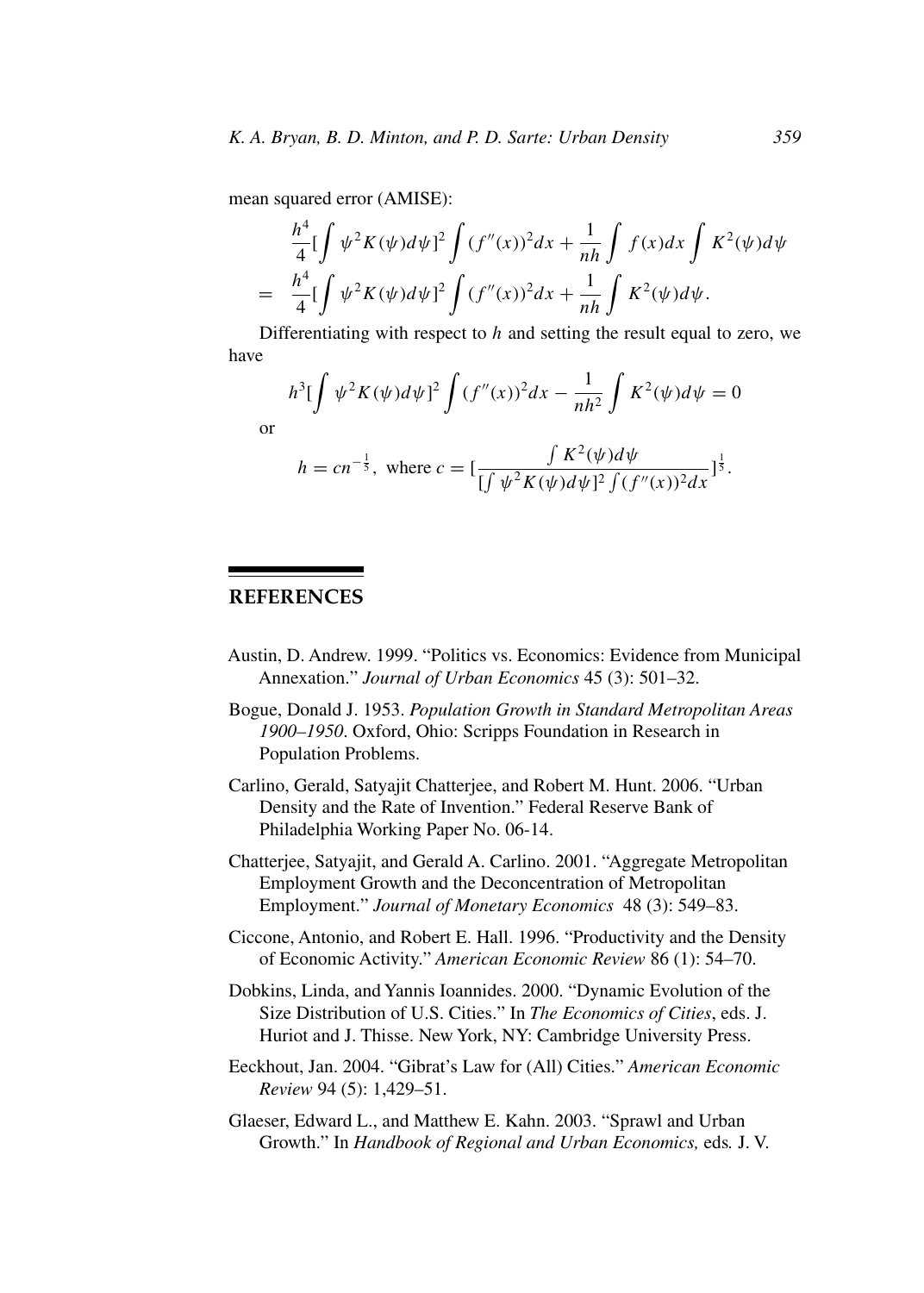mean squared error (AMISE):

$$
\begin{aligned}
&\frac{h^4}{4}[\int \psi^2 K(\psi)d\psi]^2 \int (f''(x))^2 dx + \frac{1}{nh}\int f(x)dx \int K^2(\psi)d\psi \\
= \;& \frac{h^4}{4}[\int \psi^2 K(\psi)d\psi]^2 \int (f''(x))^2 dx + \frac{1}{nh}\int K^2(\psi)d\psi.
\end{aligned}
$$

Differentiating with respect to $h$ and setting the result equal to zero, we have

$$
h^3[\int \psi^2 K(\psi)d\psi]^2 \int (f''(x))^2 dx - \frac{1}{nh^2}\int K^2(\psi)d\psi = 0
$$

or

$$
h = cn^{-\frac{1}{5}}, \text{ where } c = [\frac{\int K^2(\psi)d\psi}{[\int \psi^2 K(\psi)d\psi]^2 \int (f''(x))^2 dx}]^{\frac{1}{5}}.
$$

## REFERENCES

Austin, D. Andrew. 1999. "Politics vs. Economics: Evidence from Municipal Annexation." *Journal of Urban Economics* 45 (3): 501–32.

Bogue, Donald J. 1953. *Population Growth in Standard Metropolitan Areas 1900–1950*. Oxford, Ohio: Scripps Foundation in Research in Population Problems.

Carlino, Gerald, Satyajit Chatterjee, and Robert M. Hunt. 2006. "Urban Density and the Rate of Invention." Federal Reserve Bank of Philadelphia Working Paper No. 06-14.

Chatterjee, Satyajit, and Gerald A. Carlino. 2001. "Aggregate Metropolitan Employment Growth and the Deconcentration of Metropolitan Employment." *Journal of Monetary Economics* 48 (3): 549–83.

Ciccone, Antonio, and Robert E. Hall. 1996. "Productivity and the Density of Economic Activity." *American Economic Review* 86 (1): 54–70.

Dobkins, Linda, and Yannis Ioannides. 2000. "Dynamic Evolution of the Size Distribution of U.S. Cities." In *The Economics of Cities*, eds. J. Huriot and J. Thisse. New York, NY: Cambridge University Press.

Eeckhout, Jan. 2004. "Gibrat's Law for (All) Cities." *American Economic Review* 94 (5): 1,429–51.

Glaeser, Edward L., and Matthew E. Kahn. 2003. "Sprawl and Urban Growth." In *Handbook of Regional and Urban Economics,* eds. J. V.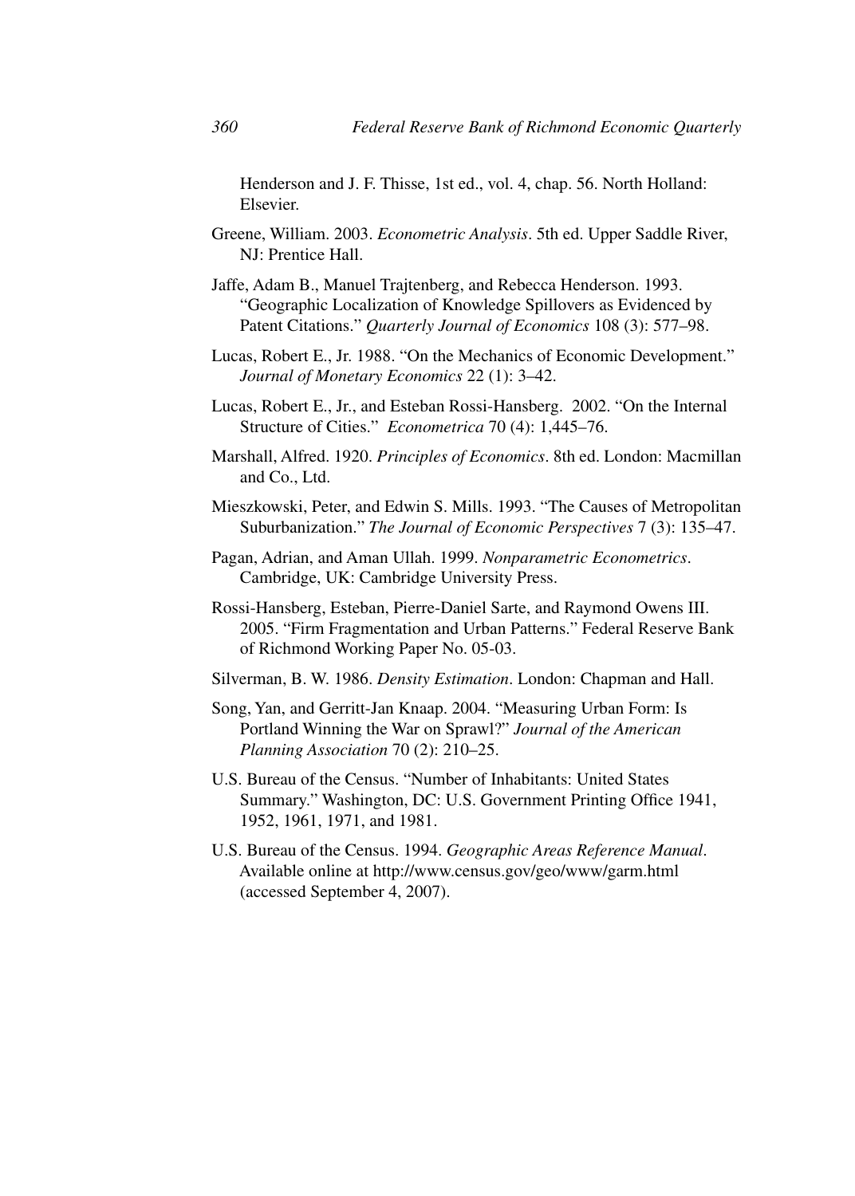Henderson and J. F. Thisse, 1st ed., vol. 4, chap. 56. North Holland: Elsevier.

Greene, William. 2003. *Econometric Analysis*. 5th ed. Upper Saddle River, NJ: Prentice Hall.

Jaffe, Adam B., Manuel Trajtenberg, and Rebecca Henderson. 1993. "Geographic Localization of Knowledge Spillovers as Evidenced by Patent Citations." *Quarterly Journal of Economics* 108 (3): 577–98.

Lucas, Robert E., Jr. 1988. "On the Mechanics of Economic Development." *Journal of Monetary Economics* 22 (1): 3–42.

Lucas, Robert E., Jr., and Esteban Rossi-Hansberg. 2002. "On the Internal Structure of Cities." *Econometrica* 70 (4): 1,445–76.

Marshall, Alfred. 1920. *Principles of Economics*. 8th ed. London: Macmillan and Co., Ltd.

Mieszkowski, Peter, and Edwin S. Mills. 1993. "The Causes of Metropolitan Suburbanization." *The Journal of Economic Perspectives* 7 (3): 135–47.

Pagan, Adrian, and Aman Ullah. 1999. *Nonparametric Econometrics*. Cambridge, UK: Cambridge University Press.

Rossi-Hansberg, Esteban, Pierre-Daniel Sarte, and Raymond Owens III. 2005. "Firm Fragmentation and Urban Patterns." Federal Reserve Bank of Richmond Working Paper No. 05-03.

Silverman, B. W. 1986. *Density Estimation*. London: Chapman and Hall.

Song, Yan, and Gerritt-Jan Knaap. 2004. "Measuring Urban Form: Is Portland Winning the War on Sprawl?" *Journal of the American Planning Association* 70 (2): 210–25.

U.S. Bureau of the Census. "Number of Inhabitants: United States Summary." Washington, DC: U.S. Government Printing Office 1941, 1952, 1961, 1971, and 1981.

U.S. Bureau of the Census. 1994. *Geographic Areas Reference Manual*. Available online at http://www.census.gov/geo/www/garm.html (accessed September 4, 2007).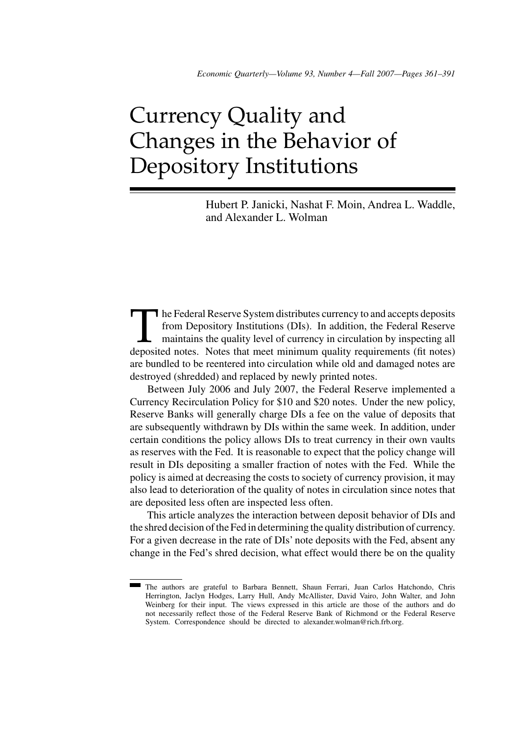# Currency Quality and Changes in the Behavior of Depository Institutions

Hubert P. Janicki, Nashat F. Moin, Andrea L. Waddle, and Alexander L. Wolman

The Federal Reserve System distributes currency to and accepts deposits from Depository Institutions (DIs). In addition, the Federal Reserve maintains the quality level of currency in circulation by inspecting all deposited notes. Notes that meet minimum quality requirements (fit notes) are bundled to be reentered into circulation while old and damaged notes are destroyed (shredded) and replaced by newly printed notes.

Between July 2006 and July 2007, the Federal Reserve implemented a Currency Recirculation Policy for \$10 and \$20 notes. Under the new policy, Reserve Banks will generally charge DIs a fee on the value of deposits that are subsequently withdrawn by DIs within the same week. In addition, under certain conditions the policy allows DIs to treat currency in their own vaults as reserves with the Fed. It is reasonable to expect that the policy change will result in DIs depositing a smaller fraction of notes with the Fed. While the policy is aimed at decreasing the costs to society of currency provision, it may also lead to deterioration of the quality of notes in circulation since notes that are deposited less often are inspected less often.

This article analyzes the interaction between deposit behavior of DIs and the shred decision of the Fed in determining the quality distribution of currency. For a given decrease in the rate of DIs' note deposits with the Fed, absent any change in the Fed's shred decision, what effect would there be on the quality

The authors are grateful to Barbara Bennett, Shaun Ferrari, Juan Carlos Hatchondo, Chris Herrington, Jaclyn Hodges, Larry Hull, Andy McAllister, David Vairo, John Walter, and John Weinberg for their input. The views expressed in this article are those of the authors and do not necessarily reflect those of the Federal Reserve Bank of Richmond or the Federal Reserve System. Correspondence should be directed to alexander.wolman@rich.frb.org.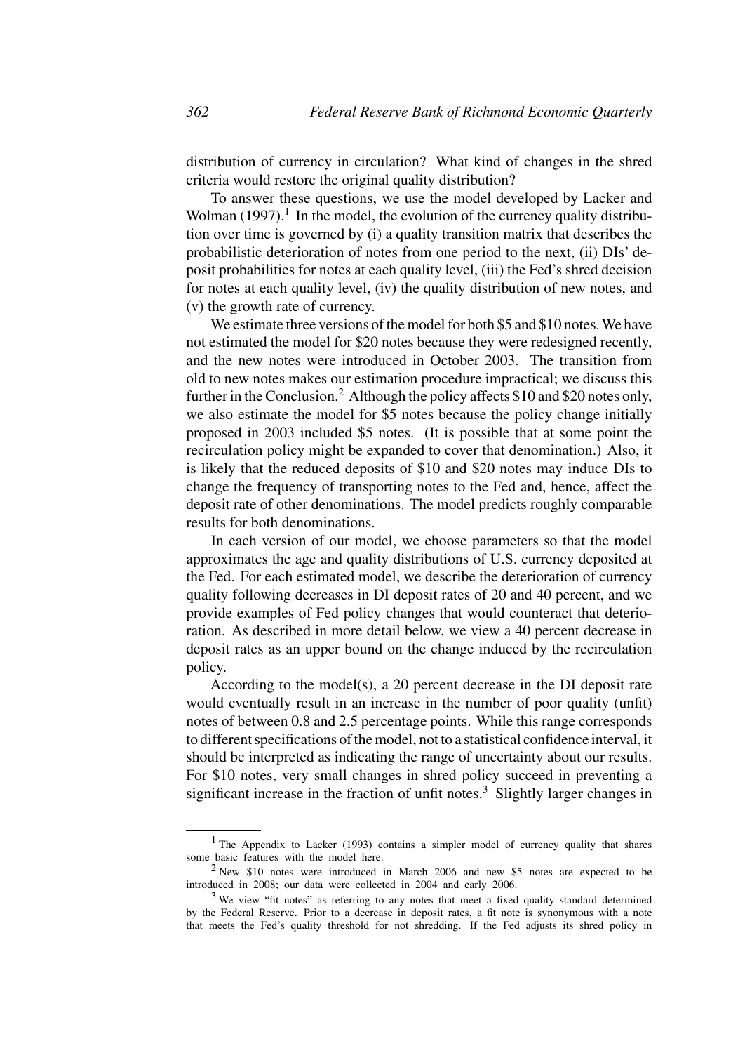distribution of currency in circulation? What kind of changes in the shred criteria would restore the original quality distribution?

To answer these questions, we use the model developed by Lacker and Wolman (1997).[1] In the model, the evolution of the currency quality distribution over time is governed by (i) a quality transition matrix that describes the probabilistic deterioration of notes from one period to the next, (ii) DIs' deposit probabilities for notes at each quality level, (iii) the Fed's shred decision for notes at each quality level, (iv) the quality distribution of new notes, and (v) the growth rate of currency.

We estimate three versions of the model for both \$5 and \$10 notes. We have not estimated the model for \$20 notes because they were redesigned recently, and the new notes were introduced in October 2003. The transition from old to new notes makes our estimation procedure impractical; we discuss this further in the Conclusion.[2] Although the policy affects \$10 and \$20 notes only, we also estimate the model for \$5 notes because the policy change initially proposed in 2003 included \$5 notes. (It is possible that at some point the recirculation policy might be expanded to cover that denomination.) Also, it is likely that the reduced deposits of \$10 and \$20 notes may induce DIs to change the frequency of transporting notes to the Fed and, hence, affect the deposit rate of other denominations. The model predicts roughly comparable results for both denominations.

In each version of our model, we choose parameters so that the model approximates the age and quality distributions of U.S. currency deposited at the Fed. For each estimated model, we describe the deterioration of currency quality following decreases in DI deposit rates of 20 and 40 percent, and we provide examples of Fed policy changes that would counteract that deterioration. As described in more detail below, we view a 40 percent decrease in deposit rates as an upper bound on the change induced by the recirculation policy.

According to the model(s), a 20 percent decrease in the DI deposit rate would eventually result in an increase in the number of poor quality (unfit) notes of between 0.8 and 2.5 percentage points. While this range corresponds to different specifications of the model, not to a statistical confidence interval, it should be interpreted as indicating the range of uncertainty about our results. For \$10 notes, very small changes in shred policy succeed in preventing a significant increase in the fraction of unfit notes.[3] Slightly larger changes in

---

[1] The Appendix to Lacker (1993) contains a simpler model of currency quality that shares some basic features with the model here.

[2] New \$10 notes were introduced in March 2006 and new \$5 notes are expected to be introduced in 2008; our data were collected in 2004 and early 2006.

[3] We view "fit notes" as referring to any notes that meet a fixed quality standard determined by the Federal Reserve. Prior to a decrease in deposit rates, a fit note is synonymous with a note that meets the Fed's quality threshold for not shredding. If the Fed adjusts its shred policy in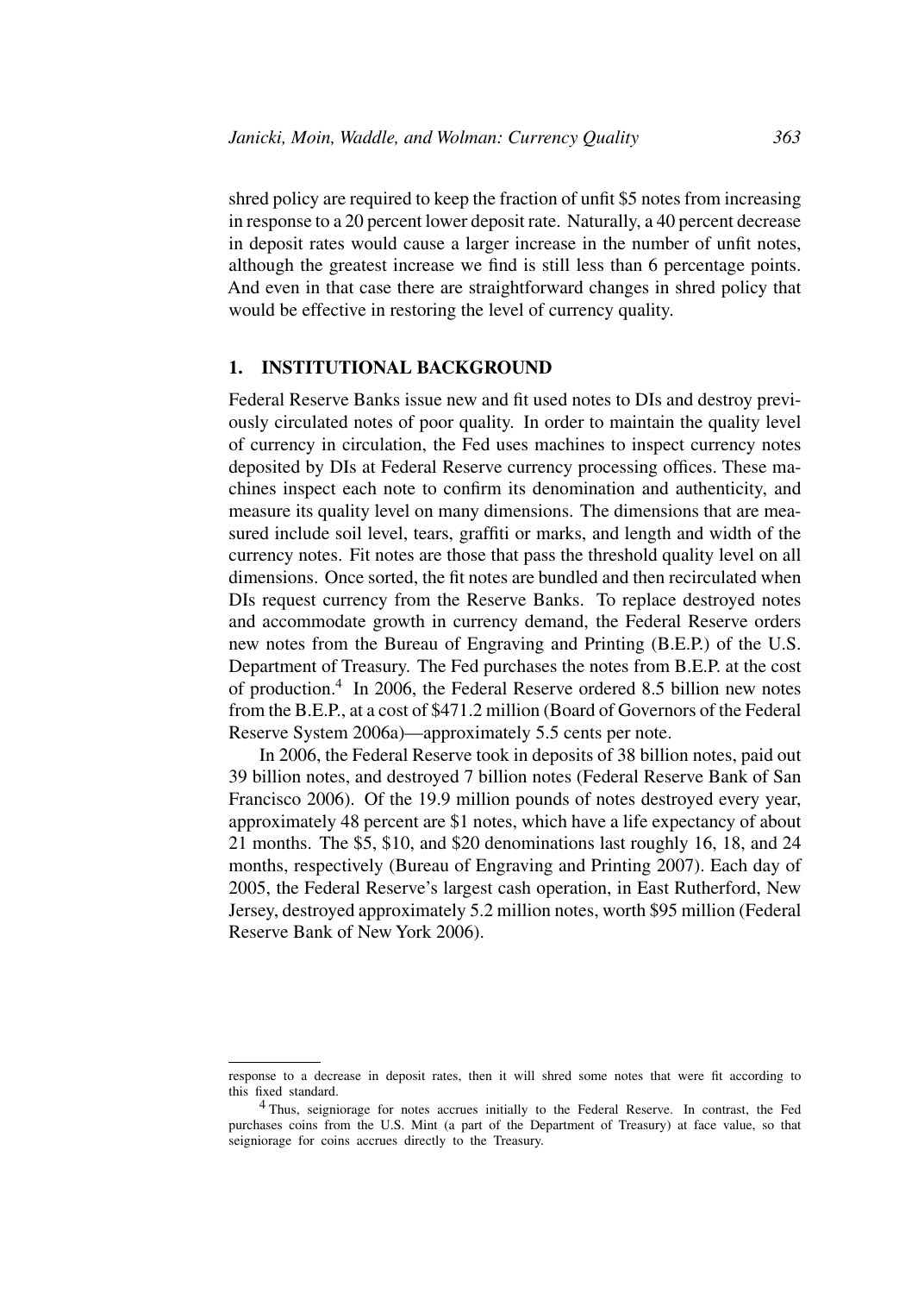shred policy are required to keep the fraction of unfit \$5 notes from increasing in response to a 20 percent lower deposit rate. Naturally, a 40 percent decrease in deposit rates would cause a larger increase in the number of unfit notes, although the greatest increase we find is still less than 6 percentage points. And even in that case there are straightforward changes in shred policy that would be effective in restoring the level of currency quality.

## 1. INSTITUTIONAL BACKGROUND

Federal Reserve Banks issue new and fit used notes to DIs and destroy previously circulated notes of poor quality. In order to maintain the quality level of currency in circulation, the Fed uses machines to inspect currency notes deposited by DIs at Federal Reserve currency processing offices. These machines inspect each note to confirm its denomination and authenticity, and measure its quality level on many dimensions. The dimensions that are measured include soil level, tears, graffiti or marks, and length and width of the currency notes. Fit notes are those that pass the threshold quality level on all dimensions. Once sorted, the fit notes are bundled and then recirculated when DIs request currency from the Reserve Banks. To replace destroyed notes and accommodate growth in currency demand, the Federal Reserve orders new notes from the Bureau of Engraving and Printing (B.E.P.) of the U.S. Department of Treasury. The Fed purchases the notes from B.E.P. at the cost of production.[4] In 2006, the Federal Reserve ordered 8.5 billion new notes from the B.E.P., at a cost of \$471.2 million (Board of Governors of the Federal Reserve System 2006a)—approximately 5.5 cents per note.

In 2006, the Federal Reserve took in deposits of 38 billion notes, paid out 39 billion notes, and destroyed 7 billion notes (Federal Reserve Bank of San Francisco 2006). Of the 19.9 million pounds of notes destroyed every year, approximately 48 percent are \$1 notes, which have a life expectancy of about 21 months. The \$5, \$10, and \$20 denominations last roughly 16, 18, and 24 months, respectively (Bureau of Engraving and Printing 2007). Each day of 2005, the Federal Reserve's largest cash operation, in East Rutherford, New Jersey, destroyed approximately 5.2 million notes, worth \$95 million (Federal Reserve Bank of New York 2006).

---

response to a decrease in deposit rates, then it will shred some notes that were fit according to this fixed standard.

[4] Thus, seigniorage for notes accrues initially to the Federal Reserve. In contrast, the Fed purchases coins from the U.S. Mint (a part of the Department of Treasury) at face value, so that seigniorage for coins accrues directly to the Treasury.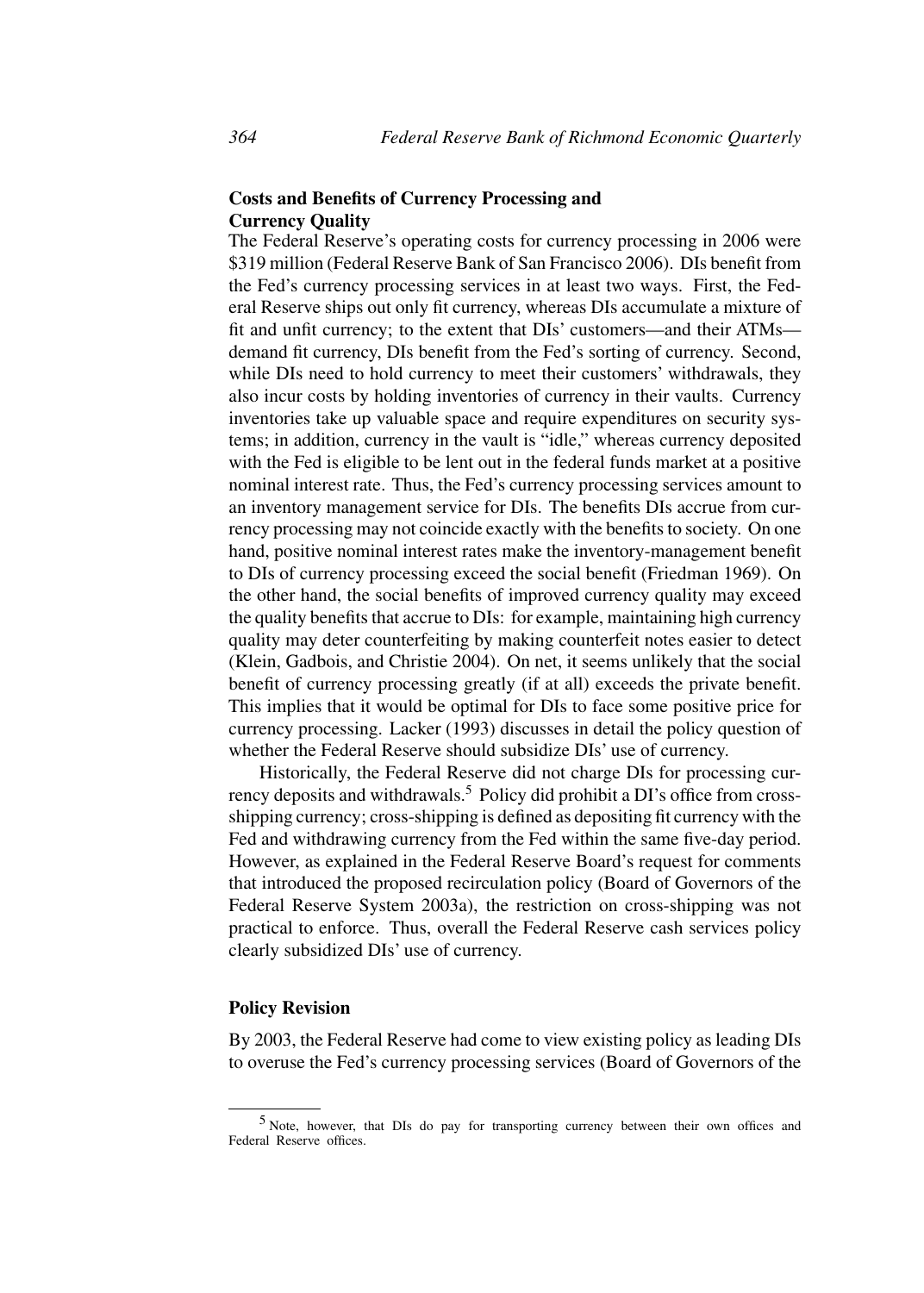### Costs and Benefits of Currency Processing and Currency Quality

The Federal Reserve's operating costs for currency processing in 2006 were $319 million (Federal Reserve Bank of San Francisco 2006). DIs benefit from the Fed's currency processing services in at least two ways. First, the Federal Reserve ships out only fit currency, whereas DIs accumulate a mixture of fit and unfit currency; to the extent that DIs' customers—and their ATMs—demand fit currency, DIs benefit from the Fed's sorting of currency. Second, while DIs need to hold currency to meet their customers' withdrawals, they also incur costs by holding inventories of currency in their vaults. Currency inventories take up valuable space and require expenditures on security systems; in addition, currency in the vault is "idle," whereas currency deposited with the Fed is eligible to be lent out in the federal funds market at a positive nominal interest rate. Thus, the Fed's currency processing services amount to an inventory management service for DIs. The benefits DIs accrue from currency processing may not coincide exactly with the benefits to society. On one hand, positive nominal interest rates make the inventory-management benefit to DIs of currency processing exceed the social benefit (Friedman 1969). On the other hand, the social benefits of improved currency quality may exceed the quality benefits that accrue to DIs: for example, maintaining high currency quality may deter counterfeiting by making counterfeit notes easier to detect (Klein, Gadbois, and Christie 2004). On net, it seems unlikely that the social benefit of currency processing greatly (if at all) exceeds the private benefit. This implies that it would be optimal for DIs to face some positive price for currency processing. Lacker (1993) discusses in detail the policy question of whether the Federal Reserve should subsidize DIs' use of currency.

Historically, the Federal Reserve did not charge DIs for processing currency deposits and withdrawals.[5] Policy did prohibit a DI's office from cross-shipping currency; cross-shipping is defined as depositing fit currency with the Fed and withdrawing currency from the Fed within the same five-day period. However, as explained in the Federal Reserve Board's request for comments that introduced the proposed recirculation policy (Board of Governors of the Federal Reserve System 2003a), the restriction on cross-shipping was not practical to enforce. Thus, overall the Federal Reserve cash services policy clearly subsidized DIs' use of currency.

### Policy Revision

By 2003, the Federal Reserve had come to view existing policy as leading DIs to overuse the Fed's currency processing services (Board of Governors of the

[5] Note, however, that DIs do pay for transporting currency between their own offices and Federal Reserve offices.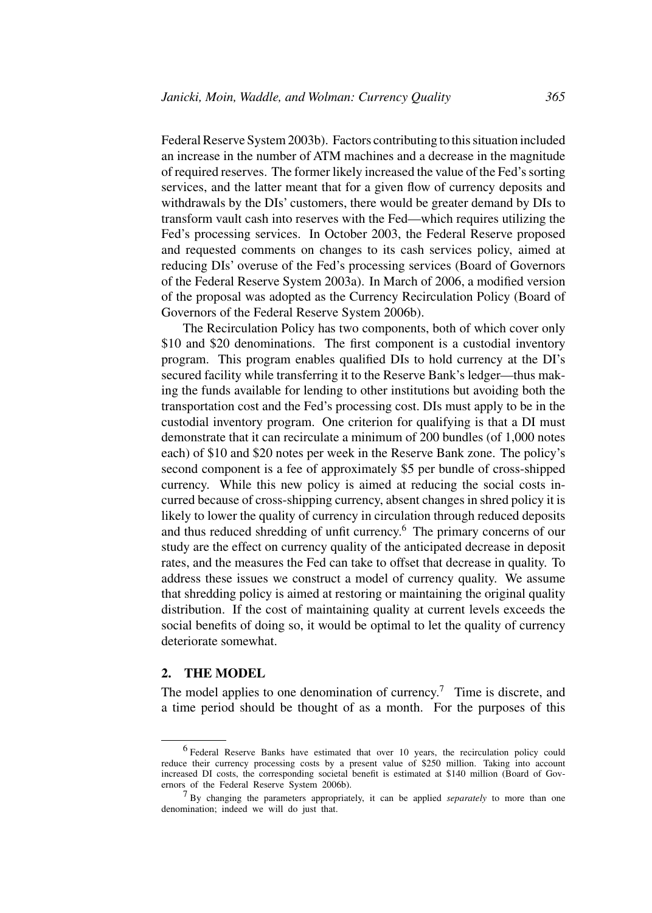Federal Reserve System 2003b). Factors contributing to this situation included an increase in the number of ATM machines and a decrease in the magnitude of required reserves. The former likely increased the value of the Fed's sorting services, and the latter meant that for a given flow of currency deposits and withdrawals by the DIs' customers, there would be greater demand by DIs to transform vault cash into reserves with the Fed—which requires utilizing the Fed's processing services. In October 2003, the Federal Reserve proposed and requested comments on changes to its cash services policy, aimed at reducing DIs' overuse of the Fed's processing services (Board of Governors of the Federal Reserve System 2003a). In March of 2006, a modified version of the proposal was adopted as the Currency Recirculation Policy (Board of Governors of the Federal Reserve System 2006b).

The Recirculation Policy has two components, both of which cover only \$10 and \$20 denominations. The first component is a custodial inventory program. This program enables qualified DIs to hold currency at the DI's secured facility while transferring it to the Reserve Bank's ledger—thus making the funds available for lending to other institutions but avoiding both the transportation cost and the Fed's processing cost. DIs must apply to be in the custodial inventory program. One criterion for qualifying is that a DI must demonstrate that it can recirculate a minimum of 200 bundles (of 1,000 notes each) of \$10 and \$20 notes per week in the Reserve Bank zone. The policy's second component is a fee of approximately \$5 per bundle of cross-shipped currency. While this new policy is aimed at reducing the social costs incurred because of cross-shipping currency, absent changes in shred policy it is likely to lower the quality of currency in circulation through reduced deposits and thus reduced shredding of unfit currency.[6] The primary concerns of our study are the effect on currency quality of the anticipated decrease in deposit rates, and the measures the Fed can take to offset that decrease in quality. To address these issues we construct a model of currency quality. We assume that shredding policy is aimed at restoring or maintaining the original quality distribution. If the cost of maintaining quality at current levels exceeds the social benefits of doing so, it would be optimal to let the quality of currency deteriorate somewhat.

## 2. THE MODEL

The model applies to one denomination of currency.[7] Time is discrete, and a time period should be thought of as a month. For the purposes of this

---

[6] Federal Reserve Banks have estimated that over 10 years, the recirculation policy could reduce their currency processing costs by a present value of \$250 million. Taking into account increased DI costs, the corresponding societal benefit is estimated at \$140 million (Board of Governors of the Federal Reserve System 2006b).

[7] By changing the parameters appropriately, it can be applied *separately* to more than one denomination; indeed we will do just that.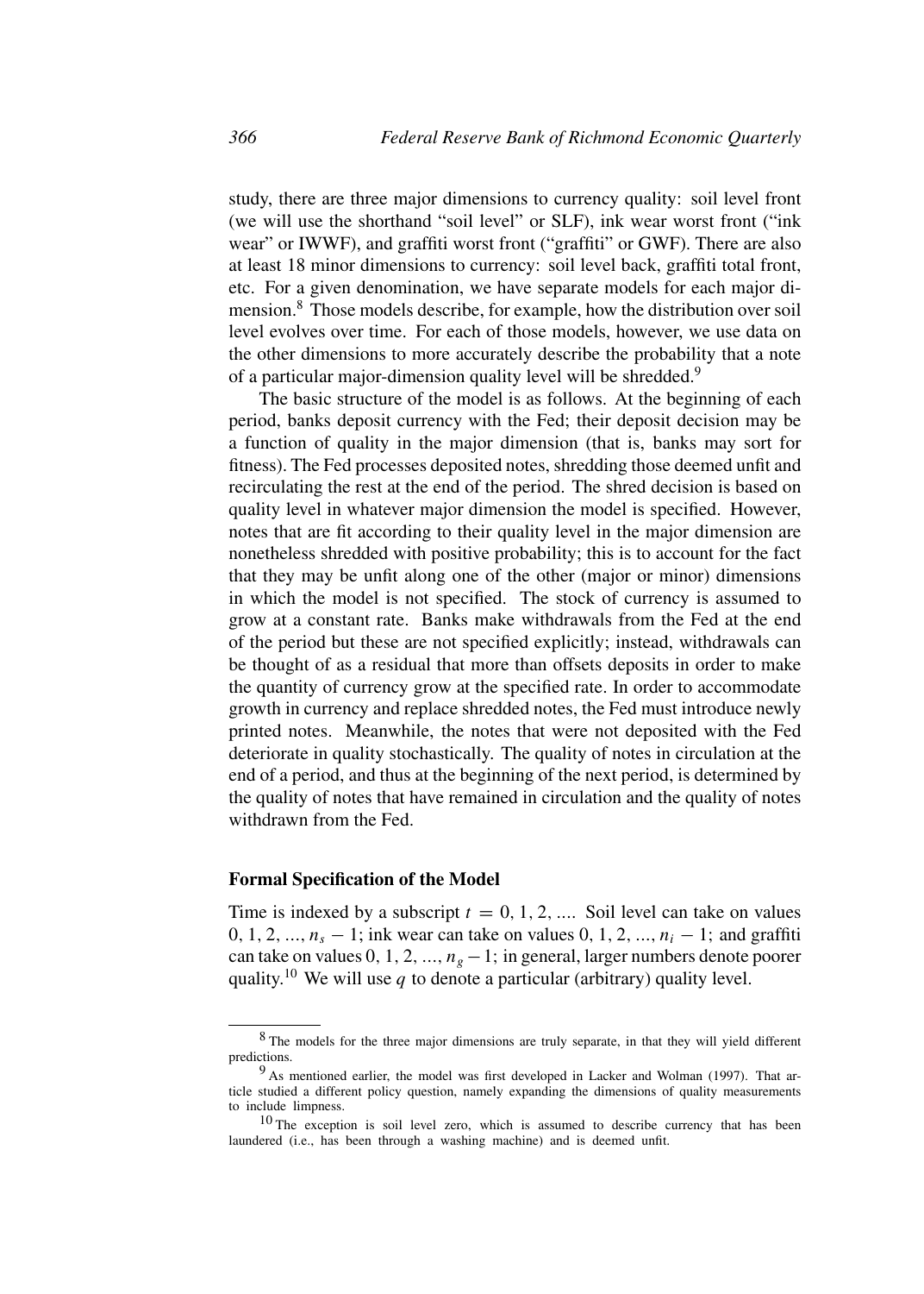study, there are three major dimensions to currency quality: soil level front (we will use the shorthand "soil level" or SLF), ink wear worst front ("ink wear" or IWWF), and graffiti worst front ("graffiti" or GWF). There are also at least 18 minor dimensions to currency: soil level back, graffiti total front, etc. For a given denomination, we have separate models for each major dimension.[8] Those models describe, for example, how the distribution over soil level evolves over time. For each of those models, however, we use data on the other dimensions to more accurately describe the probability that a note of a particular major-dimension quality level will be shredded.[9]

The basic structure of the model is as follows. At the beginning of each period, banks deposit currency with the Fed; their deposit decision may be a function of quality in the major dimension (that is, banks may sort for fitness). The Fed processes deposited notes, shredding those deemed unfit and recirculating the rest at the end of the period. The shred decision is based on quality level in whatever major dimension the model is specified. However, notes that are fit according to their quality level in the major dimension are nonetheless shredded with positive probability; this is to account for the fact that they may be unfit along one of the other (major or minor) dimensions in which the model is not specified. The stock of currency is assumed to grow at a constant rate. Banks make withdrawals from the Fed at the end of the period but these are not specified explicitly; instead, withdrawals can be thought of as a residual that more than offsets deposits in order to make the quantity of currency grow at the specified rate. In order to accommodate growth in currency and replace shredded notes, the Fed must introduce newly printed notes. Meanwhile, the notes that were not deposited with the Fed deteriorate in quality stochastically. The quality of notes in circulation at the end of a period, and thus at the beginning of the next period, is determined by the quality of notes that have remained in circulation and the quality of notes withdrawn from the Fed.

### Formal Specification of the Model

Time is indexed by a subscript $t = 0, 1, 2, \ldots$. Soil level can take on values $0, 1, 2, \ldots, n_s - 1$; ink wear can take on values $0, 1, 2, \ldots, n_i - 1$; and graffiti can take on values $0, 1, 2, \ldots, n_g - 1$; in general, larger numbers denote poorer quality.[10] We will use $q$ to denote a particular (arbitrary) quality level.

---

[8] The models for the three major dimensions are truly separate, in that they will yield different predictions.

[9] As mentioned earlier, the model was first developed in Lacker and Wolman (1997). That article studied a different policy question, namely expanding the dimensions of quality measurements to include limpness.

[10] The exception is soil level zero, which is assumed to describe currency that has been laundered (i.e., has been through a washing machine) and is deemed unfit.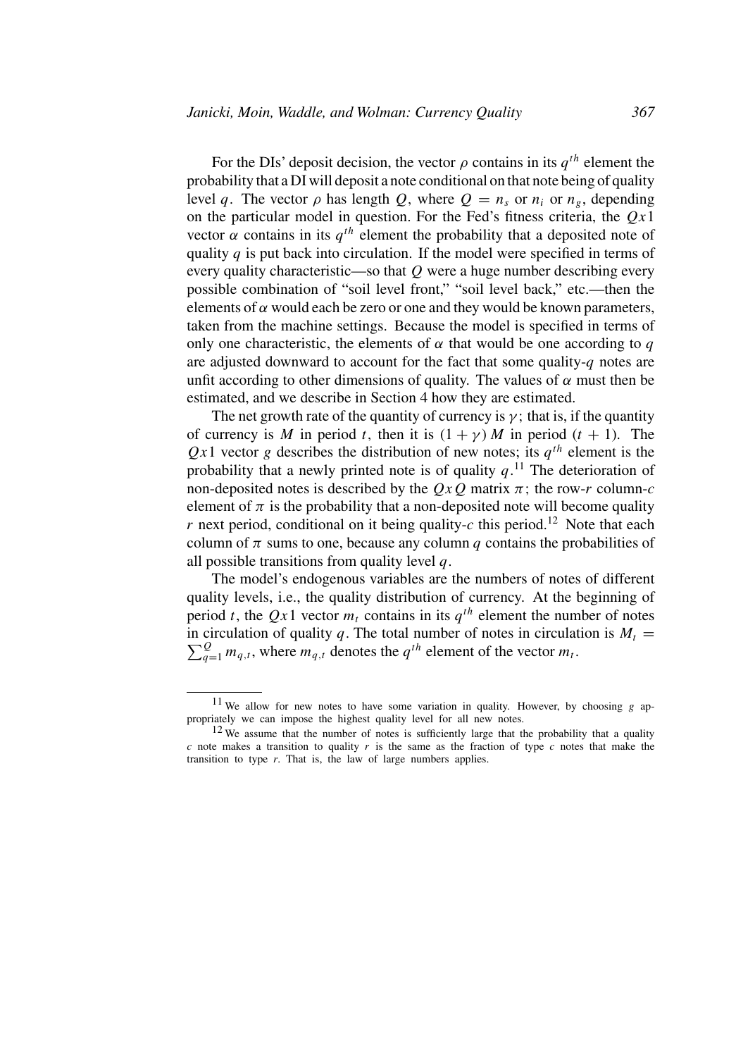For the DIs' deposit decision, the vector $\rho$ contains in its $q^{th}$ element the probability that a DI will deposit a note conditional on that note being of quality level $q$. The vector $\rho$ has length $Q$, where $Q = n_s$ or $n_i$ or $n_g$, depending on the particular model in question. For the Fed's fitness criteria, the $Qx1$ vector $\alpha$ contains in its $q^{th}$ element the probability that a deposited note of quality $q$ is put back into circulation. If the model were specified in terms of every quality characteristic—so that $Q$ were a huge number describing every possible combination of "soil level front," "soil level back," etc.—then the elements of $\alpha$ would each be zero or one and they would be known parameters, taken from the machine settings. Because the model is specified in terms of only one characteristic, the elements of $\alpha$ that would be one according to $q$ are adjusted downward to account for the fact that some quality-$q$ notes are unfit according to other dimensions of quality. The values of $\alpha$ must then be estimated, and we describe in Section 4 how they are estimated.

The net growth rate of the quantity of currency is $\gamma$; that is, if the quantity of currency is $M$ in period $t$, then it is $(1 + \gamma) M$ in period $(t + 1)$. The $Qx1$ vector $g$ describes the distribution of new notes; its $q^{th}$ element is the probability that a newly printed note is of quality $q$.[11] The deterioration of non-deposited notes is described by the $QxQ$ matrix $\pi$; the row-$r$ column-$c$ element of $\pi$ is the probability that a non-deposited note will become quality $r$ next period, conditional on it being quality-$c$ this period.[12] Note that each column of $\pi$ sums to one, because any column $q$ contains the probabilities of all possible transitions from quality level $q$.

The model's endogenous variables are the numbers of notes of different quality levels, i.e., the quality distribution of currency. At the beginning of period $t$, the $Qx1$ vector $m_t$ contains in its $q^{th}$ element the number of notes in circulation of quality $q$. The total number of notes in circulation is $M_t = \sum_{q=1}^{Q} m_{q,t}$, where $m_{q,t}$ denotes the $q^{th}$ element of the vector $m_t$.

---

[11] We allow for new notes to have some variation in quality. However, by choosing $g$ appropriately we can impose the highest quality level for all new notes.

[12] We assume that the number of notes is sufficiently large that the probability that a quality $c$ note makes a transition to quality $r$ is the same as the fraction of type $c$ notes that make the transition to type $r$. That is, the law of large numbers applies.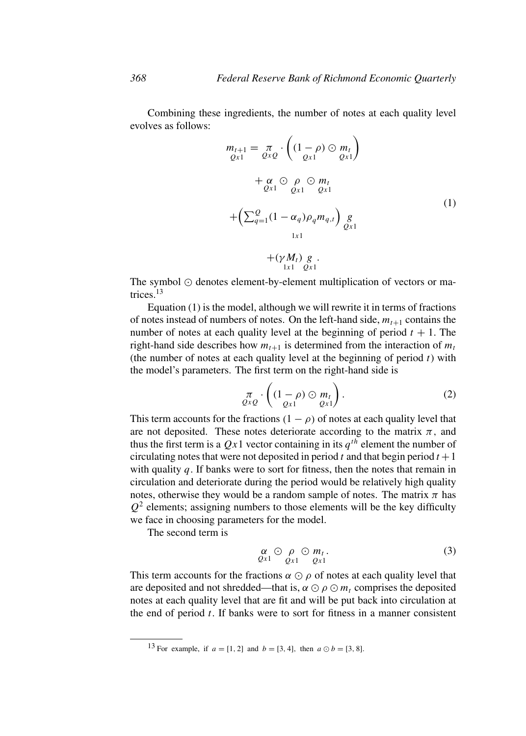Combining these ingredients, the number of notes at each quality level evolves as follows:

$$
\begin{aligned}
\underset{Qx1}{m_{t+1}} = \underset{QxQ}{\pi} \cdot \left( \underset{Qx1}{(1-\rho)} \odot \underset{Qx1}{m_t} \right) \\
+ \underset{Qx1}{\alpha} \odot \underset{Qx1}{\rho} \odot \underset{Qx1}{m_t} \\
+ \underset{1x1}{\left( \textstyle\sum_{q=1}^{Q} (1-\alpha_q)\rho_q m_{q,t} \right)} \underset{Qx1}{g} \\
+ \underset{1x1}{(\gamma M_t)} \underset{Qx1}{g} .
\end{aligned}
\tag{1}
$$

The symbol $\odot$ denotes element-by-element multiplication of vectors or matrices.[13]

Equation (1) is the model, although we will rewrite it in terms of fractions of notes instead of numbers of notes. On the left-hand side, $m_{t+1}$ contains the number of notes at each quality level at the beginning of period $t+1$. The right-hand side describes how $m_{t+1}$ is determined from the interaction of $m_t$ (the number of notes at each quality level at the beginning of period $t$) with the model's parameters. The first term on the right-hand side is

$$
\underset{QxQ}{\pi} \cdot \left( \underset{Qx1}{(1-\rho)} \odot \underset{Qx1}{m_t} \right). \tag{2}
$$

This term accounts for the fractions $(1-\rho)$ of notes at each quality level that are not deposited. These notes deteriorate according to the matrix $\pi$, and thus the first term is a $Qx1$ vector containing in its $q^{th}$ element the number of circulating notes that were not deposited in period $t$ and that begin period $t+1$ with quality $q$. If banks were to sort for fitness, then the notes that remain in circulation and deteriorate during the period would be relatively high quality notes, otherwise they would be a random sample of notes. The matrix $\pi$ has $Q^2$ elements; assigning numbers to those elements will be the key difficulty we face in choosing parameters for the model.

The second term is

$$
\underset{Qx1}{\alpha} \odot \underset{Qx1}{\rho} \odot \underset{Qx1}{m_t}. \tag{3}
$$

This term accounts for the fractions $\alpha \odot \rho$ of notes at each quality level that are deposited and not shredded—that is, $\alpha \odot \rho \odot m_t$ comprises the deposited notes at each quality level that are fit and will be put back into circulation at the end of period $t$. If banks were to sort for fitness in a manner consistent

[13] For example, if $a = [1, 2]$ and $b = [3, 4]$, then $a \odot b = [3, 8]$.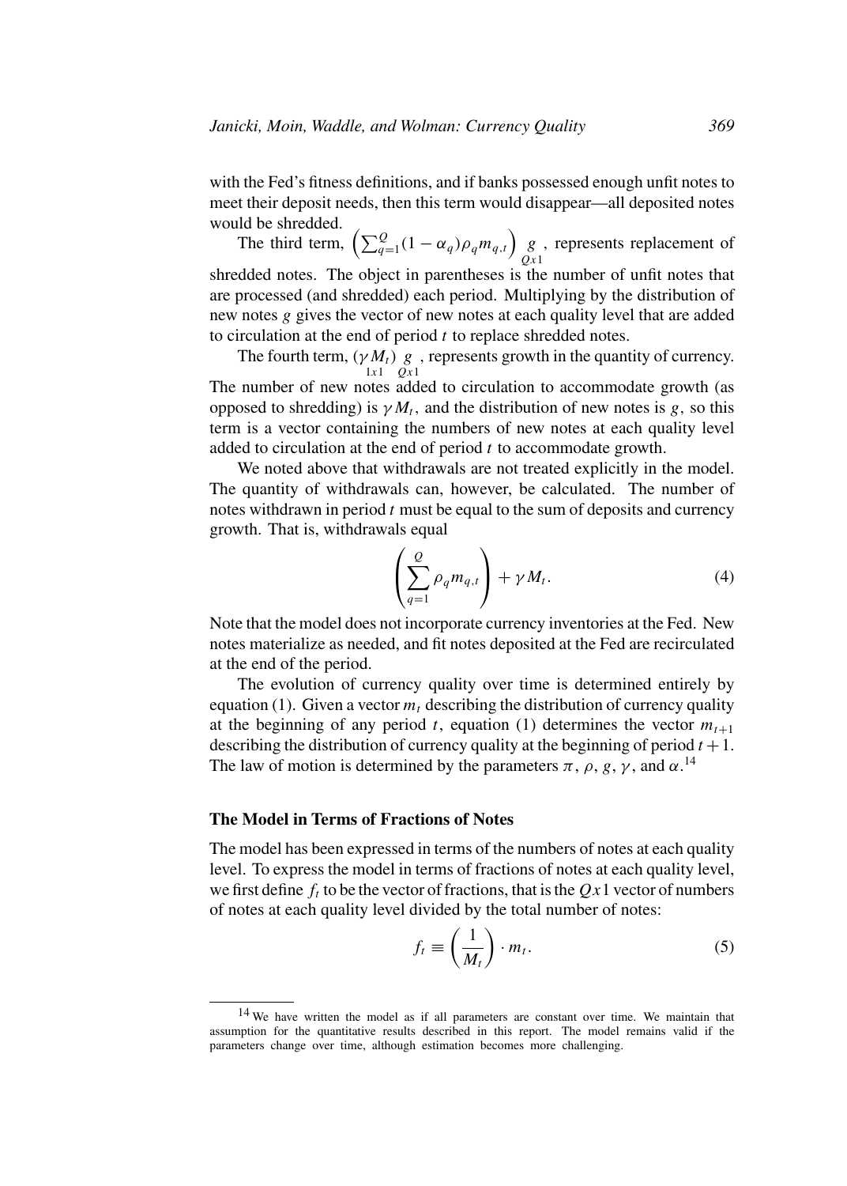with the Fed's fitness definitions, and if banks possessed enough unfit notes to meet their deposit needs, then this term would disappear—all deposited notes would be shredded.

The third term, $\left(\sum_{q=1}^{Q}(1-\alpha_q)\rho_q m_{q,t}\right) \underset{Qx1}{g}$, represents replacement of shredded notes. The object in parentheses is the number of unfit notes that are processed (and shredded) each period. Multiplying by the distribution of new notes $g$ gives the vector of new notes at each quality level that are added to circulation at the end of period $t$ to replace shredded notes.

The fourth term, $\underset{1x1}{(\gamma M_t)} \underset{Qx1}{g}$, represents growth in the quantity of currency. The number of new notes added to circulation to accommodate growth (as opposed to shredding) is $\gamma M_t$, and the distribution of new notes is $g$, so this term is a vector containing the numbers of new notes at each quality level added to circulation at the end of period $t$ to accommodate growth.

We noted above that withdrawals are not treated explicitly in the model. The quantity of withdrawals can, however, be calculated. The number of notes withdrawn in period $t$ must be equal to the sum of deposits and currency growth. That is, withdrawals equal

$$\left(\sum_{q=1}^{Q}\rho_q m_{q,t}\right) + \gamma M_t. \tag{4}$$

Note that the model does not incorporate currency inventories at the Fed. New notes materialize as needed, and fit notes deposited at the Fed are recirculated at the end of the period.

The evolution of currency quality over time is determined entirely by equation (1). Given a vector $m_t$ describing the distribution of currency quality at the beginning of any period $t$, equation (1) determines the vector $m_{t+1}$ describing the distribution of currency quality at the beginning of period $t+1$. The law of motion is determined by the parameters $\pi$, $\rho$, $g$, $\gamma$, and $\alpha$.[14]

### The Model in Terms of Fractions of Notes

The model has been expressed in terms of the numbers of notes at each quality level. To express the model in terms of fractions of notes at each quality level, we first define $f_t$ to be the vector of fractions, that is the $Qx1$ vector of numbers of notes at each quality level divided by the total number of notes:

$$f_t \equiv \left(\frac{1}{M_t}\right) \cdot m_t. \tag{5}$$

[14] We have written the model as if all parameters are constant over time. We maintain that assumption for the quantitative results described in this report. The model remains valid if the parameters change over time, although estimation becomes more challenging.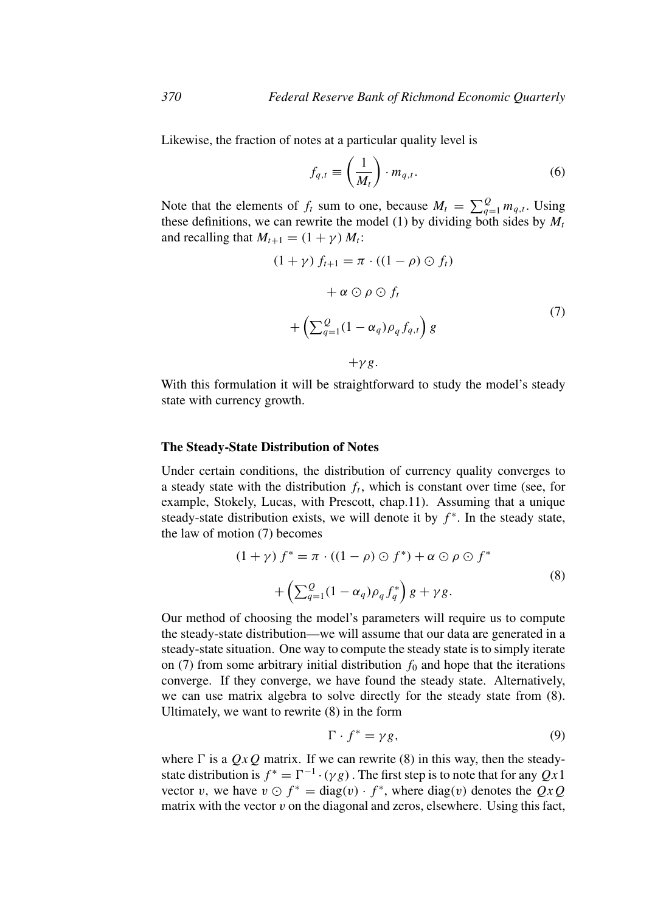Likewise, the fraction of notes at a particular quality level is

$$f_{q,t} \equiv \left(\frac{1}{M_t}\right) \cdot m_{q,t}. \tag{6}$$

Note that the elements of $f_t$ sum to one, because $M_t = \sum_{q=1}^{Q} m_{q,t}$. Using these definitions, we can rewrite the model (1) by dividing both sides by $M_t$ and recalling that $M_{t+1} = (1+\gamma) M_t$:

$$\begin{aligned}(1+\gamma) f_{t+1} = \pi \cdot ((1-\rho) \odot f_t) \\ + \alpha \odot \rho \odot f_t \\ + \left(\textstyle\sum_{q=1}^{Q}(1-\alpha_q)\rho_q f_{q,t}\right) g \\ + \gamma g.\end{aligned} \tag{7}$$

With this formulation it will be straightforward to study the model's steady state with currency growth.

### The Steady-State Distribution of Notes

Under certain conditions, the distribution of currency quality converges to a steady state with the distribution $f_t$, which is constant over time (see, for example, Stokely, Lucas, with Prescott, chap.11). Assuming that a unique steady-state distribution exists, we will denote it by $f^*$. In the steady state, the law of motion (7) becomes

$$\begin{aligned}(1+\gamma) f^* = \pi \cdot ((1-\rho) \odot f^*) + \alpha \odot \rho \odot f^* \\ + \left(\textstyle\sum_{q=1}^{Q}(1-\alpha_q)\rho_q f_q^*\right) g + \gamma g.\end{aligned} \tag{8}$$

Our method of choosing the model's parameters will require us to compute the steady-state distribution—we will assume that our data are generated in a steady-state situation. One way to compute the steady state is to simply iterate on (7) from some arbitrary initial distribution $f_0$ and hope that the iterations converge. If they converge, we have found the steady state. Alternatively, we can use matrix algebra to solve directly for the steady state from (8). Ultimately, we want to rewrite (8) in the form

$$\Gamma \cdot f^* = \gamma g, \tag{9}$$

where $\Gamma$ is a $QxQ$ matrix. If we can rewrite (8) in this way, then the steady-state distribution is $f^* = \Gamma^{-1} \cdot (\gamma g)$. The first step is to note that for any $Qx1$ vector $v$, we have $v \odot f^* = \text{diag}(v) \cdot f^*$, where $\text{diag}(v)$ denotes the $QxQ$ matrix with the vector $v$ on the diagonal and zeros, elsewhere. Using this fact,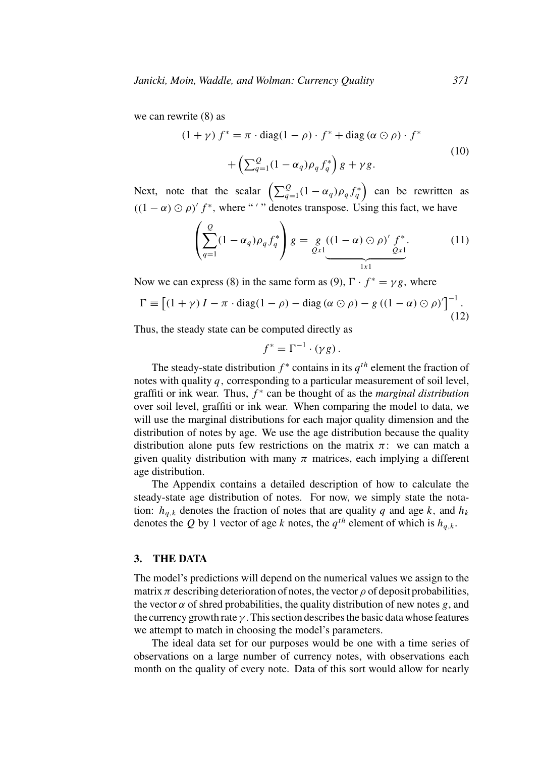we can rewrite (8) as

$$
\begin{aligned}
(1+\gamma)\, f^{*} = \pi \cdot \operatorname{diag}(1-\rho) \cdot f^{*} + \operatorname{diag}(\alpha \odot \rho) \cdot f^{*} \\
+ \left( \textstyle\sum_{q=1}^{Q} (1-\alpha_q)\rho_q f_q^{*} \right) g + \gamma g.
\end{aligned} \tag{10}
$$

Next, note that the scalar $\left( \sum_{q=1}^{Q} (1-\alpha_q)\rho_q f_q^{*} \right)$ can be rewritten as $((1-\alpha) \odot \rho)' f^{*}$, where "$'$" denotes transpose. Using this fact, we have

$$
\left( \sum_{q=1}^{Q} (1-\alpha_q)\rho_q f_q^{*} \right) g = \underset{Qx1}{g} \underbrace{((1-\alpha) \odot \rho)' \underset{Qx1}{f^{*}}}_{1x1}. \tag{11}
$$

Now we can express (8) in the same form as (9), $\Gamma \cdot f^{*} = \gamma g$, where

$$
\Gamma \equiv \left[ (1+\gamma)\, I - \pi \cdot \operatorname{diag}(1-\rho) - \operatorname{diag}(\alpha \odot \rho) - g\, ((1-\alpha) \odot \rho)' \right]^{-1}. \tag{12}
$$

Thus, the steady state can be computed directly as

$$
f^{*} = \Gamma^{-1} \cdot (\gamma g).
$$

The steady-state distribution $f^{*}$ contains in its $q^{th}$ element the fraction of notes with quality $q$, corresponding to a particular measurement of soil level, graffiti or ink wear. Thus, $f^{*}$ can be thought of as the *marginal distribution* over soil level, graffiti or ink wear. When comparing the model to data, we will use the marginal distributions for each major quality dimension and the distribution of notes by age. We use the age distribution because the quality distribution alone puts few restrictions on the matrix $\pi$: we can match a given quality distribution with many $\pi$ matrices, each implying a different age distribution.

The Appendix contains a detailed description of how to calculate the steady-state age distribution of notes. For now, we simply state the notation: $h_{q,k}$ denotes the fraction of notes that are quality $q$ and age $k$, and $h_k$ denotes the $Q$ by 1 vector of age $k$ notes, the $q^{th}$ element of which is $h_{q,k}$.

## 3. THE DATA

The model's predictions will depend on the numerical values we assign to the matrix $\pi$ describing deterioration of notes, the vector $\rho$ of deposit probabilities, the vector $\alpha$ of shred probabilities, the quality distribution of new notes $g$, and the currency growth rate $\gamma$. This section describes the basic data whose features we attempt to match in choosing the model's parameters.

The ideal data set for our purposes would be one with a time series of observations on a large number of currency notes, with observations each month on the quality of every note. Data of this sort would allow for nearly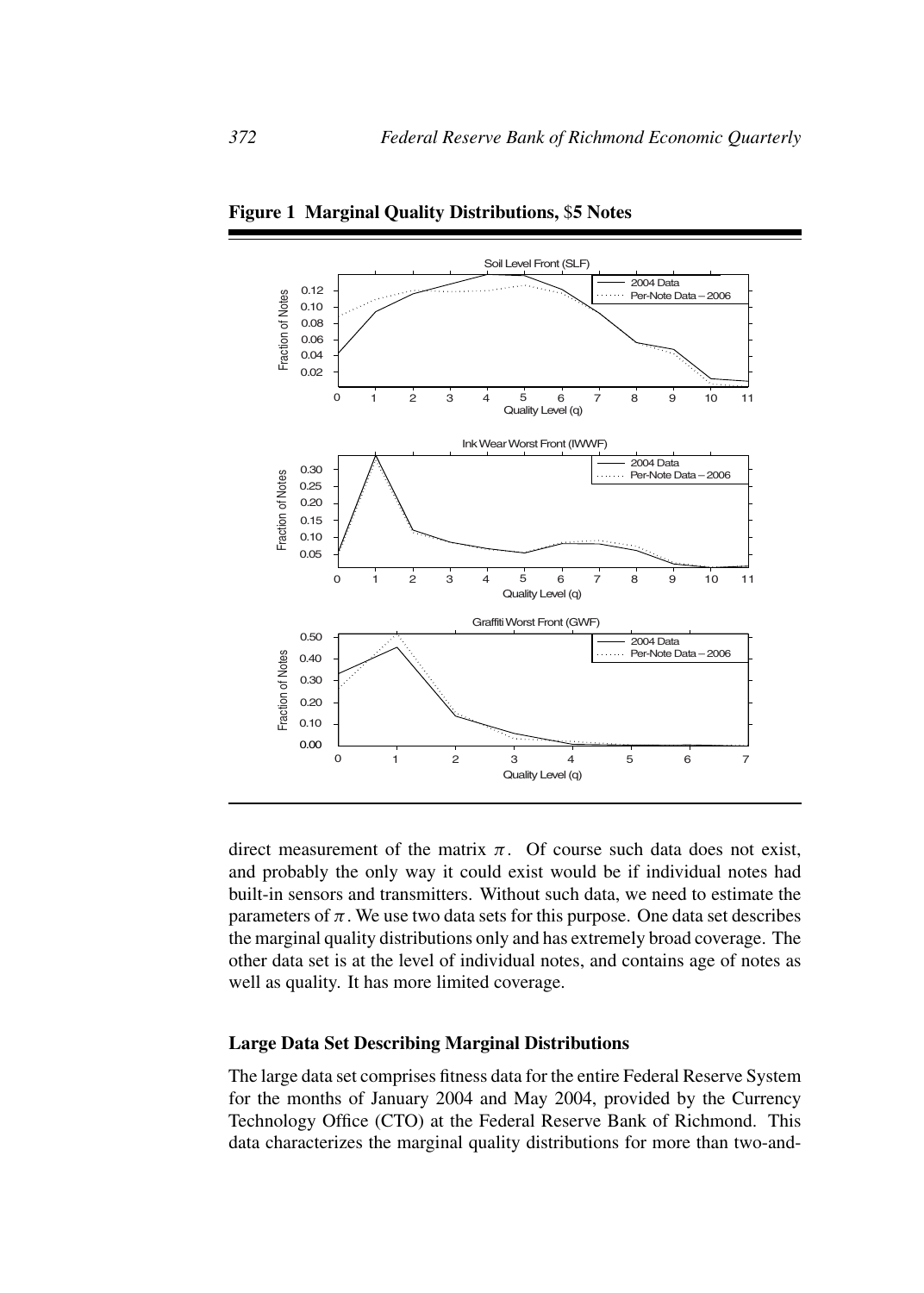**Figure 1 Marginal Quality Distributions, $5 Notes**

direct measurement of the matrix $\pi$. Of course such data does not exist, and probably the only way it could exist would be if individual notes had built-in sensors and transmitters. Without such data, we need to estimate the parameters of $\pi$. We use two data sets for this purpose. One data set describes the marginal quality distributions only and has extremely broad coverage. The other data set is at the level of individual notes, and contains age of notes as well as quality. It has more limited coverage.

### Large Data Set Describing Marginal Distributions

The large data set comprises fitness data for the entire Federal Reserve System for the months of January 2004 and May 2004, provided by the Currency Technology Office (CTO) at the Federal Reserve Bank of Richmond. This data characterizes the marginal quality distributions for more than two-and-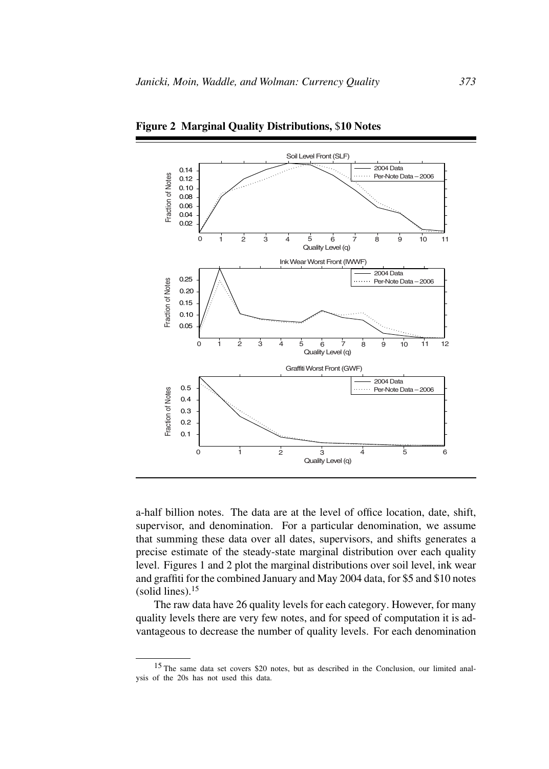**Figure 2 Marginal Quality Distributions, $10 Notes**

a-half billion notes. The data are at the level of office location, date, shift, supervisor, and denomination. For a particular denomination, we assume that summing these data over all dates, supervisors, and shifts generates a precise estimate of the steady-state marginal distribution over each quality level. Figures 1 and 2 plot the marginal distributions over soil level, ink wear and graffiti for the combined January and May 2004 data, for $5 and $10 notes (solid lines).[15]

The raw data have 26 quality levels for each category. However, for many quality levels there are very few notes, and for speed of computation it is advantageous to decrease the number of quality levels. For each denomination

[15] The same data set covers $20 notes, but as described in the Conclusion, our limited analysis of the 20s has not used this data.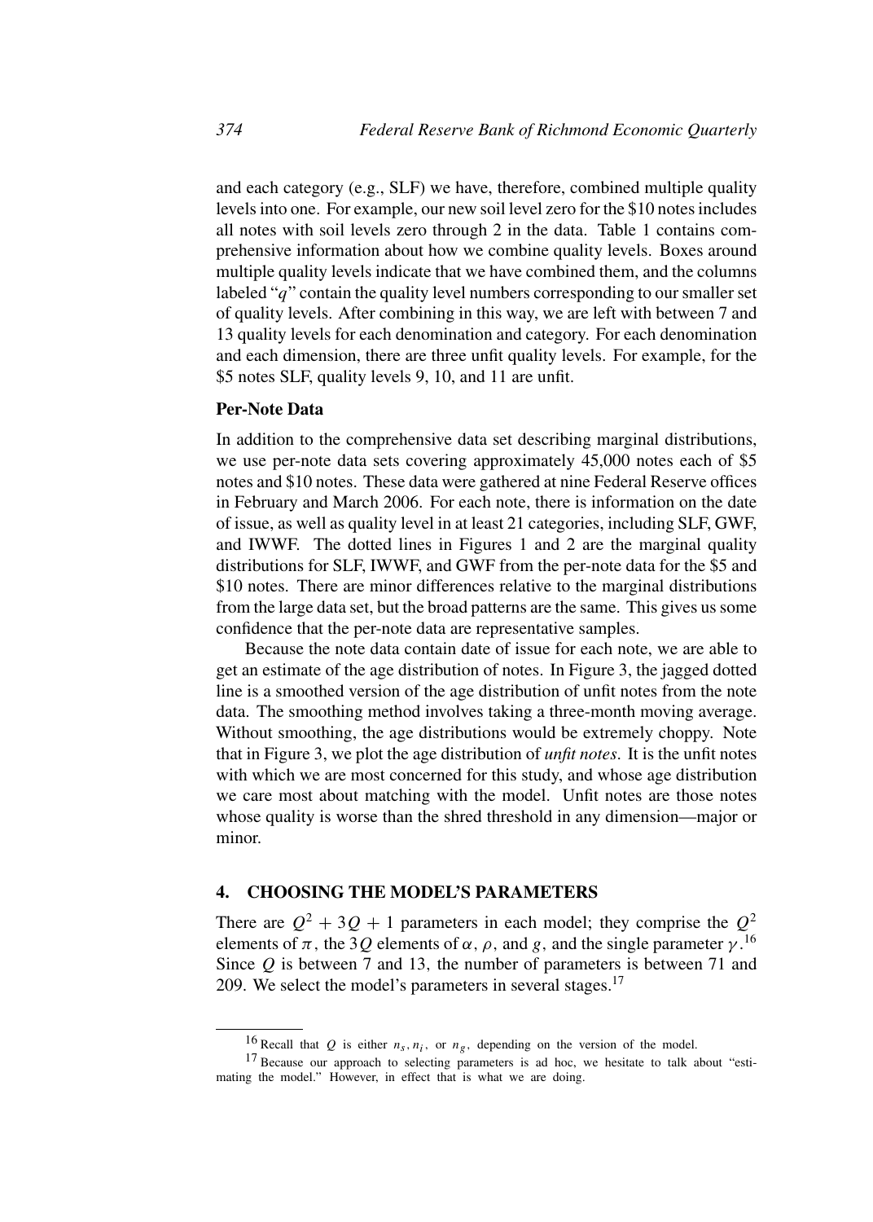and each category (e.g., SLF) we have, therefore, combined multiple quality levels into one. For example, our new soil level zero for the \$10 notes includes all notes with soil levels zero through 2 in the data. Table 1 contains comprehensive information about how we combine quality levels. Boxes around multiple quality levels indicate that we have combined them, and the columns labeled "$q$" contain the quality level numbers corresponding to our smaller set of quality levels. After combining in this way, we are left with between 7 and 13 quality levels for each denomination and category. For each denomination and each dimension, there are three unfit quality levels. For example, for the \$5 notes SLF, quality levels 9, 10, and 11 are unfit.

### Per-Note Data

In addition to the comprehensive data set describing marginal distributions, we use per-note data sets covering approximately 45,000 notes each of \$5 notes and \$10 notes. These data were gathered at nine Federal Reserve offices in February and March 2006. For each note, there is information on the date of issue, as well as quality level in at least 21 categories, including SLF, GWF, and IWWF. The dotted lines in Figures 1 and 2 are the marginal quality distributions for SLF, IWWF, and GWF from the per-note data for the \$5 and \$10 notes. There are minor differences relative to the marginal distributions from the large data set, but the broad patterns are the same. This gives us some confidence that the per-note data are representative samples.

Because the note data contain date of issue for each note, we are able to get an estimate of the age distribution of notes. In Figure 3, the jagged dotted line is a smoothed version of the age distribution of unfit notes from the note data. The smoothing method involves taking a three-month moving average. Without smoothing, the age distributions would be extremely choppy. Note that in Figure 3, we plot the age distribution of *unfit notes*. It is the unfit notes with which we are most concerned for this study, and whose age distribution we care most about matching with the model. Unfit notes are those notes whose quality is worse than the shred threshold in any dimension—major or minor.

## 4. CHOOSING THE MODEL'S PARAMETERS

There are $Q^2 + 3Q + 1$ parameters in each model; they comprise the $Q^2$ elements of $\pi$, the $3Q$ elements of $\alpha$, $\rho$, and $g$, and the single parameter $\gamma$.[16] Since $Q$ is between 7 and 13, the number of parameters is between 71 and 209. We select the model's parameters in several stages.[17]

---

[16] Recall that $Q$ is either $n_s, n_i$, or $n_g$, depending on the version of the model.

[17] Because our approach to selecting parameters is ad hoc, we hesitate to talk about "estimating the model." However, in effect that is what we are doing.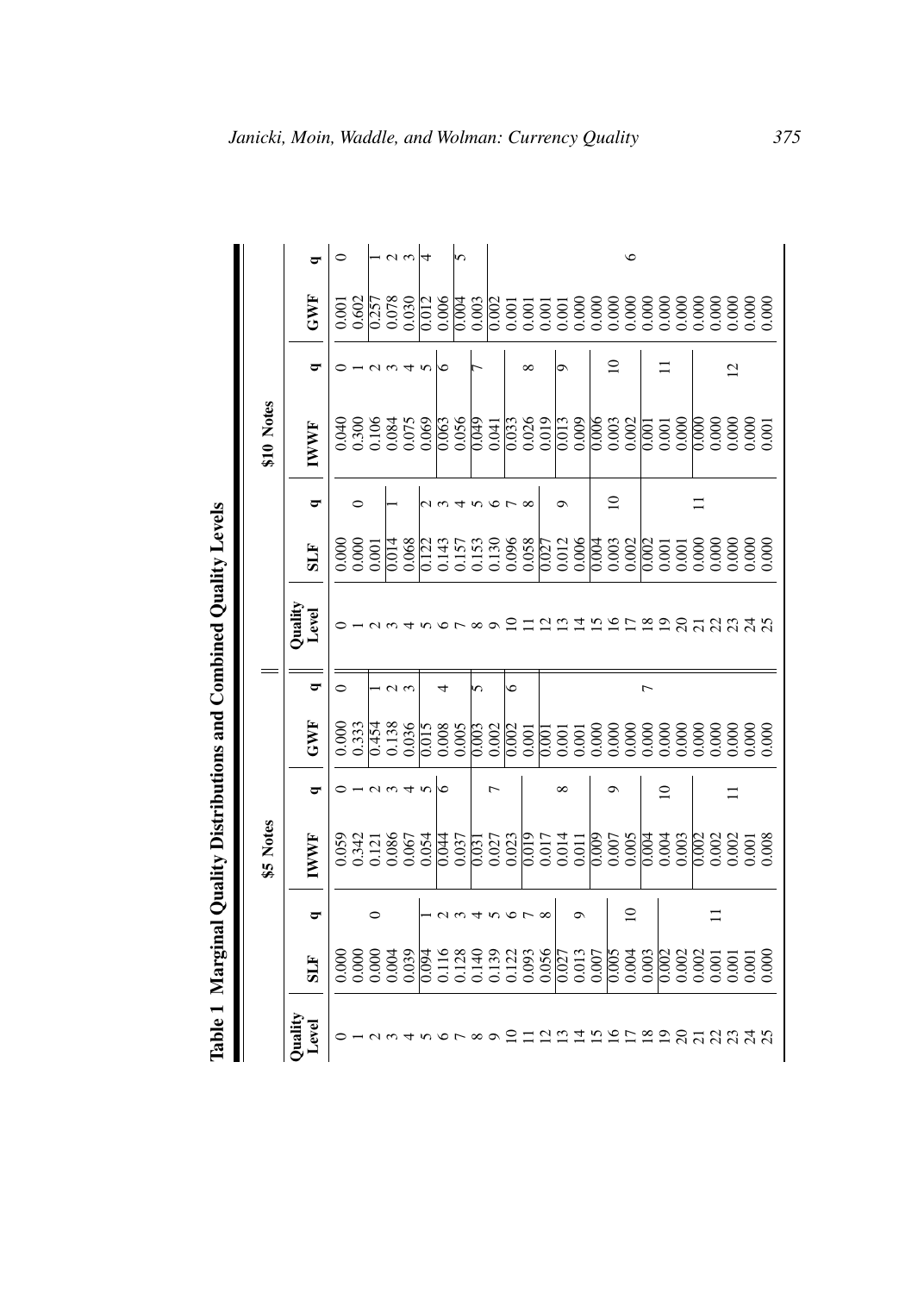**Table 1 Marginal Quality Distributions and Combined Quality Levels**

| | \$5 Notes | | | | | | | \$10 Notes | | | | | |
|---|---|---|---|---|---|---|---|---|---|---|---|---|---|
| Quality Level | SLF | q | IWWF | q | GWF | q | Quality Level | SLF | q | IWWF | q | GWF | q |
| 0 | 0.000 | | 0.059 | 0 | 0.000 | 0 | 0 | 0.000 | | 0.040 | 0 | 0.001 | 0 |
| 1 | 0.000 | | 0.342 | 1 | 0.333 | | 1 | 0.000 | 0 | 0.300 | 1 | 0.602 | |
| 2 | 0.000 | 0 | 0.121 | 2 | 0.454 | 1 | 2 | 0.001 | | 0.106 | 2 | 0.257 | 1 |
| 3 | 0.004 | | 0.086 | 3 | 0.138 | 2 | 3 | 0.014 | 1 | 0.084 | 3 | 0.078 | 2 |
| 4 | 0.039 | | 0.067 | 4 | 0.036 | 3 | 4 | 0.068 | | 0.075 | 4 | 0.030 | 3 |
| 5 | 0.094 | 1 | 0.054 | 5 | 0.015 | | 5 | 0.122 | 2 | 0.069 | 5 | 0.012 | 4 |
| 6 | 0.116 | 2 | 0.044 | 6 | 0.008 | 4 | 6 | 0.143 | 3 | 0.063 | 6 | 0.006 | |
| 7 | 0.128 | 3 | 0.037 | | 0.005 | | 7 | 0.157 | 4 | 0.056 | | 0.004 | 5 |
| 8 | 0.140 | 4 | 0.031 | | 0.003 | 5 | 8 | 0.153 | 5 | 0.049 | 7 | 0.003 | |
| 9 | 0.139 | 5 | 0.027 | 7 | 0.002 | | 9 | 0.130 | 6 | 0.041 | | 0.002 | |
| 10 | 0.122 | 6 | 0.023 | | 0.002 | 6 | 10 | 0.096 | 7 | 0.033 | | 0.001 | |
| 11 | 0.093 | 7 | 0.019 | | 0.001 | | 11 | 0.058 | 8 | 0.026 | 8 | 0.001 | |
| 12 | 0.056 | 8 | 0.017 | | 0.001 | | 12 | 0.027 | | 0.019 | | 0.001 | |
| 13 | 0.027 | | 0.014 | 8 | 0.001 | | 13 | 0.012 | 9 | 0.013 | 9 | 0.001 | |
| 14 | 0.013 | 9 | 0.011 | | 0.001 | | 14 | 0.006 | | 0.009 | | 0.000 | |
| 15 | 0.007 | | 0.009 | | 0.000 | | 15 | 0.004 | | 0.006 | | 0.000 | |
| 16 | 0.005 | | 0.007 | 9 | 0.000 | | 16 | 0.003 | 10 | 0.003 | 10 | 0.000 | 6 |
| 17 | 0.004 | 10 | 0.005 | | 0.000 | | 17 | 0.002 | | 0.002 | | 0.000 | |
| 18 | 0.003 | | 0.004 | | 0.000 | 7 | 18 | 0.002 | | 0.001 | | 0.000 | |
| 19 | 0.002 | | 0.004 | 10 | 0.000 | | 19 | 0.001 | | 0.001 | 11 | 0.000 | |
| 20 | 0.002 | | 0.003 | | 0.000 | | 20 | 0.001 | | 0.000 | | 0.000 | |
| 21 | 0.002 | | 0.002 | | 0.000 | | 21 | 0.000 | 11 | 0.000 | | 0.000 | |
| 22 | 0.001 | 11 | 0.002 | | 0.000 | | 22 | 0.000 | | 0.000 | | 0.000 | |
| 23 | 0.001 | | 0.002 | 11 | 0.000 | | 23 | 0.000 | | 0.000 | 12 | 0.000 | |
| 24 | 0.001 | | 0.001 | | 0.000 | | 24 | 0.000 | | 0.000 | | 0.000 | |
| 25 | 0.000 | | 0.008 | | 0.000 | | 25 | 0.000 | | 0.001 | | 0.000 | |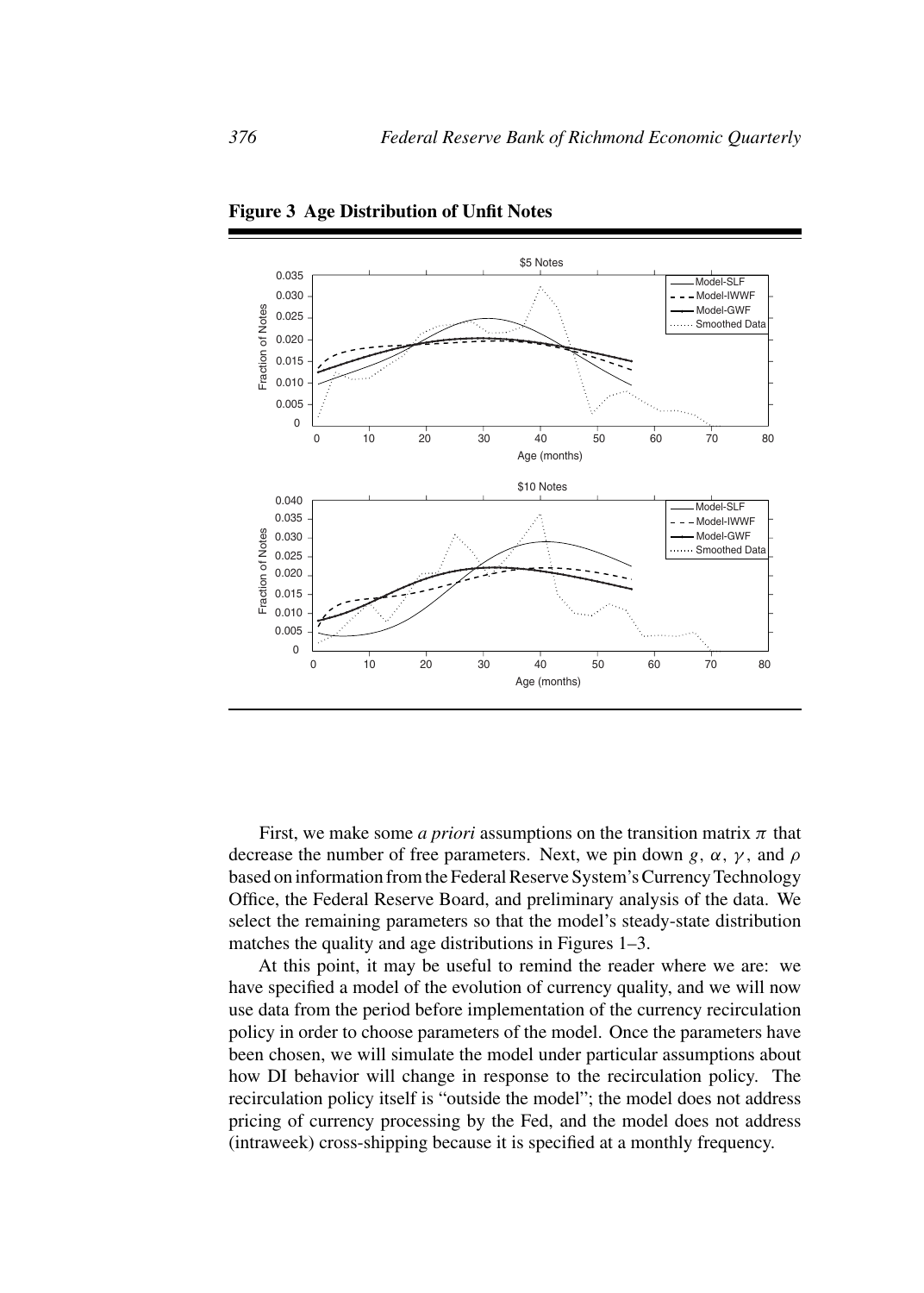**Figure 3 Age Distribution of Unfit Notes**

First, we make some *a priori* assumptions on the transition matrix $\pi$ that decrease the number of free parameters. Next, we pin down $g$, $\alpha$, $\gamma$, and $\rho$ based on information from the Federal Reserve System's Currency Technology Office, the Federal Reserve Board, and preliminary analysis of the data. We select the remaining parameters so that the model's steady-state distribution matches the quality and age distributions in Figures 1–3.

At this point, it may be useful to remind the reader where we are: we have specified a model of the evolution of currency quality, and we will now use data from the period before implementation of the currency recirculation policy in order to choose parameters of the model. Once the parameters have been chosen, we will simulate the model under particular assumptions about how DI behavior will change in response to the recirculation policy. The recirculation policy itself is "outside the model"; the model does not address pricing of currency processing by the Fed, and the model does not address (intraweek) cross-shipping because it is specified at a monthly frequency.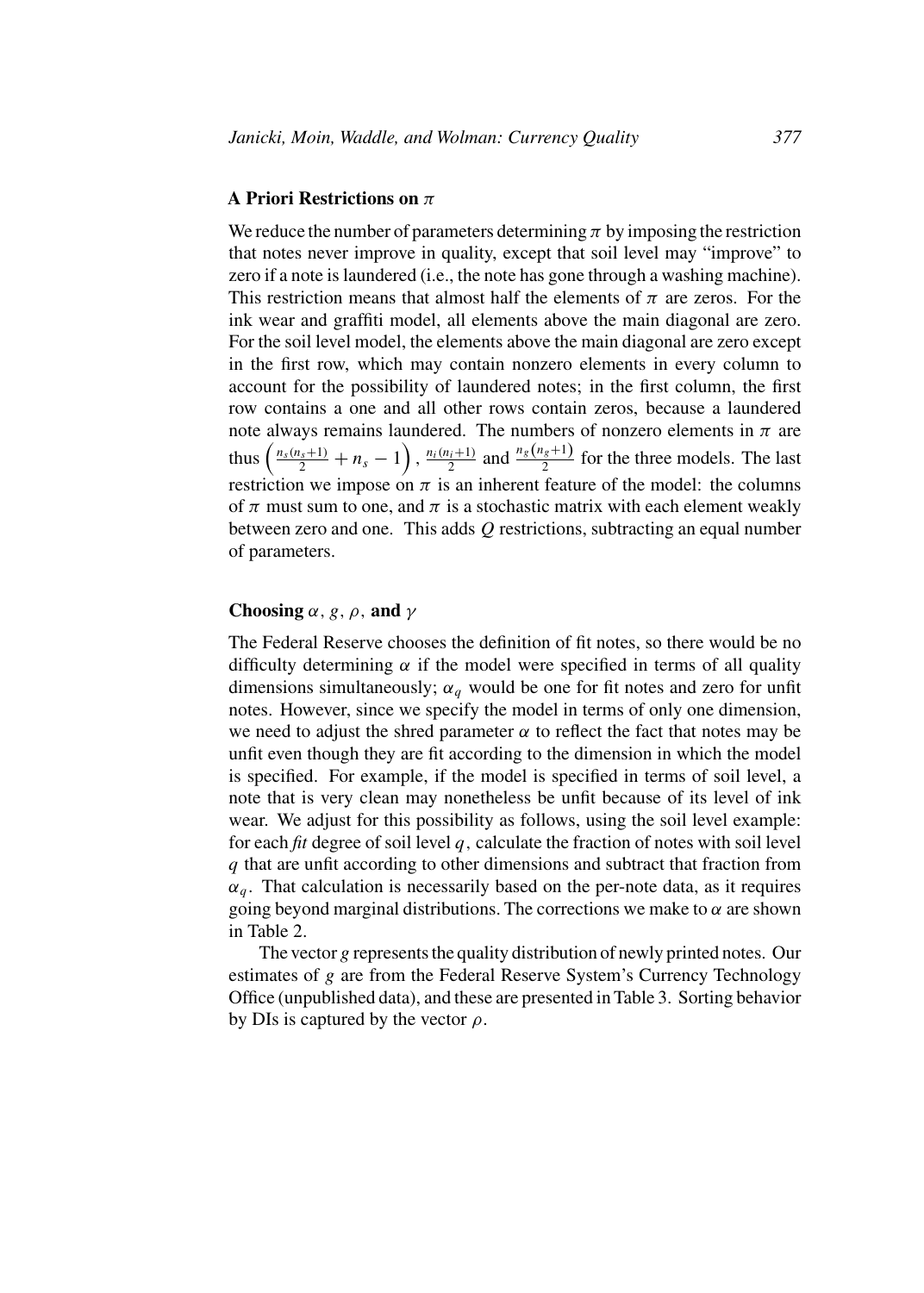### A Priori Restrictions on $\pi$

We reduce the number of parameters determining $\pi$ by imposing the restriction that notes never improve in quality, except that soil level may "improve" to zero if a note is laundered (i.e., the note has gone through a washing machine). This restriction means that almost half the elements of $\pi$ are zeros. For the ink wear and graffiti model, all elements above the main diagonal are zero. For the soil level model, the elements above the main diagonal are zero except in the first row, which may contain nonzero elements in every column to account for the possibility of laundered notes; in the first column, the first row contains a one and all other rows contain zeros, because a laundered note always remains laundered. The numbers of nonzero elements in $\pi$ are thus $\left(\frac{n_s(n_s+1)}{2} + n_s - 1\right)$, $\frac{n_i(n_i+1)}{2}$ and $\frac{n_g(n_g+1)}{2}$ for the three models. The last restriction we impose on $\pi$ is an inherent feature of the model: the columns of $\pi$ must sum to one, and $\pi$ is a stochastic matrix with each element weakly between zero and one. This adds $Q$ restrictions, subtracting an equal number of parameters.

### Choosing $\alpha$, $g$, $\rho$, and $\gamma$

The Federal Reserve chooses the definition of fit notes, so there would be no difficulty determining $\alpha$ if the model were specified in terms of all quality dimensions simultaneously; $\alpha_q$ would be one for fit notes and zero for unfit notes. However, since we specify the model in terms of only one dimension, we need to adjust the shred parameter $\alpha$ to reflect the fact that notes may be unfit even though they are fit according to the dimension in which the model is specified. For example, if the model is specified in terms of soil level, a note that is very clean may nonetheless be unfit because of its level of ink wear. We adjust for this possibility as follows, using the soil level example: for each *fit* degree of soil level $q$, calculate the fraction of notes with soil level $q$ that are unfit according to other dimensions and subtract that fraction from $\alpha_q$. That calculation is necessarily based on the per-note data, as it requires going beyond marginal distributions. The corrections we make to $\alpha$ are shown in Table 2.

The vector $g$ represents the quality distribution of newly printed notes. Our estimates of $g$ are from the Federal Reserve System's Currency Technology Office (unpublished data), and these are presented in Table 3. Sorting behavior by DIs is captured by the vector $\rho$.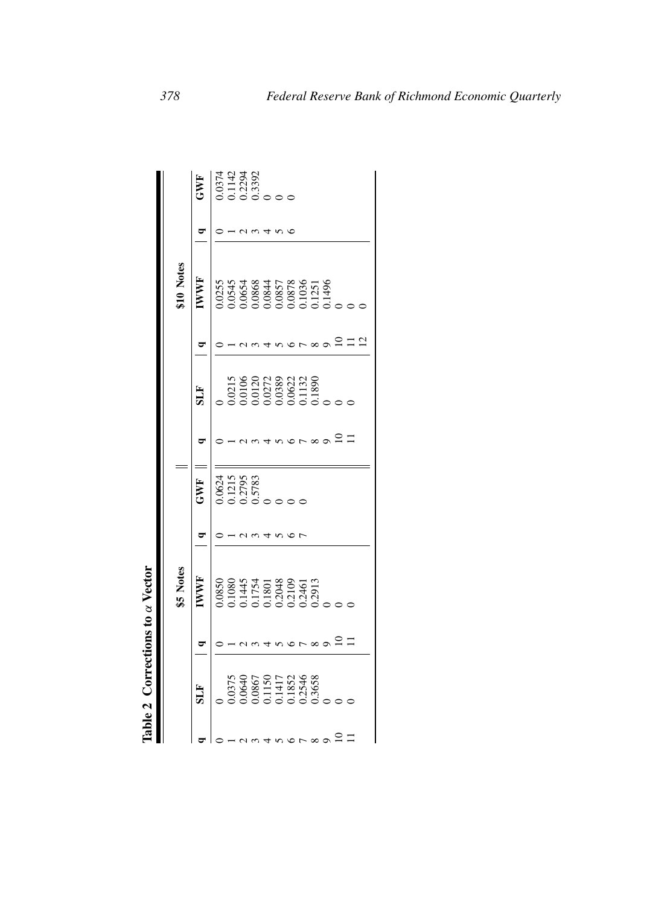**Table 2 Corrections to $\alpha$ Vector**

| \$5 Notes | | | | | | \$10 Notes | | | | | |
|---|---|---|---|---|---|---|---|---|---|---|---|
| q | SLF | q | IWWF | q | GWF | q | SLF | q | IWWF | q | GWF |
| 0 | 0 | 0 | 0.0850 | 0 | 0.0624 | 0 | 0 | 0 | 0.0255 | 0 | 0.0374 |
| 1 | 0.0375 | 1 | 0.1080 | 1 | 0.1215 | 1 | 0.0215 | 1 | 0.0545 | 1 | 0.1142 |
| 2 | 0.0640 | 2 | 0.1445 | 2 | 0.2795 | 2 | 0.0106 | 2 | 0.0654 | 2 | 0.2294 |
| 3 | 0.0867 | 3 | 0.1754 | 3 | 0.5783 | 3 | 0.0120 | 3 | 0.0868 | 3 | 0.3392 |
| 4 | 0.1150 | 4 | 0.1801 | 4 | 0 | 4 | 0.0272 | 4 | 0.0844 | 4 | 0 |
| 5 | 0.1417 | 5 | 0.2048 | 5 | 0 | 5 | 0.0389 | 5 | 0.0857 | 5 | 0 |
| 6 | 0.1852 | 6 | 0.2109 | 6 | 0 | 6 | 0.0622 | 6 | 0.0878 | 6 | 0 |
| 7 | 0.2546 | 7 | 0.2461 | 7 | 0 | 7 | 0.1132 | 7 | 0.1036 | | |
| 8 | 0.3658 | 8 | 0.2913 | | | 8 | 0.1890 | 8 | 0.1251 | | |
| 9 | 0 | 9 | 0 | | | 9 | 0 | 9 | 0.1496 | | |
| 10 | 0 | 10 | 0 | | | 10 | 0 | 10 | 0 | | |
| 11 | 0 | 11 | 0 | | | 11 | 0 | 11 | 0 | | |
| | | | | | | | | 12 | 0 | | |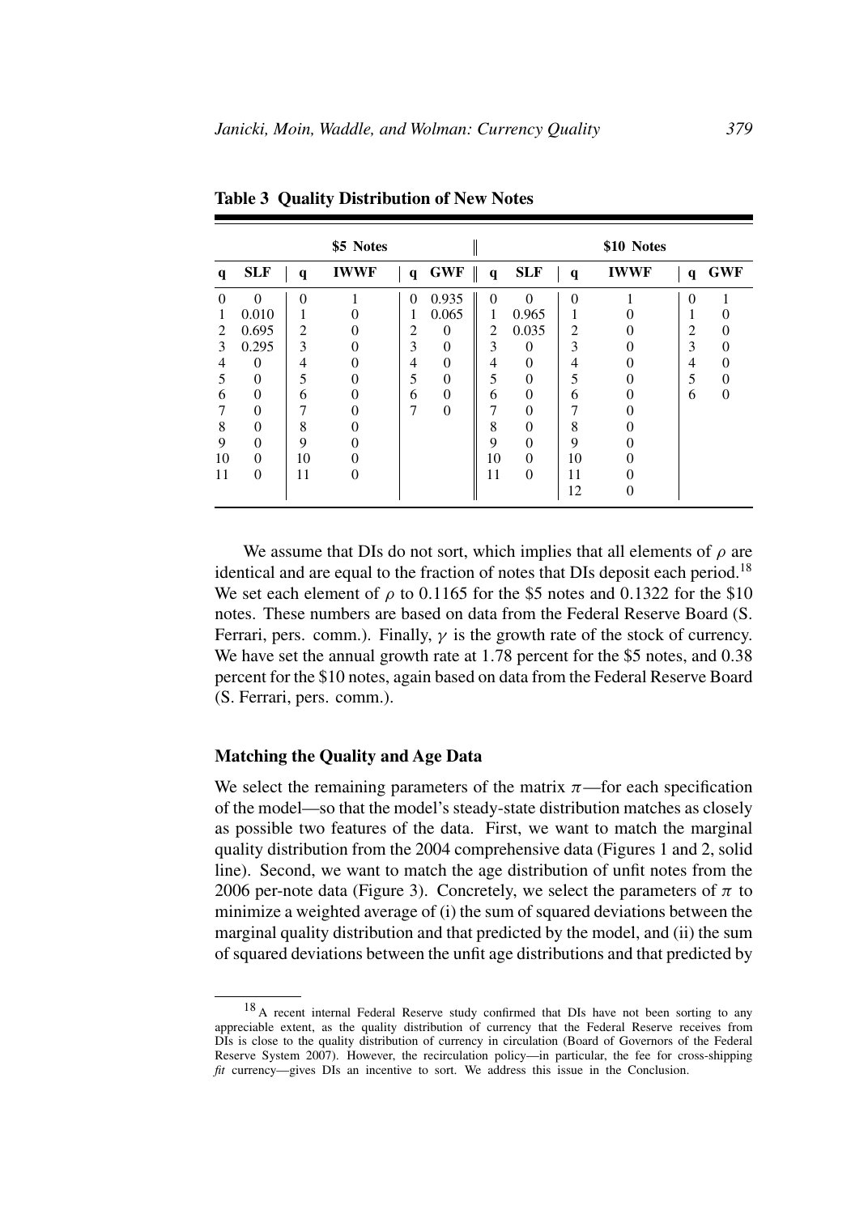**Table 3 Quality Distribution of New Notes**

| \$5 Notes | | | | | | \$10 Notes | | | | | |
|---|---|---|---|---|---|---|---|---|---|---|---|
| q | SLF | q | IWWF | q | GWF | q | SLF | q | IWWF | q | GWF |
| 0 | 0 | 0 | 1 | 0 | 0.935 | 0 | 0 | 0 | 1 | 0 | 1 |
| 1 | 0.010 | 1 | 0 | 1 | 0.065 | 1 | 0.965 | 1 | 0 | 1 | 0 |
| 2 | 0.695 | 2 | 0 | 2 | 0 | 2 | 0.035 | 2 | 0 | 2 | 0 |
| 3 | 0.295 | 3 | 0 | 3 | 0 | 3 | 0 | 3 | 0 | 3 | 0 |
| 4 | 0 | 4 | 0 | 4 | 0 | 4 | 0 | 4 | 0 | 4 | 0 |
| 5 | 0 | 5 | 0 | 5 | 0 | 5 | 0 | 5 | 0 | 5 | 0 |
| 6 | 0 | 6 | 0 | 6 | 0 | 6 | 0 | 6 | 0 | 6 | 0 |
| 7 | 0 | 7 | 0 | 7 | 0 | 7 | 0 | 7 | 0 | | |
| 8 | 0 | 8 | 0 | | | 8 | 0 | 8 | 0 | | |
| 9 | 0 | 9 | 0 | | | 9 | 0 | 9 | 0 | | |
| 10 | 0 | 10 | 0 | | | 10 | 0 | 10 | 0 | | |
| 11 | 0 | 11 | 0 | | | 11 | 0 | 11 | 0 | | |
| | | | | | | | | 12 | 0 | | |

We assume that DIs do not sort, which implies that all elements of $\rho$ are identical and are equal to the fraction of notes that DIs deposit each period.[18] We set each element of $\rho$ to 0.1165 for the \$5 notes and 0.1322 for the \$10 notes. These numbers are based on data from the Federal Reserve Board (S. Ferrari, pers. comm.). Finally, $\gamma$ is the growth rate of the stock of currency. We have set the annual growth rate at 1.78 percent for the \$5 notes, and 0.38 percent for the \$10 notes, again based on data from the Federal Reserve Board (S. Ferrari, pers. comm.).

### Matching the Quality and Age Data

We select the remaining parameters of the matrix $\pi$—for each specification of the model—so that the model's steady-state distribution matches as closely as possible two features of the data. First, we want to match the marginal quality distribution from the 2004 comprehensive data (Figures 1 and 2, solid line). Second, we want to match the age distribution of unfit notes from the 2006 per-note data (Figure 3). Concretely, we select the parameters of $\pi$ to minimize a weighted average of (i) the sum of squared deviations between the marginal quality distribution and that predicted by the model, and (ii) the sum of squared deviations between the unfit age distributions and that predicted by

[18] A recent internal Federal Reserve study confirmed that DIs have not been sorting to any appreciable extent, as the quality distribution of currency that the Federal Reserve receives from DIs is close to the quality distribution of currency in circulation (Board of Governors of the Federal Reserve System 2007). However, the recirculation policy—in particular, the fee for cross-shipping *fit* currency—gives DIs an incentive to sort. We address this issue in the Conclusion.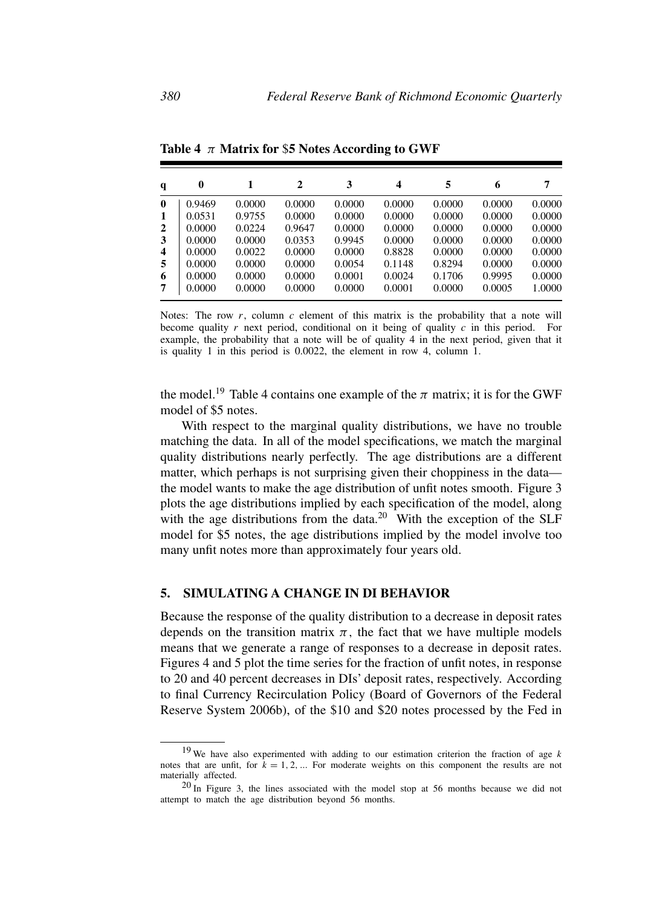**Table 4 $\pi$ Matrix for \$5 Notes According to GWF**

| q | 0 | 1 | 2 | 3 | 4 | 5 | 6 | 7 |
|---|---|---|---|---|---|---|---|---|
| **0** | 0.9469 | 0.0000 | 0.0000 | 0.0000 | 0.0000 | 0.0000 | 0.0000 | 0.0000 |
| **1** | 0.0531 | 0.9755 | 0.0000 | 0.0000 | 0.0000 | 0.0000 | 0.0000 | 0.0000 |
| **2** | 0.0000 | 0.0224 | 0.9647 | 0.0000 | 0.0000 | 0.0000 | 0.0000 | 0.0000 |
| **3** | 0.0000 | 0.0000 | 0.0353 | 0.9945 | 0.0000 | 0.0000 | 0.0000 | 0.0000 |
| **4** | 0.0000 | 0.0022 | 0.0000 | 0.0000 | 0.8828 | 0.0000 | 0.0000 | 0.0000 |
| **5** | 0.0000 | 0.0000 | 0.0000 | 0.0054 | 0.1148 | 0.8294 | 0.0000 | 0.0000 |
| **6** | 0.0000 | 0.0000 | 0.0000 | 0.0001 | 0.0024 | 0.1706 | 0.9995 | 0.0000 |
| **7** | 0.0000 | 0.0000 | 0.0000 | 0.0000 | 0.0001 | 0.0000 | 0.0005 | 1.0000 |

Notes: The row $r$, column $c$ element of this matrix is the probability that a note will become quality $r$ next period, conditional on it being of quality $c$ in this period. For example, the probability that a note will be of quality 4 in the next period, given that it is quality 1 in this period is 0.0022, the element in row 4, column 1.

the model.[19] Table 4 contains one example of the $\pi$ matrix; it is for the GWF model of \$5 notes.

With respect to the marginal quality distributions, we have no trouble matching the data. In all of the model specifications, we match the marginal quality distributions nearly perfectly. The age distributions are a different matter, which perhaps is not surprising given their choppiness in the data—the model wants to make the age distribution of unfit notes smooth. Figure 3 plots the age distributions implied by each specification of the model, along with the age distributions from the data.[20] With the exception of the SLF model for \$5 notes, the age distributions implied by the model involve too many unfit notes more than approximately four years old.

## 5. SIMULATING A CHANGE IN DI BEHAVIOR

Because the response of the quality distribution to a decrease in deposit rates depends on the transition matrix $\pi$, the fact that we have multiple models means that we generate a range of responses to a decrease in deposit rates. Figures 4 and 5 plot the time series for the fraction of unfit notes, in response to 20 and 40 percent decreases in DIs' deposit rates, respectively. According to final Currency Recirculation Policy (Board of Governors of the Federal Reserve System 2006b), of the \$10 and \$20 notes processed by the Fed in

[19] We have also experimented with adding to our estimation criterion the fraction of age $k$ notes that are unfit, for $k = 1, 2, \ldots$ For moderate weights on this component the results are not materially affected.

[20] In Figure 3, the lines associated with the model stop at 56 months because we did not attempt to match the age distribution beyond 56 months.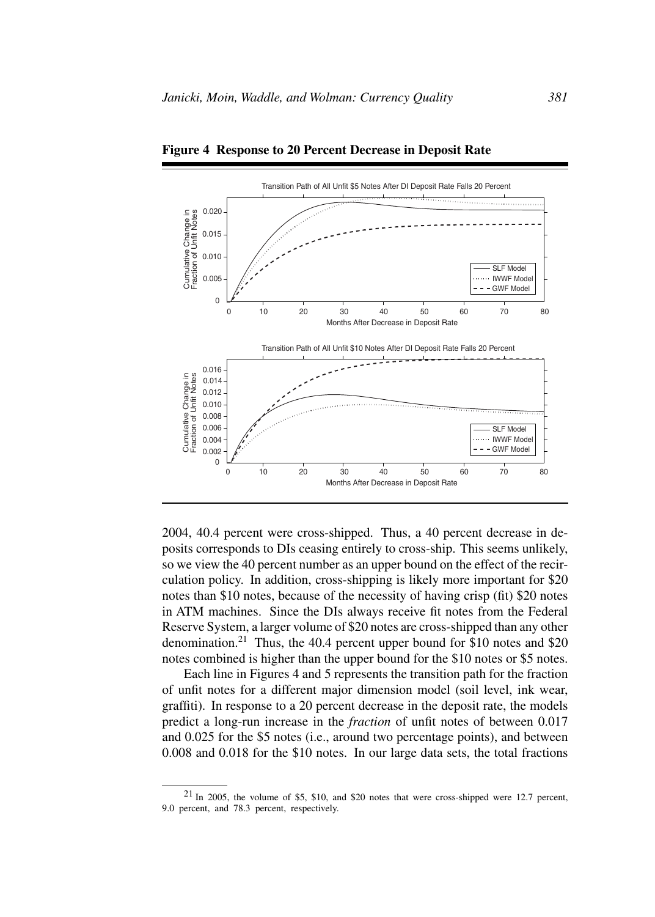**Figure 4 Response to 20 Percent Decrease in Deposit Rate**

2004, 40.4 percent were cross-shipped. Thus, a 40 percent decrease in deposits corresponds to DIs ceasing entirely to cross-ship. This seems unlikely, so we view the 40 percent number as an upper bound on the effect of the recirculation policy. In addition, cross-shipping is likely more important for \$20 notes than \$10 notes, because of the necessity of having crisp (fit) \$20 notes in ATM machines. Since the DIs always receive fit notes from the Federal Reserve System, a larger volume of \$20 notes are cross-shipped than any other denomination.[21] Thus, the 40.4 percent upper bound for \$10 notes and \$20 notes combined is higher than the upper bound for the \$10 notes or \$5 notes.

Each line in Figures 4 and 5 represents the transition path for the fraction of unfit notes for a different major dimension model (soil level, ink wear, graffiti). In response to a 20 percent decrease in the deposit rate, the models predict a long-run increase in the *fraction* of unfit notes of between 0.017 and 0.025 for the \$5 notes (i.e., around two percentage points), and between 0.008 and 0.018 for the \$10 notes. In our large data sets, the total fractions

[21] In 2005, the volume of \$5, \$10, and \$20 notes that were cross-shipped were 12.7 percent, 9.0 percent, and 78.3 percent, respectively.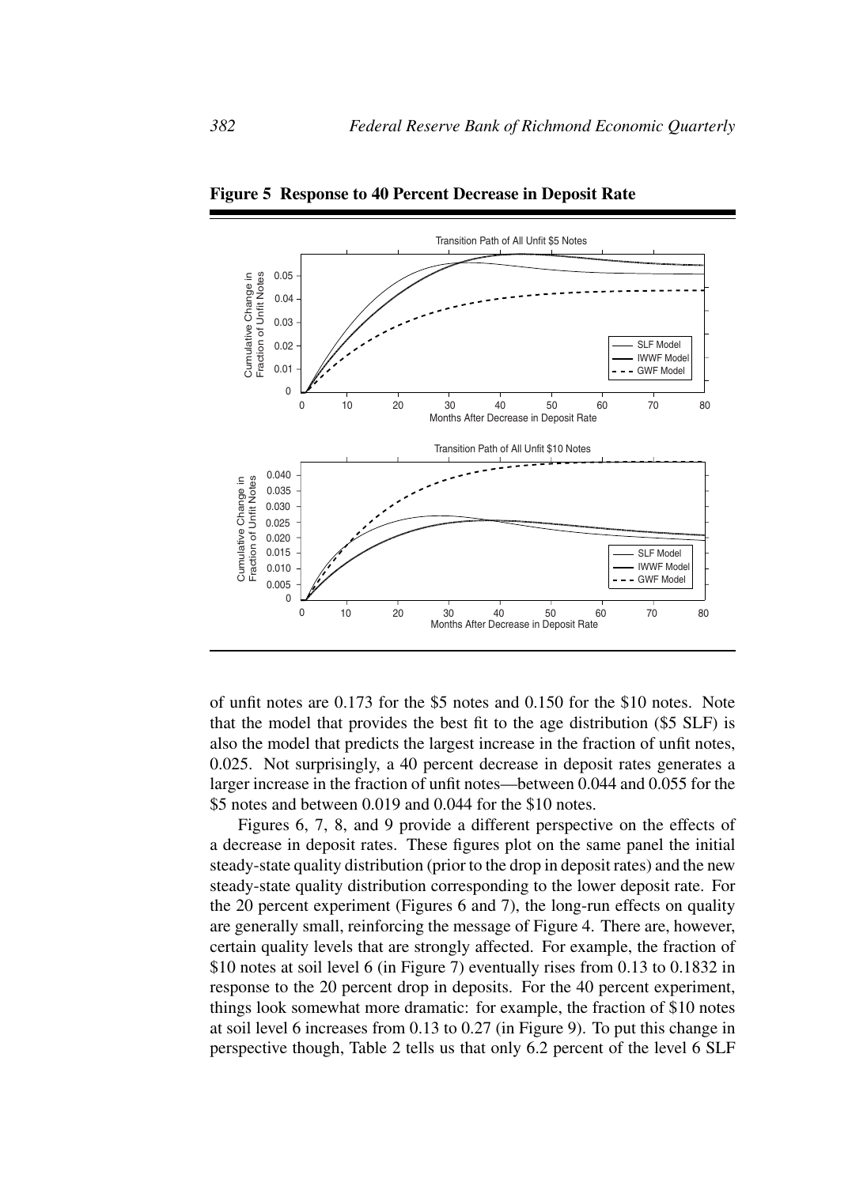**Figure 5 Response to 40 Percent Decrease in Deposit Rate**

of unfit notes are 0.173 for the \$5 notes and 0.150 for the \$10 notes. Note that the model that provides the best fit to the age distribution (\$5 SLF) is also the model that predicts the largest increase in the fraction of unfit notes, 0.025. Not surprisingly, a 40 percent decrease in deposit rates generates a larger increase in the fraction of unfit notes—between 0.044 and 0.055 for the \$5 notes and between 0.019 and 0.044 for the \$10 notes.

Figures 6, 7, 8, and 9 provide a different perspective on the effects of a decrease in deposit rates. These figures plot on the same panel the initial steady-state quality distribution (prior to the drop in deposit rates) and the new steady-state quality distribution corresponding to the lower deposit rate. For the 20 percent experiment (Figures 6 and 7), the long-run effects on quality are generally small, reinforcing the message of Figure 4. There are, however, certain quality levels that are strongly affected. For example, the fraction of \$10 notes at soil level 6 (in Figure 7) eventually rises from 0.13 to 0.1832 in response to the 20 percent drop in deposits. For the 40 percent experiment, things look somewhat more dramatic: for example, the fraction of \$10 notes at soil level 6 increases from 0.13 to 0.27 (in Figure 9). To put this change in perspective though, Table 2 tells us that only 6.2 percent of the level 6 SLF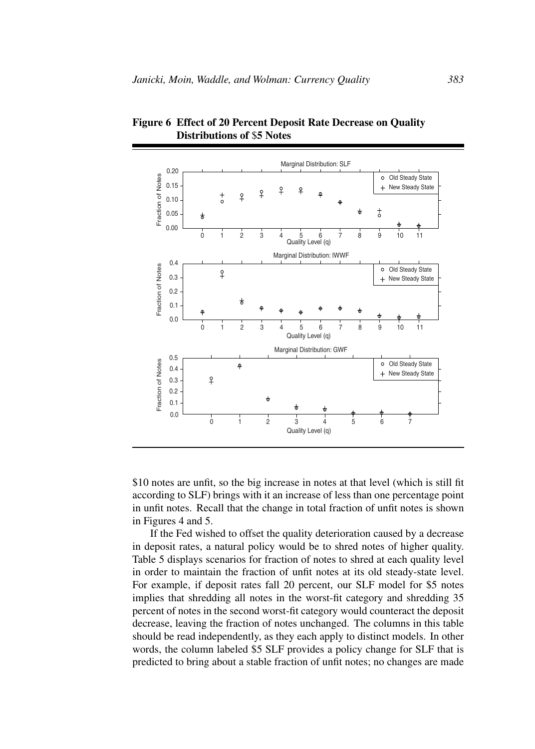**Figure 6 Effect of 20 Percent Deposit Rate Decrease on Quality Distributions of $5 Notes**

\$10 notes are unfit, so the big increase in notes at that level (which is still fit according to SLF) brings with it an increase of less than one percentage point in unfit notes. Recall that the change in total fraction of unfit notes is shown in Figures 4 and 5.

If the Fed wished to offset the quality deterioration caused by a decrease in deposit rates, a natural policy would be to shred notes of higher quality. Table 5 displays scenarios for fraction of notes to shred at each quality level in order to maintain the fraction of unfit notes at its old steady-state level. For example, if deposit rates fall 20 percent, our SLF model for $5 notes implies that shredding all notes in the worst-fit category and shredding 35 percent of notes in the second worst-fit category would counteract the deposit decrease, leaving the fraction of notes unchanged. The columns in this table should be read independently, as they each apply to distinct models. In other words, the column labeled $5 SLF provides a policy change for SLF that is predicted to bring about a stable fraction of unfit notes; no changes are made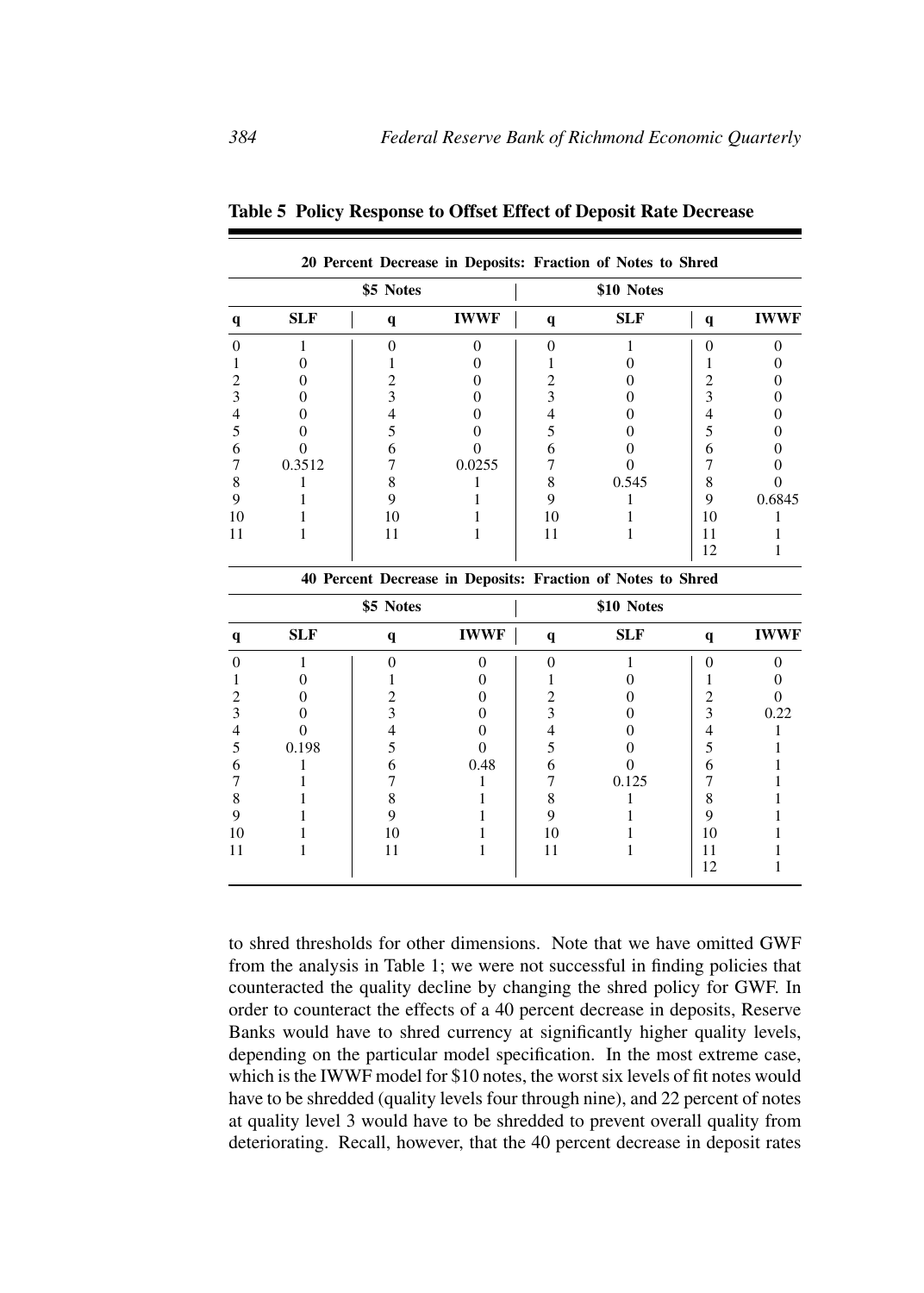**Table 5 Policy Response to Offset Effect of Deposit Rate Decrease**

| **20 Percent Decrease in Deposits: Fraction of Notes to Shred** | | | | | | | |
|---|---|---|---|---|---|---|---|
| **\$5 Notes** | | | | **\$10 Notes** | | | |
| **q** | **SLF** | **q** | **IWWF** | **q** | **SLF** | **q** | **IWWF** |
| 0 | 1 | 0 | 0 | 0 | 1 | 0 | 0 |
| 1 | 0 | 1 | 0 | 1 | 0 | 1 | 0 |
| 2 | 0 | 2 | 0 | 2 | 0 | 2 | 0 |
| 3 | 0 | 3 | 0 | 3 | 0 | 3 | 0 |
| 4 | 0 | 4 | 0 | 4 | 0 | 4 | 0 |
| 5 | 0 | 5 | 0 | 5 | 0 | 5 | 0 |
| 6 | 0 | 6 | 0 | 6 | 0 | 6 | 0 |
| 7 | 0.3512 | 7 | 0.0255 | 7 | 0 | 7 | 0 |
| 8 | 1 | 8 | 1 | 8 | 0.545 | 8 | 0 |
| 9 | 1 | 9 | 1 | 9 | 1 | 9 | 0.6845 |
| 10 | 1 | 10 | 1 | 10 | 1 | 10 | 1 |
| 11 | 1 | 11 | 1 | 11 | 1 | 11 | 1 |
| | | | | | | 12 | 1 |

| **40 Percent Decrease in Deposits: Fraction of Notes to Shred** | | | | | | | |
|---|---|---|---|---|---|---|---|
| **\$5 Notes** | | | | **\$10 Notes** | | | |
| **q** | **SLF** | **q** | **IWWF** | **q** | **SLF** | **q** | **IWWF** |
| 0 | 1 | 0 | 0 | 0 | 1 | 0 | 0 |
| 1 | 0 | 1 | 0 | 1 | 0 | 1 | 0 |
| 2 | 0 | 2 | 0 | 2 | 0 | 2 | 0 |
| 3 | 0 | 3 | 0 | 3 | 0 | 3 | 0.22 |
| 4 | 0 | 4 | 0 | 4 | 0 | 4 | 1 |
| 5 | 0.198 | 5 | 0 | 5 | 0 | 5 | 1 |
| 6 | 1 | 6 | 0.48 | 6 | 0 | 6 | 1 |
| 7 | 1 | 7 | 1 | 7 | 0.125 | 7 | 1 |
| 8 | 1 | 8 | 1 | 8 | 1 | 8 | 1 |
| 9 | 1 | 9 | 1 | 9 | 1 | 9 | 1 |
| 10 | 1 | 10 | 1 | 10 | 1 | 10 | 1 |
| 11 | 1 | 11 | 1 | 11 | 1 | 11 | 1 |
| | | | | | | 12 | 1 |

to shred thresholds for other dimensions. Note that we have omitted GWF from the analysis in Table 1; we were not successful in finding policies that counteracted the quality decline by changing the shred policy for GWF. In order to counteract the effects of a 40 percent decrease in deposits, Reserve Banks would have to shred currency at significantly higher quality levels, depending on the particular model specification. In the most extreme case, which is the IWWF model for \$10 notes, the worst six levels of fit notes would have to be shredded (quality levels four through nine), and 22 percent of notes at quality level 3 would have to be shredded to prevent overall quality from deteriorating. Recall, however, that the 40 percent decrease in deposit rates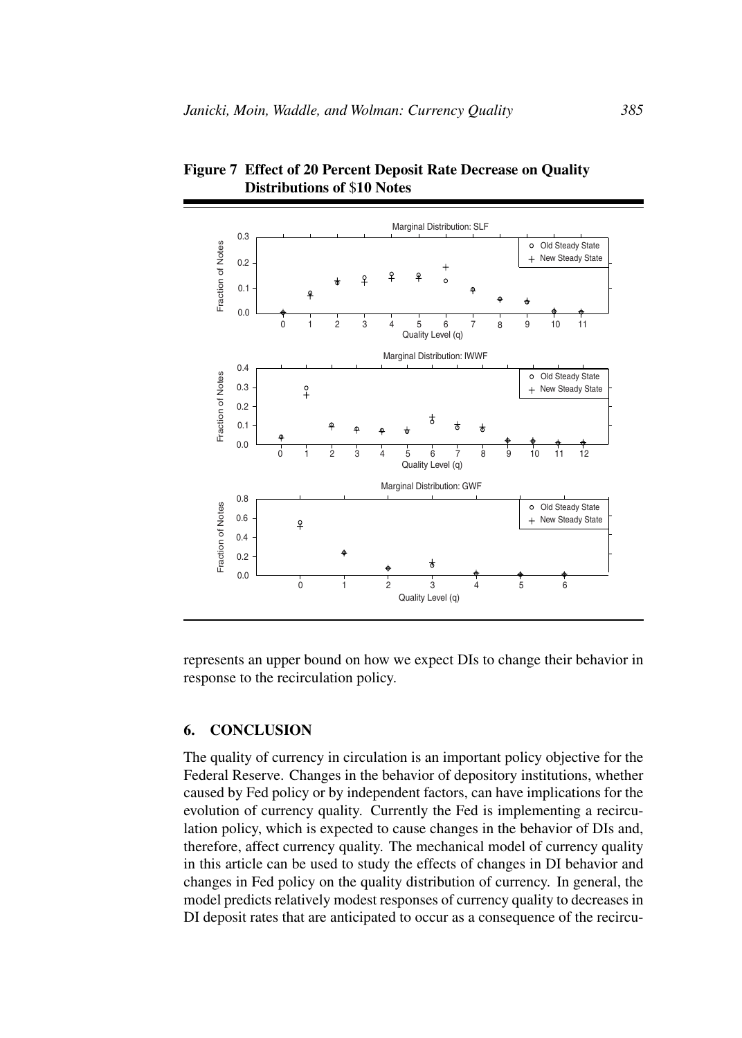**Figure 7 Effect of 20 Percent Deposit Rate Decrease on Quality Distributions of $10 Notes**

represents an upper bound on how we expect DIs to change their behavior in response to the recirculation policy.

## 6. CONCLUSION

The quality of currency in circulation is an important policy objective for the Federal Reserve. Changes in the behavior of depository institutions, whether caused by Fed policy or by independent factors, can have implications for the evolution of currency quality. Currently the Fed is implementing a recirculation policy, which is expected to cause changes in the behavior of DIs and, therefore, affect currency quality. The mechanical model of currency quality in this article can be used to study the effects of changes in DI behavior and changes in Fed policy on the quality distribution of currency. In general, the model predicts relatively modest responses of currency quality to decreases in DI deposit rates that are anticipated to occur as a consequence of the recircu-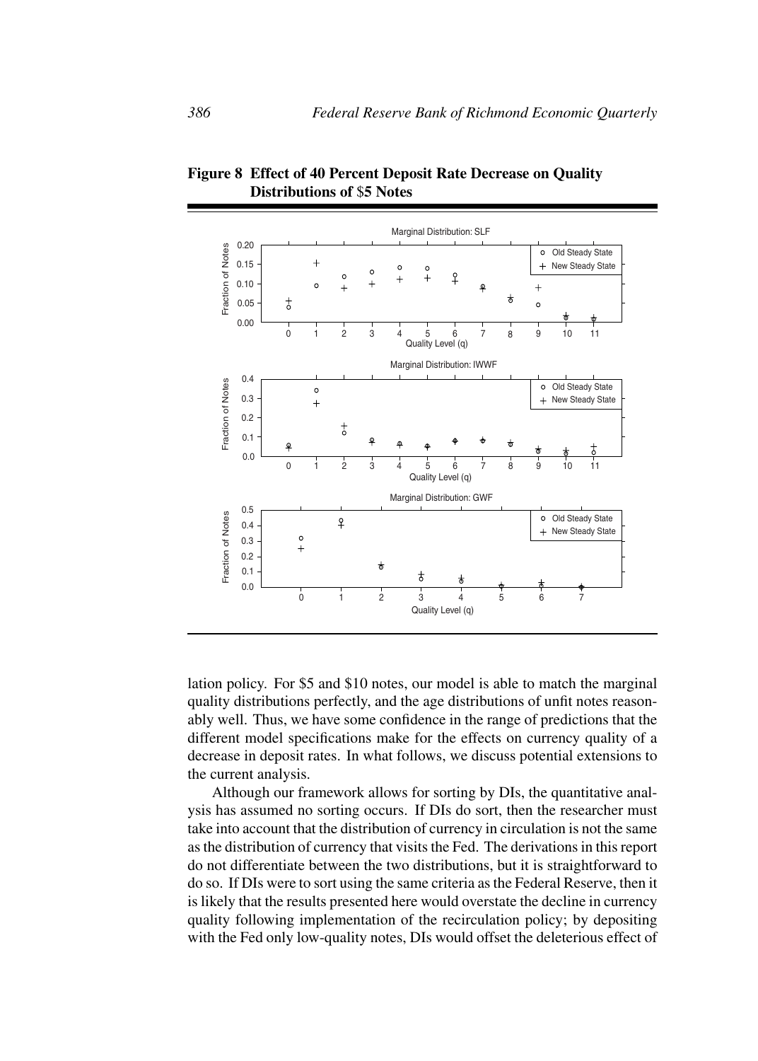**Figure 8 Effect of 40 Percent Deposit Rate Decrease on Quality Distributions of $5 Notes**

lation policy. For $5 and $10 notes, our model is able to match the marginal quality distributions perfectly, and the age distributions of unfit notes reasonably well. Thus, we have some confidence in the range of predictions that the different model specifications make for the effects on currency quality of a decrease in deposit rates. In what follows, we discuss potential extensions to the current analysis.

Although our framework allows for sorting by DIs, the quantitative analysis has assumed no sorting occurs. If DIs do sort, then the researcher must take into account that the distribution of currency in circulation is not the same as the distribution of currency that visits the Fed. The derivations in this report do not differentiate between the two distributions, but it is straightforward to do so. If DIs were to sort using the same criteria as the Federal Reserve, then it is likely that the results presented here would overstate the decline in currency quality following implementation of the recirculation policy; by depositing with the Fed only low-quality notes, DIs would offset the deleterious effect of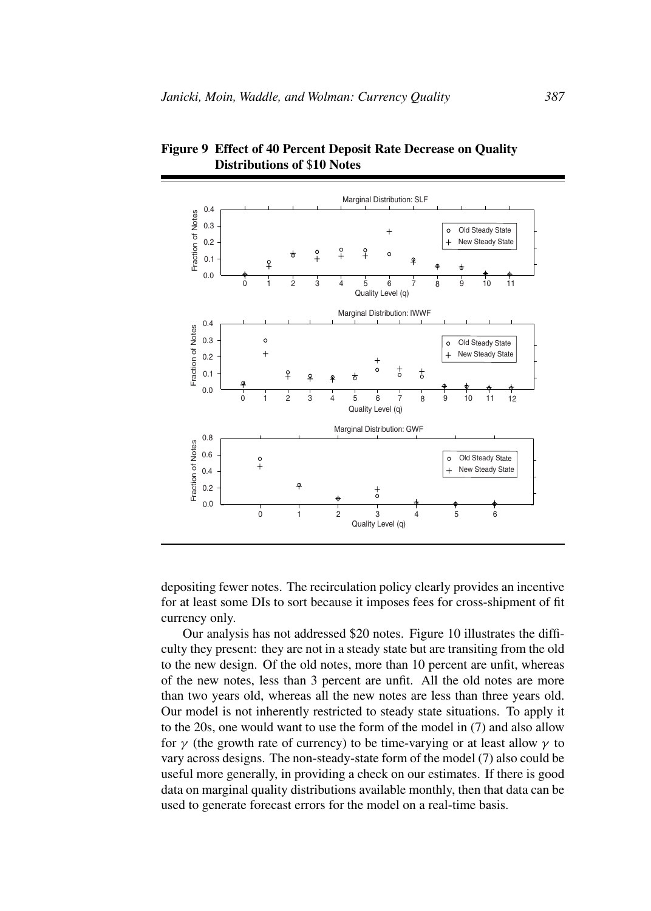**Figure 9 Effect of 40 Percent Deposit Rate Decrease on Quality Distributions of $10 Notes**

depositing fewer notes. The recirculation policy clearly provides an incentive for at least some DIs to sort because it imposes fees for cross-shipment of fit currency only.

Our analysis has not addressed $20 notes. Figure 10 illustrates the difficulty they present: they are not in a steady state but are transiting from the old to the new design. Of the old notes, more than 10 percent are unfit, whereas of the new notes, less than 3 percent are unfit. All the old notes are more than two years old, whereas all the new notes are less than three years old. Our model is not inherently restricted to steady state situations. To apply it to the 20s, one would want to use the form of the model in (7) and also allow for $\gamma$ (the growth rate of currency) to be time-varying or at least allow $\gamma$ to vary across designs. The non-steady-state form of the model (7) also could be useful more generally, in providing a check on our estimates. If there is good data on marginal quality distributions available monthly, then that data can be used to generate forecast errors for the model on a real-time basis.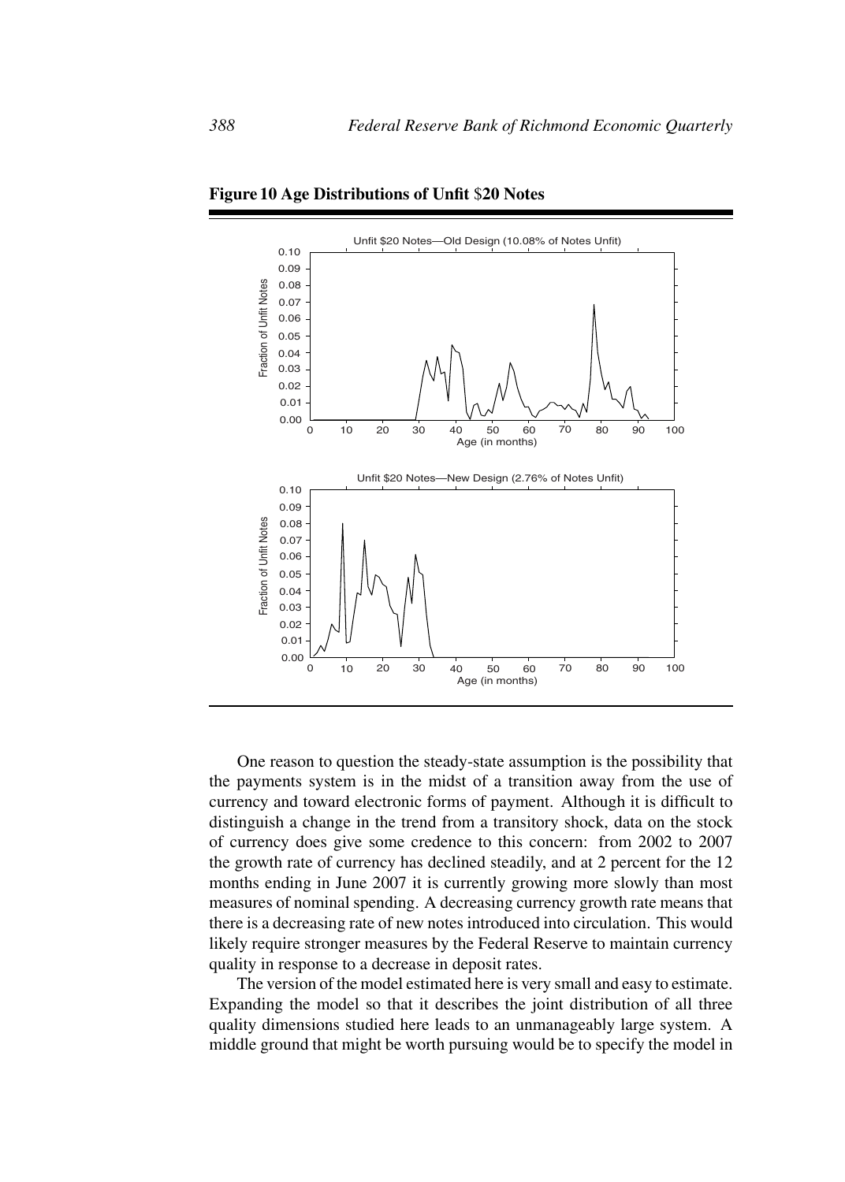**Figure 10 Age Distributions of Unfit $20 Notes**

One reason to question the steady-state assumption is the possibility that the payments system is in the midst of a transition away from the use of currency and toward electronic forms of payment. Although it is difficult to distinguish a change in the trend from a transitory shock, data on the stock of currency does give some credence to this concern: from 2002 to 2007 the growth rate of currency has declined steadily, and at 2 percent for the 12 months ending in June 2007 it is currently growing more slowly than most measures of nominal spending. A decreasing currency growth rate means that there is a decreasing rate of new notes introduced into circulation. This would likely require stronger measures by the Federal Reserve to maintain currency quality in response to a decrease in deposit rates.

The version of the model estimated here is very small and easy to estimate. Expanding the model so that it describes the joint distribution of all three quality dimensions studied here leads to an unmanageably large system. A middle ground that might be worth pursuing would be to specify the model in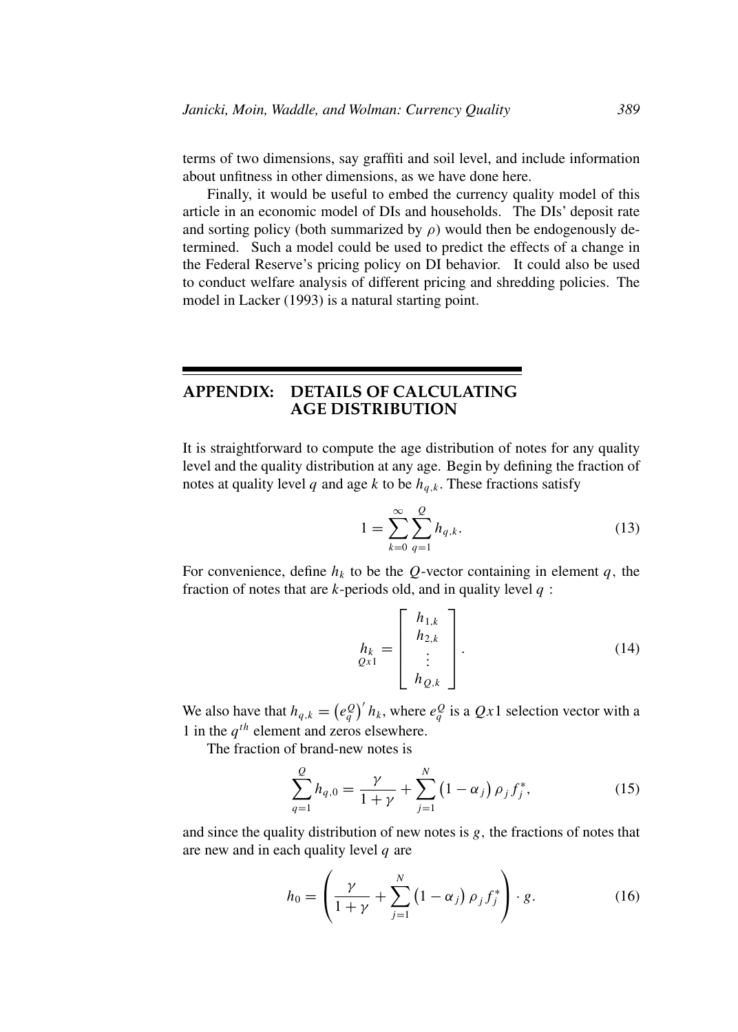terms of two dimensions, say graffiti and soil level, and include information about unfitness in other dimensions, as we have done here.

Finally, it would be useful to embed the currency quality model of this article in an economic model of DIs and households. The DIs' deposit rate and sorting policy (both summarized by $\rho$) would then be endogenously determined. Such a model could be used to predict the effects of a change in the Federal Reserve's pricing policy on DI behavior. It could also be used to conduct welfare analysis of different pricing and shredding policies. The model in Lacker (1993) is a natural starting point.

## APPENDIX: DETAILS OF CALCULATING AGE DISTRIBUTION

It is straightforward to compute the age distribution of notes for any quality level and the quality distribution at any age. Begin by defining the fraction of notes at quality level $q$ and age $k$ to be $h_{q,k}$. These fractions satisfy

$$1 = \sum_{k=0}^{\infty} \sum_{q=1}^{Q} h_{q,k}. \tag{13}$$

For convenience, define $h_k$ to be the $Q$-vector containing in element $q$, the fraction of notes that are $k$-periods old, and in quality level $q$ :

$$\underset{Qx1}{h_k} = \begin{bmatrix} h_{1,k} \\ h_{2,k} \\ \vdots \\ h_{Q,k} \end{bmatrix}. \tag{14}$$

We also have that $h_{q,k} = \left(e_q^Q\right)' h_k$, where $e_q^Q$ is a $Qx1$ selection vector with a 1 in the $q^{th}$ element and zeros elsewhere.

The fraction of brand-new notes is

$$\sum_{q=1}^{Q} h_{q,0} = \frac{\gamma}{1+\gamma} + \sum_{j=1}^{N} \left(1-\alpha_j\right) \rho_j f_j^*, \tag{15}$$

and since the quality distribution of new notes is $g$, the fractions of notes that are new and in each quality level $q$ are

$$h_0 = \left( \frac{\gamma}{1+\gamma} + \sum_{j=1}^{N} \left(1-\alpha_j\right) \rho_j f_j^* \right) \cdot g. \tag{16}$$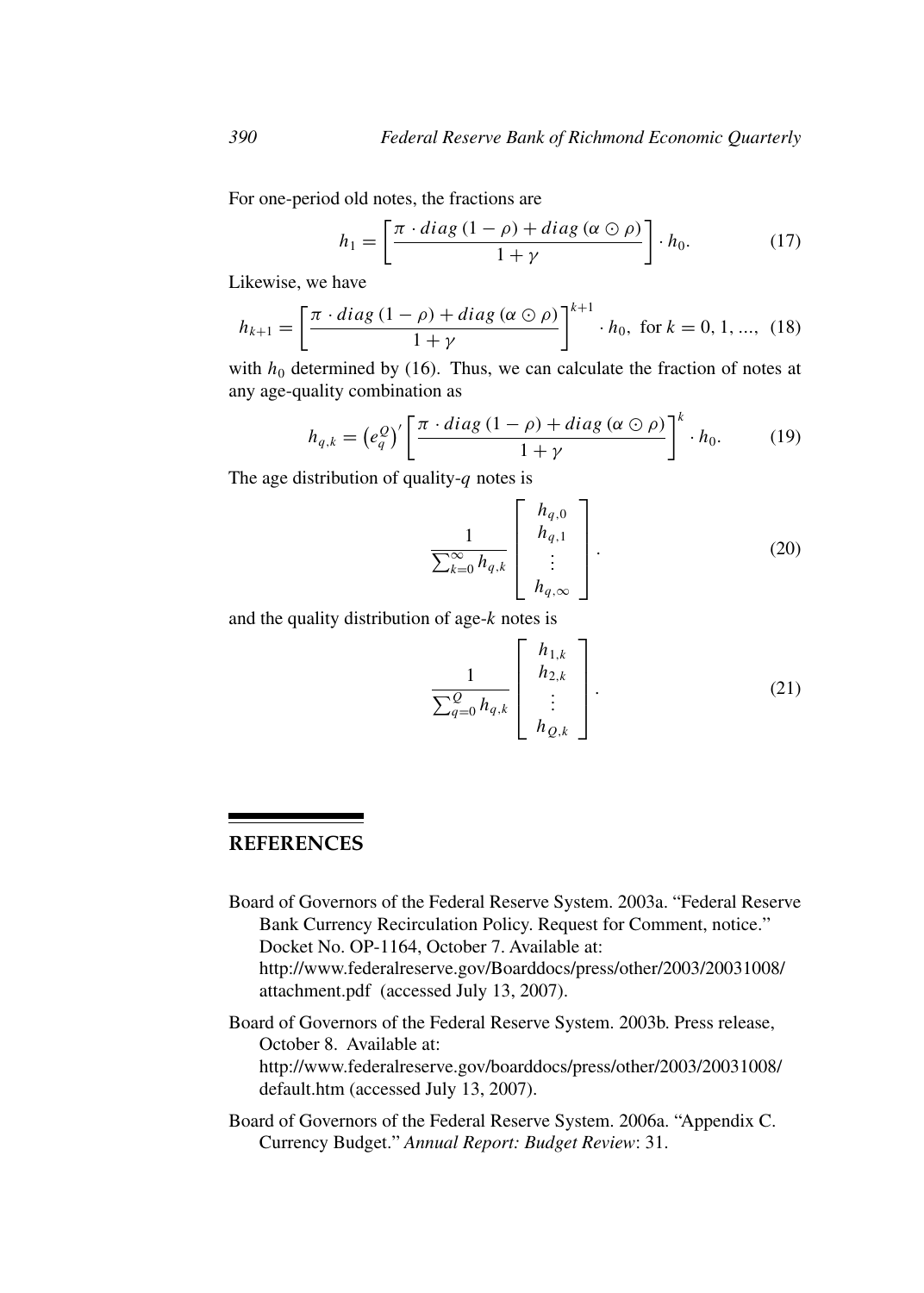For one-period old notes, the fractions are

$$h_1 = \left[ \frac{\pi \cdot diag\,(1-\rho) + diag\,(\alpha \odot \rho)}{1+\gamma} \right] \cdot h_0. \tag{17}$$

Likewise, we have

$$h_{k+1} = \left[ \frac{\pi \cdot diag\,(1-\rho) + diag\,(\alpha \odot \rho)}{1+\gamma} \right]^{k+1} \cdot h_0, \text{ for } k = 0, 1, ..., \tag{18}$$

with $h_0$ determined by (16). Thus, we can calculate the fraction of notes at any age-quality combination as

$$h_{q,k} = \left(e_q^Q\right)' \left[ \frac{\pi \cdot diag\,(1-\rho) + diag\,(\alpha \odot \rho)}{1+\gamma} \right]^{k} \cdot h_0. \tag{19}$$

The age distribution of quality-$q$ notes is

$$\frac{1}{\sum_{k=0}^{\infty} h_{q,k}} \begin{bmatrix} h_{q,0} \\ h_{q,1} \\ \vdots \\ h_{q,\infty} \end{bmatrix}. \tag{20}$$

and the quality distribution of age-$k$ notes is

$$\frac{1}{\sum_{q=0}^{Q} h_{q,k}} \begin{bmatrix} h_{1,k} \\ h_{2,k} \\ \vdots \\ h_{Q,k} \end{bmatrix}. \tag{21}$$

## REFERENCES

Board of Governors of the Federal Reserve System. 2003a. "Federal Reserve Bank Currency Recirculation Policy. Request for Comment, notice." Docket No. OP-1164, October 7. Available at: http://www.federalreserve.gov/Boarddocs/press/other/2003/20031008/attachment.pdf (accessed July 13, 2007).

Board of Governors of the Federal Reserve System. 2003b. Press release, October 8. Available at: http://www.federalreserve.gov/boarddocs/press/other/2003/20031008/default.htm (accessed July 13, 2007).

Board of Governors of the Federal Reserve System. 2006a. "Appendix C. Currency Budget." *Annual Report: Budget Review*: 31.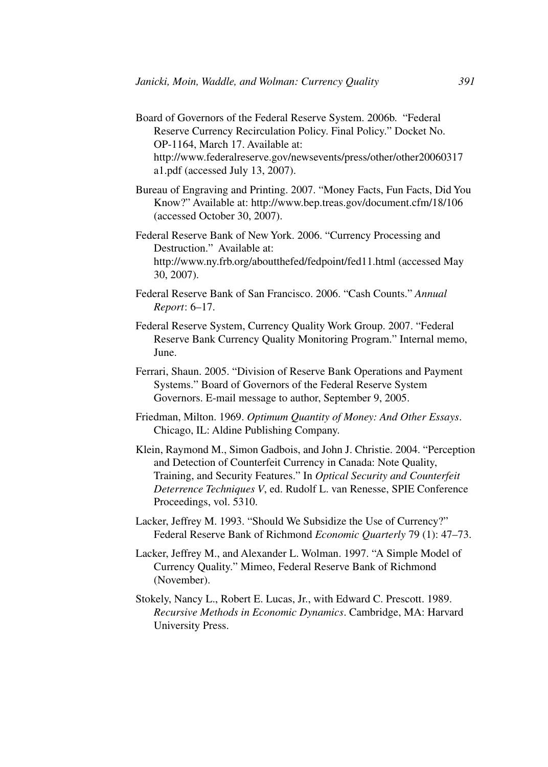Board of Governors of the Federal Reserve System. 2006b. "Federal Reserve Currency Recirculation Policy. Final Policy." Docket No. OP-1164, March 17. Available at: http://www.federalreserve.gov/newsevents/press/other/other20060317a1.pdf (accessed July 13, 2007).

Bureau of Engraving and Printing. 2007. "Money Facts, Fun Facts, Did You Know?" Available at: http://www.bep.treas.gov/document.cfm/18/106 (accessed October 30, 2007).

Federal Reserve Bank of New York. 2006. "Currency Processing and Destruction." Available at: http://www.ny.frb.org/aboutthefed/fedpoint/fed11.html (accessed May 30, 2007).

Federal Reserve Bank of San Francisco. 2006. "Cash Counts." *Annual Report*: 6–17.

Federal Reserve System, Currency Quality Work Group. 2007. "Federal Reserve Bank Currency Quality Monitoring Program." Internal memo, June.

Ferrari, Shaun. 2005. "Division of Reserve Bank Operations and Payment Systems." Board of Governors of the Federal Reserve System Governors. E-mail message to author, September 9, 2005.

Friedman, Milton. 1969. *Optimum Quantity of Money: And Other Essays*. Chicago, IL: Aldine Publishing Company.

Klein, Raymond M., Simon Gadbois, and John J. Christie. 2004. "Perception and Detection of Counterfeit Currency in Canada: Note Quality, Training, and Security Features." In *Optical Security and Counterfeit Deterrence Techniques V*, ed. Rudolf L. van Renesse, SPIE Conference Proceedings, vol. 5310.

Lacker, Jeffrey M. 1993. "Should We Subsidize the Use of Currency?" Federal Reserve Bank of Richmond *Economic Quarterly* 79 (1): 47–73.

Lacker, Jeffrey M., and Alexander L. Wolman. 1997. "A Simple Model of Currency Quality." Mimeo, Federal Reserve Bank of Richmond (November).

Stokely, Nancy L., Robert E. Lucas, Jr., with Edward C. Prescott. 1989. *Recursive Methods in Economic Dynamics*. Cambridge, MA: Harvard University Press.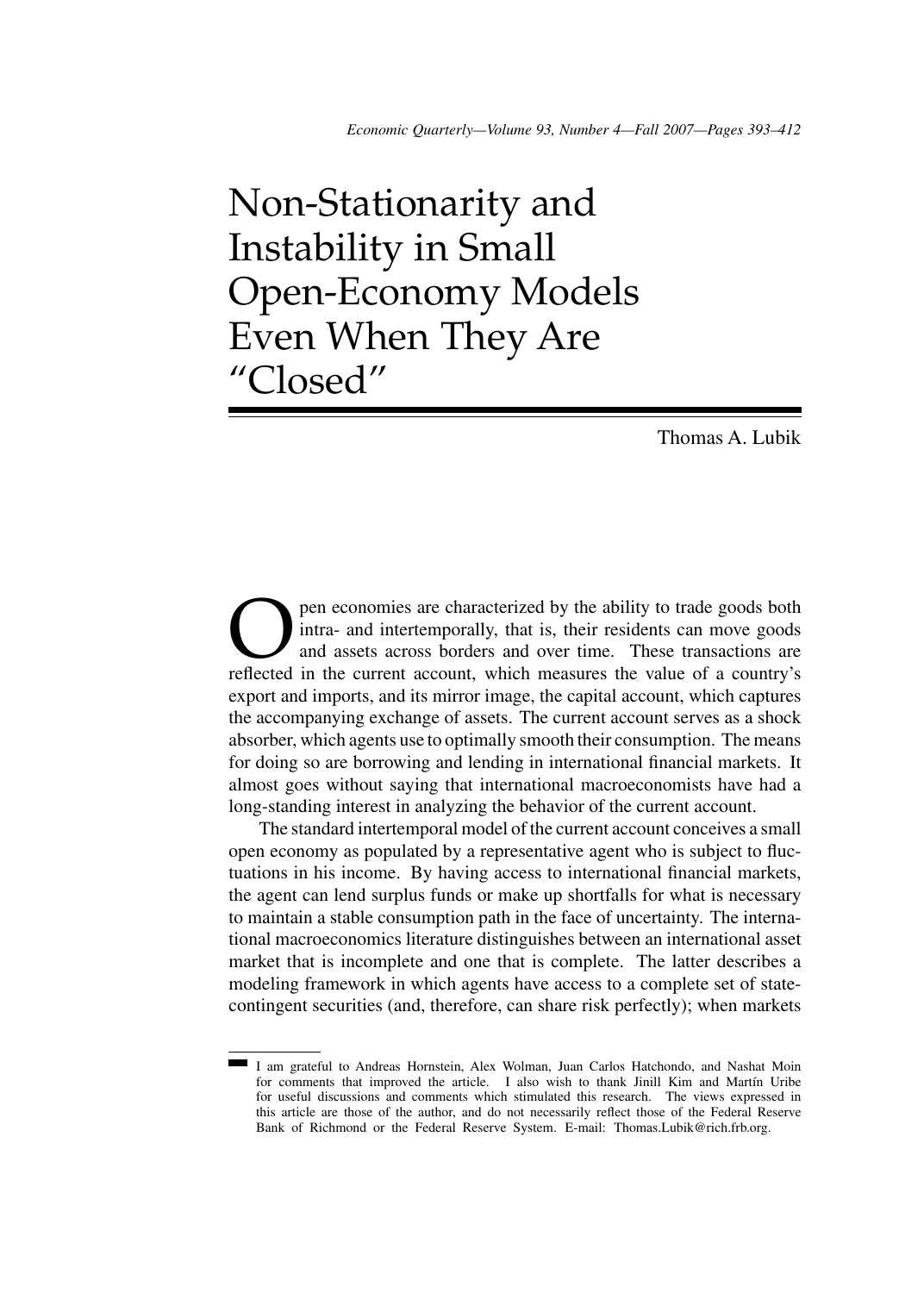# Non-Stationarity and Instability in Small Open-Economy Models Even When They Are "Closed"

Thomas A. Lubik

Open economies are characterized by the ability to trade goods both intra- and intertemporally, that is, their residents can move goods and assets across borders and over time. These transactions are reflected in the current account, which measures the value of a country's export and imports, and its mirror image, the capital account, which captures the accompanying exchange of assets. The current account serves as a shock absorber, which agents use to optimally smooth their consumption. The means for doing so are borrowing and lending in international financial markets. It almost goes without saying that international macroeconomists have had a long-standing interest in analyzing the behavior of the current account.

The standard intertemporal model of the current account conceives a small open economy as populated by a representative agent who is subject to fluctuations in his income. By having access to international financial markets, the agent can lend surplus funds or make up shortfalls for what is necessary to maintain a stable consumption path in the face of uncertainty. The international macroeconomics literature distinguishes between an international asset market that is incomplete and one that is complete. The latter describes a modeling framework in which agents have access to a complete set of state-contingent securities (and, therefore, can share risk perfectly); when markets

I am grateful to Andreas Hornstein, Alex Wolman, Juan Carlos Hatchondo, and Nashat Moin for comments that improved the article. I also wish to thank Jinill Kim and Martín Uribe for useful discussions and comments which stimulated this research. The views expressed in this article are those of the author, and do not necessarily reflect those of the Federal Reserve Bank of Richmond or the Federal Reserve System. E-mail: Thomas.Lubik@rich.frb.org.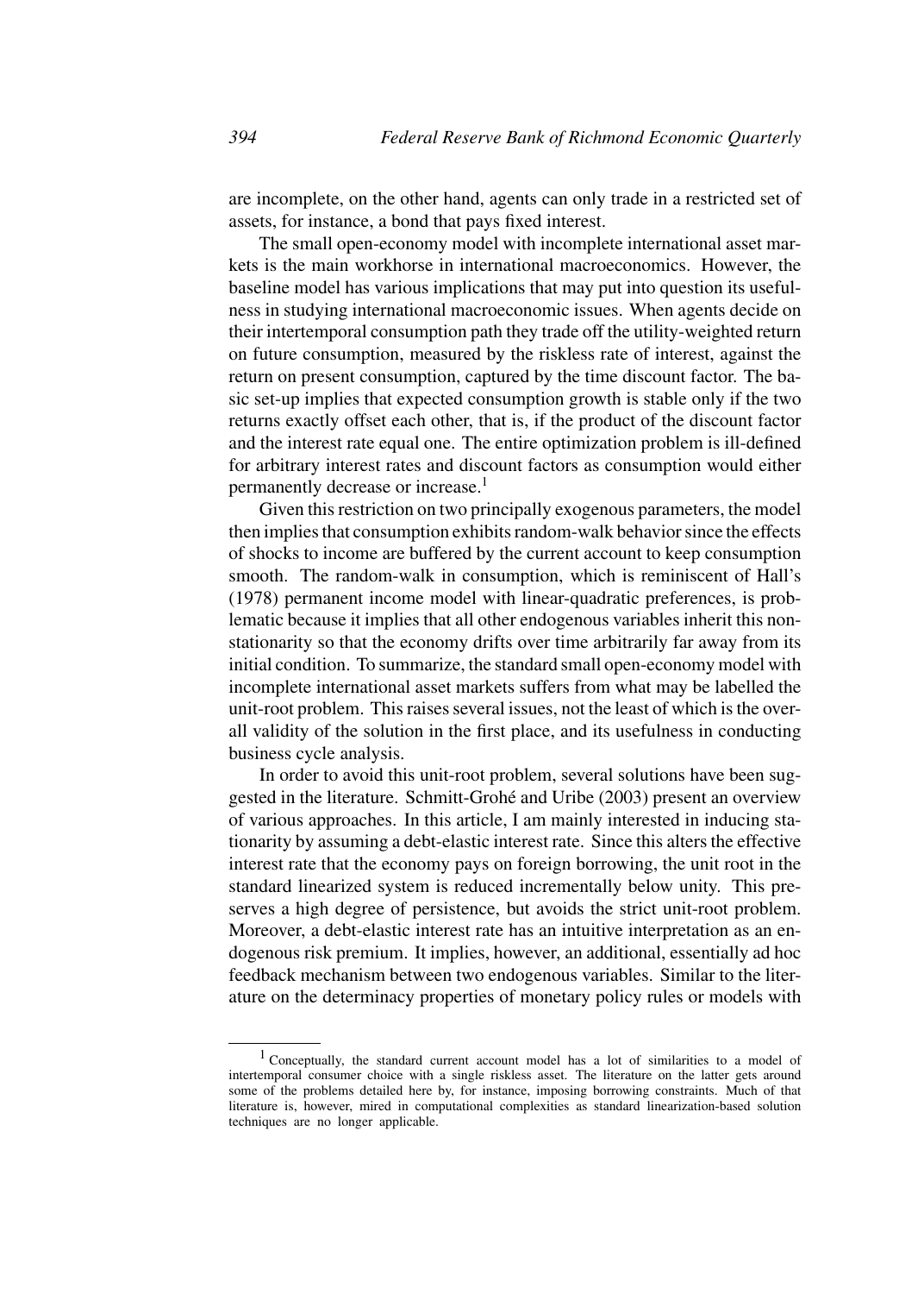are incomplete, on the other hand, agents can only trade in a restricted set of assets, for instance, a bond that pays fixed interest.

The small open-economy model with incomplete international asset markets is the main workhorse in international macroeconomics. However, the baseline model has various implications that may put into question its usefulness in studying international macroeconomic issues. When agents decide on their intertemporal consumption path they trade off the utility-weighted return on future consumption, measured by the riskless rate of interest, against the return on present consumption, captured by the time discount factor. The basic set-up implies that expected consumption growth is stable only if the two returns exactly offset each other, that is, if the product of the discount factor and the interest rate equal one. The entire optimization problem is ill-defined for arbitrary interest rates and discount factors as consumption would either permanently decrease or increase.[1]

Given this restriction on two principally exogenous parameters, the model then implies that consumption exhibits random-walk behavior since the effects of shocks to income are buffered by the current account to keep consumption smooth. The random-walk in consumption, which is reminiscent of Hall's (1978) permanent income model with linear-quadratic preferences, is problematic because it implies that all other endogenous variables inherit this non-stationarity so that the economy drifts over time arbitrarily far away from its initial condition. To summarize, the standard small open-economy model with incomplete international asset markets suffers from what may be labelled the unit-root problem. This raises several issues, not the least of which is the overall validity of the solution in the first place, and its usefulness in conducting business cycle analysis.

In order to avoid this unit-root problem, several solutions have been suggested in the literature. Schmitt-Grohé and Uribe (2003) present an overview of various approaches. In this article, I am mainly interested in inducing stationarity by assuming a debt-elastic interest rate. Since this alters the effective interest rate that the economy pays on foreign borrowing, the unit root in the standard linearized system is reduced incrementally below unity. This preserves a high degree of persistence, but avoids the strict unit-root problem. Moreover, a debt-elastic interest rate has an intuitive interpretation as an endogenous risk premium. It implies, however, an additional, essentially ad hoc feedback mechanism between two endogenous variables. Similar to the literature on the determinacy properties of monetary policy rules or models with

[1] Conceptually, the standard current account model has a lot of similarities to a model of intertemporal consumer choice with a single riskless asset. The literature on the latter gets around some of the problems detailed here by, for instance, imposing borrowing constraints. Much of that literature is, however, mired in computational complexities as standard linearization-based solution techniques are no longer applicable.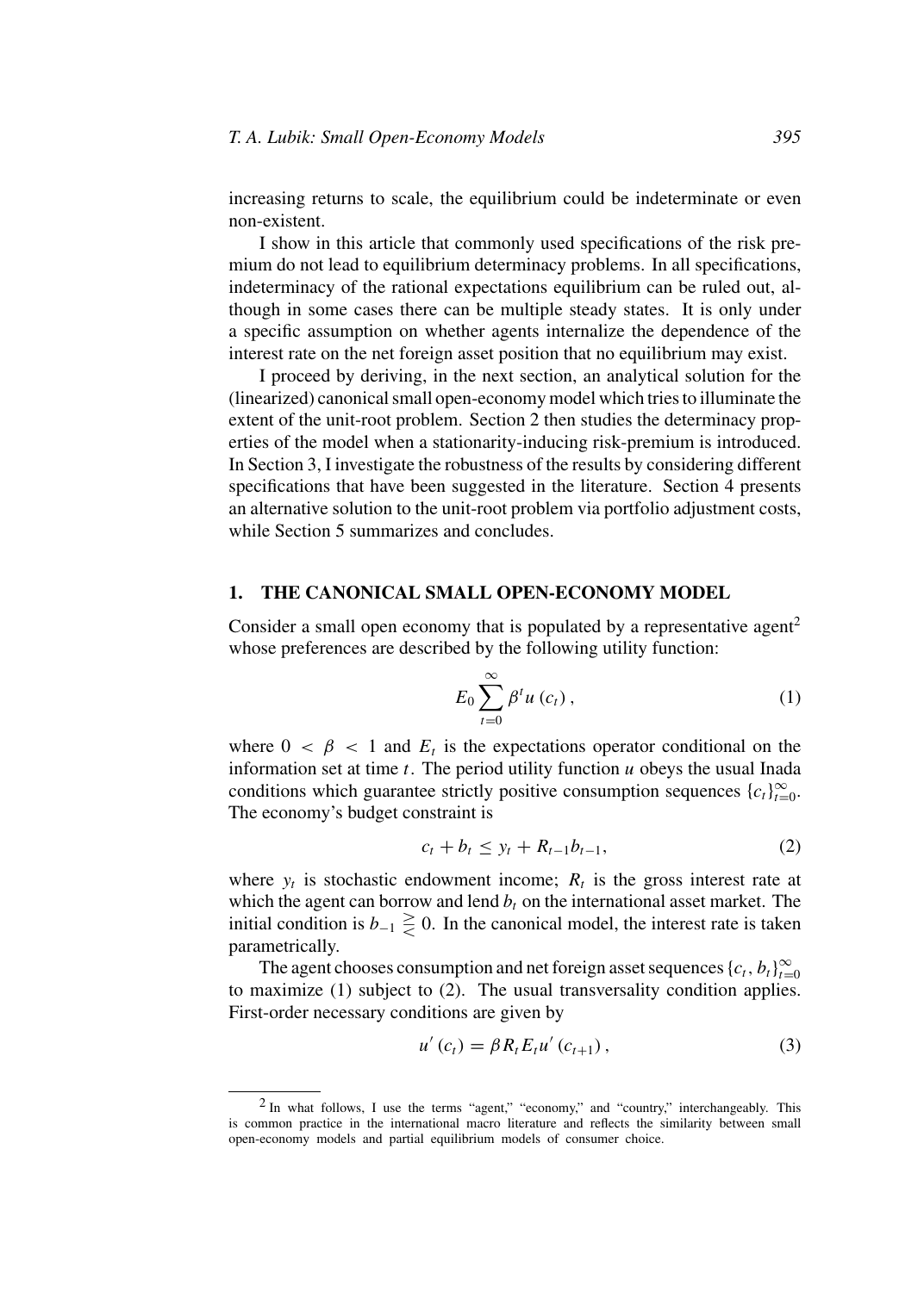increasing returns to scale, the equilibrium could be indeterminate or even non-existent.

I show in this article that commonly used specifications of the risk premium do not lead to equilibrium determinacy problems. In all specifications, indeterminacy of the rational expectations equilibrium can be ruled out, although in some cases there can be multiple steady states. It is only under a specific assumption on whether agents internalize the dependence of the interest rate on the net foreign asset position that no equilibrium may exist.

I proceed by deriving, in the next section, an analytical solution for the (linearized) canonical small open-economy model which tries to illuminate the extent of the unit-root problem. Section 2 then studies the determinacy properties of the model when a stationarity-inducing risk-premium is introduced. In Section 3, I investigate the robustness of the results by considering different specifications that have been suggested in the literature. Section 4 presents an alternative solution to the unit-root problem via portfolio adjustment costs, while Section 5 summarizes and concludes.

## 1. THE CANONICAL SMALL OPEN-ECONOMY MODEL

Consider a small open economy that is populated by a representative agent[2] whose preferences are described by the following utility function:

$$E_0 \sum_{t=0}^{\infty} \beta^t u(c_t), \tag{1}$$

where $0 < \beta < 1$ and $E_t$ is the expectations operator conditional on the information set at time $t$. The period utility function $u$ obeys the usual Inada conditions which guarantee strictly positive consumption sequences $\{c_t\}_{t=0}^{\infty}$. The economy's budget constraint is

$$c_t + b_t \leq y_t + R_{t-1} b_{t-1}, \tag{2}$$

where $y_t$ is stochastic endowment income; $R_t$ is the gross interest rate at which the agent can borrow and lend $b_t$ on the international asset market. The initial condition is $b_{-1} \gtreqless 0$. In the canonical model, the interest rate is taken parametrically.

The agent chooses consumption and net foreign asset sequences $\{c_t, b_t\}_{t=0}^{\infty}$ to maximize (1) subject to (2). The usual transversality condition applies. First-order necessary conditions are given by

$$u'(c_t) = \beta R_t E_t u'(c_{t+1}), \tag{3}$$

[2] In what follows, I use the terms "agent," "economy," and "country," interchangeably. This is common practice in the international macro literature and reflects the similarity between small open-economy models and partial equilibrium models of consumer choice.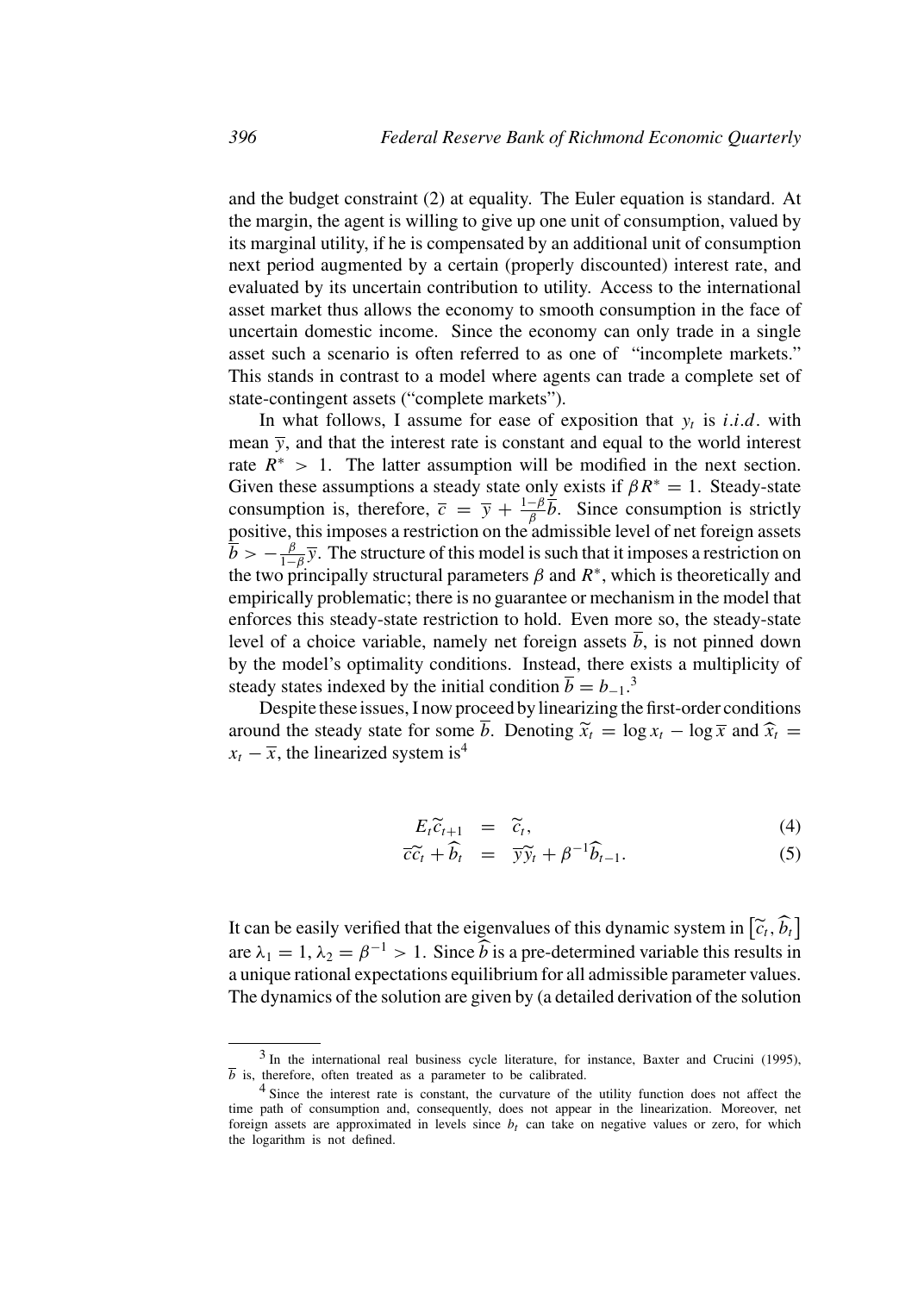and the budget constraint (2) at equality. The Euler equation is standard. At the margin, the agent is willing to give up one unit of consumption, valued by its marginal utility, if he is compensated by an additional unit of consumption next period augmented by a certain (properly discounted) interest rate, and evaluated by its uncertain contribution to utility. Access to the international asset market thus allows the economy to smooth consumption in the face of uncertain domestic income. Since the economy can only trade in a single asset such a scenario is often referred to as one of "incomplete markets." This stands in contrast to a model where agents can trade a complete set of state-contingent assets ("complete markets").

In what follows, I assume for ease of exposition that $y_t$ is *i.i.d.* with mean $\overline{y}$, and that the interest rate is constant and equal to the world interest rate $R^* > 1$. The latter assumption will be modified in the next section. Given these assumptions a steady state only exists if $\beta R^* = 1$. Steady-state consumption is, therefore, $\overline{c} = \overline{y} + \frac{1-\beta}{\beta}\overline{b}$. Since consumption is strictly positive, this imposes a restriction on the admissible level of net foreign assets $\overline{b} > -\frac{\beta}{1-\beta}\overline{y}$. The structure of this model is such that it imposes a restriction on the two principally structural parameters $\beta$ and $R^*$, which is theoretically and empirically problematic; there is no guarantee or mechanism in the model that enforces this steady-state restriction to hold. Even more so, the steady-state level of a choice variable, namely net foreign assets $\overline{b}$, is not pinned down by the model's optimality conditions. Instead, there exists a multiplicity of steady states indexed by the initial condition $\overline{b} = b_{-1}$.[3]

Despite these issues, I now proceed by linearizing the first-order conditions around the steady state for some $\overline{b}$. Denoting $\widetilde{x}_t = \log x_t - \log \overline{x}$ and $\widehat{x}_t = x_t - \overline{x}$, the linearized system is[4]

$$E_t\widetilde{c}_{t+1} = \widetilde{c}_t, \tag{4}$$

$$\overline{c}\widetilde{c}_t + \widehat{b}_t = \overline{y}\widetilde{y}_t + \beta^{-1}\widehat{b}_{t-1}. \tag{5}$$

It can be easily verified that the eigenvalues of this dynamic system in $\left[\widetilde{c}_t, \widehat{b}_t\right]$ are $\lambda_1 = 1, \lambda_2 = \beta^{-1} > 1$. Since $\widehat{b}$ is a pre-determined variable this results in a unique rational expectations equilibrium for all admissible parameter values. The dynamics of the solution are given by (a detailed derivation of the solution

---

[3] In the international real business cycle literature, for instance, Baxter and Crucini (1995), $\overline{b}$ is, therefore, often treated as a parameter to be calibrated.

[4] Since the interest rate is constant, the curvature of the utility function does not affect the time path of consumption and, consequently, does not appear in the linearization. Moreover, net foreign assets are approximated in levels since $b_t$ can take on negative values or zero, for which the logarithm is not defined.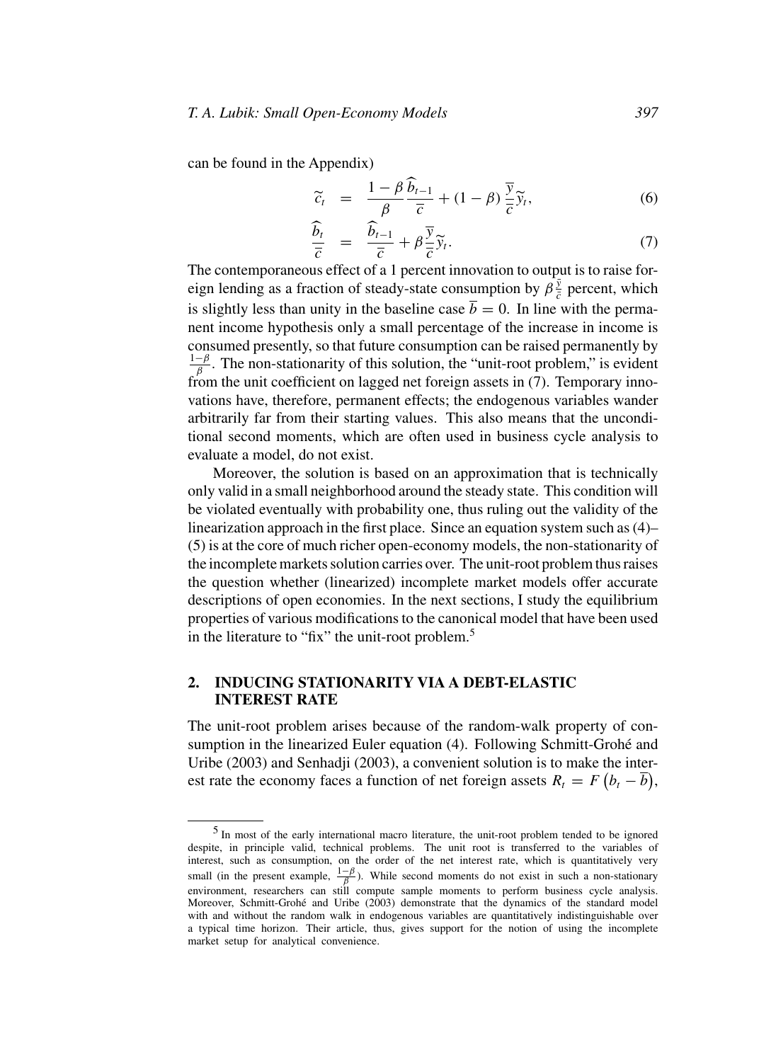can be found in the Appendix)

$$\widetilde{c}_t = \frac{1-\beta}{\beta}\frac{\widehat{b}_{t-1}}{\overline{c}} + (1-\beta)\frac{\overline{y}}{\overline{c}}\widetilde{y}_t, \tag{6}$$

$$\frac{\widehat{b}_t}{\overline{c}} = \frac{\widehat{b}_{t-1}}{\overline{c}} + \beta\frac{\overline{y}}{\overline{c}}\widetilde{y}_t. \tag{7}$$

The contemporaneous effect of a 1 percent innovation to output is to raise foreign lending as a fraction of steady-state consumption by $\beta\frac{\bar{y}}{\bar{c}}$ percent, which is slightly less than unity in the baseline case $\overline{b} = 0$. In line with the permanent income hypothesis only a small percentage of the increase in income is consumed presently, so that future consumption can be raised permanently by $\frac{1-\beta}{\beta}$. The non-stationarity of this solution, the "unit-root problem," is evident from the unit coefficient on lagged net foreign assets in (7). Temporary innovations have, therefore, permanent effects; the endogenous variables wander arbitrarily far from their starting values. This also means that the unconditional second moments, which are often used in business cycle analysis to evaluate a model, do not exist.

Moreover, the solution is based on an approximation that is technically only valid in a small neighborhood around the steady state. This condition will be violated eventually with probability one, thus ruling out the validity of the linearization approach in the first place. Since an equation system such as (4)–(5) is at the core of much richer open-economy models, the non-stationarity of the incomplete markets solution carries over. The unit-root problem thus raises the question whether (linearized) incomplete market models offer accurate descriptions of open economies. In the next sections, I study the equilibrium properties of various modifications to the canonical model that have been used in the literature to "fix" the unit-root problem.[5]

## 2. INDUCING STATIONARITY VIA A DEBT-ELASTIC INTEREST RATE

The unit-root problem arises because of the random-walk property of consumption in the linearized Euler equation (4). Following Schmitt-Grohé and Uribe (2003) and Senhadji (2003), a convenient solution is to make the interest rate the economy faces a function of net foreign assets $R_t = F\left(b_t - \overline{b}\right)$,

[5] In most of the early international macro literature, the unit-root problem tended to be ignored despite, in principle valid, technical problems. The unit root is transferred to the variables of interest, such as consumption, on the order of the net interest rate, which is quantitatively very small (in the present example, $\frac{1-\beta}{\beta}$). While second moments do not exist in such a non-stationary environment, researchers can still compute sample moments to perform business cycle analysis. Moreover, Schmitt-Grohé and Uribe (2003) demonstrate that the dynamics of the standard model with and without the random walk in endogenous variables are quantitatively indistinguishable over a typical time horizon. Their article, thus, gives support for the notion of using the incomplete market setup for analytical convenience.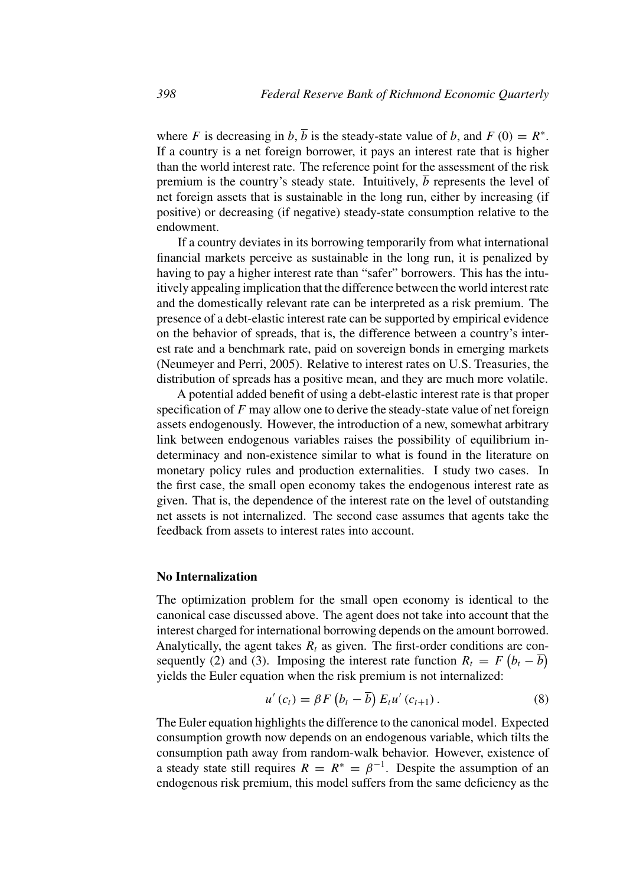where $F$ is decreasing in $b$, $\overline{b}$ is the steady-state value of $b$, and $F(0) = R^*$. If a country is a net foreign borrower, it pays an interest rate that is higher than the world interest rate. The reference point for the assessment of the risk premium is the country's steady state. Intuitively, $\overline{b}$ represents the level of net foreign assets that is sustainable in the long run, either by increasing (if positive) or decreasing (if negative) steady-state consumption relative to the endowment.

If a country deviates in its borrowing temporarily from what international financial markets perceive as sustainable in the long run, it is penalized by having to pay a higher interest rate than "safer" borrowers. This has the intuitively appealing implication that the difference between the world interest rate and the domestically relevant rate can be interpreted as a risk premium. The presence of a debt-elastic interest rate can be supported by empirical evidence on the behavior of spreads, that is, the difference between a country's interest rate and a benchmark rate, paid on sovereign bonds in emerging markets (Neumeyer and Perri, 2005). Relative to interest rates on U.S. Treasuries, the distribution of spreads has a positive mean, and they are much more volatile.

A potential added benefit of using a debt-elastic interest rate is that proper specification of $F$ may allow one to derive the steady-state value of net foreign assets endogenously. However, the introduction of a new, somewhat arbitrary link between endogenous variables raises the possibility of equilibrium indeterminacy and non-existence similar to what is found in the literature on monetary policy rules and production externalities. I study two cases. In the first case, the small open economy takes the endogenous interest rate as given. That is, the dependence of the interest rate on the level of outstanding net assets is not internalized. The second case assumes that agents take the feedback from assets to interest rates into account.

### No Internalization

The optimization problem for the small open economy is identical to the canonical case discussed above. The agent does not take into account that the interest charged for international borrowing depends on the amount borrowed. Analytically, the agent takes $R_t$ as given. The first-order conditions are consequently (2) and (3). Imposing the interest rate function $R_t = F\left(b_t - \overline{b}\right)$ yields the Euler equation when the risk premium is not internalized:

$$u'(c_t) = \beta F\left(b_t - \overline{b}\right) E_t u'(c_{t+1}). \tag{8}$$

The Euler equation highlights the difference to the canonical model. Expected consumption growth now depends on an endogenous variable, which tilts the consumption path away from random-walk behavior. However, existence of a steady state still requires $R = R^* = \beta^{-1}$. Despite the assumption of an endogenous risk premium, this model suffers from the same deficiency as the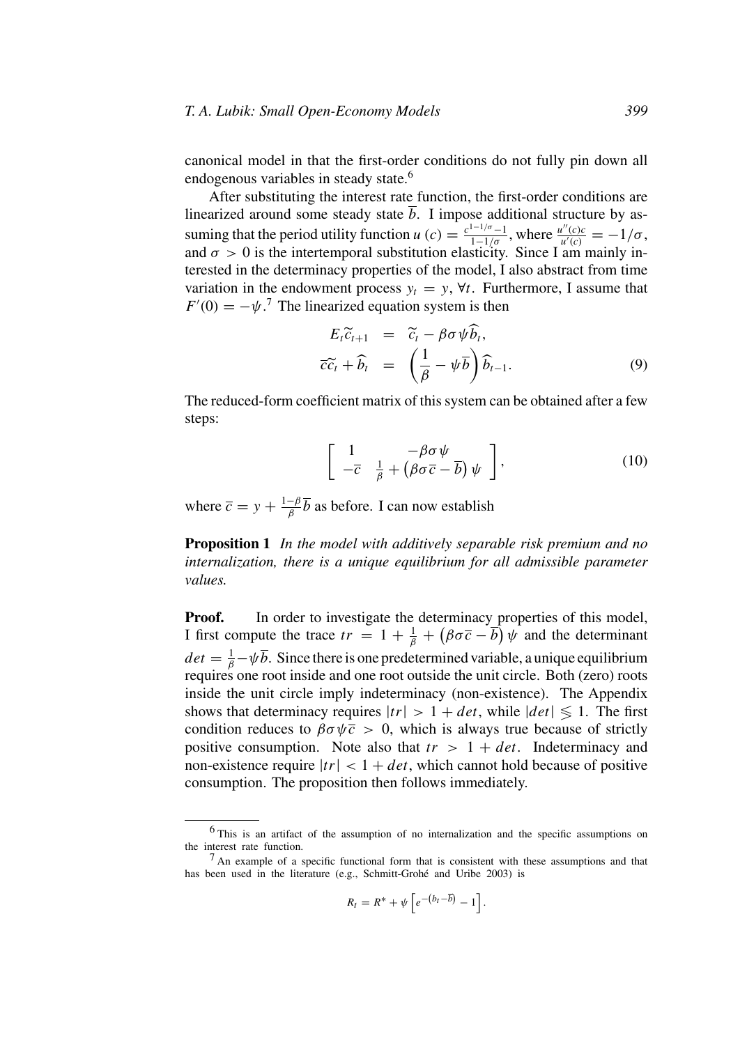canonical model in that the first-order conditions do not fully pin down all endogenous variables in steady state.[6]

After substituting the interest rate function, the first-order conditions are linearized around some steady state $\overline{b}$. I impose additional structure by assuming that the period utility function $u(c) = \frac{c^{1-1/\sigma}-1}{1-1/\sigma}$, where $\frac{u''(c)c}{u'(c)} = -1/\sigma$, and $\sigma > 0$ is the intertemporal substitution elasticity. Since I am mainly interested in the determinacy properties of the model, I also abstract from time variation in the endowment process $y_t = y$, $\forall t$. Furthermore, I assume that $F'(0) = -\psi$.[7] The linearized equation system is then

$$
\begin{aligned}
E_t \widetilde{c}_{t+1} &= \widetilde{c}_t - \beta\sigma\psi\widehat{b}_t, \\
\overline{c}\widetilde{c}_t + \widehat{b}_t &= \left(\frac{1}{\beta} - \psi\overline{b}\right)\widehat{b}_{t-1}.
\end{aligned}
\tag{9}
$$

The reduced-form coefficient matrix of this system can be obtained after a few steps:

$$
\begin{bmatrix} 1 & -\beta\sigma\psi \\ -\overline{c} & \frac{1}{\beta} + \left(\beta\sigma\overline{c} - \overline{b}\right)\psi \end{bmatrix},
\tag{10}
$$

where $\overline{c} = y + \frac{1-\beta}{\beta}\overline{b}$ as before. I can now establish

**Proposition 1** *In the model with additively separable risk premium and no internalization, there is a unique equilibrium for all admissible parameter values.*

**Proof.** In order to investigate the determinacy properties of this model, I first compute the trace $tr = 1 + \frac{1}{\beta} + \left(\beta\sigma\overline{c} - \overline{b}\right)\psi$ and the determinant $det = \frac{1}{\beta} - \psi\overline{b}$. Since there is one predetermined variable, a unique equilibrium requires one root inside and one root outside the unit circle. Both (zero) roots inside the unit circle imply indeterminacy (non-existence). The Appendix shows that determinacy requires $|tr| > 1 + det$, while $|det| \lessgtr 1$. The first condition reduces to $\beta\sigma\psi\overline{c} > 0$, which is always true because of strictly positive consumption. Note also that $tr > 1 + det$. Indeterminacy and non-existence require $|tr| < 1 + det$, which cannot hold because of positive consumption. The proposition then follows immediately.

---

[6] This is an artifact of the assumption of no internalization and the specific assumptions on the interest rate function.

[7] An example of a specific functional form that is consistent with these assumptions and that has been used in the literature (e.g., Schmitt-Grohé and Uribe 2003) is

$$
R_t = R^* + \psi\left[e^{-\left(b_t - \overline{b}\right)} - 1\right].
$$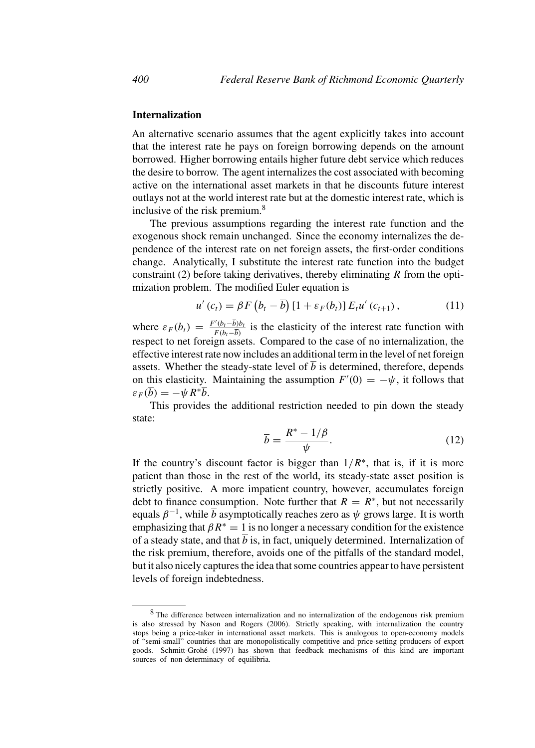### Internalization

An alternative scenario assumes that the agent explicitly takes into account that the interest rate he pays on foreign borrowing depends on the amount borrowed. Higher borrowing entails higher future debt service which reduces the desire to borrow. The agent internalizes the cost associated with becoming active on the international asset markets in that he discounts future interest outlays not at the world interest rate but at the domestic interest rate, which is inclusive of the risk premium.[8]

The previous assumptions regarding the interest rate function and the exogenous shock remain unchanged. Since the economy internalizes the dependence of the interest rate on net foreign assets, the first-order conditions change. Analytically, I substitute the interest rate function into the budget constraint (2) before taking derivatives, thereby eliminating $R$ from the optimization problem. The modified Euler equation is

$$u'(c_t) = \beta F\left(b_t - \overline{b}\right)\left[1 + \varepsilon_F(b_t)\right] E_t u'(c_{t+1}), \tag{11}$$

where $\varepsilon_F(b_t) = \frac{F'(b_t - \overline{b})b_t}{F(b_t - \overline{b})}$ is the elasticity of the interest rate function with respect to net foreign assets. Compared to the case of no internalization, the effective interest rate now includes an additional term in the level of net foreign assets. Whether the steady-state level of $\overline{b}$ is determined, therefore, depends on this elasticity. Maintaining the assumption $F'(0) = -\psi$, it follows that $\varepsilon_F(\overline{b}) = -\psi R^* \overline{b}$.

This provides the additional restriction needed to pin down the steady state:

$$\overline{b} = \frac{R^* - 1/\beta}{\psi}. \tag{12}$$

If the country's discount factor is bigger than $1/R^*$, that is, if it is more patient than those in the rest of the world, its steady-state asset position is strictly positive. A more impatient country, however, accumulates foreign debt to finance consumption. Note further that $R = R^*$, but not necessarily equals $\beta^{-1}$, while $\overline{b}$ asymptotically reaches zero as $\psi$ grows large. It is worth emphasizing that $\beta R^* = 1$ is no longer a necessary condition for the existence of a steady state, and that $\overline{b}$ is, in fact, uniquely determined. Internalization of the risk premium, therefore, avoids one of the pitfalls of the standard model, but it also nicely captures the idea that some countries appear to have persistent levels of foreign indebtedness.

[8] The difference between internalization and no internalization of the endogenous risk premium is also stressed by Nason and Rogers (2006). Strictly speaking, with internalization the country stops being a price-taker in international asset markets. This is analogous to open-economy models of "semi-small" countries that are monopolistically competitive and price-setting producers of export goods. Schmitt-Grohé (1997) has shown that feedback mechanisms of this kind are important sources of non-determinacy of equilibria.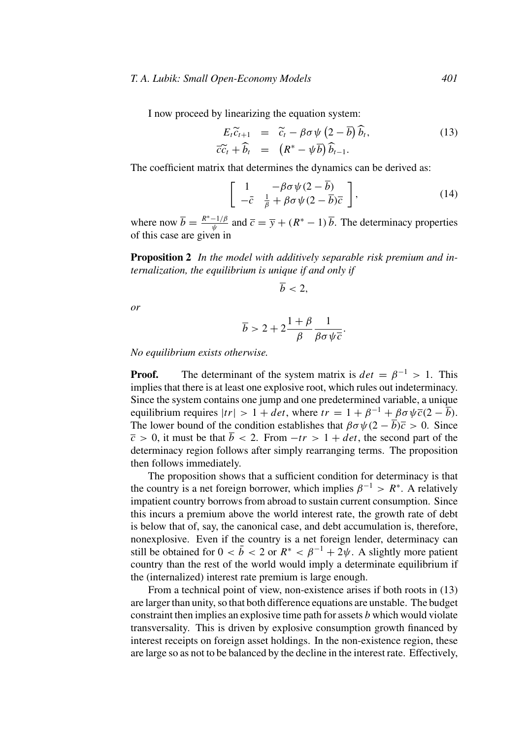I now proceed by linearizing the equation system:

$$
\begin{aligned}
E_t \widetilde{c}_{t+1} &= \widetilde{c}_t - \beta\sigma\psi\left(2-\overline{b}\right)\widehat{b}_t, \\
\overline{c}\widetilde{c}_t + \widehat{b}_t &= \left(R^* - \psi\overline{b}\right)\widehat{b}_{t-1}.
\end{aligned} \tag{13}
$$

The coefficient matrix that determines the dynamics can be derived as:

$$
\left[\begin{array}{cc} 1 & -\beta\sigma\psi(2-\overline{b}) \\ -\bar{c} & \frac{1}{\beta} + \beta\sigma\psi(2-\overline{b})\overline{c} \end{array}\right], \tag{14}
$$

where now $\overline{b} = \frac{R^* - 1/\beta}{\psi}$ and $\overline{c} = \overline{y} + (R^* - 1)\,\overline{b}$. The determinacy properties of this case are given in

**Proposition 2** *In the model with additively separable risk premium and internalization, the equilibrium is unique if and only if*

$$
\overline{b} < 2,
$$

*or*

$$
\overline{b} > 2 + 2\frac{1+\beta}{\beta}\frac{1}{\beta\sigma\psi\overline{c}}.
$$

*No equilibrium exists otherwise.*

**Proof.** The determinant of the system matrix is $det = \beta^{-1} > 1$. This implies that there is at least one explosive root, which rules out indeterminacy. Since the system contains one jump and one predetermined variable, a unique equilibrium requires $|tr| > 1 + det$, where $tr = 1 + \beta^{-1} + \beta\sigma\psi\overline{c}(2 - \overline{b})$. The lower bound of the condition establishes that $\beta\sigma\psi(2-\overline{b})\overline{c} > 0$. Since $\overline{c} > 0$, it must be that $\overline{b} < 2$. From $-tr > 1 + det$, the second part of the determinacy region follows after simply rearranging terms. The proposition then follows immediately.

The proposition shows that a sufficient condition for determinacy is that the country is a net foreign borrower, which implies $\beta^{-1} > R^*$. A relatively impatient country borrows from abroad to sustain current consumption. Since this incurs a premium above the world interest rate, the growth rate of debt is below that of, say, the canonical case, and debt accumulation is, therefore, nonexplosive. Even if the country is a net foreign lender, determinacy can still be obtained for $0 < \bar{b} < 2$ or $R^* < \beta^{-1} + 2\psi$. A slightly more patient country than the rest of the world would imply a determinate equilibrium if the (internalized) interest rate premium is large enough.

From a technical point of view, non-existence arises if both roots in (13) are larger than unity, so that both difference equations are unstable. The budget constraint then implies an explosive time path for assets *b* which would violate transversality. This is driven by explosive consumption growth financed by interest receipts on foreign asset holdings. In the non-existence region, these are large so as not to be balanced by the decline in the interest rate. Effectively,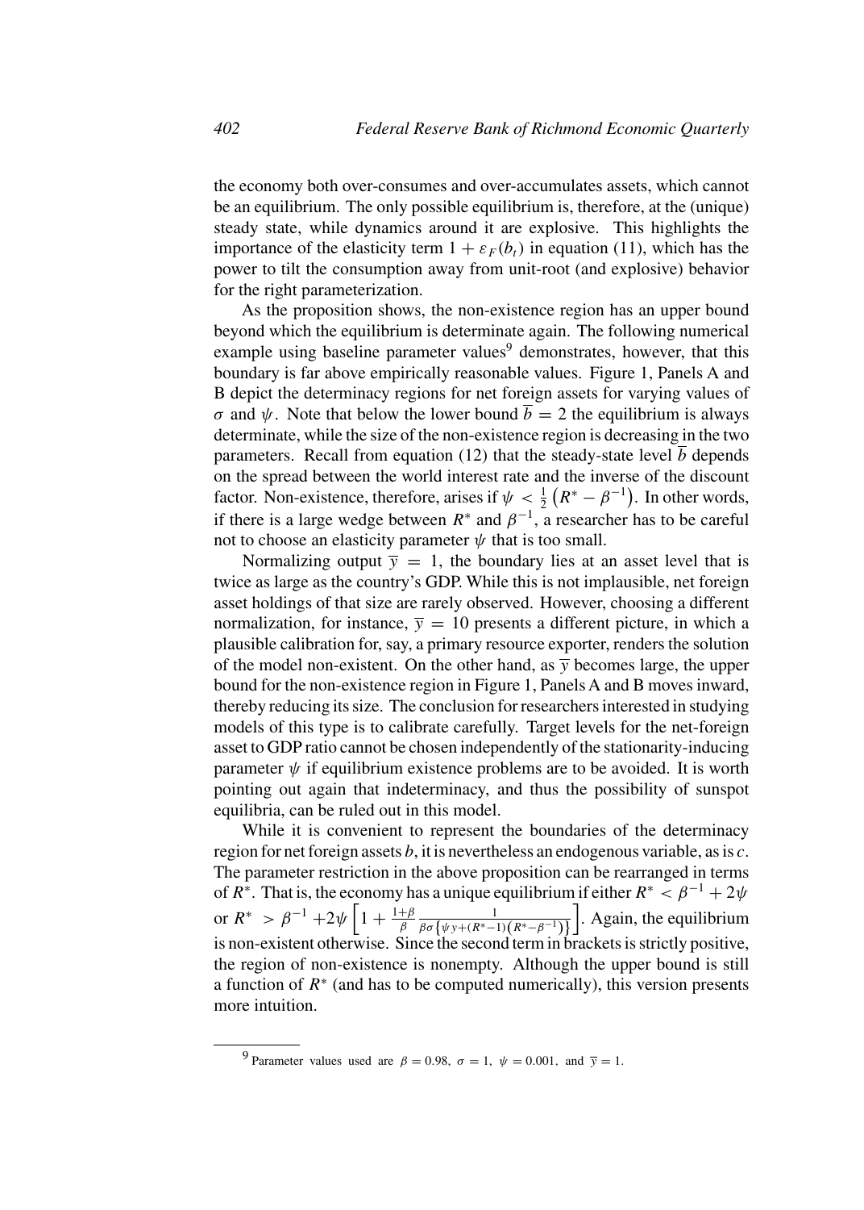the economy both over-consumes and over-accumulates assets, which cannot be an equilibrium. The only possible equilibrium is, therefore, at the (unique) steady state, while dynamics around it are explosive. This highlights the importance of the elasticity term $1 + \varepsilon_F(b_t)$ in equation (11), which has the power to tilt the consumption away from unit-root (and explosive) behavior for the right parameterization.

As the proposition shows, the non-existence region has an upper bound beyond which the equilibrium is determinate again. The following numerical example using baseline parameter values[9] demonstrates, however, that this boundary is far above empirically reasonable values. Figure 1, Panels A and B depict the determinacy regions for net foreign assets for varying values of $\sigma$ and $\psi$. Note that below the lower bound $\overline{b} = 2$ the equilibrium is always determinate, while the size of the non-existence region is decreasing in the two parameters. Recall from equation (12) that the steady-state level $\overline{b}$ depends on the spread between the world interest rate and the inverse of the discount factor. Non-existence, therefore, arises if $\psi < \frac{1}{2}\left(R^* - \beta^{-1}\right)$. In other words, if there is a large wedge between $R^*$ and $\beta^{-1}$, a researcher has to be careful not to choose an elasticity parameter $\psi$ that is too small.

Normalizing output $\overline{y} = 1$, the boundary lies at an asset level that is twice as large as the country's GDP. While this is not implausible, net foreign asset holdings of that size are rarely observed. However, choosing a different normalization, for instance, $\overline{y} = 10$ presents a different picture, in which a plausible calibration for, say, a primary resource exporter, renders the solution of the model non-existent. On the other hand, as $\overline{y}$ becomes large, the upper bound for the non-existence region in Figure 1, Panels A and B moves inward, thereby reducing its size. The conclusion for researchers interested in studying models of this type is to calibrate carefully. Target levels for the net-foreign asset to GDP ratio cannot be chosen independently of the stationarity-inducing parameter $\psi$ if equilibrium existence problems are to be avoided. It is worth pointing out again that indeterminacy, and thus the possibility of sunspot equilibria, can be ruled out in this model.

While it is convenient to represent the boundaries of the determinacy region for net foreign assets $b$, it is nevertheless an endogenous variable, as is $c$. The parameter restriction in the above proposition can be rearranged in terms of $R^*$. That is, the economy has a unique equilibrium if either $R^* < \beta^{-1} + 2\psi$ or $R^* > \beta^{-1} + 2\psi\left[1 + \frac{1+\beta}{\beta}\frac{1}{\beta\sigma\left\{\psi y + (R^*-1)\left(R^* - \beta^{-1}\right)\right\}}\right]$. Again, the equilibrium is non-existent otherwise. Since the second term in brackets is strictly positive, the region of non-existence is nonempty. Although the upper bound is still a function of $R^*$ (and has to be computed numerically), this version presents more intuition.

[9] Parameter values used are $\beta = 0.98$, $\sigma = 1$, $\psi = 0.001$, and $\overline{y} = 1$.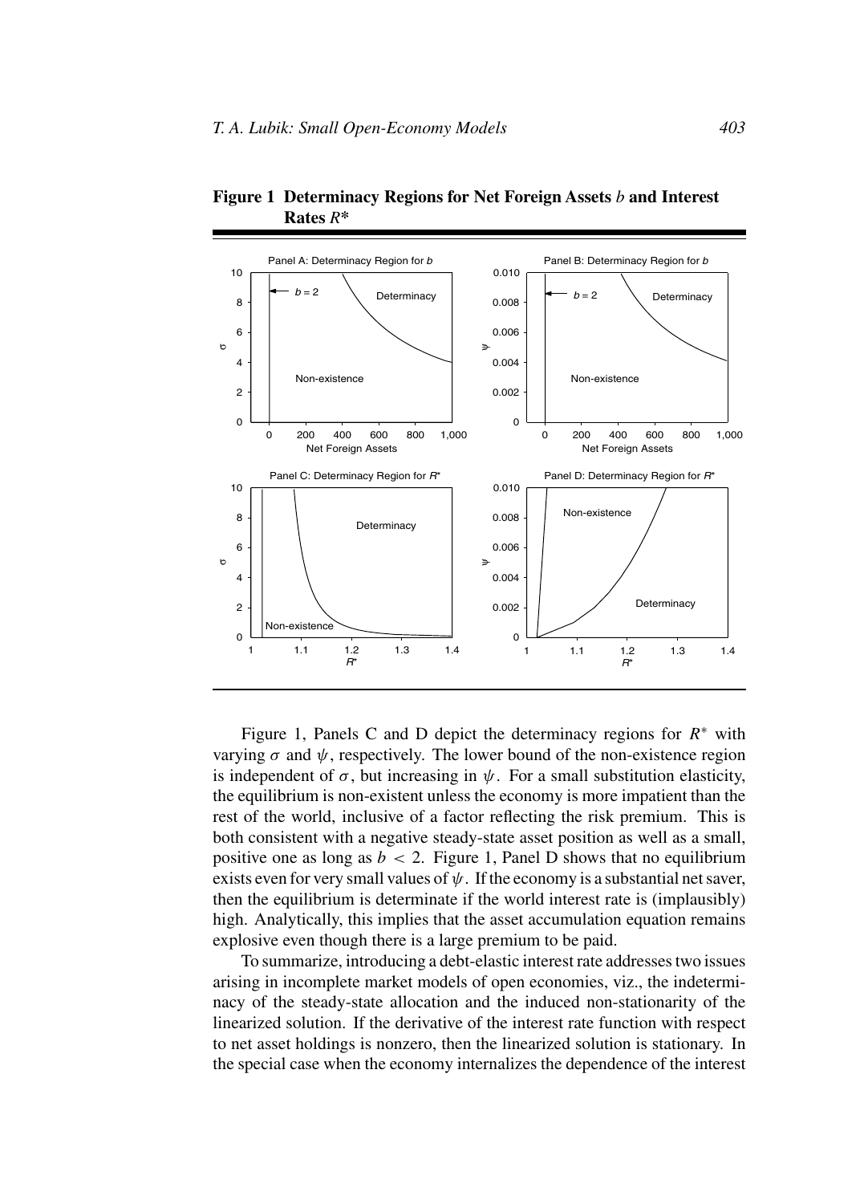**Figure 1 Determinacy Regions for Net Foreign Assets $b$ and Interest Rates $R^*$**

Figure 1, Panels C and D depict the determinacy regions for $R^*$ with varying $\sigma$ and $\psi$, respectively. The lower bound of the non-existence region is independent of $\sigma$, but increasing in $\psi$. For a small substitution elasticity, the equilibrium is non-existent unless the economy is more impatient than the rest of the world, inclusive of a factor reflecting the risk premium. This is both consistent with a negative steady-state asset position as well as a small, positive one as long as $b < 2$. Figure 1, Panel D shows that no equilibrium exists even for very small values of $\psi$. If the economy is a substantial net saver, then the equilibrium is determinate if the world interest rate is (implausibly) high. Analytically, this implies that the asset accumulation equation remains explosive even though there is a large premium to be paid.

To summarize, introducing a debt-elastic interest rate addresses two issues arising in incomplete market models of open economies, viz., the indeterminacy of the steady-state allocation and the induced non-stationarity of the linearized solution. If the derivative of the interest rate function with respect to net asset holdings is nonzero, then the linearized solution is stationary. In the special case when the economy internalizes the dependence of the interest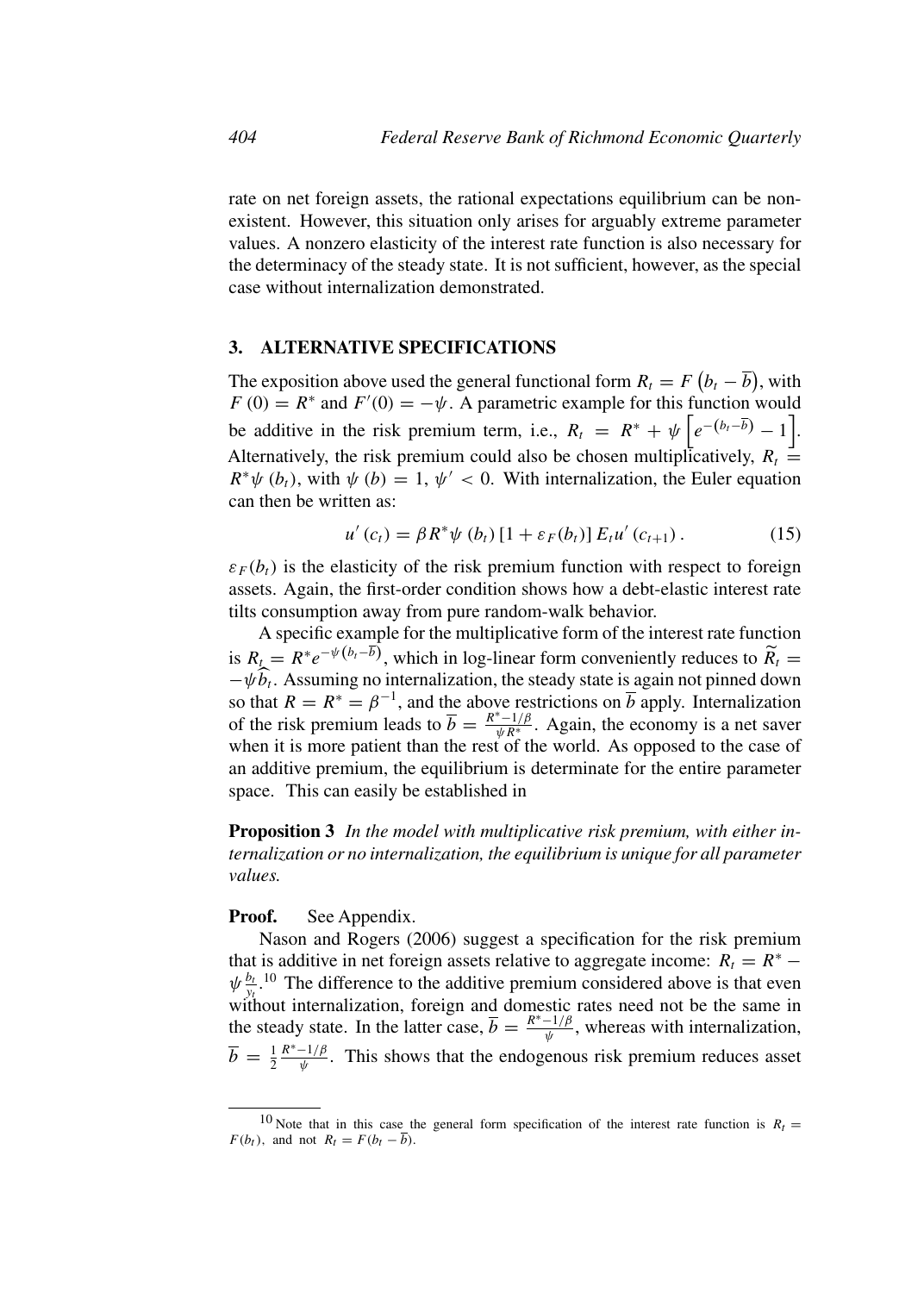rate on net foreign assets, the rational expectations equilibrium can be nonexistent. However, this situation only arises for arguably extreme parameter values. A nonzero elasticity of the interest rate function is also necessary for the determinacy of the steady state. It is not sufficient, however, as the special case without internalization demonstrated.

## 3. ALTERNATIVE SPECIFICATIONS

The exposition above used the general functional form $R_t = F\left(b_t - \overline{b}\right)$, with $F(0) = R^*$ and $F'(0) = -\psi$. A parametric example for this function would be additive in the risk premium term, i.e., $R_t = R^* + \psi\left[e^{-\left(b_t - \overline{b}\right)} - 1\right]$. Alternatively, the risk premium could also be chosen multiplicatively, $R_t = R^*\psi(b_t)$, with $\psi(b) = 1$, $\psi' < 0$. With internalization, the Euler equation can then be written as:

$$u'(c_t) = \beta R^* \psi(b_t)\left[1 + \varepsilon_F(b_t)\right] E_t u'(c_{t+1}). \tag{15}$$

$\varepsilon_F(b_t)$ is the elasticity of the risk premium function with respect to foreign assets. Again, the first-order condition shows how a debt-elastic interest rate tilts consumption away from pure random-walk behavior.

A specific example for the multiplicative form of the interest rate function is $R_t = R^* e^{-\psi\left(b_t - \overline{b}\right)}$, which in log-linear form conveniently reduces to $\widetilde{R}_t = -\psi \widehat{b}_t$. Assuming no internalization, the steady state is again not pinned down so that $R = R^* = \beta^{-1}$, and the above restrictions on $\overline{b}$ apply. Internalization of the risk premium leads to $\overline{b} = \frac{R^* - 1/\beta}{\psi R^*}$. Again, the economy is a net saver when it is more patient than the rest of the world. As opposed to the case of an additive premium, the equilibrium is determinate for the entire parameter space. This can easily be established in

**Proposition 3** *In the model with multiplicative risk premium, with either internalization or no internalization, the equilibrium is unique for all parameter values.*

**Proof.** See Appendix.

Nason and Rogers (2006) suggest a specification for the risk premium that is additive in net foreign assets relative to aggregate income: $R_t = R^* - \psi \frac{b_t}{y_t}$.[10] The difference to the additive premium considered above is that even without internalization, foreign and domestic rates need not be the same in the steady state. In the latter case, $\overline{b} = \frac{R^* - 1/\beta}{\psi}$, whereas with internalization, $\overline{b} = \frac{1}{2}\frac{R^* - 1/\beta}{\psi}$. This shows that the endogenous risk premium reduces asset

[10] Note that in this case the general form specification of the interest rate function is $R_t = F(b_t)$, and not $R_t = F(b_t - \overline{b})$.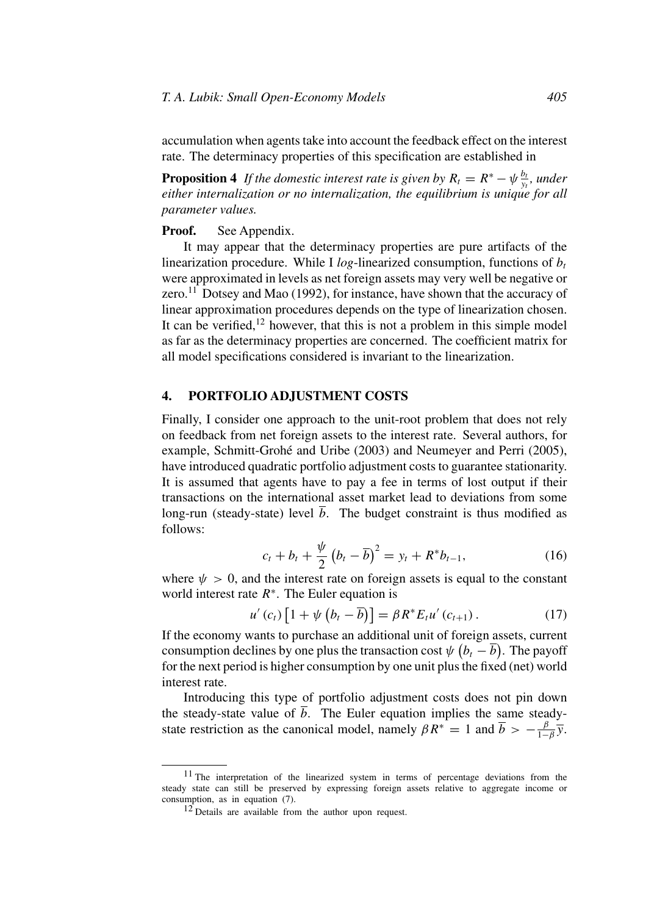accumulation when agents take into account the feedback effect on the interest rate. The determinacy properties of this specification are established in

**Proposition 4** *If the domestic interest rate is given by $R_t = R^* - \psi \frac{b_t}{y_t}$, under either internalization or no internalization, the equilibrium is unique for all parameter values.*

**Proof.** See Appendix.

It may appear that the determinacy properties are pure artifacts of the linearization procedure. While I *log*-linearized consumption, functions of $b_t$ were approximated in levels as net foreign assets may very well be negative or zero.[11] Dotsey and Mao (1992), for instance, have shown that the accuracy of linear approximation procedures depends on the type of linearization chosen. It can be verified,[12] however, that this is not a problem in this simple model as far as the determinacy properties are concerned. The coefficient matrix for all model specifications considered is invariant to the linearization.

## 4. PORTFOLIO ADJUSTMENT COSTS

Finally, I consider one approach to the unit-root problem that does not rely on feedback from net foreign assets to the interest rate. Several authors, for example, Schmitt-Grohé and Uribe (2003) and Neumeyer and Perri (2005), have introduced quadratic portfolio adjustment costs to guarantee stationarity. It is assumed that agents have to pay a fee in terms of lost output if their transactions on the international asset market lead to deviations from some long-run (steady-state) level $\overline{b}$. The budget constraint is thus modified as follows:

$$c_t + b_t + \frac{\psi}{2}\left(b_t - \overline{b}\right)^2 = y_t + R^* b_{t-1}, \tag{16}$$

where $\psi > 0$, and the interest rate on foreign assets is equal to the constant world interest rate $R^*$. The Euler equation is

$$u'(c_t)\left[1 + \psi\left(b_t - \overline{b}\right)\right] = \beta R^* E_t u'(c_{t+1}). \tag{17}$$

If the economy wants to purchase an additional unit of foreign assets, current consumption declines by one plus the transaction cost $\psi\left(b_t - \overline{b}\right)$. The payoff for the next period is higher consumption by one unit plus the fixed (net) world interest rate.

Introducing this type of portfolio adjustment costs does not pin down the steady-state value of $\overline{b}$. The Euler equation implies the same steady-state restriction as the canonical model, namely $\beta R^* = 1$ and $\overline{b} > -\frac{\beta}{1-\beta}\overline{y}$.

[11] The interpretation of the linearized system in terms of percentage deviations from the steady state can still be preserved by expressing foreign assets relative to aggregate income or consumption, as in equation (7).

[12] Details are available from the author upon request.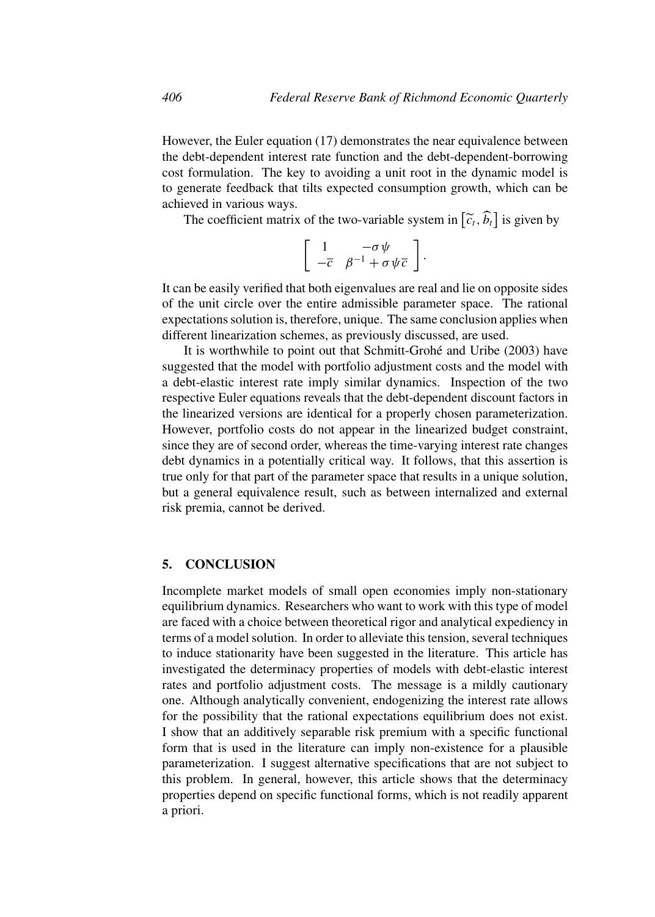However, the Euler equation (17) demonstrates the near equivalence between the debt-dependent interest rate function and the debt-dependent-borrowing cost formulation. The key to avoiding a unit root in the dynamic model is to generate feedback that tilts expected consumption growth, which can be achieved in various ways.

The coefficient matrix of the two-variable system in $\left[\widetilde{c}_t, \widehat{b}_t\right]$ is given by

$$\left[\begin{array}{cc} 1 & -\sigma\psi \\ -\overline{c} & \beta^{-1} + \sigma\psi\overline{c} \end{array}\right].$$

It can be easily verified that both eigenvalues are real and lie on opposite sides of the unit circle over the entire admissible parameter space. The rational expectations solution is, therefore, unique. The same conclusion applies when different linearization schemes, as previously discussed, are used.

It is worthwhile to point out that Schmitt-Grohé and Uribe (2003) have suggested that the model with portfolio adjustment costs and the model with a debt-elastic interest rate imply similar dynamics. Inspection of the two respective Euler equations reveals that the debt-dependent discount factors in the linearized versions are identical for a properly chosen parameterization. However, portfolio costs do not appear in the linearized budget constraint, since they are of second order, whereas the time-varying interest rate changes debt dynamics in a potentially critical way. It follows, that this assertion is true only for that part of the parameter space that results in a unique solution, but a general equivalence result, such as between internalized and external risk premia, cannot be derived.

## 5. CONCLUSION

Incomplete market models of small open economies imply non-stationary equilibrium dynamics. Researchers who want to work with this type of model are faced with a choice between theoretical rigor and analytical expediency in terms of a model solution. In order to alleviate this tension, several techniques to induce stationarity have been suggested in the literature. This article has investigated the determinacy properties of models with debt-elastic interest rates and portfolio adjustment costs. The message is a mildly cautionary one. Although analytically convenient, endogenizing the interest rate allows for the possibility that the rational expectations equilibrium does not exist. I show that an additively separable risk premium with a specific functional form that is used in the literature can imply non-existence for a plausible parameterization. I suggest alternative specifications that are not subject to this problem. In general, however, this article shows that the determinacy properties depend on specific functional forms, which is not readily apparent a priori.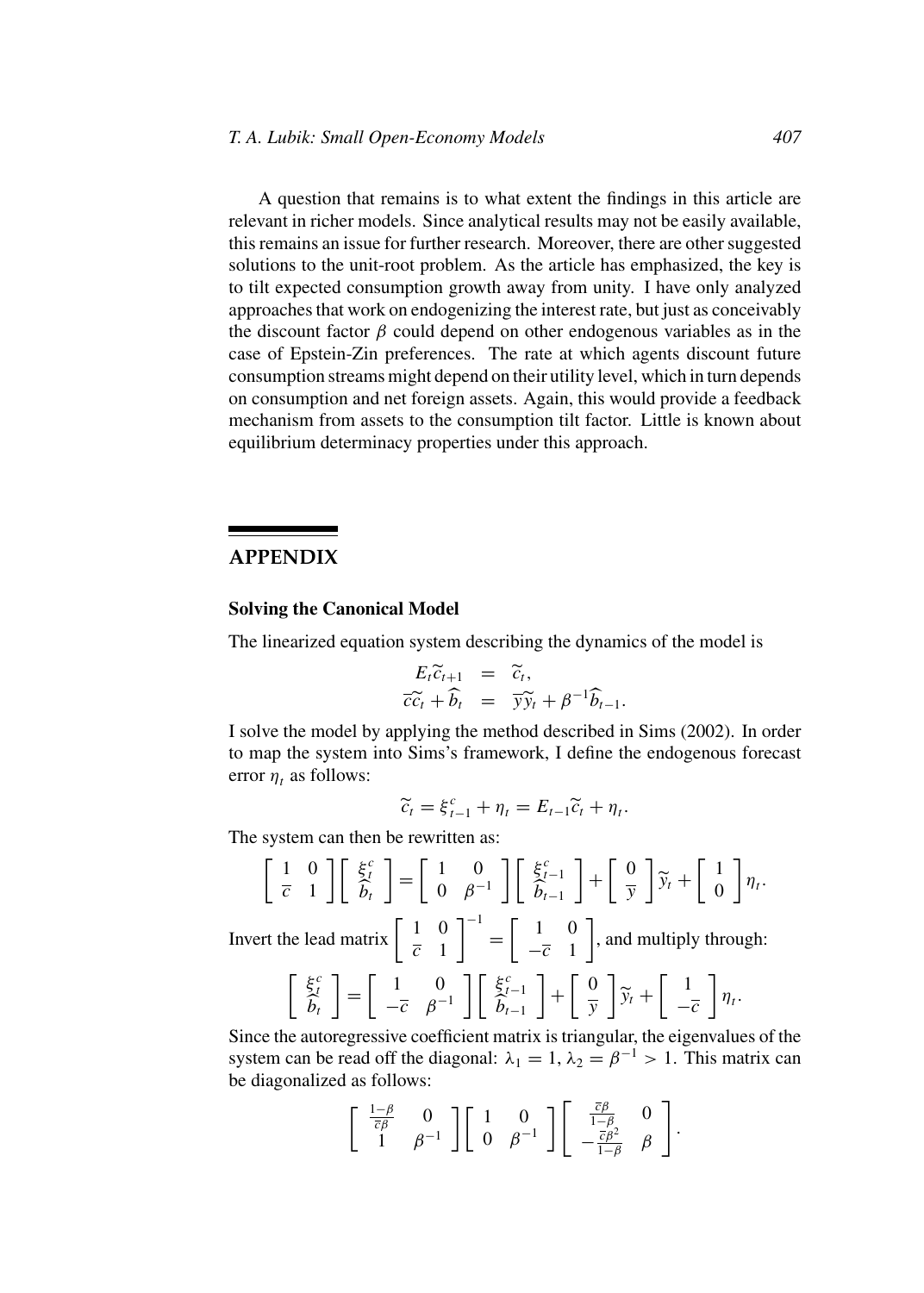A question that remains is to what extent the findings in this article are relevant in richer models. Since analytical results may not be easily available, this remains an issue for further research. Moreover, there are other suggested solutions to the unit-root problem. As the article has emphasized, the key is to tilt expected consumption growth away from unity. I have only analyzed approaches that work on endogenizing the interest rate, but just as conceivably the discount factor $\beta$ could depend on other endogenous variables as in the case of Epstein-Zin preferences. The rate at which agents discount future consumption streams might depend on their utility level, which in turn depends on consumption and net foreign assets. Again, this would provide a feedback mechanism from assets to the consumption tilt factor. Little is known about equilibrium determinacy properties under this approach.

## APPENDIX

### Solving the Canonical Model

The linearized equation system describing the dynamics of the model is

$$
\begin{aligned}
E_t \widetilde{c}_{t+1} &= \widetilde{c}_t, \\
\overline{c}\widetilde{c}_t + \widehat{b}_t &= \overline{y}\widetilde{y}_t + \beta^{-1}\widehat{b}_{t-1}.
\end{aligned}
$$

I solve the model by applying the method described in Sims (2002). In order to map the system into Sims's framework, I define the endogenous forecast error $\eta_t$ as follows:

$$
\widetilde{c}_t = \xi^c_{t-1} + \eta_t = E_{t-1}\widetilde{c}_t + \eta_t.
$$

The system can then be rewritten as:

$$
\left[\begin{array}{cc} 1 & 0 \\ \overline{c} & 1 \end{array}\right]\left[\begin{array}{c} \xi^c_t \\ \widehat{b}_t \end{array}\right] = \left[\begin{array}{cc} 1 & 0 \\ 0 & \beta^{-1} \end{array}\right]\left[\begin{array}{c} \xi^c_{t-1} \\ \widehat{b}_{t-1} \end{array}\right] + \left[\begin{array}{c} 0 \\ \overline{y} \end{array}\right]\widetilde{y}_t + \left[\begin{array}{c} 1 \\ 0 \end{array}\right]\eta_t.
$$

Invert the lead matrix $\left[\begin{array}{cc} 1 & 0 \\ \overline{c} & 1 \end{array}\right]^{-1} = \left[\begin{array}{cc} 1 & 0 \\ -\overline{c} & 1 \end{array}\right]$, and multiply through:

$$
\left[\begin{array}{c} \xi^c_t \\ \widehat{b}_t \end{array}\right] = \left[\begin{array}{cc} 1 & 0 \\ -\overline{c} & \beta^{-1} \end{array}\right]\left[\begin{array}{c} \xi^c_{t-1} \\ \widehat{b}_{t-1} \end{array}\right] + \left[\begin{array}{c} 0 \\ \overline{y} \end{array}\right]\widetilde{y}_t + \left[\begin{array}{c} 1 \\ -\overline{c} \end{array}\right]\eta_t.
$$

Since the autoregressive coefficient matrix is triangular, the eigenvalues of the system can be read off the diagonal: $\lambda_1 = 1$, $\lambda_2 = \beta^{-1} > 1$. This matrix can be diagonalized as follows:

$$
\left[\begin{array}{cc} \frac{1-\beta}{\overline{c}\beta} & 0 \\ 1 & \beta^{-1} \end{array}\right]\left[\begin{array}{cc} 1 & 0 \\ 0 & \beta^{-1} \end{array}\right]\left[\begin{array}{cc} \frac{\overline{c}\beta}{1-\beta} & 0 \\ -\frac{\overline{c}\beta^2}{1-\beta} & \beta \end{array}\right].
$$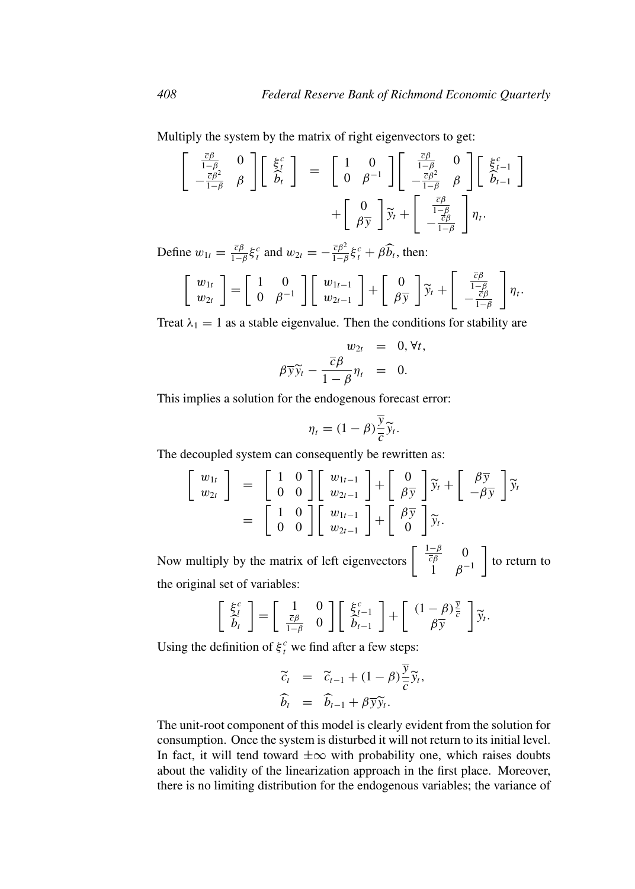Multiply the system by the matrix of right eigenvectors to get:

$$
\begin{aligned}
\begin{bmatrix} \frac{\overline{c}\beta}{1-\beta} & 0 \\ -\frac{\overline{c}\beta^2}{1-\beta} & \beta \end{bmatrix} \begin{bmatrix} \xi_t^c \\ \widehat{b}_t \end{bmatrix} &= \begin{bmatrix} 1 & 0 \\ 0 & \beta^{-1} \end{bmatrix} \begin{bmatrix} \frac{\overline{c}\beta}{1-\beta} & 0 \\ -\frac{\overline{c}\beta^2}{1-\beta} & \beta \end{bmatrix} \begin{bmatrix} \xi_{t-1}^c \\ \widehat{b}_{t-1} \end{bmatrix} \\
&\quad + \begin{bmatrix} 0 \\ \beta\overline{y} \end{bmatrix} \widetilde{y}_t + \begin{bmatrix} \frac{\overline{c}\beta}{1-\beta} \\ -\frac{\overline{c}\beta}{1-\beta} \end{bmatrix} \eta_t.
\end{aligned}
$$

Define $w_{1t} = \frac{\overline{c}\beta}{1-\beta}\xi_t^c$ and $w_{2t} = -\frac{\overline{c}\beta^2}{1-\beta}\xi_t^c + \beta\widehat{b}_t$, then:

$$
\begin{bmatrix} w_{1t} \\ w_{2t} \end{bmatrix} = \begin{bmatrix} 1 & 0 \\ 0 & \beta^{-1} \end{bmatrix} \begin{bmatrix} w_{1t-1} \\ w_{2t-1} \end{bmatrix} + \begin{bmatrix} 0 \\ \beta\overline{y} \end{bmatrix} \widetilde{y}_t + \begin{bmatrix} \frac{\overline{c}\beta}{1-\beta} \\ -\frac{\overline{c}\beta}{1-\beta} \end{bmatrix} \eta_t.
$$

Treat $\lambda_1 = 1$ as a stable eigenvalue. Then the conditions for stability are

$$
\begin{aligned}
w_{2t} &= 0, \forall t, \\
\beta\overline{y}\widetilde{y}_t - \frac{\overline{c}\beta}{1-\beta}\eta_t &= 0.
\end{aligned}
$$

This implies a solution for the endogenous forecast error:

$$
\eta_t = (1-\beta)\frac{\overline{y}}{\overline{c}}\widetilde{y}_t.
$$

The decoupled system can consequently be rewritten as:

$$
\begin{aligned}
\begin{bmatrix} w_{1t} \\ w_{2t} \end{bmatrix} &= \begin{bmatrix} 1 & 0 \\ 0 & 0 \end{bmatrix} \begin{bmatrix} w_{1t-1} \\ w_{2t-1} \end{bmatrix} + \begin{bmatrix} 0 \\ \beta\overline{y} \end{bmatrix} \widetilde{y}_t + \begin{bmatrix} \beta\overline{y} \\ -\beta\overline{y} \end{bmatrix} \widetilde{y}_t \\
&= \begin{bmatrix} 1 & 0 \\ 0 & 0 \end{bmatrix} \begin{bmatrix} w_{1t-1} \\ w_{2t-1} \end{bmatrix} + \begin{bmatrix} \beta\overline{y} \\ 0 \end{bmatrix} \widetilde{y}_t.
\end{aligned}
$$

Now multiply by the matrix of left eigenvectors $\begin{bmatrix} \frac{1-\beta}{\overline{c}\beta} & 0 \\ 1 & \beta^{-1} \end{bmatrix}$ to return to the original set of variables:

$$
\begin{bmatrix} \xi_t^c \\ \widehat{b}_t \end{bmatrix} = \begin{bmatrix} 1 & 0 \\ \frac{\overline{c}\beta}{1-\beta} & 0 \end{bmatrix} \begin{bmatrix} \xi_{t-1}^c \\ \widehat{b}_{t-1} \end{bmatrix} + \begin{bmatrix} (1-\beta)\frac{\overline{y}}{\overline{c}} \\ \beta\overline{y} \end{bmatrix} \widetilde{y}_t.
$$

Using the definition of $\xi_t^c$ we find after a few steps:

$$
\begin{aligned}
\widetilde{c}_t &= \widetilde{c}_{t-1} + (1-\beta)\frac{\overline{y}}{\overline{c}}\widetilde{y}_t, \\
\widehat{b}_t &= \widehat{b}_{t-1} + \beta\overline{y}\widetilde{y}_t.
\end{aligned}
$$

The unit-root component of this model is clearly evident from the solution for consumption. Once the system is disturbed it will not return to its initial level. In fact, it will tend toward $\pm\infty$ with probability one, which raises doubts about the validity of the linearization approach in the first place. Moreover, there is no limiting distribution for the endogenous variables; the variance of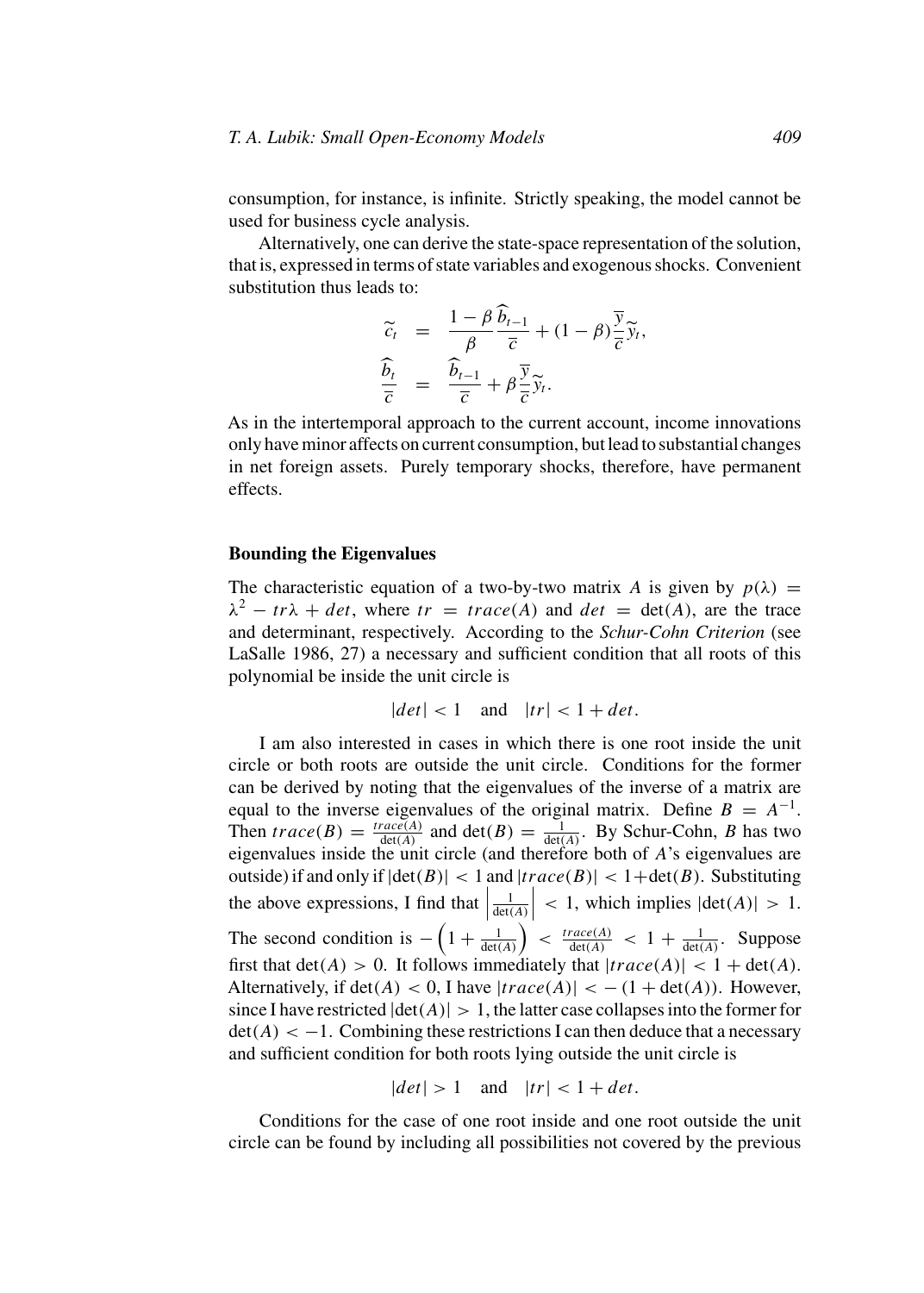consumption, for instance, is infinite. Strictly speaking, the model cannot be used for business cycle analysis.

Alternatively, one can derive the state-space representation of the solution, that is, expressed in terms of state variables and exogenous shocks. Convenient substitution thus leads to:

$$
\begin{aligned}
\widetilde{c}_t &= \frac{1-\beta}{\beta}\frac{\widehat{b}_{t-1}}{\overline{c}} + (1-\beta)\frac{\overline{y}}{\overline{c}}\widetilde{y}_t, \\
\frac{\widehat{b}_t}{\overline{c}} &= \frac{\widehat{b}_{t-1}}{\overline{c}} + \beta\frac{\overline{y}}{\overline{c}}\widetilde{y}_t.
\end{aligned}
$$

As in the intertemporal approach to the current account, income innovations only have minor affects on current consumption, but lead to substantial changes in net foreign assets. Purely temporary shocks, therefore, have permanent effects.

### Bounding the Eigenvalues

The characteristic equation of a two-by-two matrix $A$ is given by $p(\lambda) = \lambda^2 - tr\lambda + det$, where $tr = trace(A)$ and $det = \det(A)$, are the trace and determinant, respectively. According to the *Schur-Cohn Criterion* (see LaSalle 1986, 27) a necessary and sufficient condition that all roots of this polynomial be inside the unit circle is

$$|det| < 1 \quad \text{and} \quad |tr| < 1 + det.$$

I am also interested in cases in which there is one root inside the unit circle or both roots are outside the unit circle. Conditions for the former can be derived by noting that the eigenvalues of the inverse of a matrix are equal to the inverse eigenvalues of the original matrix. Define $B = A^{-1}$. Then $trace(B) = \frac{trace(A)}{\det(A)}$ and $\det(B) = \frac{1}{\det(A)}$. By Schur-Cohn, $B$ has two eigenvalues inside the unit circle (and therefore both of $A$'s eigenvalues are outside) if and only if $|\det(B)| < 1$ and $|trace(B)| < 1+\det(B)$. Substituting the above expressions, I find that $\left|\frac{1}{\det(A)}\right| < 1$, which implies $|\det(A)| > 1$. The second condition is $-\left(1 + \frac{1}{\det(A)}\right) < \frac{trace(A)}{\det(A)} < 1 + \frac{1}{\det(A)}$. Suppose first that $\det(A) > 0$. It follows immediately that $|trace(A)| < 1 + \det(A)$. Alternatively, if $\det(A) < 0$, I have $|trace(A)| < -(1 + \det(A))$. However, since I have restricted $|\det(A)| > 1$, the latter case collapses into the former for $\det(A) < -1$. Combining these restrictions I can then deduce that a necessary and sufficient condition for both roots lying outside the unit circle is

$$|det| > 1 \quad \text{and} \quad |tr| < 1 + det.$$

Conditions for the case of one root inside and one root outside the unit circle can be found by including all possibilities not covered by the previous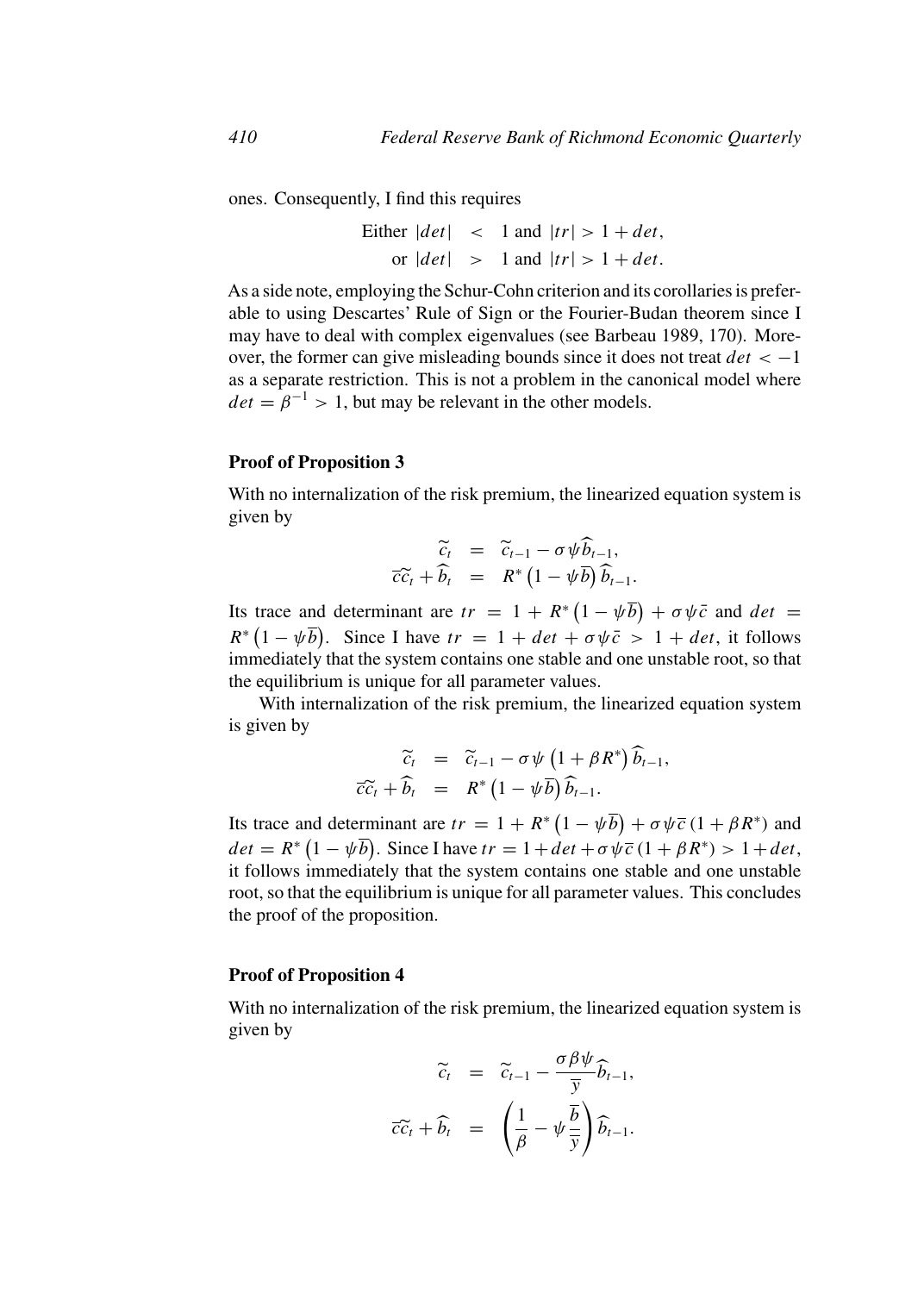ones. Consequently, I find this requires

$$\begin{aligned}
\text{Either } |det| &< 1 \text{ and } |tr| > 1 + det, \\
\text{or } |det| &> 1 \text{ and } |tr| > 1 + det.
\end{aligned}$$

As a side note, employing the Schur-Cohn criterion and its corollaries is preferable to using Descartes' Rule of Sign or the Fourier-Budan theorem since I may have to deal with complex eigenvalues (see Barbeau 1989, 170). Moreover, the former can give misleading bounds since it does not treat $det < -1$ as a separate restriction. This is not a problem in the canonical model where $det = \beta^{-1} > 1$, but may be relevant in the other models.

**Proof of Proposition 3**

With no internalization of the risk premium, the linearized equation system is given by

$$\begin{aligned}
\widetilde{c}_t &= \widetilde{c}_{t-1} - \sigma\psi\widehat{b}_{t-1}, \\
\overline{c}\widetilde{c}_t + \widehat{b}_t &= R^*\left(1 - \psi\overline{b}\right)\widehat{b}_{t-1}.
\end{aligned}$$

Its trace and determinant are $tr = 1 + R^*\left(1 - \psi\overline{b}\right) + \sigma\psi\bar{c}$ and $det = R^*\left(1 - \psi\overline{b}\right)$. Since I have $tr = 1 + det + \sigma\psi\bar{c} > 1 + det$, it follows immediately that the system contains one stable and one unstable root, so that the equilibrium is unique for all parameter values.

With internalization of the risk premium, the linearized equation system is given by

$$\begin{aligned}
\widetilde{c}_t &= \widetilde{c}_{t-1} - \sigma\psi\left(1 + \beta R^*\right)\widehat{b}_{t-1}, \\
\overline{c}\widetilde{c}_t + \widehat{b}_t &= R^*\left(1 - \psi\overline{b}\right)\widehat{b}_{t-1}.
\end{aligned}$$

Its trace and determinant are $tr = 1 + R^*\left(1 - \psi\overline{b}\right) + \sigma\psi\overline{c}\left(1 + \beta R^*\right)$ and $det = R^*\left(1 - \psi\overline{b}\right)$. Since I have $tr = 1 + det + \sigma\psi\overline{c}\left(1 + \beta R^*\right) > 1 + det$, it follows immediately that the system contains one stable and one unstable root, so that the equilibrium is unique for all parameter values. This concludes the proof of the proposition.

**Proof of Proposition 4**

With no internalization of the risk premium, the linearized equation system is given by

$$\begin{aligned}
\widetilde{c}_t &= \widetilde{c}_{t-1} - \frac{\sigma\beta\psi}{\overline{y}}\widehat{b}_{t-1}, \\
\overline{c}\widetilde{c}_t + \widehat{b}_t &= \left(\frac{1}{\beta} - \psi\frac{\overline{b}}{\overline{y}}\right)\widehat{b}_{t-1}.
\end{aligned}$$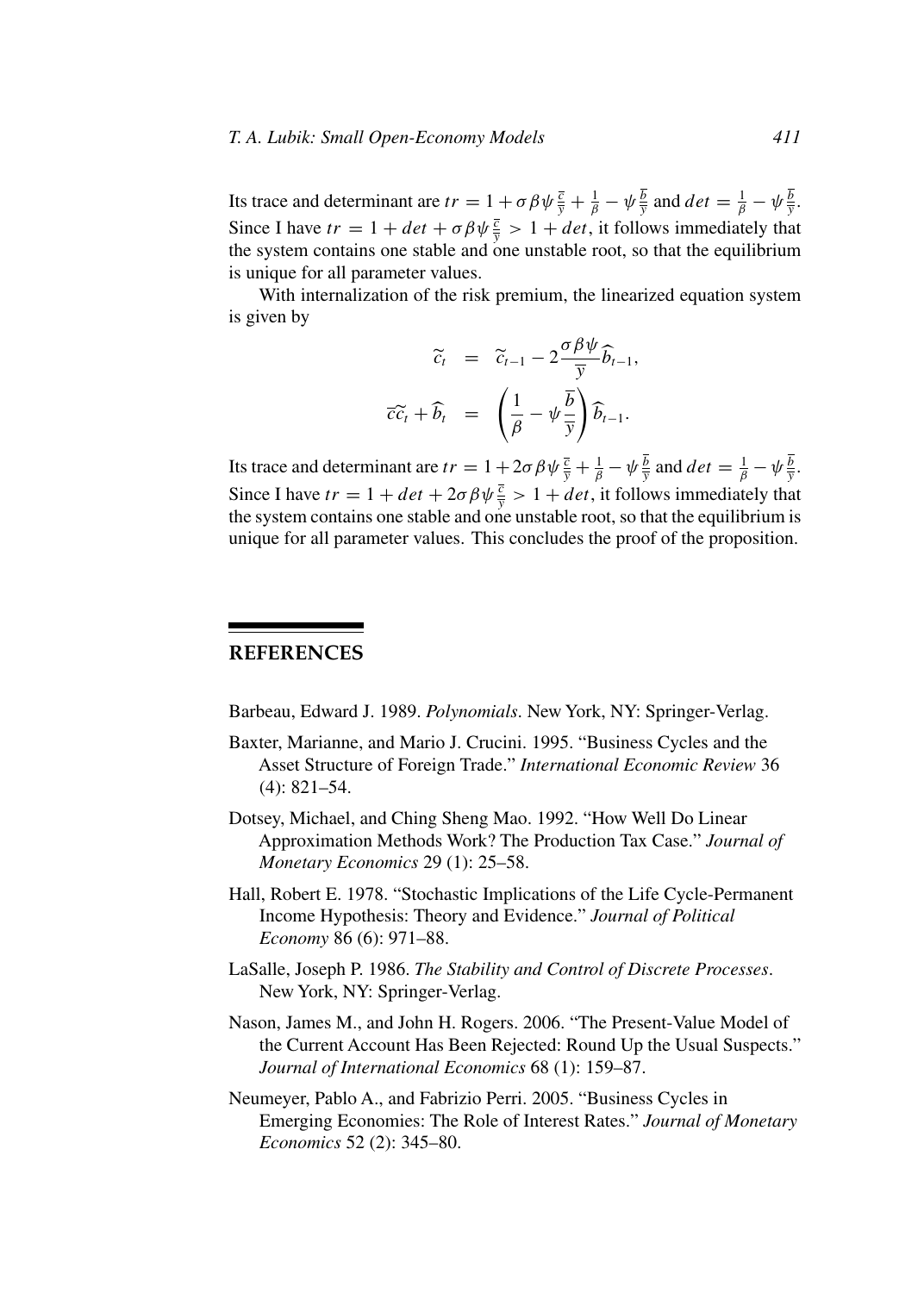Its trace and determinant are $tr = 1 + \sigma\beta\psi\frac{\overline{c}}{\overline{y}} + \frac{1}{\beta} - \psi\frac{\overline{b}}{\overline{y}}$ and $det = \frac{1}{\beta} - \psi\frac{\overline{b}}{\overline{y}}$. Since I have $tr = 1 + det + \sigma\beta\psi\frac{\overline{c}}{\overline{y}} > 1 + det$, it follows immediately that the system contains one stable and one unstable root, so that the equilibrium is unique for all parameter values.

With internalization of the risk premium, the linearized equation system is given by

$$
\begin{aligned}
\widetilde{c}_t &= \widetilde{c}_{t-1} - 2\frac{\sigma\beta\psi}{\overline{y}}\widehat{b}_{t-1}, \\
\overline{c}\widetilde{c}_t + \widehat{b}_t &= \left(\frac{1}{\beta} - \psi\frac{\overline{b}}{\overline{y}}\right)\widehat{b}_{t-1}.
\end{aligned}
$$

Its trace and determinant are $tr = 1 + 2\sigma\beta\psi\frac{\overline{c}}{\overline{y}} + \frac{1}{\beta} - \psi\frac{\overline{b}}{\overline{y}}$ and $det = \frac{1}{\beta} - \psi\frac{\overline{b}}{\overline{y}}$. Since I have $tr = 1 + det + 2\sigma\beta\psi\frac{\overline{c}}{\overline{y}} > 1 + det$, it follows immediately that the system contains one stable and one unstable root, so that the equilibrium is unique for all parameter values. This concludes the proof of the proposition.

## REFERENCES

Barbeau, Edward J. 1989. *Polynomials*. New York, NY: Springer-Verlag.

Baxter, Marianne, and Mario J. Crucini. 1995. "Business Cycles and the Asset Structure of Foreign Trade." *International Economic Review* 36 (4): 821–54.

Dotsey, Michael, and Ching Sheng Mao. 1992. "How Well Do Linear Approximation Methods Work? The Production Tax Case." *Journal of Monetary Economics* 29 (1): 25–58.

Hall, Robert E. 1978. "Stochastic Implications of the Life Cycle-Permanent Income Hypothesis: Theory and Evidence." *Journal of Political Economy* 86 (6): 971–88.

LaSalle, Joseph P. 1986. *The Stability and Control of Discrete Processes*. New York, NY: Springer-Verlag.

Nason, James M., and John H. Rogers. 2006. "The Present-Value Model of the Current Account Has Been Rejected: Round Up the Usual Suspects." *Journal of International Economics* 68 (1): 159–87.

Neumeyer, Pablo A., and Fabrizio Perri. 2005. "Business Cycles in Emerging Economies: The Role of Interest Rates." *Journal of Monetary Economics* 52 (2): 345–80.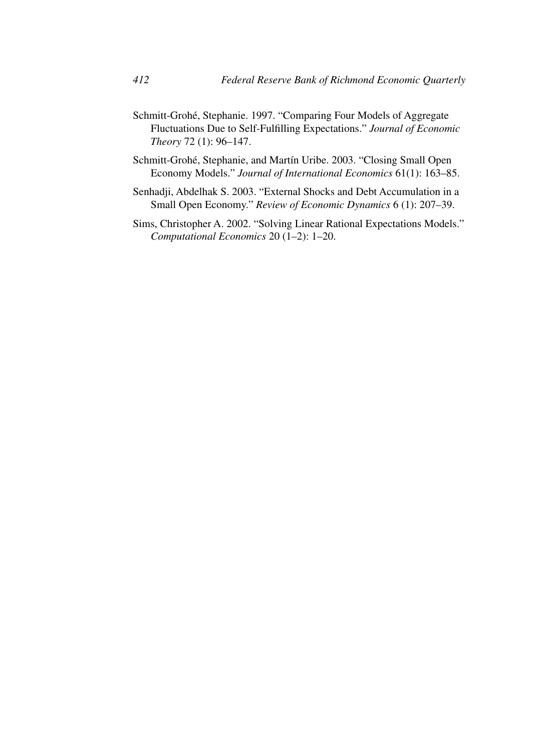Schmitt-Grohé, Stephanie. 1997. "Comparing Four Models of Aggregate Fluctuations Due to Self-Fulfilling Expectations." *Journal of Economic Theory* 72 (1): 96–147.

Schmitt-Grohé, Stephanie, and Martín Uribe. 2003. "Closing Small Open Economy Models." *Journal of International Economics* 61(1): 163–85.

Senhadji, Abdelhak S. 2003. "External Shocks and Debt Accumulation in a Small Open Economy." *Review of Economic Dynamics* 6 (1): 207–39.

Sims, Christopher A. 2002. "Solving Linear Rational Expectations Models." *Computational Economics* 20 (1–2): 1–20.